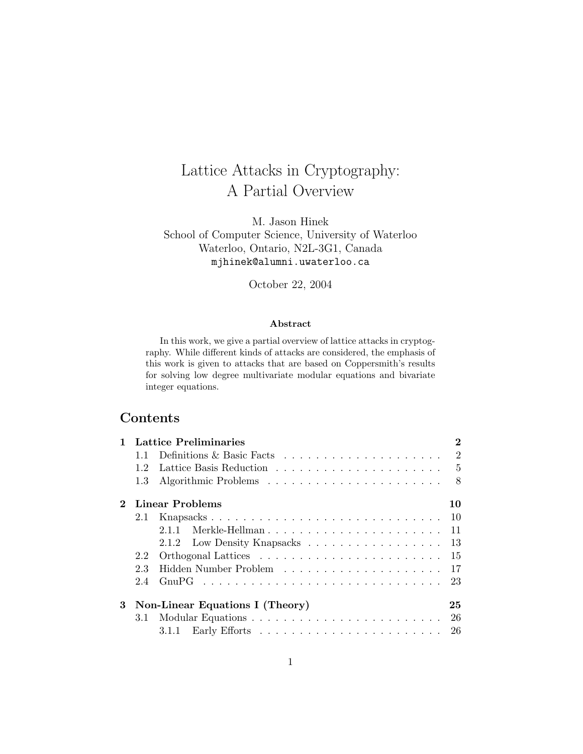# Lattice Attacks in Cryptography: A Partial Overview

M. Jason Hinek
School of Computer Science, University of Waterloo
Waterloo, Ontario, N2L-3G1, Canada
mjhinek@alumni.uwaterloo.ca

October 22, 2004

**Abstract**

In this work, we give a partial overview of lattice attacks in cryptography. While different kinds of attacks are considered, the emphasis of this work is given to attacks that are based on Coppersmith's results for solving low degree multivariate modular equations and bivariate integer equations.

## Contents

- **1 Lattice Preliminaries** — **2**
  - 1.1 Definitions & Basic Facts — 2
  - 1.2 Lattice Basis Reduction — 5
  - 1.3 Algorithmic Problems — 8
- **2 Linear Problems** — **10**
  - 2.1 Knapsacks — 10
    - 2.1.1 Merkle-Hellman — 11
    - 2.1.2 Low Density Knapsacks — 13
  - 2.2 Orthogonal Lattices — 15
  - 2.3 Hidden Number Problem — 17
  - 2.4 GnuPG — 23
- **3 Non-Linear Equations I (Theory)** — **25**
  - 3.1 Modular Equations — 26
    - 3.1.1 Early Efforts — 26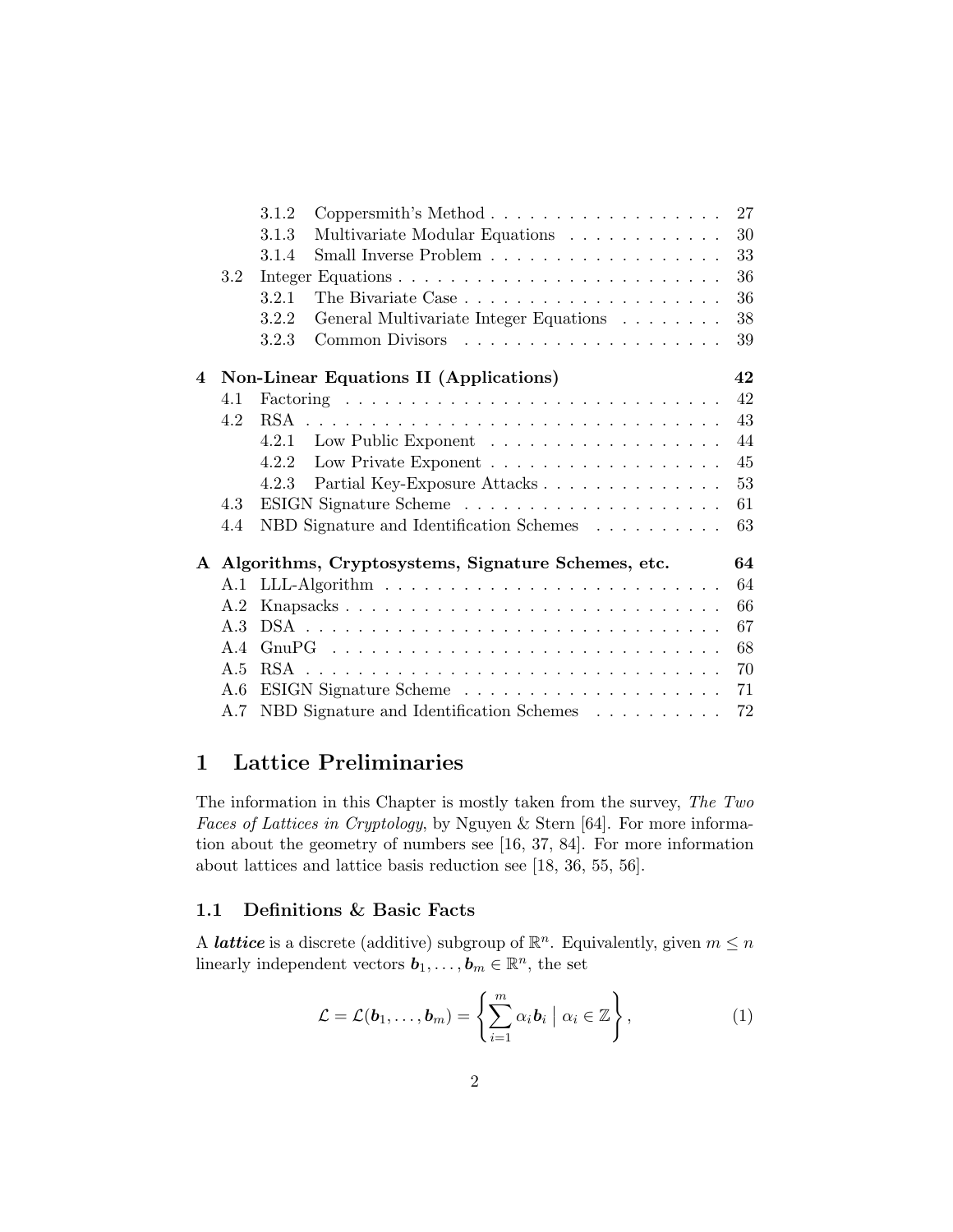- 3.1.2 Coppersmith's Method . . . . . . . . . . . . . . . . . . 27
- 3.1.3 Multivariate Modular Equations . . . . . . . . . . . . 30
- 3.1.4 Small Inverse Problem . . . . . . . . . . . . . . . . . . 33
- 3.2 Integer Equations . . . . . . . . . . . . . . . . . . . . . . . . . 36
  - 3.2.1 The Bivariate Case . . . . . . . . . . . . . . . . . . . . 36
  - 3.2.2 General Multivariate Integer Equations . . . . . . . . 38
  - 3.2.3 Common Divisors . . . . . . . . . . . . . . . . . . . . 39

**4 Non-Linear Equations II (Applications) 42**

- 4.1 Factoring . . . . . . . . . . . . . . . . . . . . . . . . . . . . . 42
- 4.2 RSA . . . . . . . . . . . . . . . . . . . . . . . . . . . . . . . . . 43
  - 4.2.1 Low Public Exponent . . . . . . . . . . . . . . . . . . 44
  - 4.2.2 Low Private Exponent . . . . . . . . . . . . . . . . . . 45
  - 4.2.3 Partial Key-Exposure Attacks . . . . . . . . . . . . . . 53
- 4.3 ESIGN Signature Scheme . . . . . . . . . . . . . . . . . . . . 61
- 4.4 NBD Signature and Identification Schemes . . . . . . . . . . 63

**A Algorithms, Cryptosystems, Signature Schemes, etc. 64**

- A.1 LLL-Algorithm . . . . . . . . . . . . . . . . . . . . . . . . . 64
- A.2 Knapsacks . . . . . . . . . . . . . . . . . . . . . . . . . . . . 66
- A.3 DSA . . . . . . . . . . . . . . . . . . . . . . . . . . . . . . . . 67
- A.4 GnuPG . . . . . . . . . . . . . . . . . . . . . . . . . . . . . . 68
- A.5 RSA . . . . . . . . . . . . . . . . . . . . . . . . . . . . . . . . 70
- A.6 ESIGN Signature Scheme . . . . . . . . . . . . . . . . . . . . 71
- A.7 NBD Signature and Identification Schemes . . . . . . . . . . 72

# 1 Lattice Preliminaries

The information in this Chapter is mostly taken from the survey, *The Two Faces of Lattices in Cryptology*, by Nguyen & Stern [64]. For more information about the geometry of numbers see [16, 37, 84]. For more information about lattices and lattice basis reduction see [18, 36, 55, 56].

## 1.1 Definitions & Basic Facts

A ***lattice*** is a discrete (additive) subgroup of $\mathbb{R}^n$. Equivalently, given $m \leq n$ linearly independent vectors $\boldsymbol{b}_1, \ldots, \boldsymbol{b}_m \in \mathbb{R}^n$, the set

$$\mathcal{L} = \mathcal{L}(\boldsymbol{b}_1, \ldots, \boldsymbol{b}_m) = \left\{ \sum_{i=1}^{m} \alpha_i \boldsymbol{b}_i \;\Big|\; \alpha_i \in \mathbb{Z} \right\}, \tag{1}$$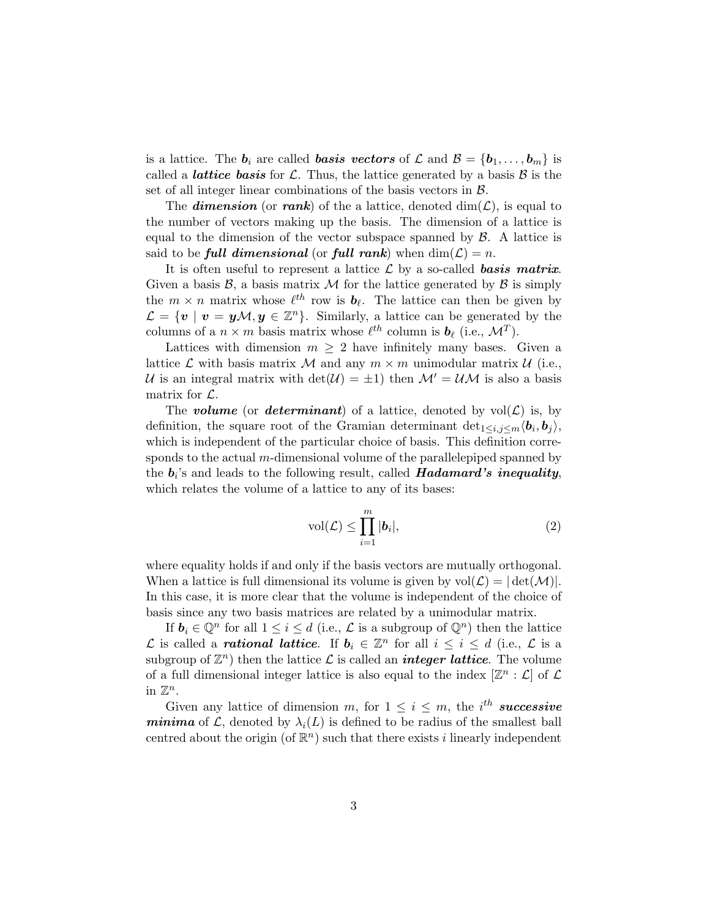is a lattice. The $\boldsymbol{b}_i$ are called ***basis vectors*** of $\mathcal{L}$ and $\mathcal{B} = \{\boldsymbol{b}_1, \ldots, \boldsymbol{b}_m\}$ is called a ***lattice basis*** for $\mathcal{L}$. Thus, the lattice generated by a basis $\mathcal{B}$ is the set of all integer linear combinations of the basis vectors in $\mathcal{B}$.

The ***dimension*** (or ***rank***) of the a lattice, denoted $\dim(\mathcal{L})$, is equal to the number of vectors making up the basis. The dimension of a lattice is equal to the dimension of the vector subspace spanned by $\mathcal{B}$. A lattice is said to be ***full dimensional*** (or ***full rank***) when $\dim(\mathcal{L}) = n$.

It is often useful to represent a lattice $\mathcal{L}$ by a so-called ***basis matrix***. Given a basis $\mathcal{B}$, a basis matrix $\mathcal{M}$ for the lattice generated by $\mathcal{B}$ is simply the $m \times n$ matrix whose $\ell^{th}$ row is $\boldsymbol{b}_\ell$. The lattice can then be given by $\mathcal{L} = \{\boldsymbol{v} \mid \boldsymbol{v} = \boldsymbol{y}\mathcal{M}, \boldsymbol{y} \in \mathbb{Z}^n\}$. Similarly, a lattice can be generated by the columns of a $n \times m$ basis matrix whose $\ell^{th}$ column is $\boldsymbol{b}_\ell$ (i.e., $\mathcal{M}^T$).

Lattices with dimension $m \geq 2$ have infinitely many bases. Given a lattice $\mathcal{L}$ with basis matrix $\mathcal{M}$ and any $m \times m$ unimodular matrix $\mathcal{U}$ (i.e., $\mathcal{U}$ is an integral matrix with $\det(\mathcal{U}) = \pm 1$) then $\mathcal{M}' = \mathcal{U}\mathcal{M}$ is also a basis matrix for $\mathcal{L}$.

The ***volume*** (or ***determinant***) of a lattice, denoted by $\text{vol}(\mathcal{L})$ is, by definition, the square root of the Gramian determinant $\det_{1 \leq i,j \leq m}\langle \boldsymbol{b}_i, \boldsymbol{b}_j \rangle$, which is independent of the particular choice of basis. This definition corresponds to the actual $m$-dimensional volume of the parallelepiped spanned by the $\boldsymbol{b}_i$'s and leads to the following result, called ***Hadamard's inequality***, which relates the volume of a lattice to any of its bases:

$$\text{vol}(\mathcal{L}) \leq \prod_{i=1}^{m} |\boldsymbol{b}_i|, \tag{2}$$

where equality holds if and only if the basis vectors are mutually orthogonal. When a lattice is full dimensional its volume is given by $\text{vol}(\mathcal{L}) = |\det(\mathcal{M})|$. In this case, it is more clear that the volume is independent of the choice of basis since any two basis matrices are related by a unimodular matrix.

If $\boldsymbol{b}_i \in \mathbb{Q}^n$ for all $1 \leq i \leq d$ (i.e., $\mathcal{L}$ is a subgroup of $\mathbb{Q}^n$) then the lattice $\mathcal{L}$ is called a ***rational lattice***. If $\boldsymbol{b}_i \in \mathbb{Z}^n$ for all $i \leq i \leq d$ (i.e., $\mathcal{L}$ is a subgroup of $\mathbb{Z}^n$) then the lattice $\mathcal{L}$ is called an ***integer lattice***. The volume of a full dimensional integer lattice is also equal to the index $[\mathbb{Z}^n : \mathcal{L}]$ of $\mathcal{L}$ in $\mathbb{Z}^n$.

Given any lattice of dimension $m$, for $1 \leq i \leq m$, the $i^{th}$ ***successive minima*** of $\mathcal{L}$, denoted by $\lambda_i(L)$ is defined to be radius of the smallest ball centred about the origin (of $\mathbb{R}^n$) such that there exists $i$ linearly independent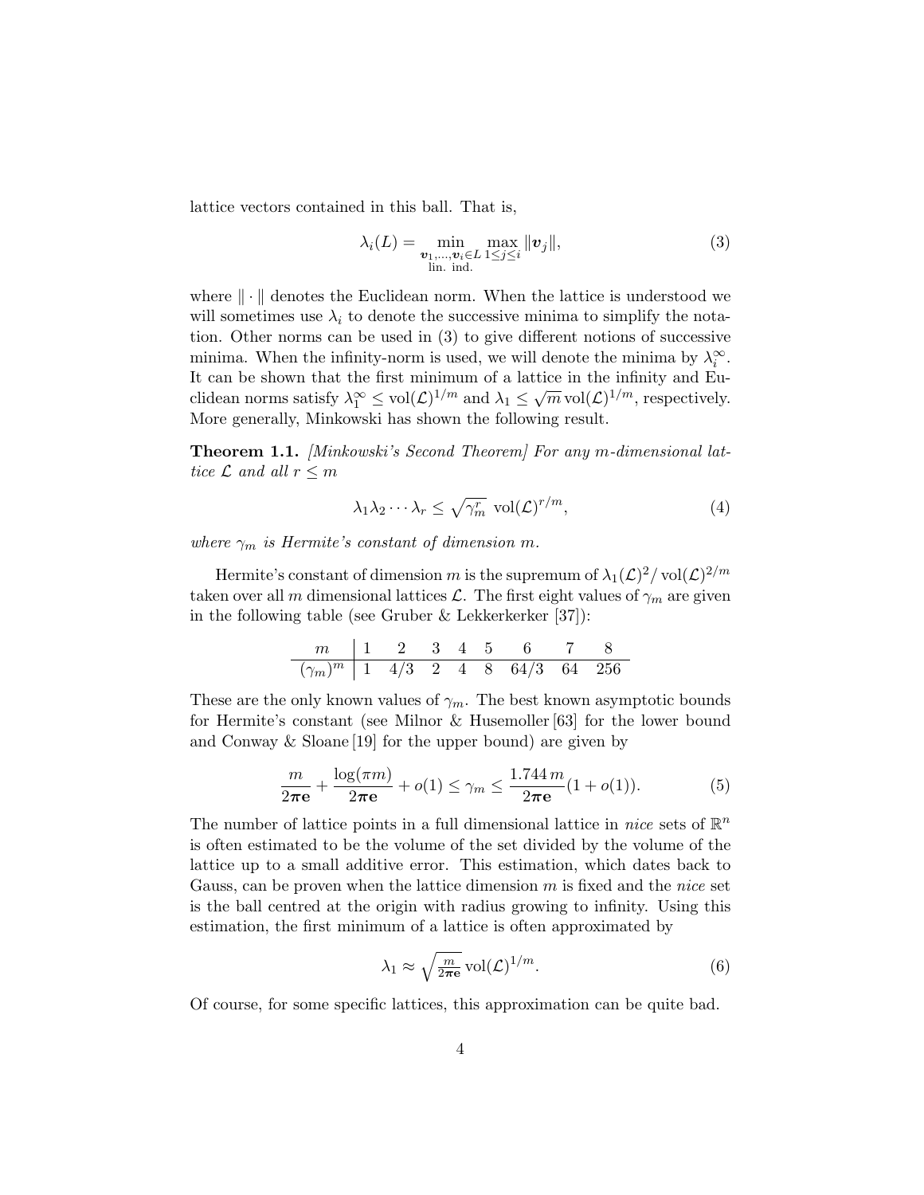lattice vectors contained in this ball. That is,

$$\lambda_i(L) = \min_{\substack{\boldsymbol{v}_1,\ldots,\boldsymbol{v}_i \in L \\ \text{lin. ind.}}} \max_{1\le j\le i} \|\boldsymbol{v}_j\|, \tag{3}$$

where $\|\cdot\|$ denotes the Euclidean norm. When the lattice is understood we will sometimes use $\lambda_i$ to denote the successive minima to simplify the notation. Other norms can be used in (3) to give different notions of successive minima. When the infinity-norm is used, we will denote the minima by $\lambda_i^\infty$. It can be shown that the first minimum of a lattice in the infinity and Euclidean norms satisfy $\lambda_1^\infty \le \operatorname{vol}(\mathcal{L})^{1/m}$ and $\lambda_1 \le \sqrt{m}\operatorname{vol}(\mathcal{L})^{1/m}$, respectively. More generally, Minkowski has shown the following result.

**Theorem 1.1.** *[Minkowski's Second Theorem] For any $m$-dimensional lattice $\mathcal{L}$ and all $r \le m$*

$$\lambda_1\lambda_2\cdots\lambda_r \le \sqrt{\gamma_m^r}\ \operatorname{vol}(\mathcal{L})^{r/m}, \tag{4}$$

*where $\gamma_m$ is Hermite's constant of dimension $m$.*

Hermite's constant of dimension $m$ is the supremum of $\lambda_1(\mathcal{L})^2/\operatorname{vol}(\mathcal{L})^{2/m}$ taken over all $m$ dimensional lattices $\mathcal{L}$. The first eight values of $\gamma_m$ are given in the following table (see Gruber & Lekkerkerker [37]):

| $m$ | 1 | 2 | 3 | 4 | 5 | 6 | 7 | 8 |
|---|---|---|---|---|---|---|---|---|
| $(\gamma_m)^m$ | 1 | 4/3 | 2 | 4 | 8 | 64/3 | 64 | 256 |

These are the only known values of $\gamma_m$. The best known asymptotic bounds for Hermite's constant (see Milnor & Husemoller [63] for the lower bound and Conway & Sloane [19] for the upper bound) are given by

$$\frac{m}{2\pi\mathbf{e}} + \frac{\log(\pi m)}{2\pi\mathbf{e}} + o(1) \le \gamma_m \le \frac{1.744\, m}{2\pi\mathbf{e}}(1 + o(1)). \tag{5}$$

The number of lattice points in a full dimensional lattice in *nice* sets of $\mathbb{R}^n$ is often estimated to be the volume of the set divided by the volume of the lattice up to a small additive error. This estimation, which dates back to Gauss, can be proven when the lattice dimension $m$ is fixed and the *nice* set is the ball centred at the origin with radius growing to infinity. Using this estimation, the first minimum of a lattice is often approximated by

$$\lambda_1 \approx \sqrt{\tfrac{m}{2\pi\mathbf{e}}}\operatorname{vol}(\mathcal{L})^{1/m}. \tag{6}$$

Of course, for some specific lattices, this approximation can be quite bad.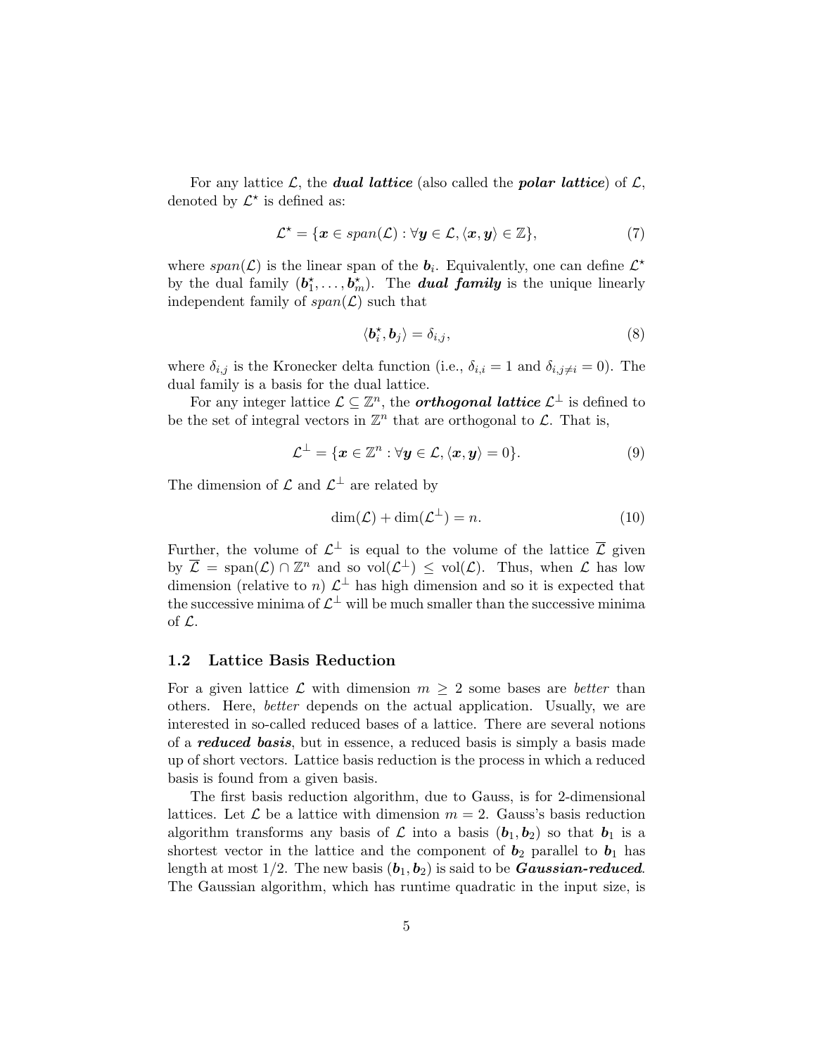For any lattice $\mathcal{L}$, the ***dual lattice*** (also called the ***polar lattice***) of $\mathcal{L}$, denoted by $\mathcal{L}^\star$ is defined as:

$$\mathcal{L}^\star = \{\boldsymbol{x} \in span(\mathcal{L}) : \forall \boldsymbol{y} \in \mathcal{L}, \langle \boldsymbol{x}, \boldsymbol{y} \rangle \in \mathbb{Z}\}, \tag{7}$$

where $span(\mathcal{L})$ is the linear span of the $\boldsymbol{b}_i$. Equivalently, one can define $\mathcal{L}^\star$ by the dual family $(\boldsymbol{b}_1^\star, \ldots, \boldsymbol{b}_m^\star)$. The ***dual family*** is the unique linearly independent family of $span(\mathcal{L})$ such that

$$\langle \boldsymbol{b}_i^\star, \boldsymbol{b}_j \rangle = \delta_{i,j}, \tag{8}$$

where $\delta_{i,j}$ is the Kronecker delta function (i.e., $\delta_{i,i} = 1$ and $\delta_{i,j \neq i} = 0$). The dual family is a basis for the dual lattice.

For any integer lattice $\mathcal{L} \subseteq \mathbb{Z}^n$, the ***orthogonal lattice*** $\mathcal{L}^\perp$ is defined to be the set of integral vectors in $\mathbb{Z}^n$ that are orthogonal to $\mathcal{L}$. That is,

$$\mathcal{L}^\perp = \{\boldsymbol{x} \in \mathbb{Z}^n : \forall \boldsymbol{y} \in \mathcal{L}, \langle \boldsymbol{x}, \boldsymbol{y} \rangle = 0\}. \tag{9}$$

The dimension of $\mathcal{L}$ and $\mathcal{L}^\perp$ are related by

$$\dim(\mathcal{L}) + \dim(\mathcal{L}^\perp) = n. \tag{10}$$

Further, the volume of $\mathcal{L}^\perp$ is equal to the volume of the lattice $\overline{\mathcal{L}}$ given by $\overline{\mathcal{L}} = \text{span}(\mathcal{L}) \cap \mathbb{Z}^n$ and so $\text{vol}(\mathcal{L}^\perp) \leq \text{vol}(\mathcal{L})$. Thus, when $\mathcal{L}$ has low dimension (relative to $n$) $\mathcal{L}^\perp$ has high dimension and so it is expected that the successive minima of $\mathcal{L}^\perp$ will be much smaller than the successive minima of $\mathcal{L}$.

### 1.2 Lattice Basis Reduction

For a given lattice $\mathcal{L}$ with dimension $m \geq 2$ some bases are *better* than others. Here, *better* depends on the actual application. Usually, we are interested in so-called reduced bases of a lattice. There are several notions of a ***reduced basis***, but in essence, a reduced basis is simply a basis made up of short vectors. Lattice basis reduction is the process in which a reduced basis is found from a given basis.

The first basis reduction algorithm, due to Gauss, is for 2-dimensional lattices. Let $\mathcal{L}$ be a lattice with dimension $m = 2$. Gauss's basis reduction algorithm transforms any basis of $\mathcal{L}$ into a basis $(\boldsymbol{b}_1, \boldsymbol{b}_2)$ so that $\boldsymbol{b}_1$ is a shortest vector in the lattice and the component of $\boldsymbol{b}_2$ parallel to $\boldsymbol{b}_1$ has length at most $1/2$. The new basis $(\boldsymbol{b}_1, \boldsymbol{b}_2)$ is said to be ***Gaussian-reduced***. The Gaussian algorithm, which has runtime quadratic in the input size, is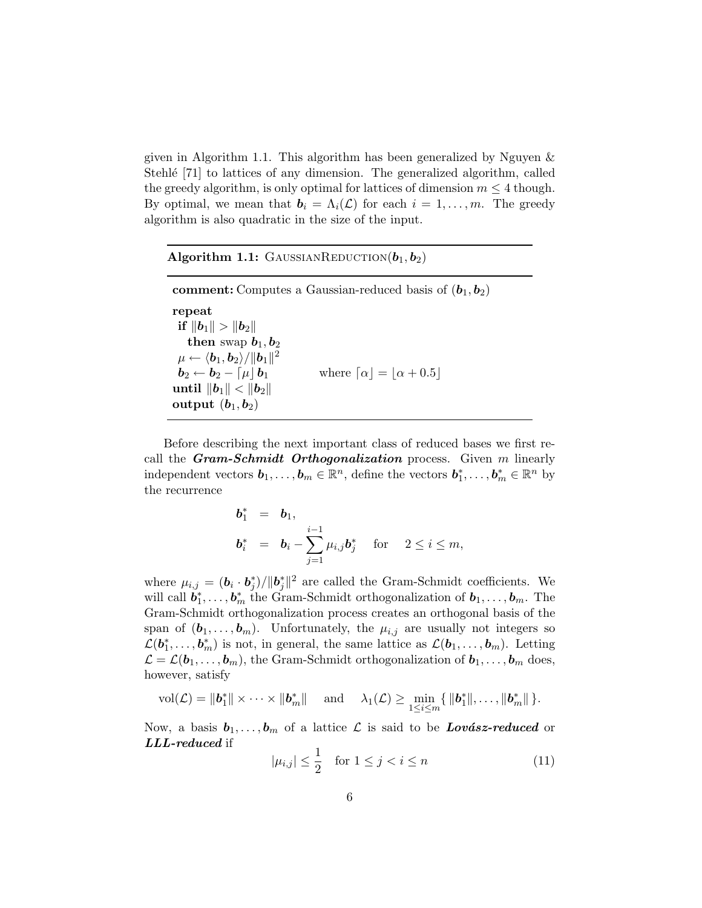given in Algorithm 1.1. This algorithm has been generalized by Nguyen & Stehlé [71] to lattices of any dimension. The generalized algorithm, called the greedy algorithm, is only optimal for lattices of dimension $m \leq 4$ though. By optimal, we mean that $\boldsymbol{b}_i = \Lambda_i(\mathcal{L})$ for each $i = 1, \ldots, m$. The greedy algorithm is also quadratic in the size of the input.

---

**Algorithm 1.1:** GAUSSIANREDUCTION($\boldsymbol{b}_1, \boldsymbol{b}_2$)

---

**comment:** Computes a Gaussian-reduced basis of $(\boldsymbol{b}_1, \boldsymbol{b}_2)$

**repeat**
  **if** $\|\boldsymbol{b}_1\| > \|\boldsymbol{b}_2\|$
    **then** swap $\boldsymbol{b}_1, \boldsymbol{b}_2$
  $\mu \leftarrow \langle \boldsymbol{b}_1, \boldsymbol{b}_2 \rangle / \|\boldsymbol{b}_1\|^2$
  $\boldsymbol{b}_2 \leftarrow \boldsymbol{b}_2 - \lceil \mu \rfloor \boldsymbol{b}_1$    where $\lceil \alpha \rfloor = \lfloor \alpha + 0.5 \rfloor$
**until** $\|\boldsymbol{b}_1\| < \|\boldsymbol{b}_2\|$
**output** $(\boldsymbol{b}_1, \boldsymbol{b}_2)$

---

Before describing the next important class of reduced bases we first recall the ***Gram-Schmidt Orthogonalization*** process. Given $m$ linearly independent vectors $\boldsymbol{b}_1, \ldots, \boldsymbol{b}_m \in \mathbb{R}^n$, define the vectors $\boldsymbol{b}_1^*, \ldots, \boldsymbol{b}_m^* \in \mathbb{R}^n$ by the recurrence

$$
\begin{aligned}
\boldsymbol{b}_1^* &= \boldsymbol{b}_1, \\
\boldsymbol{b}_i^* &= \boldsymbol{b}_i - \sum_{j=1}^{i-1} \mu_{i,j} \boldsymbol{b}_j^* \quad \text{for} \quad 2 \leq i \leq m,
\end{aligned}
$$

where $\mu_{i,j} = (\boldsymbol{b}_i \cdot \boldsymbol{b}_j^*)/\|\boldsymbol{b}_j^*\|^2$ are called the Gram-Schmidt coefficients. We will call $\boldsymbol{b}_1^*, \ldots, \boldsymbol{b}_m^*$ the Gram-Schmidt orthogonalization of $\boldsymbol{b}_1, \ldots, \boldsymbol{b}_m$. The Gram-Schmidt orthogonalization process creates an orthogonal basis of the span of $(\boldsymbol{b}_1, \ldots, \boldsymbol{b}_m)$. Unfortunately, the $\mu_{i,j}$ are usually not integers so $\mathcal{L}(\boldsymbol{b}_1^*, \ldots, \boldsymbol{b}_m^*)$ is not, in general, the same lattice as $\mathcal{L}(\boldsymbol{b}_1, \ldots, \boldsymbol{b}_m)$. Letting $\mathcal{L} = \mathcal{L}(\boldsymbol{b}_1, \ldots, \boldsymbol{b}_m)$, the Gram-Schmidt orthogonalization of $\boldsymbol{b}_1, \ldots, \boldsymbol{b}_m$ does, however, satisfy

$$
\mathrm{vol}(\mathcal{L}) = \|\boldsymbol{b}_1^*\| \times \cdots \times \|\boldsymbol{b}_m^*\| \quad \text{and} \quad \lambda_1(\mathcal{L}) \geq \min_{1 \leq i \leq m} \{ \|\boldsymbol{b}_1^*\|, \ldots, \|\boldsymbol{b}_m^*\| \}.
$$

Now, a basis $\boldsymbol{b}_1, \ldots, \boldsymbol{b}_m$ of a lattice $\mathcal{L}$ is said to be ***Lovász-reduced*** or ***LLL-reduced*** if

$$
|\mu_{i,j}| \leq \frac{1}{2} \quad \text{for } 1 \leq j < i \leq n \tag{11}
$$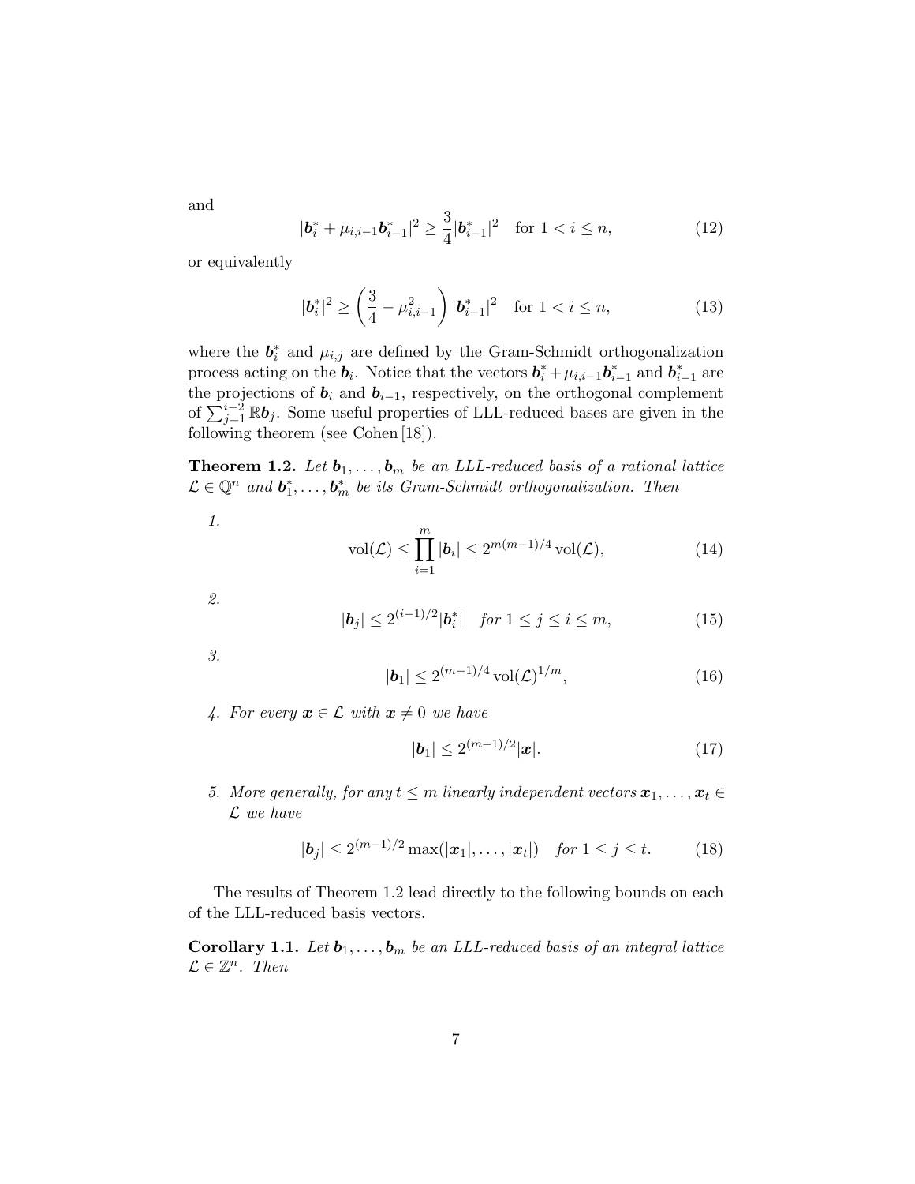and

$$|\boldsymbol{b}_i^* + \mu_{i,i-1}\boldsymbol{b}_{i-1}^*|^2 \geq \frac{3}{4}|\boldsymbol{b}_{i-1}^*|^2 \quad \text{for } 1 < i \leq n, \tag{12}$$

or equivalently

$$|\boldsymbol{b}_i^*|^2 \geq \left(\frac{3}{4} - \mu_{i,i-1}^2\right)|\boldsymbol{b}_{i-1}^*|^2 \quad \text{for } 1 < i \leq n, \tag{13}$$

where the $\boldsymbol{b}_i^*$ and $\mu_{i,j}$ are defined by the Gram-Schmidt orthogonalization process acting on the $\boldsymbol{b}_i$. Notice that the vectors $\boldsymbol{b}_i^* + \mu_{i,i-1}\boldsymbol{b}_{i-1}^*$ and $\boldsymbol{b}_{i-1}^*$ are the projections of $\boldsymbol{b}_i$ and $\boldsymbol{b}_{i-1}$, respectively, on the orthogonal complement of $\sum_{j=1}^{i-2}\mathbb{R}\boldsymbol{b}_j$. Some useful properties of LLL-reduced bases are given in the following theorem (see Cohen [18]).

**Theorem 1.2.** *Let $\boldsymbol{b}_1, \ldots, \boldsymbol{b}_m$ be an LLL-reduced basis of a rational lattice $\mathcal{L} \in \mathbb{Q}^n$ and $\boldsymbol{b}_1^*, \ldots, \boldsymbol{b}_m^*$ be its Gram-Schmidt orthogonalization. Then*

1.
$$\operatorname{vol}(\mathcal{L}) \leq \prod_{i=1}^{m}|\boldsymbol{b}_i| \leq 2^{m(m-1)/4}\operatorname{vol}(\mathcal{L}), \tag{14}$$

2.
$$|\boldsymbol{b}_j| \leq 2^{(i-1)/2}|\boldsymbol{b}_i^*| \quad \textit{for } 1 \leq j \leq i \leq m, \tag{15}$$

3.
$$|\boldsymbol{b}_1| \leq 2^{(m-1)/4}\operatorname{vol}(\mathcal{L})^{1/m}, \tag{16}$$

4. *For every $\boldsymbol{x} \in \mathcal{L}$ with $\boldsymbol{x} \neq 0$ we have*
$$|\boldsymbol{b}_1| \leq 2^{(m-1)/2}|\boldsymbol{x}|. \tag{17}$$

5. *More generally, for any $t \leq m$ linearly independent vectors $\boldsymbol{x}_1, \ldots, \boldsymbol{x}_t \in \mathcal{L}$ we have*
$$|\boldsymbol{b}_j| \leq 2^{(m-1)/2}\max(|\boldsymbol{x}_1|, \ldots, |\boldsymbol{x}_t|) \quad \textit{for } 1 \leq j \leq t. \tag{18}$$

The results of Theorem 1.2 lead directly to the following bounds on each of the LLL-reduced basis vectors.

**Corollary 1.1.** *Let $\boldsymbol{b}_1, \ldots, \boldsymbol{b}_m$ be an LLL-reduced basis of an integral lattice $\mathcal{L} \in \mathbb{Z}^n$. Then*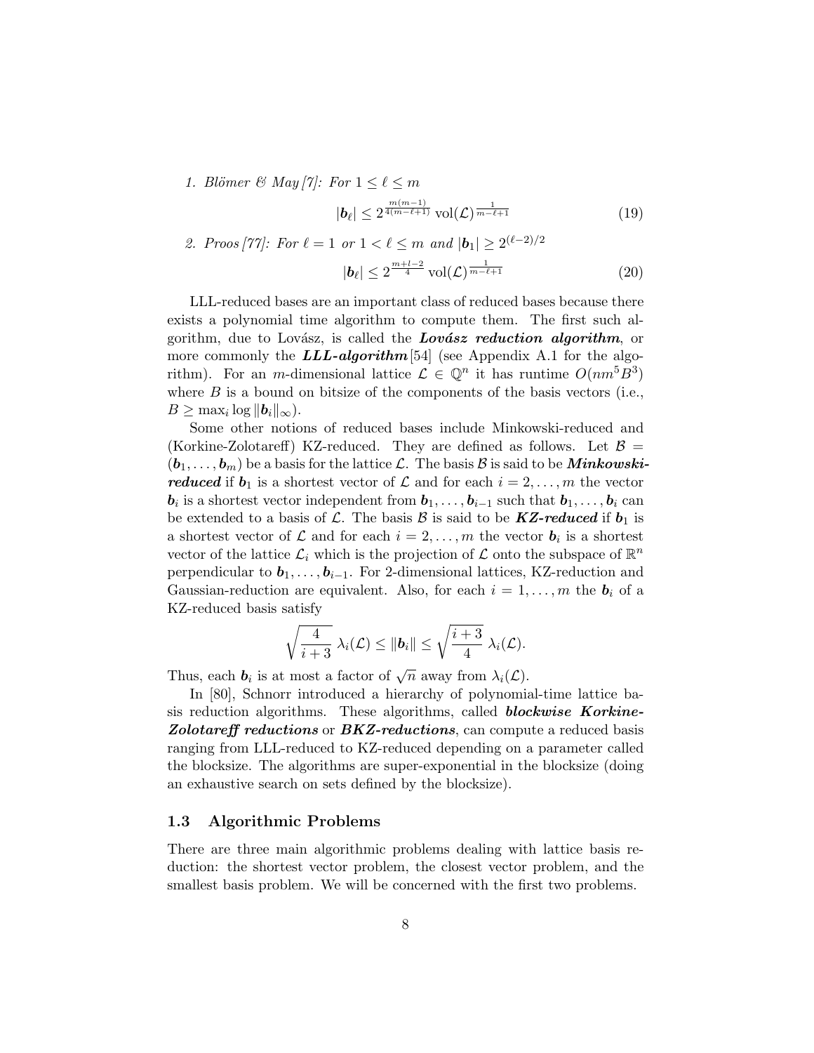1. *Blömer & May [7]: For $1 \le \ell \le m$*

$$|\boldsymbol{b}_\ell| \le 2^{\frac{m(m-1)}{4(m-\ell+1)}} \operatorname{vol}(\mathcal{L})^{\frac{1}{m-\ell+1}} \tag{19}$$

2. *Proos [77]: For $\ell = 1$ or $1 < \ell \le m$ and $|\boldsymbol{b}_1| \ge 2^{(\ell-2)/2}$*

$$|\boldsymbol{b}_\ell| \le 2^{\frac{m+l-2}{4}} \operatorname{vol}(\mathcal{L})^{\frac{1}{m-\ell+1}} \tag{20}$$

LLL-reduced bases are an important class of reduced bases because there exists a polynomial time algorithm to compute them. The first such algorithm, due to Lovász, is called the ***Lovász reduction algorithm***, or more commonly the ***LLL-algorithm***[54] (see Appendix A.1 for the algorithm). For an $m$-dimensional lattice $\mathcal{L} \in \mathbb{Q}^n$ it has runtime $O(nm^5B^3)$ where $B$ is a bound on bitsize of the components of the basis vectors (i.e., $B \ge \max_i \log \|\boldsymbol{b}_i\|_\infty$).

Some other notions of reduced bases include Minkowski-reduced and (Korkine-Zolotareff) KZ-reduced. They are defined as follows. Let $\mathcal{B} = (\boldsymbol{b}_1, \ldots, \boldsymbol{b}_m)$ be a basis for the lattice $\mathcal{L}$. The basis $\mathcal{B}$ is said to be ***Minkowski-reduced*** if $\boldsymbol{b}_1$ is a shortest vector of $\mathcal{L}$ and for each $i = 2, \ldots, m$ the vector $\boldsymbol{b}_i$ is a shortest vector independent from $\boldsymbol{b}_1, \ldots, \boldsymbol{b}_{i-1}$ such that $\boldsymbol{b}_1, \ldots, \boldsymbol{b}_i$ can be extended to a basis of $\mathcal{L}$. The basis $\mathcal{B}$ is said to be ***KZ-reduced*** if $\boldsymbol{b}_1$ is a shortest vector of $\mathcal{L}$ and for each $i = 2, \ldots, m$ the vector $\boldsymbol{b}_i$ is a shortest vector of the lattice $\mathcal{L}_i$ which is the projection of $\mathcal{L}$ onto the subspace of $\mathbb{R}^n$ perpendicular to $\boldsymbol{b}_1, \ldots, \boldsymbol{b}_{i-1}$. For 2-dimensional lattices, KZ-reduction and Gaussian-reduction are equivalent. Also, for each $i = 1, \ldots, m$ the $\boldsymbol{b}_i$ of a KZ-reduced basis satisfy

$$\sqrt{\frac{4}{i+3}}\, \lambda_i(\mathcal{L}) \le \|\boldsymbol{b}_i\| \le \sqrt{\frac{i+3}{4}}\, \lambda_i(\mathcal{L}).$$

Thus, each $\boldsymbol{b}_i$ is at most a factor of $\sqrt{n}$ away from $\lambda_i(\mathcal{L})$.

In [80], Schnorr introduced a hierarchy of polynomial-time lattice basis reduction algorithms. These algorithms, called ***blockwise Korkine-Zolotareff reductions*** or ***BKZ-reductions***, can compute a reduced basis ranging from LLL-reduced to KZ-reduced depending on a parameter called the blocksize. The algorithms are super-exponential in the blocksize (doing an exhaustive search on sets defined by the blocksize).

### 1.3 Algorithmic Problems

There are three main algorithmic problems dealing with lattice basis reduction: the shortest vector problem, the closest vector problem, and the smallest basis problem. We will be concerned with the first two problems.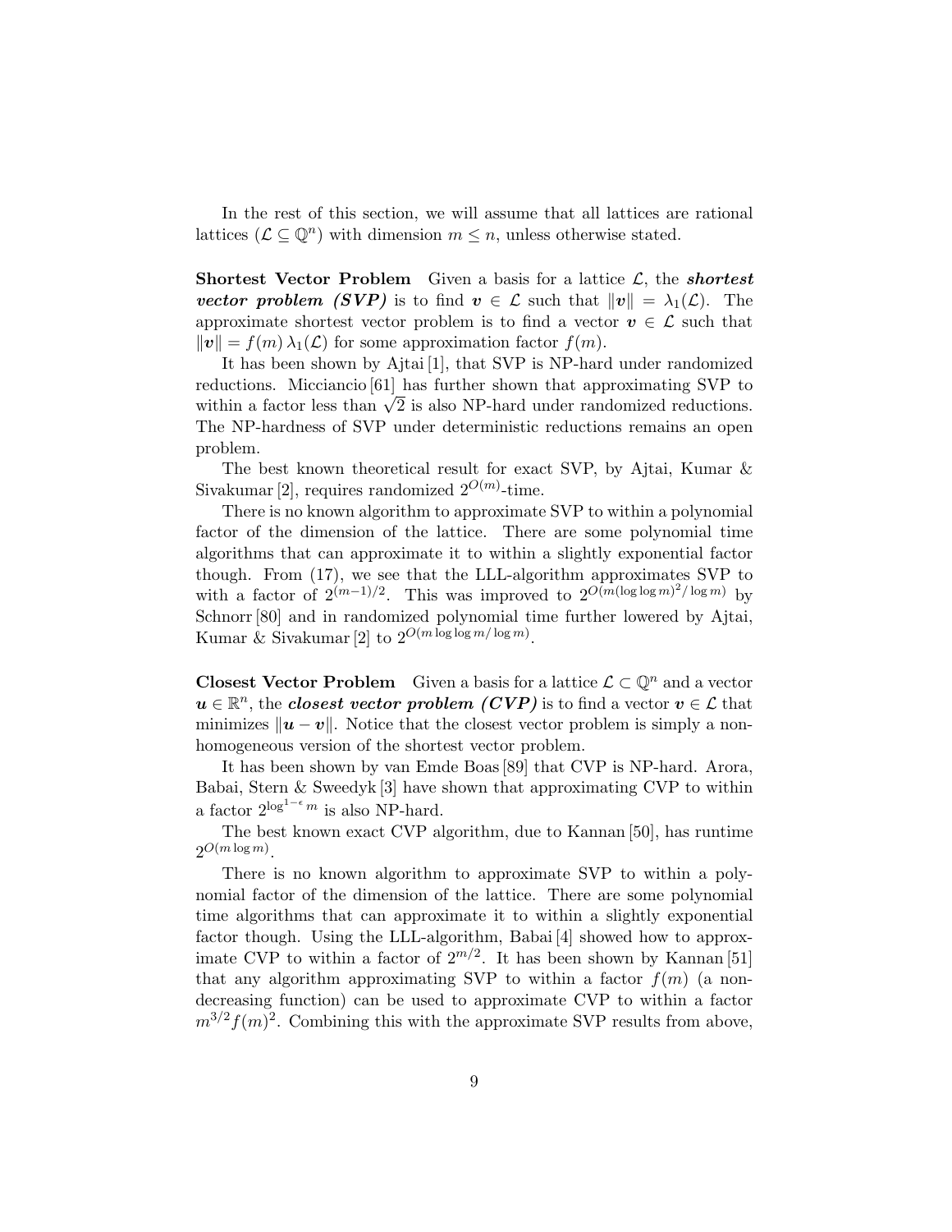In the rest of this section, we will assume that all lattices are rational lattices ($\mathcal{L} \subseteq \mathbb{Q}^n$) with dimension $m \leq n$, unless otherwise stated.

**Shortest Vector Problem** Given a basis for a lattice $\mathcal{L}$, the ***shortest vector problem (SVP)*** is to find $\boldsymbol{v} \in \mathcal{L}$ such that $\|\boldsymbol{v}\| = \lambda_1(\mathcal{L})$. The approximate shortest vector problem is to find a vector $\boldsymbol{v} \in \mathcal{L}$ such that $\|\boldsymbol{v}\| = f(m)\, \lambda_1(\mathcal{L})$ for some approximation factor $f(m)$.

It has been shown by Ajtai [1], that SVP is NP-hard under randomized reductions. Micciancio [61] has further shown that approximating SVP to within a factor less than $\sqrt{2}$ is also NP-hard under randomized reductions. The NP-hardness of SVP under deterministic reductions remains an open problem.

The best known theoretical result for exact SVP, by Ajtai, Kumar & Sivakumar [2], requires randomized $2^{O(m)}$-time.

There is no known algorithm to approximate SVP to within a polynomial factor of the dimension of the lattice. There are some polynomial time algorithms that can approximate it to within a slightly exponential factor though. From (17), we see that the LLL-algorithm approximates SVP to with a factor of $2^{(m-1)/2}$. This was improved to $2^{O(m(\log\log m)^2/\log m)}$ by Schnorr [80] and in randomized polynomial time further lowered by Ajtai, Kumar & Sivakumar [2] to $2^{O(m \log\log m/\log m)}$.

**Closest Vector Problem** Given a basis for a lattice $\mathcal{L} \subset \mathbb{Q}^n$ and a vector $\boldsymbol{u} \in \mathbb{R}^n$, the ***closest vector problem (CVP)*** is to find a vector $\boldsymbol{v} \in \mathcal{L}$ that minimizes $\|\boldsymbol{u} - \boldsymbol{v}\|$. Notice that the closest vector problem is simply a non-homogeneous version of the shortest vector problem.

It has been shown by van Emde Boas [89] that CVP is NP-hard. Arora, Babai, Stern & Sweedyk [3] have shown that approximating CVP to within a factor $2^{\log^{1-\epsilon} m}$ is also NP-hard.

The best known exact CVP algorithm, due to Kannan [50], has runtime $2^{O(m \log m)}$.

There is no known algorithm to approximate SVP to within a polynomial factor of the dimension of the lattice. There are some polynomial time algorithms that can approximate it to within a slightly exponential factor though. Using the LLL-algorithm, Babai [4] showed how to approximate CVP to within a factor of $2^{m/2}$. It has been shown by Kannan [51] that any algorithm approximating SVP to within a factor $f(m)$ (a non-decreasing function) can be used to approximate CVP to within a factor $m^{3/2} f(m)^2$. Combining this with the approximate SVP results from above,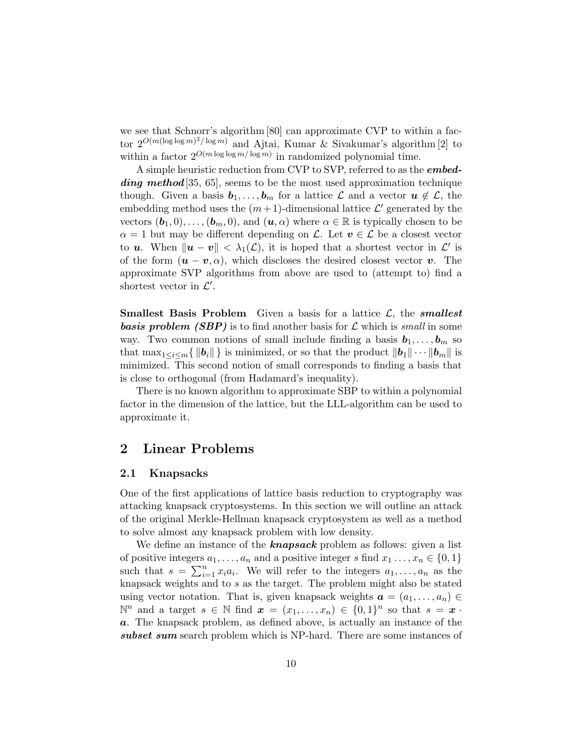we see that Schnorr's algorithm [80] can approximate CVP to within a factor $2^{O(m(\log\log m)^2/\log m)}$ and Ajtai, Kumar & Sivakumar's algorithm [2] to within a factor $2^{O(m\log\log m/\log m)}$ in randomized polynomial time.

A simple heuristic reduction from CVP to SVP, referred to as the ***embedding method*** [35, 65], seems to be the most used approximation technique though. Given a basis $\boldsymbol{b}_1, \ldots, \boldsymbol{b}_m$ for a lattice $\mathcal{L}$ and a vector $\boldsymbol{u} \notin \mathcal{L}$, the embedding method uses the $(m+1)$-dimensional lattice $\mathcal{L}'$ generated by the vectors $(\boldsymbol{b}_1, 0), \ldots, (\boldsymbol{b}_m, 0)$, and $(\boldsymbol{u}, \alpha)$ where $\alpha \in \mathbb{R}$ is typically chosen to be $\alpha = 1$ but may be different depending on $\mathcal{L}$. Let $\boldsymbol{v} \in \mathcal{L}$ be a closest vector to $\boldsymbol{u}$. When $\|\boldsymbol{u} - \boldsymbol{v}\| < \lambda_1(\mathcal{L})$, it is hoped that a shortest vector in $\mathcal{L}'$ is of the form $(\boldsymbol{u} - \boldsymbol{v}, \alpha)$, which discloses the desired closest vector $\boldsymbol{v}$. The approximate SVP algorithms from above are used to (attempt to) find a shortest vector in $\mathcal{L}'$.

**Smallest Basis Problem** Given a basis for a lattice $\mathcal{L}$, the ***smallest basis problem (SBP)*** is to find another basis for $\mathcal{L}$ which is *small* in some way. Two common notions of small include finding a basis $\boldsymbol{b}_1, \ldots, \boldsymbol{b}_m$ so that $\max_{1 \le i \le m}\{\, \|\boldsymbol{b}_i\| \,\}$ is minimized, or so that the product $\|\boldsymbol{b}_1\| \cdots \|\boldsymbol{b}_m\|$ is minimized. This second notion of small corresponds to finding a basis that is close to orthogonal (from Hadamard's inequality).

There is no known algorithm to approximate SBP to within a polynomial factor in the dimension of the lattice, but the LLL-algorithm can be used to approximate it.

## 2 Linear Problems

### 2.1 Knapsacks

One of the first applications of lattice basis reduction to cryptography was attacking knapsack cryptosystems. In this section we will outline an attack of the original Merkle-Hellman knapsack cryptosystem as well as a method to solve almost any knapsack problem with low density.

We define an instance of the ***knapsack*** problem as follows: given a list of positive integers $a_1, \ldots, a_n$ and a positive integer $s$ find $x_1 \ldots, x_n \in \{0, 1\}$ such that $s = \sum_{i=1}^{n} x_i a_i$. We will refer to the integers $a_1, \ldots, a_n$ as the knapsack weights and to $s$ as the target. The problem might also be stated using vector notation. That is, given knapsack weights $\boldsymbol{a} = (a_1, \ldots, a_n) \in \mathbb{N}^n$ and a target $s \in \mathbb{N}$ find $\boldsymbol{x} = (x_1, \ldots, x_n) \in \{0, 1\}^n$ so that $s = \boldsymbol{x} \cdot \boldsymbol{a}$. The knapsack problem, as defined above, is actually an instance of the ***subset sum*** search problem which is NP-hard. There are some instances of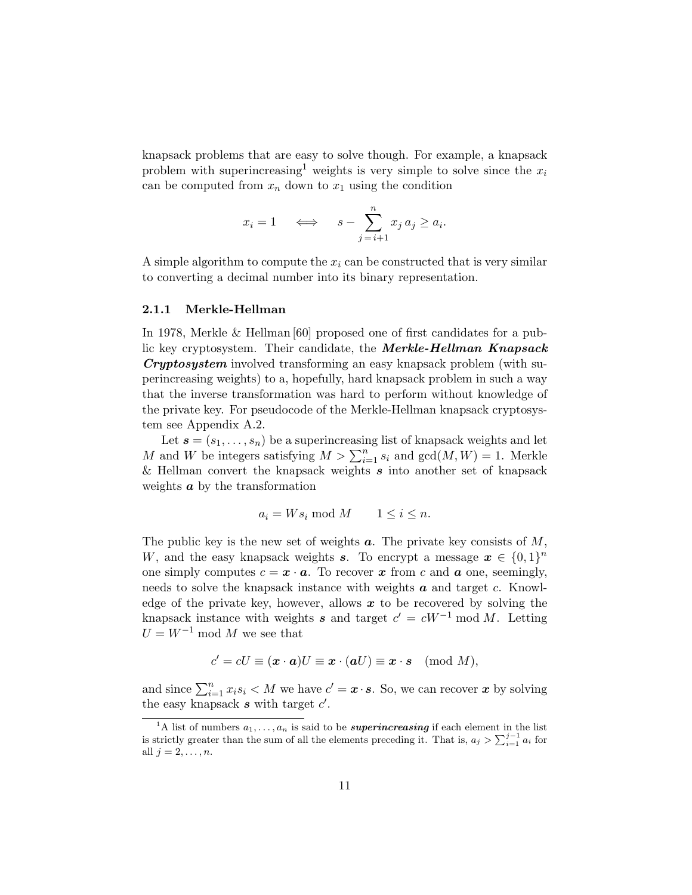knapsack problems that are easy to solve though. For example, a knapsack problem with superincreasing[1] weights is very simple to solve since the $x_i$ can be computed from $x_n$ down to $x_1$ using the condition

$$x_i = 1 \quad \Longleftrightarrow \quad s - \sum_{j=i+1}^{n} x_j \, a_j \geq a_i.$$

A simple algorithm to compute the $x_i$ can be constructed that is very similar to converting a decimal number into its binary representation.

### 2.1.1 Merkle-Hellman

In 1978, Merkle & Hellman [60] proposed one of first candidates for a public key cryptosystem. Their candidate, the ***Merkle-Hellman Knapsack Cryptosystem*** involved transforming an easy knapsack problem (with superincreasing weights) to a, hopefully, hard knapsack problem in such a way that the inverse transformation was hard to perform without knowledge of the private key. For pseudocode of the Merkle-Hellman knapsack cryptosystem see Appendix A.2.

Let $\boldsymbol{s} = (s_1, \ldots, s_n)$ be a superincreasing list of knapsack weights and let $M$ and $W$ be integers satisfying $M > \sum_{i=1}^{n} s_i$ and $\gcd(M, W) = 1$. Merkle & Hellman convert the knapsack weights $\boldsymbol{s}$ into another set of knapsack weights $\boldsymbol{a}$ by the transformation

$$a_i = W s_i \bmod M \qquad 1 \leq i \leq n.$$

The public key is the new set of weights $\boldsymbol{a}$. The private key consists of $M$, $W$, and the easy knapsack weights $\boldsymbol{s}$. To encrypt a message $\boldsymbol{x} \in \{0,1\}^n$ one simply computes $c = \boldsymbol{x} \cdot \boldsymbol{a}$. To recover $\boldsymbol{x}$ from $c$ and $\boldsymbol{a}$ one, seemingly, needs to solve the knapsack instance with weights $\boldsymbol{a}$ and target $c$. Knowledge of the private key, however, allows $\boldsymbol{x}$ to be recovered by solving the knapsack instance with weights $\boldsymbol{s}$ and target $c' = cW^{-1} \bmod M$. Letting $U = W^{-1} \bmod M$ we see that

$$c' = cU \equiv (\boldsymbol{x} \cdot \boldsymbol{a})U \equiv \boldsymbol{x} \cdot (\boldsymbol{a}U) \equiv \boldsymbol{x} \cdot \boldsymbol{s} \pmod{M},$$

and since $\sum_{i=1}^{n} x_i s_i < M$ we have $c' = \boldsymbol{x} \cdot \boldsymbol{s}$. So, we can recover $\boldsymbol{x}$ by solving the easy knapsack $\boldsymbol{s}$ with target $c'$.

[1] A list of numbers $a_1, \ldots, a_n$ is said to be ***superincreasing*** if each element in the list is strictly greater than the sum of all the elements preceding it. That is, $a_j > \sum_{i=1}^{j-1} a_i$ for all $j = 2, \ldots, n$.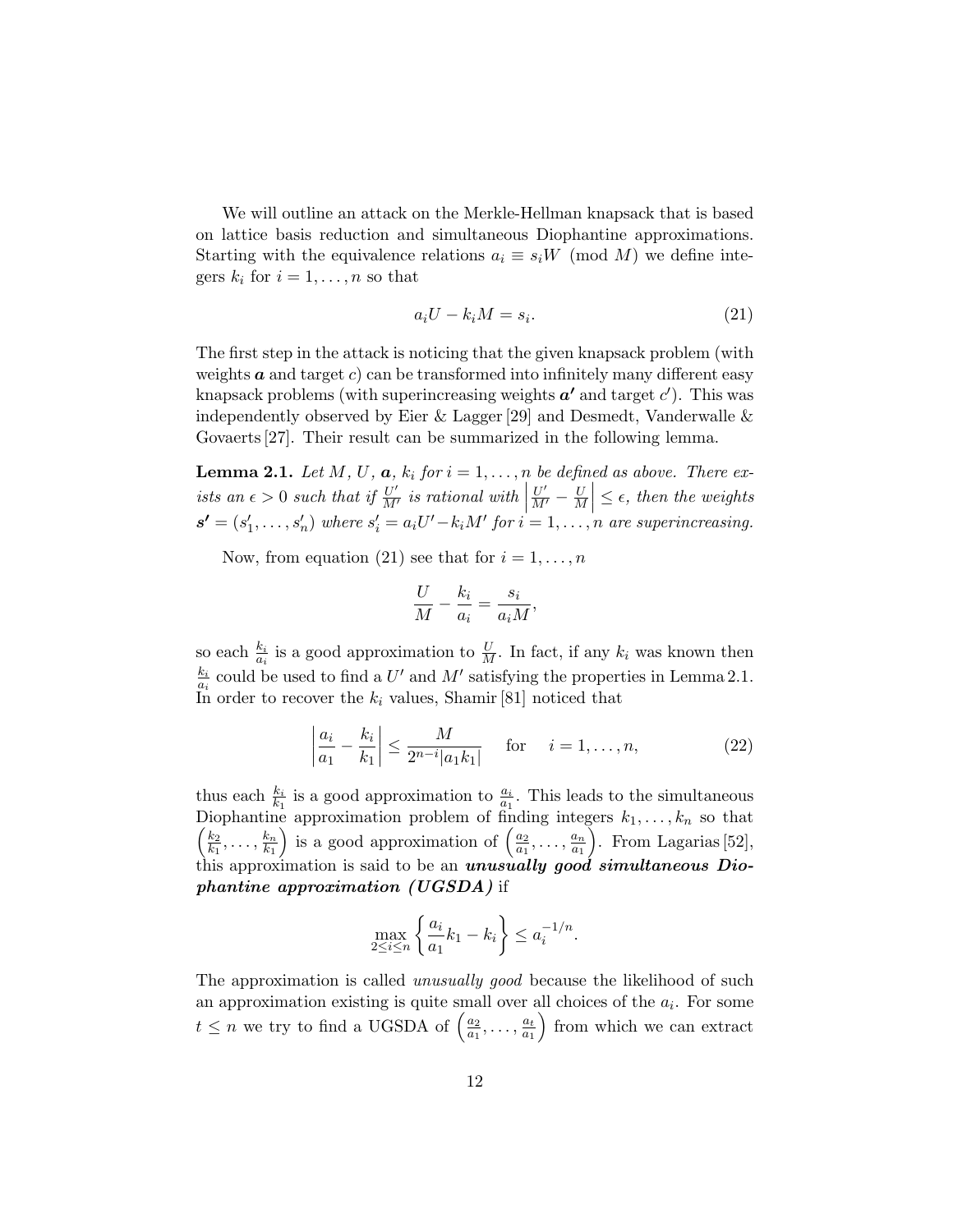We will outline an attack on the Merkle-Hellman knapsack that is based on lattice basis reduction and simultaneous Diophantine approximations. Starting with the equivalence relations $a_i \equiv s_i W \pmod{M}$ we define integers $k_i$ for $i = 1, \ldots, n$ so that

$$a_i U - k_i M = s_i. \tag{21}$$

The first step in the attack is noticing that the given knapsack problem (with weights $\boldsymbol{a}$ and target $c$) can be transformed into infinitely many different easy knapsack problems (with superincreasing weights $\boldsymbol{a'}$ and target $c'$). This was independently observed by Eier & Lagger [29] and Desmedt, Vanderwalle & Govaerts [27]. Their result can be summarized in the following lemma.

**Lemma 2.1.** *Let $M$, $U$, $\boldsymbol{a}$, $k_i$ for $i = 1, \ldots, n$ be defined as above. There exists an $\epsilon > 0$ such that if $\frac{U'}{M'}$ is rational with $\left|\frac{U'}{M'} - \frac{U}{M}\right| \leq \epsilon$, then the weights $\boldsymbol{s'} = (s'_1, \ldots, s'_n)$ where $s'_i = a_i U' - k_i M'$ for $i = 1, \ldots, n$ are superincreasing.*

Now, from equation (21) see that for $i = 1, \ldots, n$

$$\frac{U}{M} - \frac{k_i}{a_i} = \frac{s_i}{a_i M},$$

so each $\frac{k_i}{a_i}$ is a good approximation to $\frac{U}{M}$. In fact, if any $k_i$ was known then $\frac{k_i}{a_i}$ could be used to find a $U'$ and $M'$ satisfying the properties in Lemma 2.1. In order to recover the $k_i$ values, Shamir [81] noticed that

$$\left|\frac{a_i}{a_1} - \frac{k_i}{k_1}\right| \leq \frac{M}{2^{n-i}|a_1 k_1|} \quad \text{for} \quad i = 1, \ldots, n, \tag{22}$$

thus each $\frac{k_i}{k_1}$ is a good approximation to $\frac{a_i}{a_1}$. This leads to the simultaneous Diophantine approximation problem of finding integers $k_1, \ldots, k_n$ so that $\left(\frac{k_2}{k_1}, \ldots, \frac{k_n}{k_1}\right)$ is a good approximation of $\left(\frac{a_2}{a_1}, \ldots, \frac{a_n}{a_1}\right)$. From Lagarias [52], this approximation is said to be an ***unusually good simultaneous Diophantine approximation (UGSDA)*** if

$$\max_{2 \leq i \leq n} \left\{ \frac{a_i}{a_1} k_1 - k_i \right\} \leq a_i^{-1/n}.$$

The approximation is called *unusually good* because the likelihood of such an approximation existing is quite small over all choices of the $a_i$. For some $t \leq n$ we try to find a UGSDA of $\left(\frac{a_2}{a_1}, \ldots, \frac{a_t}{a_1}\right)$ from which we can extract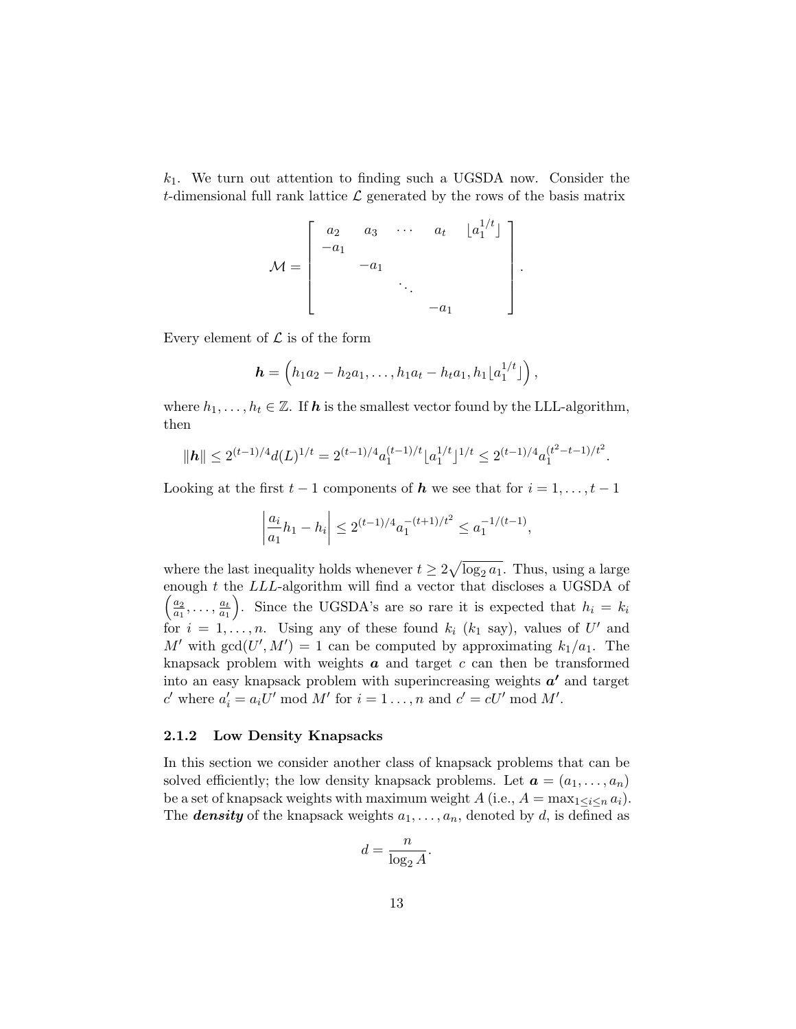$k_1$. We turn out attention to finding such a UGSDA now. Consider the $t$-dimensional full rank lattice $\mathcal{L}$ generated by the rows of the basis matrix

$$\mathcal{M} = \begin{bmatrix} a_2 & a_3 & \cdots & a_t & \lfloor a_1^{1/t} \rfloor \\ -a_1 & & & & \\ & -a_1 & & & \\ & & \ddots & & \\ & & & -a_1 & \end{bmatrix}.$$

Every element of $\mathcal{L}$ is of the form

$$\boldsymbol{h} = \left( h_1 a_2 - h_2 a_1, \ldots, h_1 a_t - h_t a_1, h_1 \lfloor a_1^{1/t} \rfloor \right),$$

where $h_1, \ldots, h_t \in \mathbb{Z}$. If $\boldsymbol{h}$ is the smallest vector found by the LLL-algorithm, then

$$\|\boldsymbol{h}\| \leq 2^{(t-1)/4} d(L)^{1/t} = 2^{(t-1)/4} a_1^{(t-1)/t} \lfloor a_1^{1/t} \rfloor^{1/t} \leq 2^{(t-1)/4} a_1^{(t^2-t-1)/t^2}.$$

Looking at the first $t-1$ components of $\boldsymbol{h}$ we see that for $i = 1, \ldots, t-1$

$$\left| \frac{a_i}{a_1} h_1 - h_i \right| \leq 2^{(t-1)/4} a_1^{-(t+1)/t^2} \leq a_1^{-1/(t-1)},$$

where the last inequality holds whenever $t \geq 2\sqrt{\log_2 a_1}$. Thus, using a large enough $t$ the *LLL*-algorithm will find a vector that discloses a UGSDA of $\left( \frac{a_2}{a_1}, \ldots, \frac{a_t}{a_1} \right)$. Since the UGSDA's are so rare it is expected that $h_i = k_i$ for $i = 1, \ldots, n$. Using any of these found $k_i$ ($k_1$ say), values of $U'$ and $M'$ with $\gcd(U', M') = 1$ can be computed by approximating $k_1/a_1$. The knapsack problem with weights $\boldsymbol{a}$ and target $c$ can then be transformed into an easy knapsack problem with superincreasing weights $\boldsymbol{a'}$ and target $c'$ where $a'_i = a_i U' \bmod M'$ for $i = 1 \ldots, n$ and $c' = cU' \bmod M'$.

### 2.1.2 Low Density Knapsacks

In this section we consider another class of knapsack problems that can be solved efficiently; the low density knapsack problems. Let $\boldsymbol{a} = (a_1, \ldots, a_n)$ be a set of knapsack weights with maximum weight $A$ (i.e., $A = \max_{1 \leq i \leq n} a_i$). The ***density*** of the knapsack weights $a_1, \ldots, a_n$, denoted by $d$, is defined as

$$d = \frac{n}{\log_2 A}.$$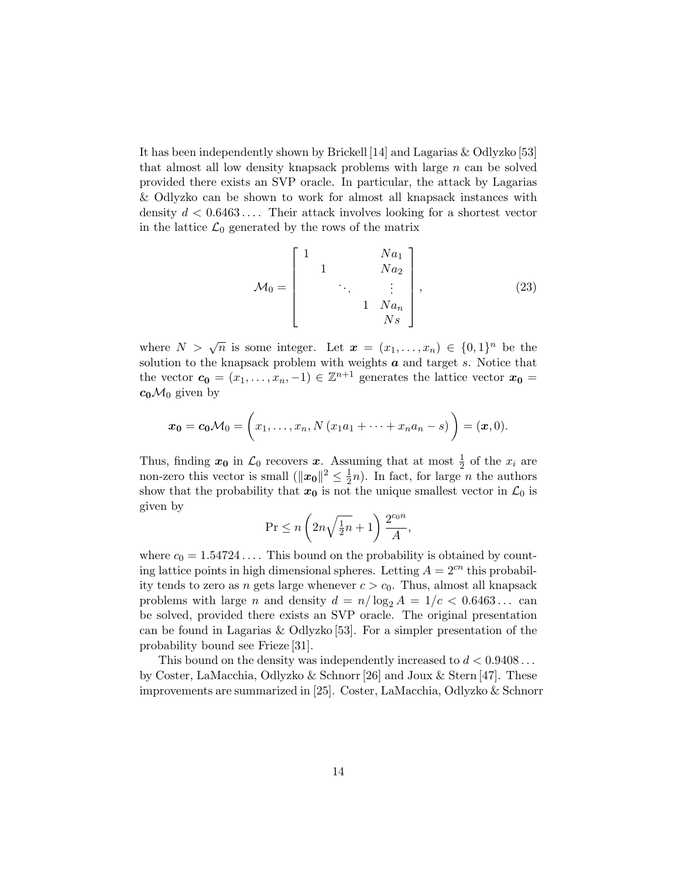It has been independently shown by Brickell [14] and Lagarias & Odlyzko [53] that almost all low density knapsack problems with large $n$ can be solved provided there exists an SVP oracle. In particular, the attack by Lagarias & Odlyzko can be shown to work for almost all knapsack instances with density $d < 0.6463\ldots$. Their attack involves looking for a shortest vector in the lattice $\mathcal{L}_0$ generated by the rows of the matrix

$$\mathcal{M}_0 = \begin{bmatrix} 1 & & & & Na_1 \\ & 1 & & & Na_2 \\ & & \ddots & & \vdots \\ & & & 1 & Na_n \\ & & & & Ns \end{bmatrix}, \tag{23}$$

where $N > \sqrt{n}$ is some integer. Let $\boldsymbol{x} = (x_1, \ldots, x_n) \in \{0,1\}^n$ be the solution to the knapsack problem with weights $\boldsymbol{a}$ and target $s$. Notice that the vector $\boldsymbol{c_0} = (x_1, \ldots, x_n, -1) \in \mathbb{Z}^{n+1}$ generates the lattice vector $\boldsymbol{x_0} = \boldsymbol{c_0}\mathcal{M}_0$ given by

$$\boldsymbol{x_0} = \boldsymbol{c_0}\mathcal{M}_0 = \Big(x_1, \ldots, x_n, N\left(x_1 a_1 + \cdots + x_n a_n - s\right)\Big) = (\boldsymbol{x}, 0).$$

Thus, finding $\boldsymbol{x_0}$ in $\mathcal{L}_0$ recovers $\boldsymbol{x}$. Assuming that at most $\frac{1}{2}$ of the $x_i$ are non-zero this vector is small ($\|\boldsymbol{x_0}\|^2 \leq \frac{1}{2}n$). In fact, for large $n$ the authors show that the probability that $\boldsymbol{x_0}$ is not the unique smallest vector in $\mathcal{L}_0$ is given by

$$\Pr \leq n\left(2n\sqrt{\tfrac{1}{2}n} + 1\right)\frac{2^{c_0 n}}{A},$$

where $c_0 = 1.54724\ldots$. This bound on the probability is obtained by counting lattice points in high dimensional spheres. Letting $A = 2^{cn}$ this probability tends to zero as $n$ gets large whenever $c > c_0$. Thus, almost all knapsack problems with large $n$ and density $d = n/\log_2 A = 1/c < 0.6463\ldots$ can be solved, provided there exists an SVP oracle. The original presentation can be found in Lagarias & Odlyzko [53]. For a simpler presentation of the probability bound see Frieze [31].

This bound on the density was independently increased to $d < 0.9408\ldots$ by Coster, LaMacchia, Odlyzko & Schnorr [26] and Joux & Stern [47]. These improvements are summarized in [25]. Coster, LaMacchia, Odlyzko & Schnorr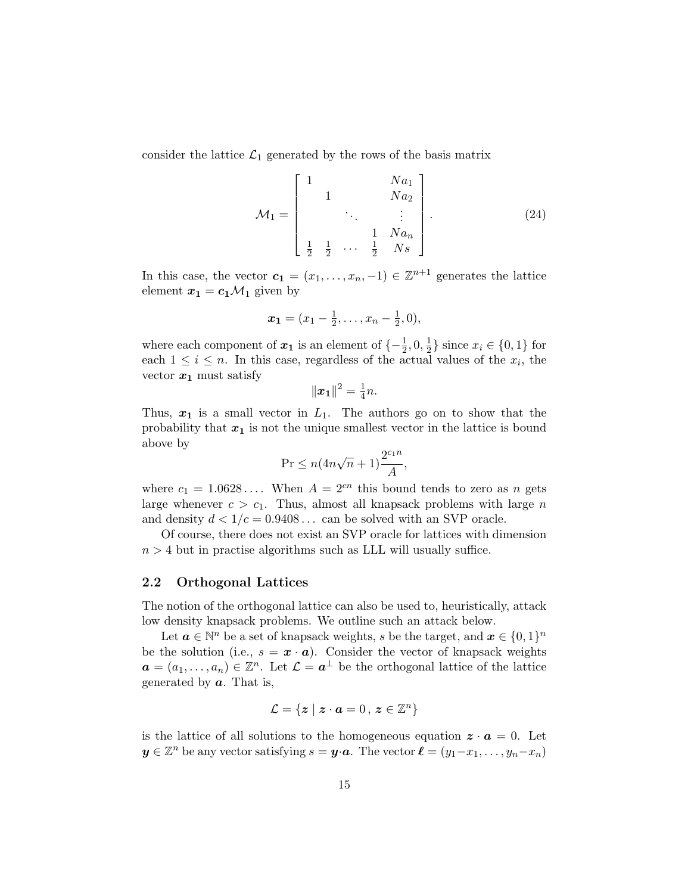consider the lattice $\mathcal{L}_1$ generated by the rows of the basis matrix

$$\mathcal{M}_1 = \begin{bmatrix} 1 & & & & Na_1 \\ & 1 & & & Na_2 \\ & & \ddots & & \vdots \\ & & & 1 & Na_n \\ \frac{1}{2} & \frac{1}{2} & \cdots & \frac{1}{2} & Ns \end{bmatrix}. \tag{24}$$

In this case, the vector $\boldsymbol{c_1} = (x_1, \ldots, x_n, -1) \in \mathbb{Z}^{n+1}$ generates the lattice element $\boldsymbol{x_1} = \boldsymbol{c_1}\mathcal{M}_1$ given by

$$\boldsymbol{x_1} = (x_1 - \tfrac{1}{2}, \ldots, x_n - \tfrac{1}{2}, 0),$$

where each component of $\boldsymbol{x_1}$ is an element of $\{-\frac{1}{2}, 0, \frac{1}{2}\}$ since $x_i \in \{0, 1\}$ for each $1 \leq i \leq n$. In this case, regardless of the actual values of the $x_i$, the vector $\boldsymbol{x_1}$ must satisfy

$$\|\boldsymbol{x_1}\|^2 = \tfrac{1}{4}n.$$

Thus, $\boldsymbol{x_1}$ is a small vector in $L_1$. The authors go on to show that the probability that $\boldsymbol{x_1}$ is not the unique smallest vector in the lattice is bound above by

$$\Pr \leq n(4n\sqrt{n} + 1)\frac{2^{c_1 n}}{A},$$

where $c_1 = 1.0628\ldots$. When $A = 2^{cn}$ this bound tends to zero as $n$ gets large whenever $c > c_1$. Thus, almost all knapsack problems with large $n$ and density $d < 1/c = 0.9408\ldots$ can be solved with an SVP oracle.

Of course, there does not exist an SVP oracle for lattices with dimension $n > 4$ but in practise algorithms such as LLL will usually suffice.

## 2.2 Orthogonal Lattices

The notion of the orthogonal lattice can also be used to, heuristically, attack low density knapsack problems. We outline such an attack below.

Let $\boldsymbol{a} \in \mathbb{N}^n$ be a set of knapsack weights, $s$ be the target, and $\boldsymbol{x} \in \{0, 1\}^n$ be the solution (i.e., $s = \boldsymbol{x} \cdot \boldsymbol{a}$). Consider the vector of knapsack weights $\boldsymbol{a} = (a_1, \ldots, a_n) \in \mathbb{Z}^n$. Let $\mathcal{L} = \boldsymbol{a}^\perp$ be the orthogonal lattice of the lattice generated by $\boldsymbol{a}$. That is,

$$\mathcal{L} = \{\boldsymbol{z} \mid \boldsymbol{z} \cdot \boldsymbol{a} = 0\,,\, \boldsymbol{z} \in \mathbb{Z}^n\}$$

is the lattice of all solutions to the homogeneous equation $\boldsymbol{z} \cdot \boldsymbol{a} = 0$. Let $\boldsymbol{y} \in \mathbb{Z}^n$ be any vector satisfying $s = \boldsymbol{y} \cdot \boldsymbol{a}$. The vector $\boldsymbol{\ell} = (y_1 - x_1, \ldots, y_n - x_n)$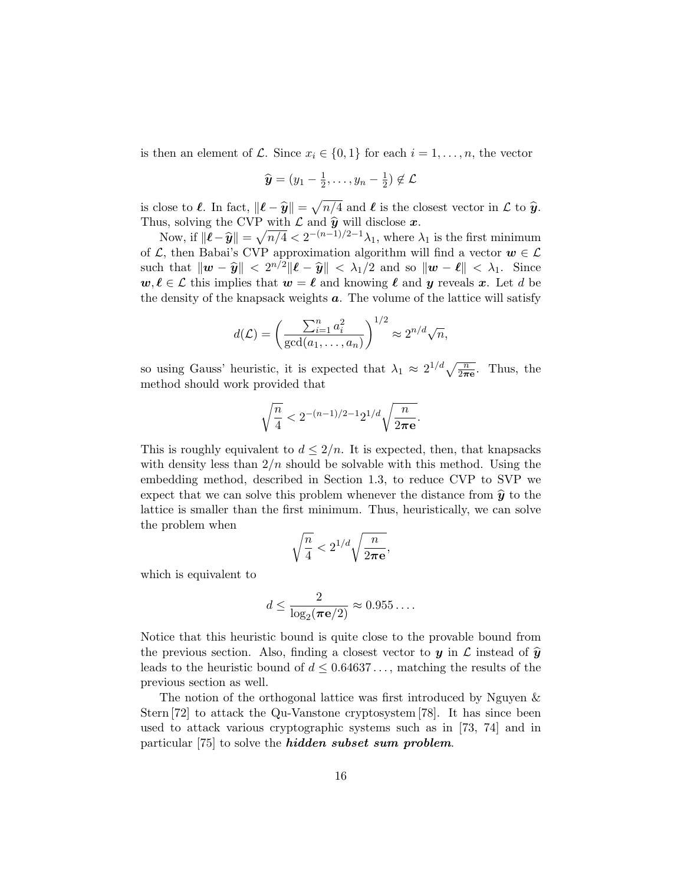is then an element of $\mathcal{L}$. Since $x_i \in \{0, 1\}$ for each $i = 1, \ldots, n$, the vector

$$\widehat{\boldsymbol{y}} = (y_1 - \tfrac{1}{2}, \ldots, y_n - \tfrac{1}{2}) \notin \mathcal{L}$$

is close to $\boldsymbol{\ell}$. In fact, $\|\boldsymbol{\ell} - \widehat{\boldsymbol{y}}\| = \sqrt{n/4}$ and $\boldsymbol{\ell}$ is the closest vector in $\mathcal{L}$ to $\widehat{\boldsymbol{y}}$. Thus, solving the CVP with $\mathcal{L}$ and $\widehat{\boldsymbol{y}}$ will disclose $\boldsymbol{x}$.

Now, if $\|\boldsymbol{\ell} - \widehat{\boldsymbol{y}}\| = \sqrt{n/4} < 2^{-(n-1)/2-1}\lambda_1$, where $\lambda_1$ is the first minimum of $\mathcal{L}$, then Babai's CVP approximation algorithm will find a vector $\boldsymbol{w} \in \mathcal{L}$ such that $\|\boldsymbol{w} - \widehat{\boldsymbol{y}}\| < 2^{n/2}\|\boldsymbol{\ell} - \widehat{\boldsymbol{y}}\| < \lambda_1/2$ and so $\|\boldsymbol{w} - \boldsymbol{\ell}\| < \lambda_1$. Since $\boldsymbol{w}, \boldsymbol{\ell} \in \mathcal{L}$ this implies that $\boldsymbol{w} = \boldsymbol{\ell}$ and knowing $\boldsymbol{\ell}$ and $\boldsymbol{y}$ reveals $\boldsymbol{x}$. Let $d$ be the density of the knapsack weights $\boldsymbol{a}$. The volume of the lattice will satisfy

$$d(\mathcal{L}) = \left(\frac{\sum_{i=1}^n a_i^2}{\gcd(a_1, \ldots, a_n)}\right)^{1/2} \approx 2^{n/d}\sqrt{n},$$

so using Gauss' heuristic, it is expected that $\lambda_1 \approx 2^{1/d}\sqrt{\frac{n}{2\pi \mathbf{e}}}$. Thus, the method should work provided that

$$\sqrt{\frac{n}{4}} < 2^{-(n-1)/2-1}2^{1/d}\sqrt{\frac{n}{2\pi \mathbf{e}}}.$$

This is roughly equivalent to $d \leq 2/n$. It is expected, then, that knapsacks with density less than $2/n$ should be solvable with this method. Using the embedding method, described in Section 1.3, to reduce CVP to SVP we expect that we can solve this problem whenever the distance from $\widehat{\boldsymbol{y}}$ to the lattice is smaller than the first minimum. Thus, heuristically, we can solve the problem when

$$\sqrt{\frac{n}{4}} < 2^{1/d}\sqrt{\frac{n}{2\pi \mathbf{e}}},$$

which is equivalent to

$$d \leq \frac{2}{\log_2(\pi \mathbf{e}/2)} \approx 0.955\ldots.$$

Notice that this heuristic bound is quite close to the provable bound from the previous section. Also, finding a closest vector to $\boldsymbol{y}$ in $\mathcal{L}$ instead of $\widehat{\boldsymbol{y}}$ leads to the heuristic bound of $d \leq 0.64637\ldots$, matching the results of the previous section as well.

The notion of the orthogonal lattice was first introduced by Nguyen & Stern [72] to attack the Qu-Vanstone cryptosystem [78]. It has since been used to attack various cryptographic systems such as in [73, 74] and in particular [75] to solve the ***hidden subset sum problem***.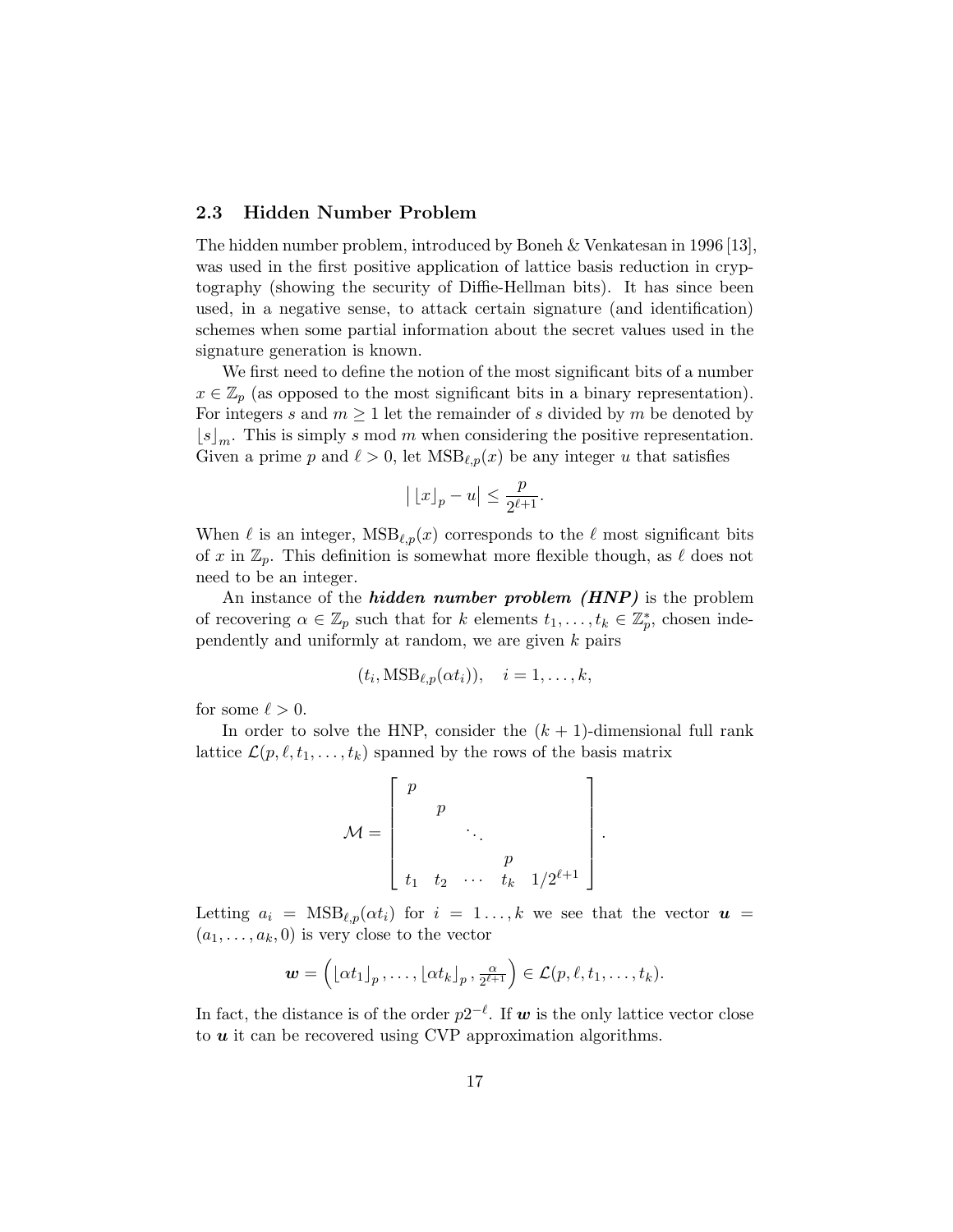### 2.3 Hidden Number Problem

The hidden number problem, introduced by Boneh & Venkatesan in 1996 [13], was used in the first positive application of lattice basis reduction in cryptography (showing the security of Diffie-Hellman bits). It has since been used, in a negative sense, to attack certain signature (and identification) schemes when some partial information about the secret values used in the signature generation is known.

We first need to define the notion of the most significant bits of a number $x \in \mathbb{Z}_p$ (as opposed to the most significant bits in a binary representation). For integers $s$ and $m \geq 1$ let the remainder of $s$ divided by $m$ be denoted by $\lfloor s \rfloor_m$. This is simply $s \bmod m$ when considering the positive representation. Given a prime $p$ and $\ell > 0$, let $\mathrm{MSB}_{\ell,p}(x)$ be any integer $u$ that satisfies

$$\left| \lfloor x \rfloor_p - u \right| \leq \frac{p}{2^{\ell+1}}.$$

When $\ell$ is an integer, $\mathrm{MSB}_{\ell,p}(x)$ corresponds to the $\ell$ most significant bits of $x$ in $\mathbb{Z}_p$. This definition is somewhat more flexible though, as $\ell$ does not need to be an integer.

An instance of the ***hidden number problem (HNP)*** is the problem of recovering $\alpha \in \mathbb{Z}_p$ such that for $k$ elements $t_1, \ldots, t_k \in \mathbb{Z}_p^*$, chosen independently and uniformly at random, we are given $k$ pairs

$$(t_i, \mathrm{MSB}_{\ell,p}(\alpha t_i)), \quad i = 1, \ldots, k,$$

for some $\ell > 0$.

In order to solve the HNP, consider the $(k+1)$-dimensional full rank lattice $\mathcal{L}(p, \ell, t_1, \ldots, t_k)$ spanned by the rows of the basis matrix

$$\mathcal{M} = \begin{bmatrix} p & & & & \\ & p & & & \\ & & \ddots & & \\ & & & p & \\ t_1 & t_2 & \cdots & t_k & 1/2^{\ell+1} \end{bmatrix}.$$

Letting $a_i = \mathrm{MSB}_{\ell,p}(\alpha t_i)$ for $i = 1 \ldots, k$ we see that the vector $\boldsymbol{u} = (a_1, \ldots, a_k, 0)$ is very close to the vector

$$\boldsymbol{w} = \left( \lfloor \alpha t_1 \rfloor_p, \ldots, \lfloor \alpha t_k \rfloor_p, \tfrac{\alpha}{2^{\ell+1}} \right) \in \mathcal{L}(p, \ell, t_1, \ldots, t_k).$$

In fact, the distance is of the order $p2^{-\ell}$. If $\boldsymbol{w}$ is the only lattice vector close to $\boldsymbol{u}$ it can be recovered using CVP approximation algorithms.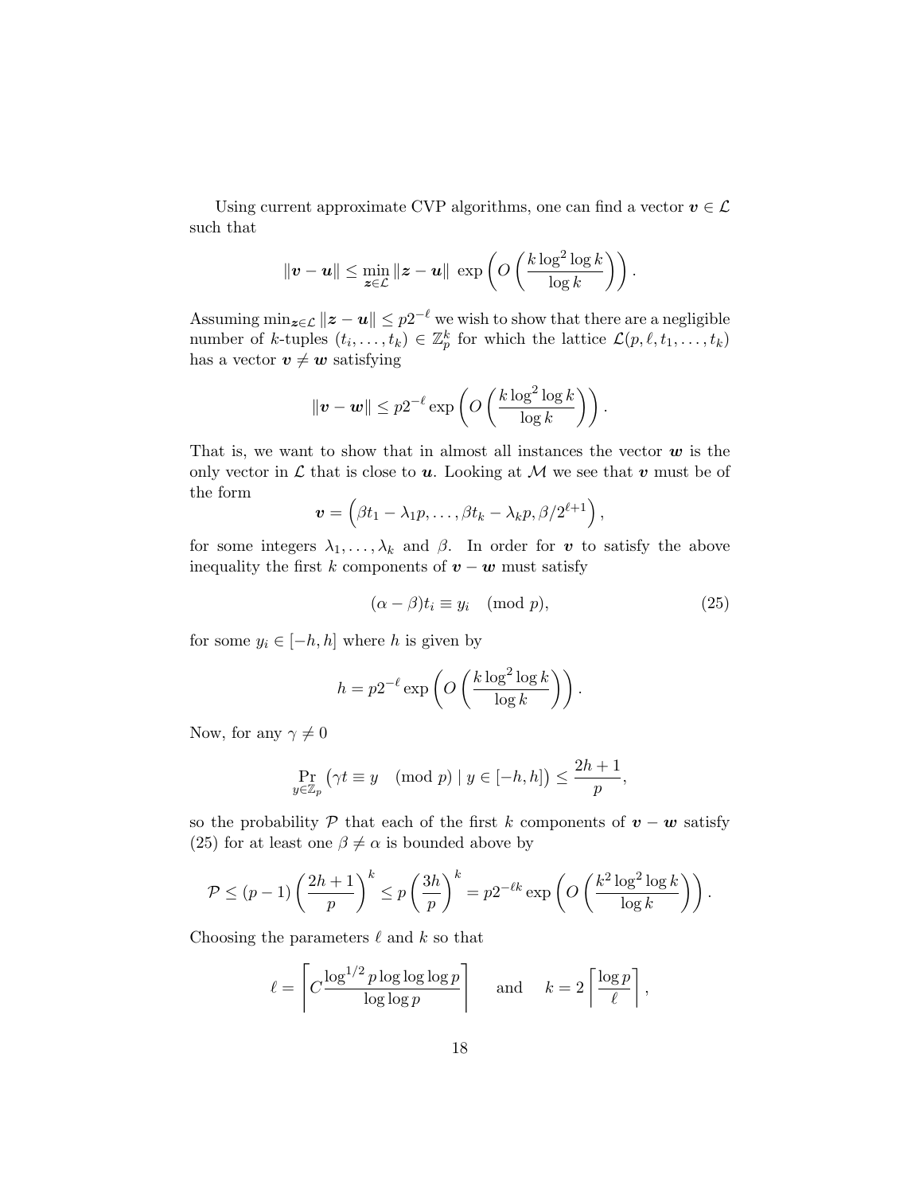Using current approximate CVP algorithms, one can find a vector $\boldsymbol{v} \in \mathcal{L}$ such that

$$\|\boldsymbol{v} - \boldsymbol{u}\| \leq \min_{\boldsymbol{z} \in \mathcal{L}} \|\boldsymbol{z} - \boldsymbol{u}\| \; \exp\left( O\left( \frac{k \log^2 \log k}{\log k} \right) \right).$$

Assuming $\min_{\boldsymbol{z} \in \mathcal{L}} \|\boldsymbol{z} - \boldsymbol{u}\| \leq p2^{-\ell}$ we wish to show that there are a negligible number of $k$-tuples $(t_i, \ldots, t_k) \in \mathbb{Z}_p^k$ for which the lattice $\mathcal{L}(p, \ell, t_1, \ldots, t_k)$ has a vector $\boldsymbol{v} \neq \boldsymbol{w}$ satisfying

$$\|\boldsymbol{v} - \boldsymbol{w}\| \leq p2^{-\ell} \exp\left( O\left( \frac{k \log^2 \log k}{\log k} \right) \right).$$

That is, we want to show that in almost all instances the vector $\boldsymbol{w}$ is the only vector in $\mathcal{L}$ that is close to $\boldsymbol{u}$. Looking at $\mathcal{M}$ we see that $\boldsymbol{v}$ must be of the form

$$\boldsymbol{v} = \left( \beta t_1 - \lambda_1 p, \ldots, \beta t_k - \lambda_k p, \beta / 2^{\ell+1} \right),$$

for some integers $\lambda_1, \ldots, \lambda_k$ and $\beta$. In order for $\boldsymbol{v}$ to satisfy the above inequality the first $k$ components of $\boldsymbol{v} - \boldsymbol{w}$ must satisfy

$$(\alpha - \beta) t_i \equiv y_i \pmod{p}, \tag{25}$$

for some $y_i \in [-h, h]$ where $h$ is given by

$$h = p2^{-\ell} \exp\left( O\left( \frac{k \log^2 \log k}{\log k} \right) \right).$$

Now, for any $\gamma \neq 0$

$$\Pr_{y \in \mathbb{Z}_p} \left( \gamma t \equiv y \pmod{p} \mid y \in [-h, h] \right) \leq \frac{2h+1}{p},$$

so the probability $\mathcal{P}$ that each of the first $k$ components of $\boldsymbol{v} - \boldsymbol{w}$ satisfy (25) for at least one $\beta \neq \alpha$ is bounded above by

$$\mathcal{P} \leq (p-1) \left( \frac{2h+1}{p} \right)^k \leq p \left( \frac{3h}{p} \right)^k = p2^{-\ell k} \exp\left( O\left( \frac{k^2 \log^2 \log k}{\log k} \right) \right).$$

Choosing the parameters $\ell$ and $k$ so that

$$\ell = \left\lceil C \frac{\log^{1/2} p \log \log \log p}{\log \log p} \right\rceil \quad \text{and} \quad k = 2 \left\lceil \frac{\log p}{\ell} \right\rceil,$$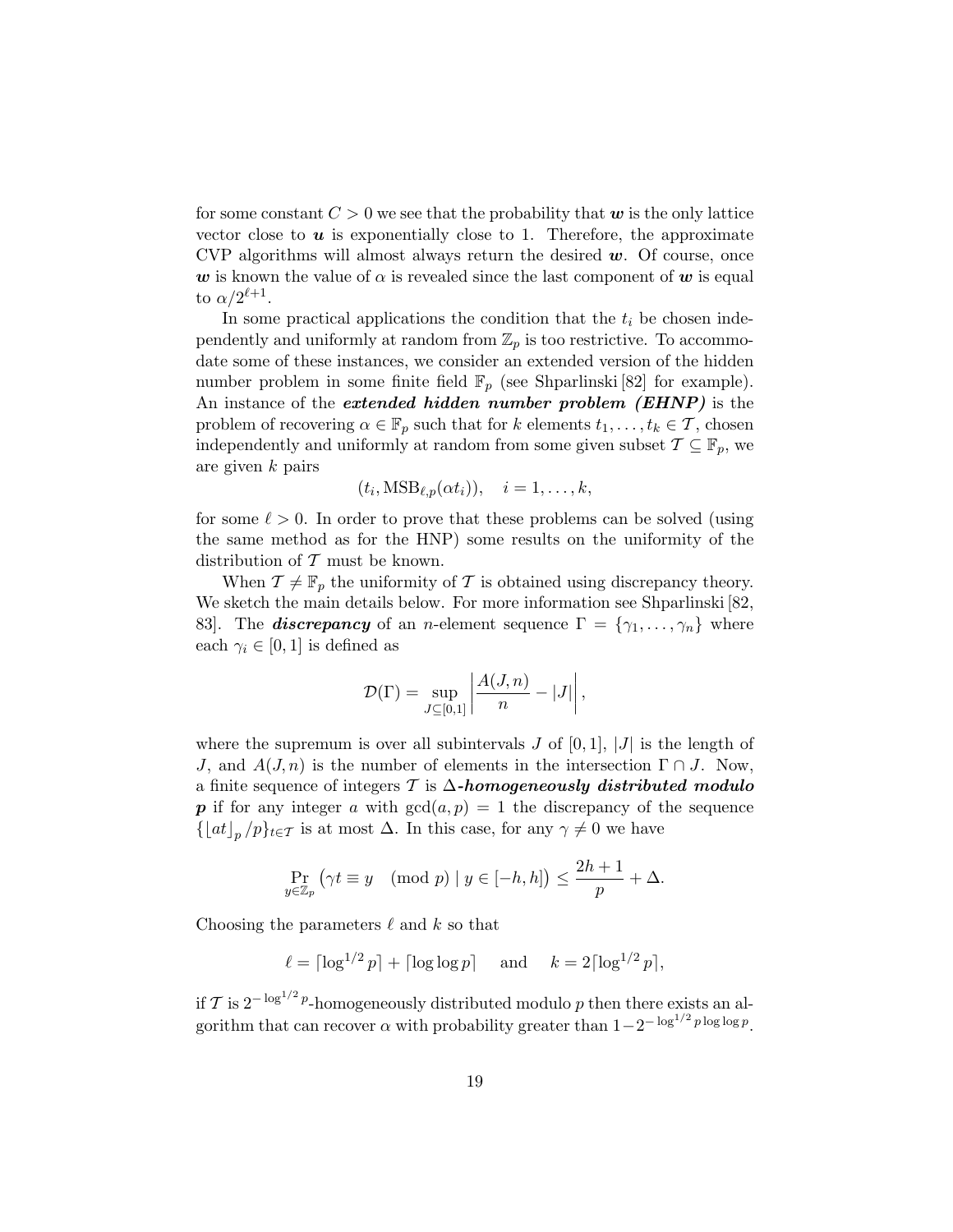for some constant $C > 0$ we see that the probability that $\boldsymbol{w}$ is the only lattice vector close to $\boldsymbol{u}$ is exponentially close to 1. Therefore, the approximate CVP algorithms will almost always return the desired $\boldsymbol{w}$. Of course, once $\boldsymbol{w}$ is known the value of $\alpha$ is revealed since the last component of $\boldsymbol{w}$ is equal to $\alpha/2^{\ell+1}$.

In some practical applications the condition that the $t_i$ be chosen independently and uniformly at random from $\mathbb{Z}_p$ is too restrictive. To accommodate some of these instances, we consider an extended version of the hidden number problem in some finite field $\mathbb{F}_p$ (see Shparlinski [82] for example). An instance of the ***extended hidden number problem (EHNP)*** is the problem of recovering $\alpha \in \mathbb{F}_p$ such that for $k$ elements $t_1, \ldots, t_k \in \mathcal{T}$, chosen independently and uniformly at random from some given subset $\mathcal{T} \subseteq \mathbb{F}_p$, we are given $k$ pairs

$$(t_i, \mathrm{MSB}_{\ell,p}(\alpha t_i)), \quad i = 1, \ldots, k,$$

for some $\ell > 0$. In order to prove that these problems can be solved (using the same method as for the HNP) some results on the uniformity of the distribution of $\mathcal{T}$ must be known.

When $\mathcal{T} \neq \mathbb{F}_p$ the uniformity of $\mathcal{T}$ is obtained using discrepancy theory. We sketch the main details below. For more information see Shparlinski [82, 83]. The ***discrepancy*** of an $n$-element sequence $\Gamma = \{\gamma_1, \ldots, \gamma_n\}$ where each $\gamma_i \in [0, 1]$ is defined as

$$\mathcal{D}(\Gamma) = \sup_{J \subseteq [0,1]} \left| \frac{A(J, n)}{n} - |J| \right|,$$

where the supremum is over all subintervals $J$ of $[0, 1]$, $|J|$ is the length of $J$, and $A(J, n)$ is the number of elements in the intersection $\Gamma \cap J$. Now, a finite sequence of integers $\mathcal{T}$ is ***$\Delta$-homogeneously distributed modulo $p$*** if for any integer $a$ with $\gcd(a, p) = 1$ the discrepancy of the sequence $\{\lfloor at \rfloor_p /p\}_{t \in \mathcal{T}}$ is at most $\Delta$. In this case, for any $\gamma \neq 0$ we have

$$\Pr_{y \in \mathbb{Z}_p} \left( \gamma t \equiv y \pmod{p} \mid y \in [-h, h] \right) \leq \frac{2h+1}{p} + \Delta.$$

Choosing the parameters $\ell$ and $k$ so that

$$\ell = \lceil \log^{1/2} p \rceil + \lceil \log \log p \rceil \quad \text{and} \quad k = 2\lceil \log^{1/2} p \rceil,$$

if $\mathcal{T}$ is $2^{-\log^{1/2} p}$-homogeneously distributed modulo $p$ then there exists an algorithm that can recover $\alpha$ with probability greater than $1 - 2^{-\log^{1/2} p \log \log p}$.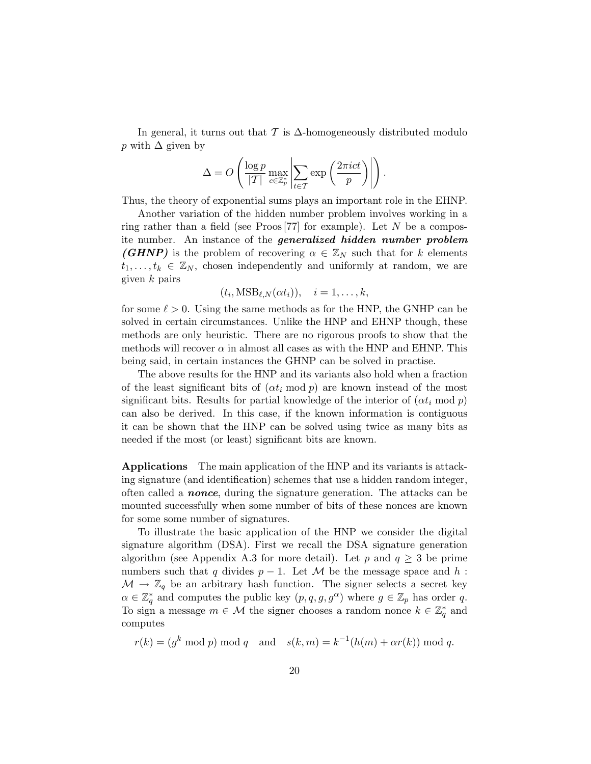In general, it turns out that $\mathcal{T}$ is $\Delta$-homogeneously distributed modulo $p$ with $\Delta$ given by

$$\Delta = O\left(\frac{\log p}{|\mathcal{T}|} \max_{c \in \mathbb{Z}_p^*} \left| \sum_{t \in \mathcal{T}} \exp\left(\frac{2\pi i c t}{p}\right) \right| \right).$$

Thus, the theory of exponential sums plays an important role in the EHNP.

Another variation of the hidden number problem involves working in a ring rather than a field (see Proos [77] for example). Let $N$ be a composite number. An instance of the ***generalized hidden number problem (GHNP)*** is the problem of recovering $\alpha \in \mathbb{Z}_N$ such that for $k$ elements $t_1, \ldots, t_k \in \mathbb{Z}_N$, chosen independently and uniformly at random, we are given $k$ pairs

$$(t_i, \mathrm{MSB}_{\ell,N}(\alpha t_i)), \quad i = 1, \ldots, k,$$

for some $\ell > 0$. Using the same methods as for the HNP, the GNHP can be solved in certain circumstances. Unlike the HNP and EHNP though, these methods are only heuristic. There are no rigorous proofs to show that the methods will recover $\alpha$ in almost all cases as with the HNP and EHNP. This being said, in certain instances the GHNP can be solved in practise.

The above results for the HNP and its variants also hold when a fraction of the least significant bits of $(\alpha t_i \bmod p)$ are known instead of the most significant bits. Results for partial knowledge of the interior of $(\alpha t_i \bmod p)$ can also be derived. In this case, if the known information is contiguous it can be shown that the HNP can be solved using twice as many bits as needed if the most (or least) significant bits are known.

**Applications** The main application of the HNP and its variants is attacking signature (and identification) schemes that use a hidden random integer, often called a ***nonce***, during the signature generation. The attacks can be mounted successfully when some number of bits of these nonces are known for some some number of signatures.

To illustrate the basic application of the HNP we consider the digital signature algorithm (DSA). First we recall the DSA signature generation algorithm (see Appendix A.3 for more detail). Let $p$ and $q \geq 3$ be prime numbers such that $q$ divides $p-1$. Let $\mathcal{M}$ be the message space and $h : \mathcal{M} \to \mathbb{Z}_q$ be an arbitrary hash function. The signer selects a secret key $\alpha \in \mathbb{Z}_q^*$ and computes the public key $(p, q, g, g^\alpha)$ where $g \in \mathbb{Z}_p$ has order $q$. To sign a message $m \in \mathcal{M}$ the signer chooses a random nonce $k \in \mathbb{Z}_q^*$ and computes

$$r(k) = (g^k \bmod p) \bmod q \quad \text{and} \quad s(k, m) = k^{-1}(h(m) + \alpha r(k)) \bmod q.$$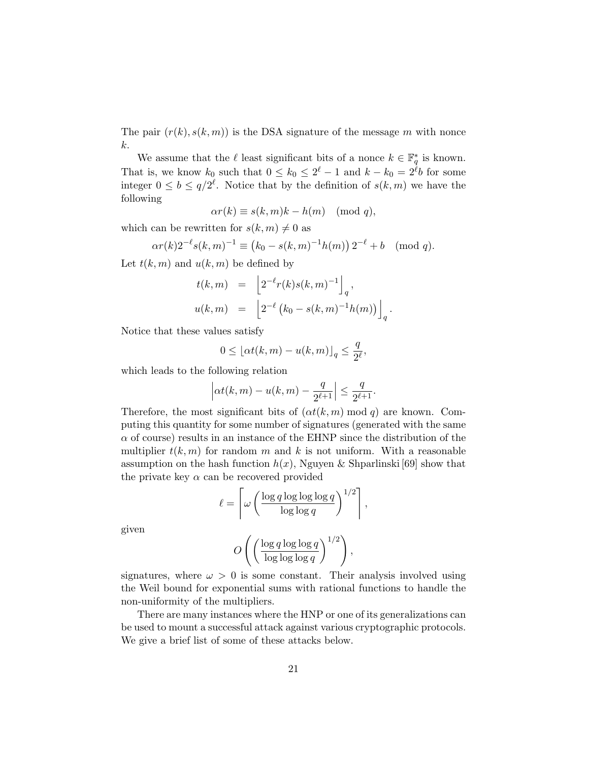The pair $(r(k), s(k, m))$ is the DSA signature of the message $m$ with nonce $k$.

We assume that the $\ell$ least significant bits of a nonce $k \in \mathbb{F}_q^*$ is known. That is, we know $k_0$ such that $0 \leq k_0 \leq 2^\ell - 1$ and $k - k_0 = 2^\ell b$ for some integer $0 \leq b \leq q/2^\ell$. Notice that by the definition of $s(k, m)$ we have the following

$$\alpha r(k) \equiv s(k, m)k - h(m) \pmod{q},$$

which can be rewritten for $s(k, m) \neq 0$ as

$$\alpha r(k) 2^{-\ell} s(k, m)^{-1} \equiv \left(k_0 - s(k, m)^{-1} h(m)\right) 2^{-\ell} + b \pmod{q}.$$

Let $t(k, m)$ and $u(k, m)$ be defined by

$$\begin{aligned} t(k, m) &= \left\lfloor 2^{-\ell} r(k) s(k, m)^{-1} \right\rfloor_q, \\ u(k, m) &= \left\lfloor 2^{-\ell} \left(k_0 - s(k, m)^{-1} h(m)\right) \right\rfloor_q. \end{aligned}$$

Notice that these values satisfy

$$0 \leq \lfloor \alpha t(k, m) - u(k, m) \rfloor_q \leq \frac{q}{2^\ell},$$

which leads to the following relation

$$\left| \alpha t(k, m) - u(k, m) - \frac{q}{2^{\ell+1}} \right| \leq \frac{q}{2^{\ell+1}}.$$

Therefore, the most significant bits of $(\alpha t(k, m) \bmod q)$ are known. Computing this quantity for some number of signatures (generated with the same $\alpha$ of course) results in an instance of the EHNP since the distribution of the multiplier $t(k, m)$ for random $m$ and $k$ is not uniform. With a reasonable assumption on the hash function $h(x)$, Nguyen & Shparlinski [69] show that the private key $\alpha$ can be recovered provided

$$\ell = \left\lceil \omega \left( \frac{\log q \log \log \log q}{\log \log q} \right)^{1/2} \right\rceil,$$

given

$$O\left( \left( \frac{\log q \log \log q}{\log \log \log q} \right)^{1/2} \right),$$

signatures, where $\omega > 0$ is some constant. Their analysis involved using the Weil bound for exponential sums with rational functions to handle the non-uniformity of the multipliers.

There are many instances where the HNP or one of its generalizations can be used to mount a successful attack against various cryptographic protocols. We give a brief list of some of these attacks below.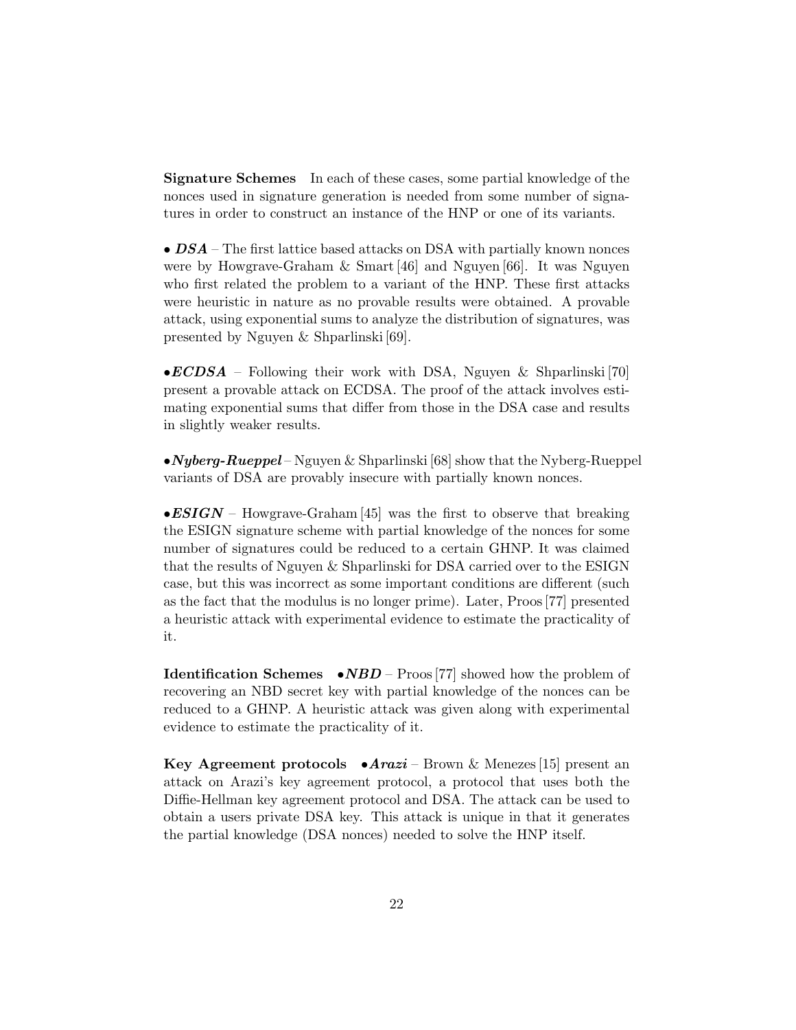**Signature Schemes** In each of these cases, some partial knowledge of the nonces used in signature generation is needed from some number of signatures in order to construct an instance of the HNP or one of its variants.

• ***DSA*** – The first lattice based attacks on DSA with partially known nonces were by Howgrave-Graham & Smart [46] and Nguyen [66]. It was Nguyen who first related the problem to a variant of the HNP. These first attacks were heuristic in nature as no provable results were obtained. A provable attack, using exponential sums to analyze the distribution of signatures, was presented by Nguyen & Shparlinski [69].

•***ECDSA*** – Following their work with DSA, Nguyen & Shparlinski [70] present a provable attack on ECDSA. The proof of the attack involves estimating exponential sums that differ from those in the DSA case and results in slightly weaker results.

•***Nyberg-Rueppel*** – Nguyen & Shparlinski [68] show that the Nyberg-Rueppel variants of DSA are provably insecure with partially known nonces.

•***ESIGN*** – Howgrave-Graham [45] was the first to observe that breaking the ESIGN signature scheme with partial knowledge of the nonces for some number of signatures could be reduced to a certain GHNP. It was claimed that the results of Nguyen & Shparlinski for DSA carried over to the ESIGN case, but this was incorrect as some important conditions are different (such as the fact that the modulus is no longer prime). Later, Proos [77] presented a heuristic attack with experimental evidence to estimate the practicality of it.

**Identification Schemes** •***NBD*** – Proos [77] showed how the problem of recovering an NBD secret key with partial knowledge of the nonces can be reduced to a GHNP. A heuristic attack was given along with experimental evidence to estimate the practicality of it.

**Key Agreement protocols** •***Arazi*** – Brown & Menezes [15] present an attack on Arazi's key agreement protocol, a protocol that uses both the Diffie-Hellman key agreement protocol and DSA. The attack can be used to obtain a users private DSA key. This attack is unique in that it generates the partial knowledge (DSA nonces) needed to solve the HNP itself.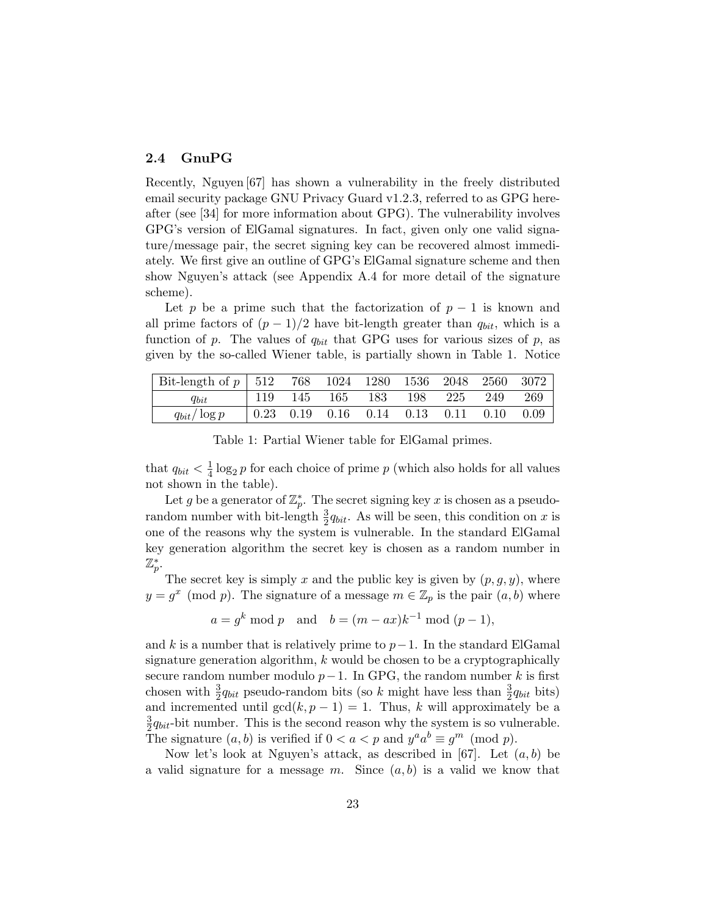## 2.4 GnuPG

Recently, Nguyen [67] has shown a vulnerability in the freely distributed email security package GNU Privacy Guard v1.2.3, referred to as GPG hereafter (see [34] for more information about GPG). The vulnerability involves GPG's version of ElGamal signatures. In fact, given only one valid signature/message pair, the secret signing key can be recovered almost immediately. We first give an outline of GPG's ElGamal signature scheme and then show Nguyen's attack (see Appendix A.4 for more detail of the signature scheme).

Let $p$ be a prime such that the factorization of $p-1$ is known and all prime factors of $(p-1)/2$ have bit-length greater than $q_{bit}$, which is a function of $p$. The values of $q_{bit}$ that GPG uses for various sizes of $p$, as given by the so-called Wiener table, is partially shown in Table 1. Notice

| Bit-length of $p$ | 512 | 768 | 1024 | 1280 | 1536 | 2048 | 2560 | 3072 |
|---|---|---|---|---|---|---|---|---|
| $q_{bit}$ | 119 | 145 | 165 | 183 | 198 | 225 | 249 | 269 |
| $q_{bit}/\log p$ | 0.23 | 0.19 | 0.16 | 0.14 | 0.13 | 0.11 | 0.10 | 0.09 |

Table 1: Partial Wiener table for ElGamal primes.

that $q_{bit} < \frac{1}{4}\log_2 p$ for each choice of prime $p$ (which also holds for all values not shown in the table).

Let $g$ be a generator of $\mathbb{Z}_p^*$. The secret signing key $x$ is chosen as a pseudo-random number with bit-length $\frac{3}{2}q_{bit}$. As will be seen, this condition on $x$ is one of the reasons why the system is vulnerable. In the standard ElGamal key generation algorithm the secret key is chosen as a random number in $\mathbb{Z}_p^*$.

The secret key is simply $x$ and the public key is given by $(p, g, y)$, where $y = g^x \pmod{p}$. The signature of a message $m \in \mathbb{Z}_p$ is the pair $(a, b)$ where

$$a = g^k \bmod p \quad \text{and} \quad b = (m - ax)k^{-1} \bmod (p-1),$$

and $k$ is a number that is relatively prime to $p-1$. In the standard ElGamal signature generation algorithm, $k$ would be chosen to be a cryptographically secure random number modulo $p-1$. In GPG, the random number $k$ is first chosen with $\frac{3}{2}q_{bit}$ pseudo-random bits (so $k$ might have less than $\frac{3}{2}q_{bit}$ bits) and incremented until $\gcd(k, p-1) = 1$. Thus, $k$ will approximately be a $\frac{3}{2}q_{bit}$-bit number. This is the second reason why the system is so vulnerable. The signature $(a, b)$ is verified if $0 < a < p$ and $y^a a^b \equiv g^m \pmod{p}$.

Now let's look at Nguyen's attack, as described in [67]. Let $(a, b)$ be a valid signature for a message $m$. Since $(a, b)$ is a valid we know that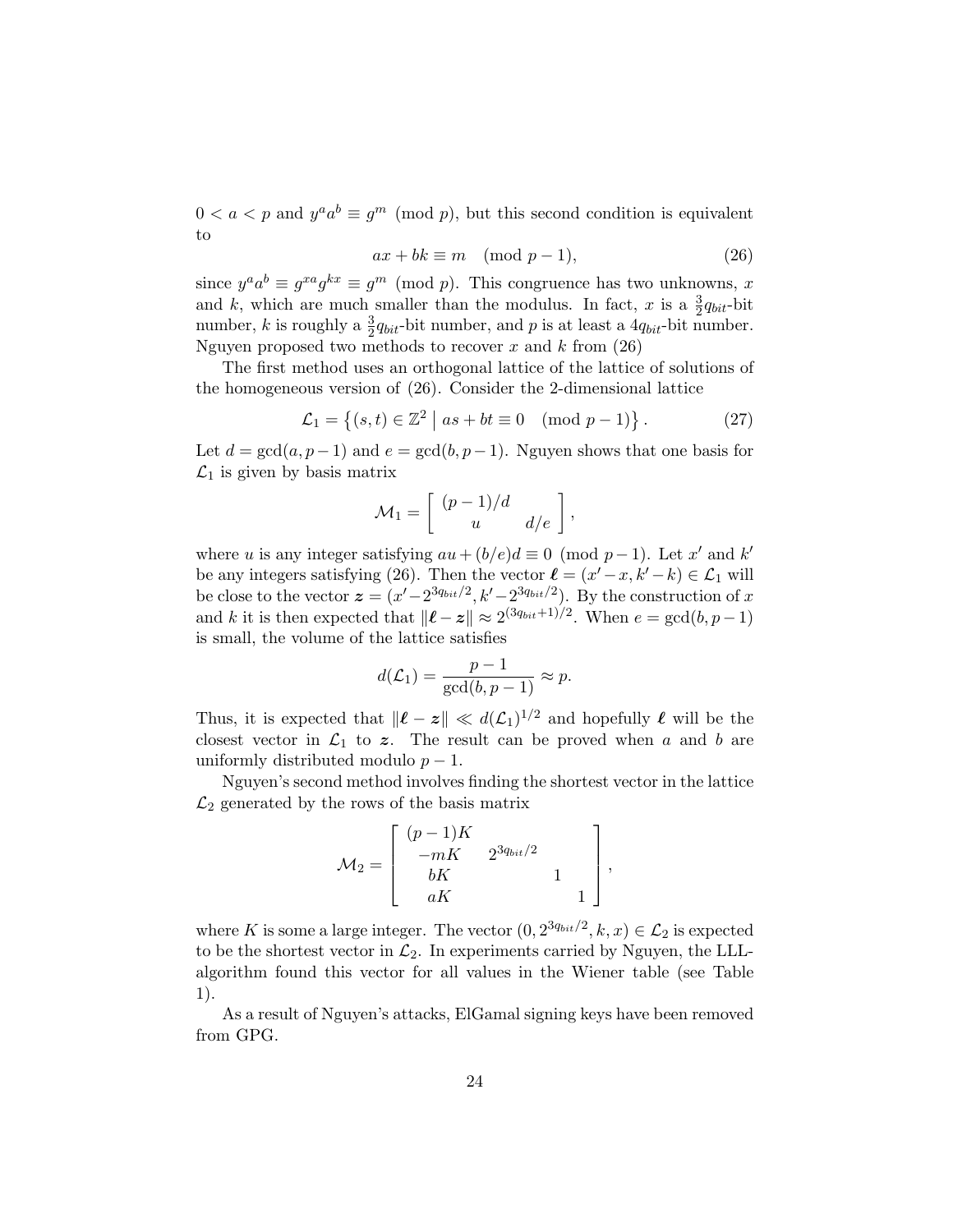$0 < a < p$ and $y^a a^b \equiv g^m \pmod{p}$, but this second condition is equivalent to

$$ax + bk \equiv m \pmod{p-1}, \tag{26}$$

since $y^a a^b \equiv g^{xa} g^{kx} \equiv g^m \pmod{p}$. This congruence has two unknowns, $x$ and $k$, which are much smaller than the modulus. In fact, $x$ is a $\frac{3}{2}q_{bit}$-bit number, $k$ is roughly a $\frac{3}{2}q_{bit}$-bit number, and $p$ is at least a $4q_{bit}$-bit number. Nguyen proposed two methods to recover $x$ and $k$ from (26)

The first method uses an orthogonal lattice of the lattice of solutions of the homogeneous version of (26). Consider the 2-dimensional lattice

$$\mathcal{L}_1 = \left\{ (s,t) \in \mathbb{Z}^2 \;\middle|\; as + bt \equiv 0 \pmod{p-1} \right\}. \tag{27}$$

Let $d = \gcd(a, p-1)$ and $e = \gcd(b, p-1)$. Nguyen shows that one basis for $\mathcal{L}_1$ is given by basis matrix

$$\mathcal{M}_1 = \begin{bmatrix} (p-1)/d & \\ u & d/e \end{bmatrix},$$

where $u$ is any integer satisfying $au + (b/e)d \equiv 0 \pmod{p-1}$. Let $x'$ and $k'$ be any integers satisfying (26). Then the vector $\boldsymbol{\ell} = (x' - x, k' - k) \in \mathcal{L}_1$ will be close to the vector $\boldsymbol{z} = (x' - 2^{3q_{bit}/2}, k' - 2^{3q_{bit}/2})$. By the construction of $x$ and $k$ it is then expected that $\|\boldsymbol{\ell} - \boldsymbol{z}\| \approx 2^{(3q_{bit}+1)/2}$. When $e = \gcd(b, p-1)$ is small, the volume of the lattice satisfies

$$d(\mathcal{L}_1) = \frac{p-1}{\gcd(b, p-1)} \approx p.$$

Thus, it is expected that $\|\boldsymbol{\ell} - \boldsymbol{z}\| \ll d(\mathcal{L}_1)^{1/2}$ and hopefully $\boldsymbol{\ell}$ will be the closest vector in $\mathcal{L}_1$ to $\boldsymbol{z}$. The result can be proved when $a$ and $b$ are uniformly distributed modulo $p-1$.

Nguyen's second method involves finding the shortest vector in the lattice $\mathcal{L}_2$ generated by the rows of the basis matrix

$$\mathcal{M}_2 = \begin{bmatrix} (p-1)K & & & \\ -mK & 2^{3q_{bit}/2} & & \\ bK & & 1 & \\ aK & & & 1 \end{bmatrix},$$

where $K$ is some a large integer. The vector $(0, 2^{3q_{bit}/2}, k, x) \in \mathcal{L}_2$ is expected to be the shortest vector in $\mathcal{L}_2$. In experiments carried by Nguyen, the LLL-algorithm found this vector for all values in the Wiener table (see Table 1).

As a result of Nguyen's attacks, ElGamal signing keys have been removed from GPG.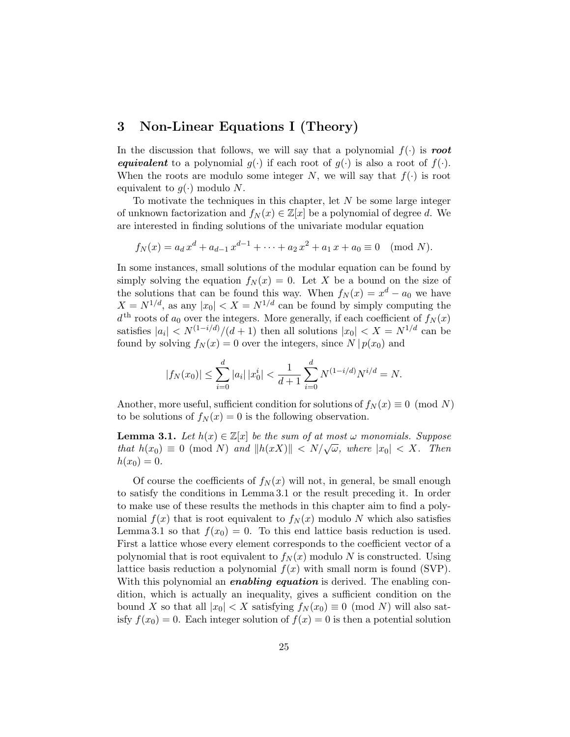## 3 Non-Linear Equations I (Theory)

In the discussion that follows, we will say that a polynomial $f(\cdot)$ is ***root equivalent*** to a polynomial $g(\cdot)$ if each root of $g(\cdot)$ is also a root of $f(\cdot)$. When the roots are modulo some integer $N$, we will say that $f(\cdot)$ is root equivalent to $g(\cdot)$ modulo $N$.

To motivate the techniques in this chapter, let $N$ be some large integer of unknown factorization and $f_N(x) \in \mathbb{Z}[x]$ be a polynomial of degree $d$. We are interested in finding solutions of the univariate modular equation

$$f_N(x) = a_d\, x^d + a_{d-1}\, x^{d-1} + \cdots + a_2\, x^2 + a_1\, x + a_0 \equiv 0 \pmod{N}.$$

In some instances, small solutions of the modular equation can be found by simply solving the equation $f_N(x) = 0$. Let $X$ be a bound on the size of the solutions that can be found this way. When $f_N(x) = x^d - a_0$ we have $X = N^{1/d}$, as any $|x_0| < X = N^{1/d}$ can be found by simply computing the $d^{\text{th}}$ roots of $a_0$ over the integers. More generally, if each coefficient of $f_N(x)$ satisfies $|a_i| < N^{(1-i/d)}/(d+1)$ then all solutions $|x_0| < X = N^{1/d}$ can be found by solving $f_N(x) = 0$ over the integers, since $N \mid p(x_0)$ and

$$|f_N(x_0)| \leq \sum_{i=0}^{d} |a_i|\, |x_0^i| < \frac{1}{d+1} \sum_{i=0}^{d} N^{(1-i/d)} N^{i/d} = N.$$

Another, more useful, sufficient condition for solutions of $f_N(x) \equiv 0 \pmod{N}$ to be solutions of $f_N(x) = 0$ is the following observation.

**Lemma 3.1.** *Let $h(x) \in \mathbb{Z}[x]$ be the sum of at most $\omega$ monomials. Suppose that $h(x_0) \equiv 0 \pmod{N}$ and $\|h(xX)\| < N/\sqrt{\omega}$, where $|x_0| < X$. Then $h(x_0) = 0$.*

Of course the coefficients of $f_N(x)$ will not, in general, be small enough to satisfy the conditions in Lemma 3.1 or the result preceding it. In order to make use of these results the methods in this chapter aim to find a polynomial $f(x)$ that is root equivalent to $f_N(x)$ modulo $N$ which also satisfies Lemma 3.1 so that $f(x_0) = 0$. To this end lattice basis reduction is used. First a lattice whose every element corresponds to the coefficient vector of a polynomial that is root equivalent to $f_N(x)$ modulo $N$ is constructed. Using lattice basis reduction a polynomial $f(x)$ with small norm is found (SVP). With this polynomial an ***enabling equation*** is derived. The enabling condition, which is actually an inequality, gives a sufficient condition on the bound $X$ so that all $|x_0| < X$ satisfying $f_N(x_0) \equiv 0 \pmod{N}$ will also satisfy $f(x_0) = 0$. Each integer solution of $f(x) = 0$ is then a potential solution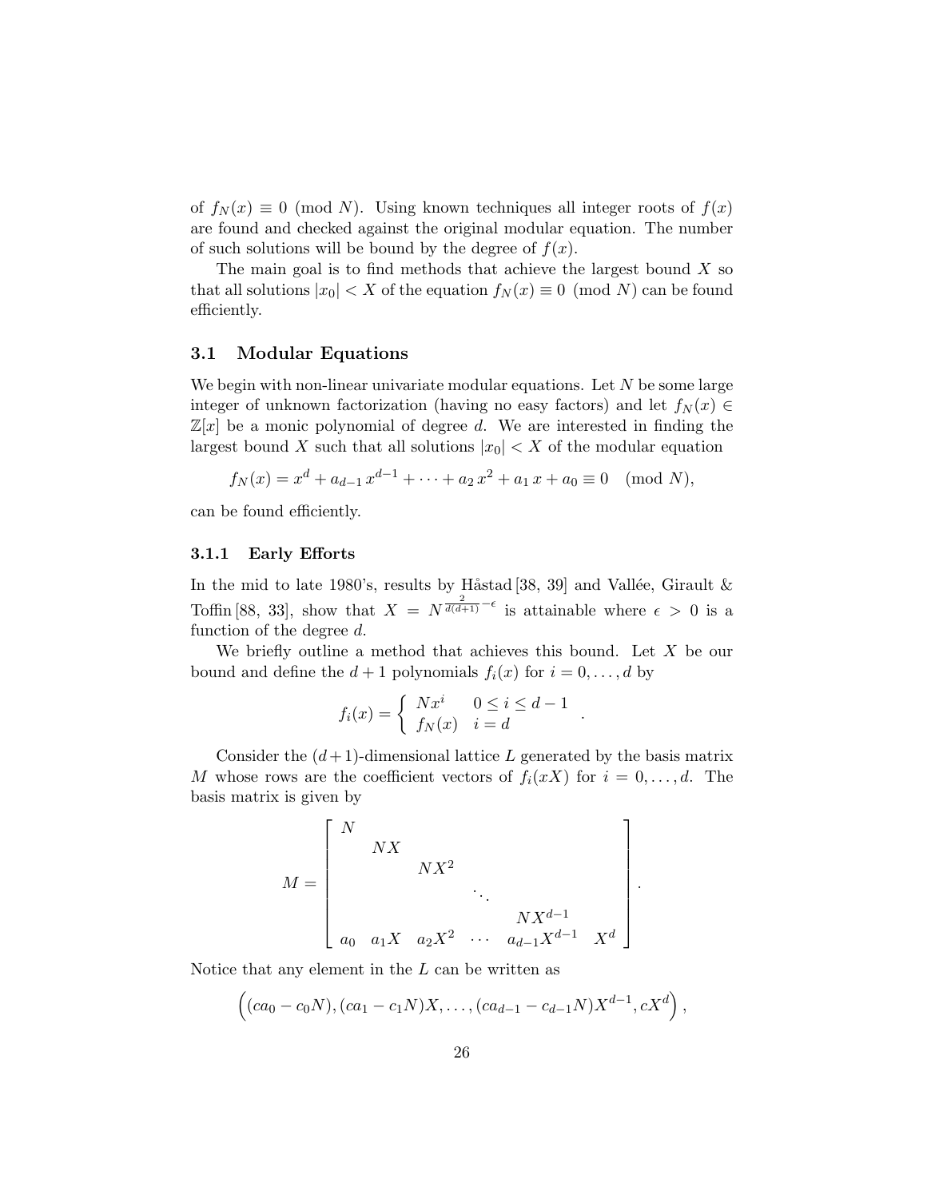of $f_N(x) \equiv 0 \pmod{N}$. Using known techniques all integer roots of $f(x)$ are found and checked against the original modular equation. The number of such solutions will be bound by the degree of $f(x)$.

The main goal is to find methods that achieve the largest bound $X$ so that all solutions $|x_0| < X$ of the equation $f_N(x) \equiv 0 \pmod{N}$ can be found efficiently.

## 3.1 Modular Equations

We begin with non-linear univariate modular equations. Let $N$ be some large integer of unknown factorization (having no easy factors) and let $f_N(x) \in \mathbb{Z}[x]$ be a monic polynomial of degree $d$. We are interested in finding the largest bound $X$ such that all solutions $|x_0| < X$ of the modular equation

$$f_N(x) = x^d + a_{d-1}\,x^{d-1} + \cdots + a_2\,x^2 + a_1\,x + a_0 \equiv 0 \pmod{N},$$

can be found efficiently.

### 3.1.1 Early Efforts

In the mid to late 1980's, results by Håstad [38, 39] and Vallée, Girault & Toffin [88, 33], show that $X = N^{\frac{2}{d(d+1)}-\epsilon}$ is attainable where $\epsilon > 0$ is a function of the degree $d$.

We briefly outline a method that achieves this bound. Let $X$ be our bound and define the $d+1$ polynomials $f_i(x)$ for $i = 0, \ldots, d$ by

$$f_i(x) = \begin{cases} Nx^i & 0 \le i \le d-1 \\ f_N(x) & i = d \end{cases}.$$

Consider the $(d+1)$-dimensional lattice $L$ generated by the basis matrix $M$ whose rows are the coefficient vectors of $f_i(xX)$ for $i = 0, \ldots, d$. The basis matrix is given by

$$M = \begin{bmatrix} N & & & & & \\ & NX & & & & \\ & & NX^2 & & & \\ & & & \ddots & & \\ & & & & NX^{d-1} & \\ a_0 & a_1X & a_2X^2 & \cdots & a_{d-1}X^{d-1} & X^d \end{bmatrix}.$$

Notice that any element in the $L$ can be written as

$$\Big((ca_0 - c_0N), (ca_1 - c_1N)X, \ldots, (ca_{d-1} - c_{d-1}N)X^{d-1}, cX^d\Big),$$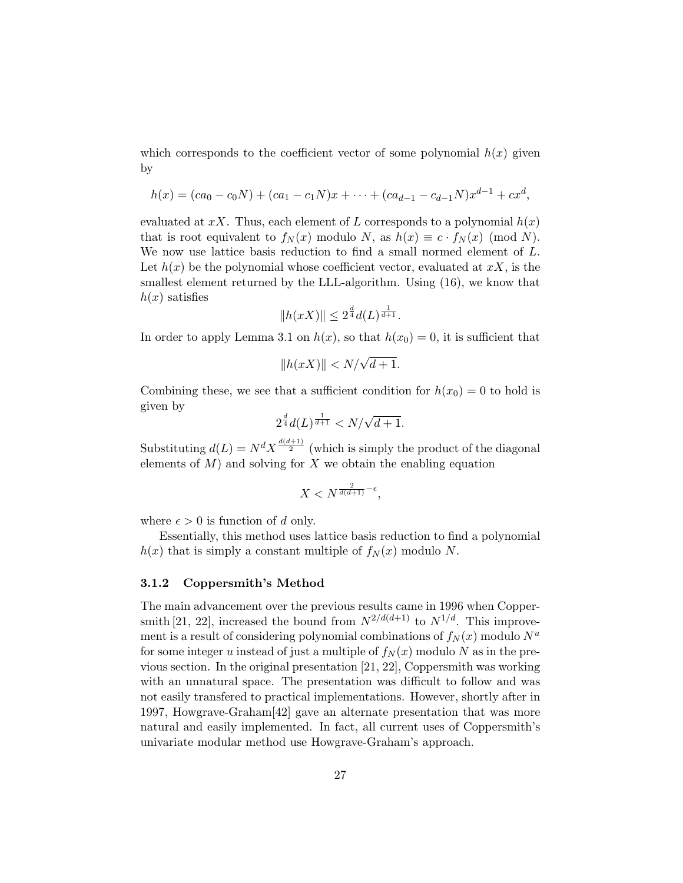which corresponds to the coefficient vector of some polynomial $h(x)$ given by

$$h(x) = (ca_0 - c_0 N) + (ca_1 - c_1 N)x + \cdots + (ca_{d-1} - c_{d-1}N)x^{d-1} + cx^d,$$

evaluated at $xX$. Thus, each element of $L$ corresponds to a polynomial $h(x)$ that is root equivalent to $f_N(x)$ modulo $N$, as $h(x) \equiv c \cdot f_N(x) \pmod N$. We now use lattice basis reduction to find a small normed element of $L$. Let $h(x)$ be the polynomial whose coefficient vector, evaluated at $xX$, is the smallest element returned by the LLL-algorithm. Using (16), we know that $h(x)$ satisfies

$$\|h(xX)\| \leq 2^{\frac{d}{4}} d(L)^{\frac{1}{d+1}}.$$

In order to apply Lemma 3.1 on $h(x)$, so that $h(x_0) = 0$, it is sufficient that

$$\|h(xX)\| < N/\sqrt{d+1}.$$

Combining these, we see that a sufficient condition for $h(x_0) = 0$ to hold is given by

$$2^{\frac{d}{4}} d(L)^{\frac{1}{d+1}} < N/\sqrt{d+1}.$$

Substituting $d(L) = N^d X^{\frac{d(d+1)}{2}}$ (which is simply the product of the diagonal elements of $M$) and solving for $X$ we obtain the enabling equation

$$X < N^{\frac{2}{d(d+1)} - \epsilon},$$

where $\epsilon > 0$ is function of $d$ only.

Essentially, this method uses lattice basis reduction to find a polynomial $h(x)$ that is simply a constant multiple of $f_N(x)$ modulo $N$.

### 3.1.2 Coppersmith's Method

The main advancement over the previous results came in 1996 when Coppersmith [21, 22], increased the bound from $N^{2/d(d+1)}$ to $N^{1/d}$. This improvement is a result of considering polynomial combinations of $f_N(x)$ modulo $N^u$ for some integer $u$ instead of just a multiple of $f_N(x)$ modulo $N$ as in the previous section. In the original presentation [21, 22], Coppersmith was working with an unnatural space. The presentation was difficult to follow and was not easily transfered to practical implementations. However, shortly after in 1997, Howgrave-Graham[42] gave an alternate presentation that was more natural and easily implemented. In fact, all current uses of Coppersmith's univariate modular method use Howgrave-Graham's approach.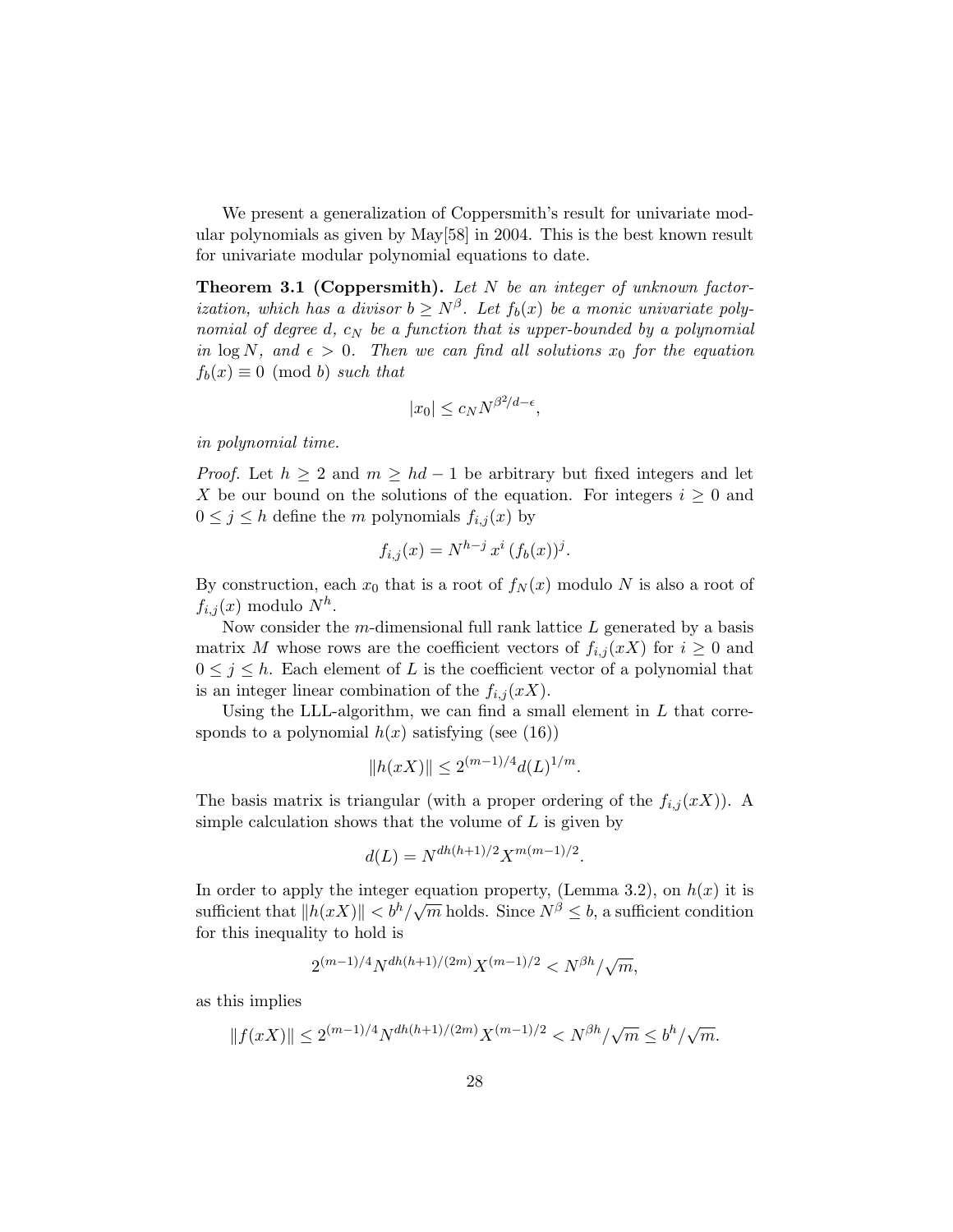We present a generalization of Coppersmith's result for univariate modular polynomials as given by May[58] in 2004. This is the best known result for univariate modular polynomial equations to date.

**Theorem 3.1 (Coppersmith).** *Let $N$ be an integer of unknown factorization, which has a divisor $b \geq N^{\beta}$. Let $f_b(x)$ be a monic univariate polynomial of degree $d$, $c_N$ be a function that is upper-bounded by a polynomial in $\log N$, and $\epsilon > 0$. Then we can find all solutions $x_0$ for the equation $f_b(x) \equiv 0 \pmod{b}$ such that*

$$|x_0| \leq c_N N^{\beta^2/d - \epsilon},$$

*in polynomial time.*

*Proof.* Let $h \geq 2$ and $m \geq hd - 1$ be arbitrary but fixed integers and let $X$ be our bound on the solutions of the equation. For integers $i \geq 0$ and $0 \leq j \leq h$ define the $m$ polynomials $f_{i,j}(x)$ by

$$f_{i,j}(x) = N^{h-j}\, x^i\, (f_b(x))^j.$$

By construction, each $x_0$ that is a root of $f_N(x)$ modulo $N$ is also a root of $f_{i,j}(x)$ modulo $N^h$.

Now consider the $m$-dimensional full rank lattice $L$ generated by a basis matrix $M$ whose rows are the coefficient vectors of $f_{i,j}(xX)$ for $i \geq 0$ and $0 \leq j \leq h$. Each element of $L$ is the coefficient vector of a polynomial that is an integer linear combination of the $f_{i,j}(xX)$.

Using the LLL-algorithm, we can find a small element in $L$ that corresponds to a polynomial $h(x)$ satisfying (see (16))

$$\|h(xX)\| \leq 2^{(m-1)/4} d(L)^{1/m}.$$

The basis matrix is triangular (with a proper ordering of the $f_{i,j}(xX)$). A simple calculation shows that the volume of $L$ is given by

$$d(L) = N^{dh(h+1)/2} X^{m(m-1)/2}.$$

In order to apply the integer equation property, (Lemma 3.2), on $h(x)$ it is sufficient that $\|h(xX)\| < b^h/\sqrt{m}$ holds. Since $N^{\beta} \leq b$, a sufficient condition for this inequality to hold is

$$2^{(m-1)/4} N^{dh(h+1)/(2m)} X^{(m-1)/2} < N^{\beta h}/\sqrt{m},$$

as this implies

$$\|f(xX)\| \leq 2^{(m-1)/4} N^{dh(h+1)/(2m)} X^{(m-1)/2} < N^{\beta h}/\sqrt{m} \leq b^h/\sqrt{m}.$$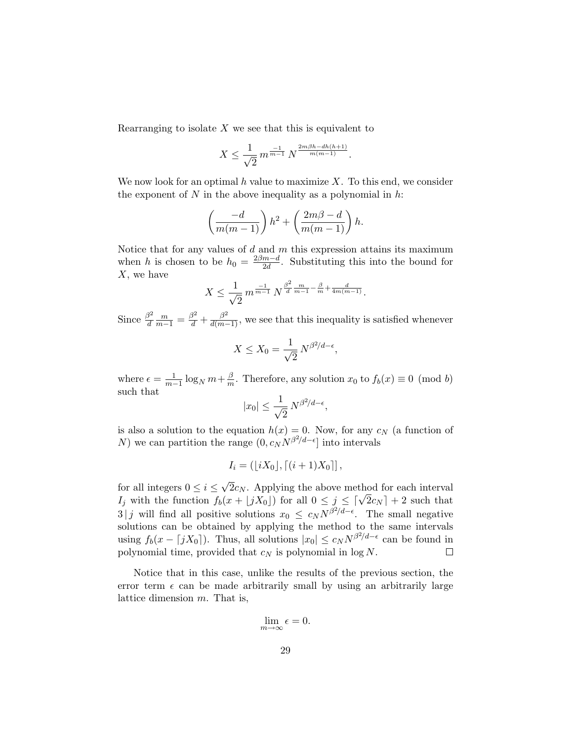Rearranging to isolate $X$ we see that this is equivalent to

$$X \leq \frac{1}{\sqrt{2}} \, m^{\frac{-1}{m-1}} \, N^{\frac{2m\beta h - dh(h+1)}{m(m-1)}}.$$

We now look for an optimal $h$ value to maximize $X$. To this end, we consider the exponent of $N$ in the above inequality as a polynomial in $h$:

$$\left(\frac{-d}{m(m-1)}\right) h^2 + \left(\frac{2m\beta - d}{m(m-1)}\right) h.$$

Notice that for any values of $d$ and $m$ this expression attains its maximum when $h$ is chosen to be $h_0 = \frac{2\beta m - d}{2d}$. Substituting this into the bound for $X$, we have

$$X \leq \frac{1}{\sqrt{2}} \, m^{\frac{-1}{m-1}} \, N^{\frac{\beta^2}{d}\frac{m}{m-1} - \frac{\beta}{m} + \frac{d}{4m(m-1)}}.$$

Since $\frac{\beta^2}{d}\frac{m}{m-1} = \frac{\beta^2}{d} + \frac{\beta^2}{d(m-1)}$, we see that this inequality is satisfied whenever

$$X \leq X_0 = \frac{1}{\sqrt{2}} \, N^{\beta^2/d - \epsilon},$$

where $\epsilon = \frac{1}{m-1}\log_N m + \frac{\beta}{m}$. Therefore, any solution $x_0$ to $f_b(x) \equiv 0 \pmod{b}$ such that

$$|x_0| \leq \frac{1}{\sqrt{2}} \, N^{\beta^2/d - \epsilon},$$

is also a solution to the equation $h(x) = 0$. Now, for any $c_N$ (a function of $N$) we can partition the range $(0, c_N N^{\beta^2/d-\epsilon}]$ into intervals

$$I_i = \left(\lfloor iX_0 \rfloor, \lceil (i+1)X_0 \rceil\right],$$

for all integers $0 \leq i \leq \sqrt{2}c_N$. Applying the above method for each interval $I_j$ with the function $f_b(x + \lfloor jX_0 \rfloor)$ for all $0 \leq j \leq \lceil \sqrt{2}c_N \rceil + 2$ such that $3 \,|\, j$ will find all positive solutions $x_0 \leq c_N N^{\beta^2/d-\epsilon}$. The small negative solutions can be obtained by applying the method to the same intervals using $f_b(x - \lceil jX_0 \rceil)$. Thus, all solutions $|x_0| \leq c_N N^{\beta^2/d-\epsilon}$ can be found in polynomial time, provided that $c_N$ is polynomial in $\log N$. $\square$

Notice that in this case, unlike the results of the previous section, the error term $\epsilon$ can be made arbitrarily small by using an arbitrarily large lattice dimension $m$. That is,

$$\lim_{m \to \infty} \epsilon = 0.$$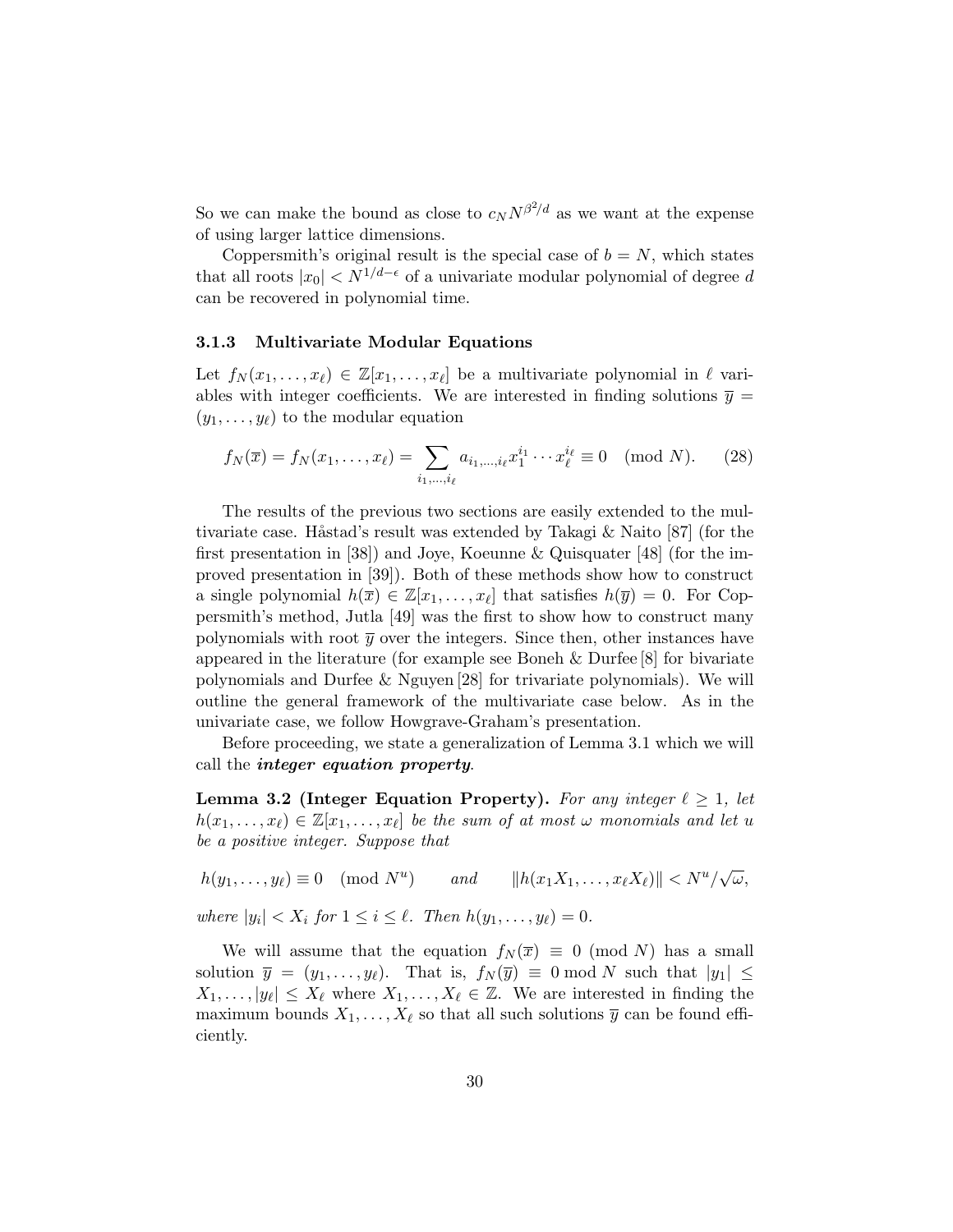So we can make the bound as close to $c_N N^{\beta^2/d}$ as we want at the expense of using larger lattice dimensions.

Coppersmith's original result is the special case of $b = N$, which states that all roots $|x_0| < N^{1/d-\epsilon}$ of a univariate modular polynomial of degree $d$ can be recovered in polynomial time.

### 3.1.3 Multivariate Modular Equations

Let $f_N(x_1, \ldots, x_\ell) \in \mathbb{Z}[x_1, \ldots, x_\ell]$ be a multivariate polynomial in $\ell$ variables with integer coefficients. We are interested in finding solutions $\overline{y} = (y_1, \ldots, y_\ell)$ to the modular equation

$$f_N(\overline{x}) = f_N(x_1, \ldots, x_\ell) = \sum_{i_1, \ldots, i_\ell} a_{i_1, \ldots, i_\ell} x_1^{i_1} \cdots x_\ell^{i_\ell} \equiv 0 \pmod{N}. \quad (28)$$

The results of the previous two sections are easily extended to the multivariate case. Håstad's result was extended by Takagi & Naito [87] (for the first presentation in [38]) and Joye, Koeunne & Quisquater [48] (for the improved presentation in [39]). Both of these methods show how to construct a single polynomial $h(\overline{x}) \in \mathbb{Z}[x_1, \ldots, x_\ell]$ that satisfies $h(\overline{y}) = 0$. For Coppersmith's method, Jutla [49] was the first to show how to construct many polynomials with root $\overline{y}$ over the integers. Since then, other instances have appeared in the literature (for example see Boneh & Durfee [8] for bivariate polynomials and Durfee & Nguyen [28] for trivariate polynomials). We will outline the general framework of the multivariate case below. As in the univariate case, we follow Howgrave-Graham's presentation.

Before proceeding, we state a generalization of Lemma 3.1 which we will call the ***integer equation property***.

**Lemma 3.2 (Integer Equation Property).** *For any integer $\ell \geq 1$, let $h(x_1, \ldots, x_\ell) \in \mathbb{Z}[x_1, \ldots, x_\ell]$ be the sum of at most $\omega$ monomials and let $u$ be a positive integer. Suppose that*

$$h(y_1, \ldots, y_\ell) \equiv 0 \pmod{N^u} \qquad \text{and} \qquad \|h(x_1 X_1, \ldots, x_\ell X_\ell)\| < N^u/\sqrt{\omega},$$

*where $|y_i| < X_i$ for $1 \leq i \leq \ell$. Then $h(y_1, \ldots, y_\ell) = 0$.*

We will assume that the equation $f_N(\overline{x}) \equiv 0 \pmod{N}$ has a small solution $\overline{y} = (y_1, \ldots, y_\ell)$. That is, $f_N(\overline{y}) \equiv 0 \bmod N$ such that $|y_1| \leq X_1, \ldots, |y_\ell| \leq X_\ell$ where $X_1, \ldots, X_\ell \in \mathbb{Z}$. We are interested in finding the maximum bounds $X_1, \ldots, X_\ell$ so that all such solutions $\overline{y}$ can be found efficiently.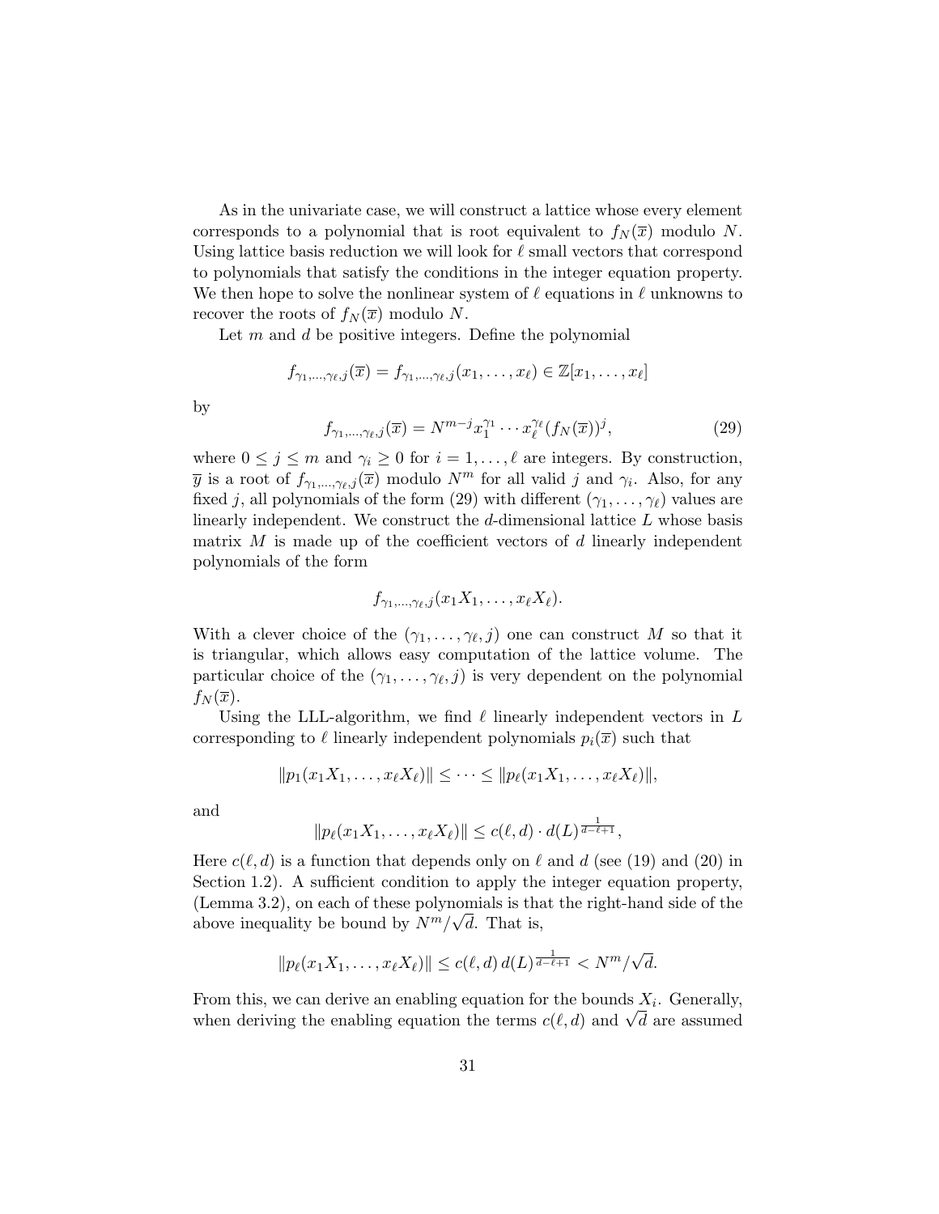As in the univariate case, we will construct a lattice whose every element corresponds to a polynomial that is root equivalent to $f_N(\overline{x})$ modulo $N$. Using lattice basis reduction we will look for $\ell$ small vectors that correspond to polynomials that satisfy the conditions in the integer equation property. We then hope to solve the nonlinear system of $\ell$ equations in $\ell$ unknowns to recover the roots of $f_N(\overline{x})$ modulo $N$.

Let $m$ and $d$ be positive integers. Define the polynomial

$$f_{\gamma_1,\ldots,\gamma_\ell,j}(\overline{x}) = f_{\gamma_1,\ldots,\gamma_\ell,j}(x_1,\ldots,x_\ell) \in \mathbb{Z}[x_1,\ldots,x_\ell]$$

by

$$f_{\gamma_1,\ldots,\gamma_\ell,j}(\overline{x}) = N^{m-j} x_1^{\gamma_1}\cdots x_\ell^{\gamma_\ell}(f_N(\overline{x}))^j, \tag{29}$$

where $0 \leq j \leq m$ and $\gamma_i \geq 0$ for $i = 1,\ldots,\ell$ are integers. By construction, $\overline{y}$ is a root of $f_{\gamma_1,\ldots,\gamma_\ell,j}(\overline{x})$ modulo $N^m$ for all valid $j$ and $\gamma_i$. Also, for any fixed $j$, all polynomials of the form (29) with different $(\gamma_1,\ldots,\gamma_\ell)$ values are linearly independent. We construct the $d$-dimensional lattice $L$ whose basis matrix $M$ is made up of the coefficient vectors of $d$ linearly independent polynomials of the form

$$f_{\gamma_1,\ldots,\gamma_\ell,j}(x_1X_1,\ldots,x_\ell X_\ell).$$

With a clever choice of the $(\gamma_1,\ldots,\gamma_\ell,j)$ one can construct $M$ so that it is triangular, which allows easy computation of the lattice volume. The particular choice of the $(\gamma_1,\ldots,\gamma_\ell,j)$ is very dependent on the polynomial $f_N(\overline{x})$.

Using the LLL-algorithm, we find $\ell$ linearly independent vectors in $L$ corresponding to $\ell$ linearly independent polynomials $p_i(\overline{x})$ such that

$$\|p_1(x_1X_1,\ldots,x_\ell X_\ell)\| \leq \cdots \leq \|p_\ell(x_1X_1,\ldots,x_\ell X_\ell)\|,$$

and

$$\|p_\ell(x_1X_1,\ldots,x_\ell X_\ell)\| \leq c(\ell,d)\cdot d(L)^{\frac{1}{d-\ell+1}},$$

Here $c(\ell,d)$ is a function that depends only on $\ell$ and $d$ (see (19) and (20) in Section 1.2). A sufficient condition to apply the integer equation property, (Lemma 3.2), on each of these polynomials is that the right-hand side of the above inequality be bound by $N^m/\sqrt{d}$. That is,

$$\|p_\ell(x_1X_1,\ldots,x_\ell X_\ell)\| \leq c(\ell,d)\, d(L)^{\frac{1}{d-\ell+1}} < N^m/\sqrt{d}.$$

From this, we can derive an enabling equation for the bounds $X_i$. Generally, when deriving the enabling equation the terms $c(\ell,d)$ and $\sqrt{d}$ are assumed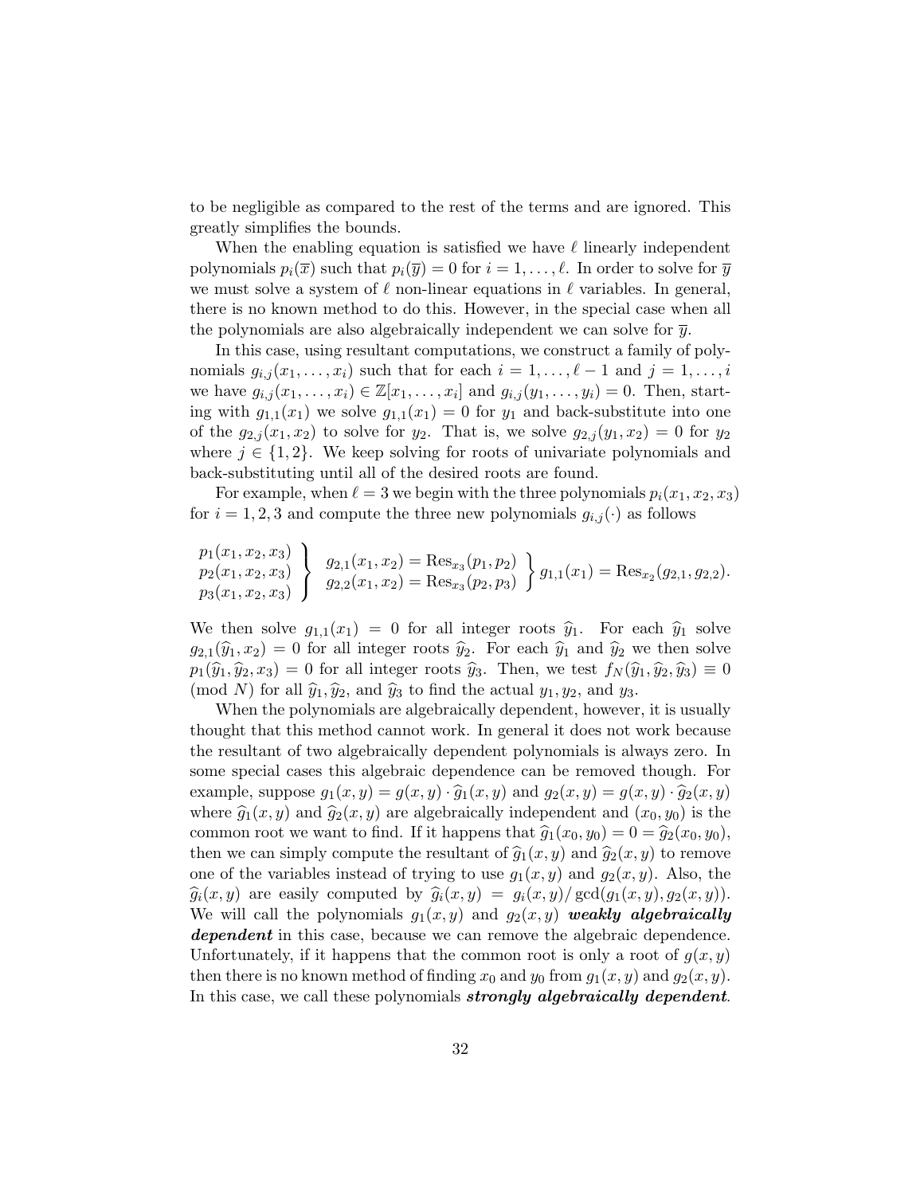to be negligible as compared to the rest of the terms and are ignored. This greatly simplifies the bounds.

When the enabling equation is satisfied we have $\ell$ linearly independent polynomials $p_i(\overline{x})$ such that $p_i(\overline{y}) = 0$ for $i = 1, \ldots, \ell$. In order to solve for $\overline{y}$ we must solve a system of $\ell$ non-linear equations in $\ell$ variables. In general, there is no known method to do this. However, in the special case when all the polynomials are also algebraically independent we can solve for $\overline{y}$.

In this case, using resultant computations, we construct a family of polynomials $g_{i,j}(x_1, \ldots, x_i)$ such that for each $i = 1, \ldots, \ell - 1$ and $j = 1, \ldots, i$ we have $g_{i,j}(x_1, \ldots, x_i) \in \mathbb{Z}[x_1, \ldots, x_i]$ and $g_{i,j}(y_1, \ldots, y_i) = 0$. Then, starting with $g_{1,1}(x_1)$ we solve $g_{1,1}(x_1) = 0$ for $y_1$ and back-substitute into one of the $g_{2,j}(x_1, x_2)$ to solve for $y_2$. That is, we solve $g_{2,j}(y_1, x_2) = 0$ for $y_2$ where $j \in \{1, 2\}$. We keep solving for roots of univariate polynomials and back-substituting until all of the desired roots are found.

For example, when $\ell = 3$ we begin with the three polynomials $p_i(x_1, x_2, x_3)$ for $i = 1, 2, 3$ and compute the three new polynomials $g_{i,j}(\cdot)$ as follows

$$\left.\begin{array}{l} p_1(x_1,x_2,x_3) \\ p_2(x_1,x_2,x_3) \\ p_3(x_1,x_2,x_3) \end{array}\right\} \quad \left.\begin{array}{l} g_{2,1}(x_1,x_2) = \mathrm{Res}_{x_3}(p_1,p_2) \\ g_{2,2}(x_1,x_2) = \mathrm{Res}_{x_3}(p_2,p_3) \end{array}\right\} g_{1,1}(x_1) = \mathrm{Res}_{x_2}(g_{2,1}, g_{2,2}).$$

We then solve $g_{1,1}(x_1) = 0$ for all integer roots $\widehat{y}_1$. For each $\widehat{y}_1$ solve $g_{2,1}(\widehat{y}_1, x_2) = 0$ for all integer roots $\widehat{y}_2$. For each $\widehat{y}_1$ and $\widehat{y}_2$ we then solve $p_1(\widehat{y}_1, \widehat{y}_2, x_3) = 0$ for all integer roots $\widehat{y}_3$. Then, we test $f_N(\widehat{y}_1, \widehat{y}_2, \widehat{y}_3) \equiv 0 \pmod{N}$ for all $\widehat{y}_1, \widehat{y}_2$, and $\widehat{y}_3$ to find the actual $y_1, y_2$, and $y_3$.

When the polynomials are algebraically dependent, however, it is usually thought that this method cannot work. In general it does not work because the resultant of two algebraically dependent polynomials is always zero. In some special cases this algebraic dependence can be removed though. For example, suppose $g_1(x,y) = g(x,y) \cdot \widehat{g}_1(x,y)$ and $g_2(x,y) = g(x,y) \cdot \widehat{g}_2(x,y)$ where $\widehat{g}_1(x,y)$ and $\widehat{g}_2(x,y)$ are algebraically independent and $(x_0, y_0)$ is the common root we want to find. If it happens that $\widehat{g}_1(x_0, y_0) = 0 = \widehat{g}_2(x_0, y_0)$, then we can simply compute the resultant of $\widehat{g}_1(x,y)$ and $\widehat{g}_2(x,y)$ to remove one of the variables instead of trying to use $g_1(x,y)$ and $g_2(x,y)$. Also, the $\widehat{g}_i(x,y)$ are easily computed by $\widehat{g}_i(x,y) = g_i(x,y)/\gcd(g_1(x,y), g_2(x,y))$. We will call the polynomials $g_1(x,y)$ and $g_2(x,y)$ ***weakly algebraically dependent*** in this case, because we can remove the algebraic dependence. Unfortunately, if it happens that the common root is only a root of $g(x,y)$ then there is no known method of finding $x_0$ and $y_0$ from $g_1(x,y)$ and $g_2(x,y)$. In this case, we call these polynomials ***strongly algebraically dependent***.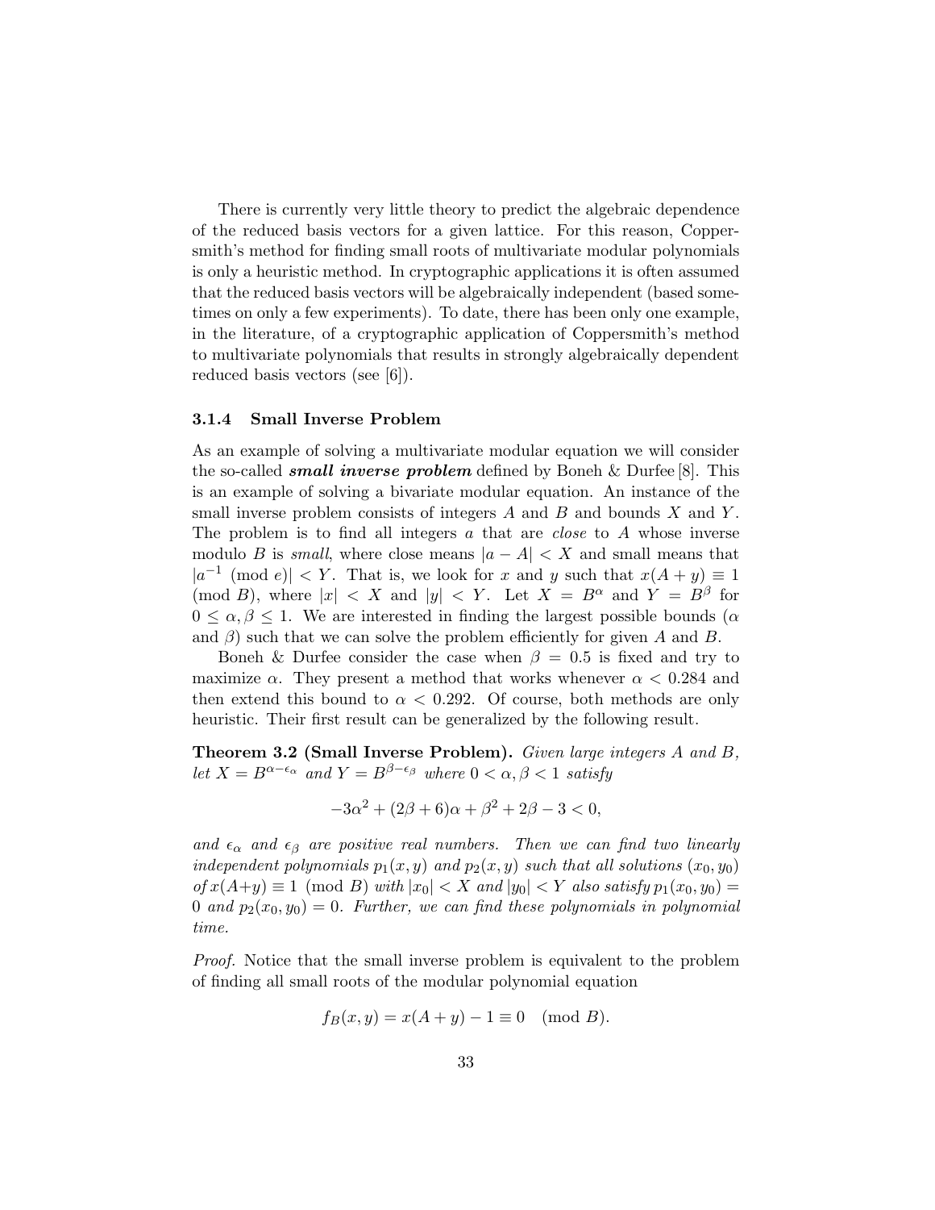There is currently very little theory to predict the algebraic dependence of the reduced basis vectors for a given lattice. For this reason, Coppersmith's method for finding small roots of multivariate modular polynomials is only a heuristic method. In cryptographic applications it is often assumed that the reduced basis vectors will be algebraically independent (based sometimes on only a few experiments). To date, there has been only one example, in the literature, of a cryptographic application of Coppersmith's method to multivariate polynomials that results in strongly algebraically dependent reduced basis vectors (see [6]).

### 3.1.4 Small Inverse Problem

As an example of solving a multivariate modular equation we will consider the so-called ***small inverse problem*** defined by Boneh & Durfee [8]. This is an example of solving a bivariate modular equation. An instance of the small inverse problem consists of integers $A$ and $B$ and bounds $X$ and $Y$. The problem is to find all integers $a$ that are *close* to $A$ whose inverse modulo $B$ is *small*, where close means $|a - A| < X$ and small means that $|a^{-1} \pmod{e}| < Y$. That is, we look for $x$ and $y$ such that $x(A+y) \equiv 1 \pmod{B}$, where $|x| < X$ and $|y| < Y$. Let $X = B^{\alpha}$ and $Y = B^{\beta}$ for $0 \leq \alpha, \beta \leq 1$. We are interested in finding the largest possible bounds ($\alpha$ and $\beta$) such that we can solve the problem efficiently for given $A$ and $B$.

Boneh & Durfee consider the case when $\beta = 0.5$ is fixed and try to maximize $\alpha$. They present a method that works whenever $\alpha < 0.284$ and then extend this bound to $\alpha < 0.292$. Of course, both methods are only heuristic. Their first result can be generalized by the following result.

**Theorem 3.2 (Small Inverse Problem).** *Given large integers $A$ and $B$, let $X = B^{\alpha-\epsilon_\alpha}$ and $Y = B^{\beta-\epsilon_\beta}$ where $0 < \alpha, \beta < 1$ satisfy*

$$-3\alpha^2 + (2\beta + 6)\alpha + \beta^2 + 2\beta - 3 < 0,$$

*and $\epsilon_\alpha$ and $\epsilon_\beta$ are positive real numbers. Then we can find two linearly independent polynomials $p_1(x, y)$ and $p_2(x, y)$ such that all solutions $(x_0, y_0)$ of $x(A+y) \equiv 1 \pmod{B}$ with $|x_0| < X$ and $|y_0| < Y$ also satisfy $p_1(x_0, y_0) = 0$ and $p_2(x_0, y_0) = 0$. Further, we can find these polynomials in polynomial time.*

*Proof.* Notice that the small inverse problem is equivalent to the problem of finding all small roots of the modular polynomial equation

$$f_B(x, y) = x(A + y) - 1 \equiv 0 \pmod{B}.$$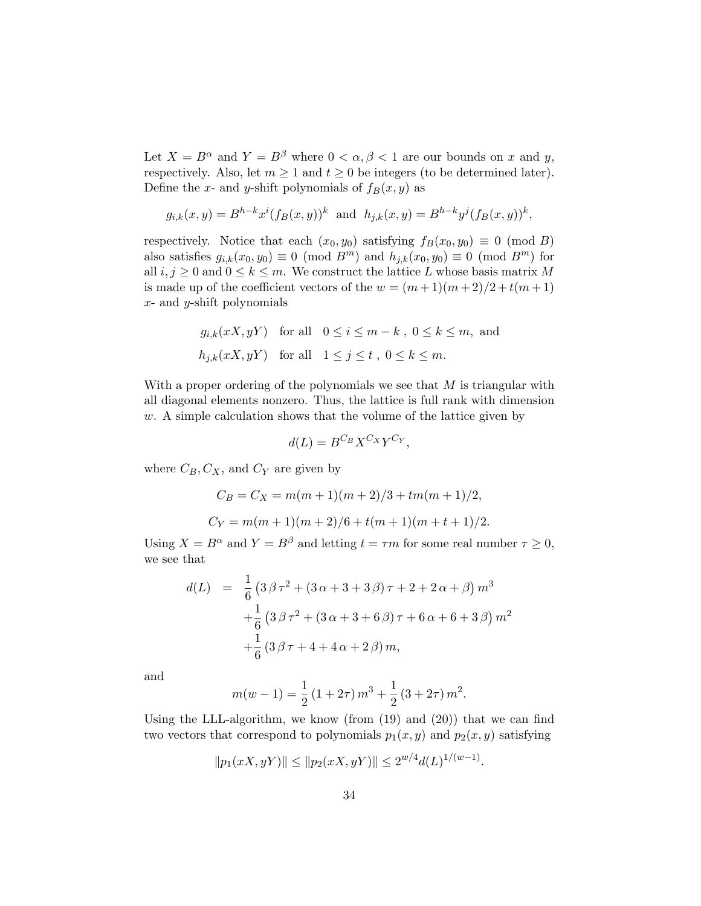Let $X = B^{\alpha}$ and $Y = B^{\beta}$ where $0 < \alpha, \beta < 1$ are our bounds on $x$ and $y$, respectively. Also, let $m \geq 1$ and $t \geq 0$ be integers (to be determined later). Define the $x$- and $y$-shift polynomials of $f_B(x, y)$ as

$$g_{i,k}(x, y) = B^{h-k} x^i (f_B(x, y))^k \quad \text{and} \quad h_{j,k}(x, y) = B^{h-k} y^j (f_B(x, y))^k,$$

respectively. Notice that each $(x_0, y_0)$ satisfying $f_B(x_0, y_0) \equiv 0 \pmod{B}$ also satisfies $g_{i,k}(x_0, y_0) \equiv 0 \pmod{B^m}$ and $h_{j,k}(x_0, y_0) \equiv 0 \pmod{B^m}$ for all $i, j \geq 0$ and $0 \leq k \leq m$. We construct the lattice $L$ whose basis matrix $M$ is made up of the coefficient vectors of the $w = (m+1)(m+2)/2 + t(m+1)$ $x$- and $y$-shift polynomials

$$\begin{aligned} &g_{i,k}(xX, yY) \quad \text{for all} \quad 0 \leq i \leq m-k\ ,\ 0 \leq k \leq m, \text{ and} \\ &h_{j,k}(xX, yY) \quad \text{for all} \quad 1 \leq j \leq t\ ,\ 0 \leq k \leq m. \end{aligned}$$

With a proper ordering of the polynomials we see that $M$ is triangular with all diagonal elements nonzero. Thus, the lattice is full rank with dimension $w$. A simple calculation shows that the volume of the lattice given by

$$d(L) = B^{C_B} X^{C_X} Y^{C_Y},$$

where $C_B, C_X$, and $C_Y$ are given by

$$\begin{aligned} C_B = C_X &= m(m+1)(m+2)/3 + tm(m+1)/2, \\ C_Y &= m(m+1)(m+2)/6 + t(m+1)(m+t+1)/2. \end{aligned}$$

Using $X = B^{\alpha}$ and $Y = B^{\beta}$ and letting $t = \tau m$ for some real number $\tau \geq 0$, we see that

$$\begin{aligned} d(L) &= \frac{1}{6}\left(3\,\beta\,\tau^2 + (3\,\alpha + 3 + 3\,\beta)\,\tau + 2 + 2\,\alpha + \beta\right) m^3 \\ &\quad + \frac{1}{6}\left(3\,\beta\,\tau^2 + (3\,\alpha + 3 + 6\,\beta)\,\tau + 6\,\alpha + 6 + 3\,\beta\right) m^2 \\ &\quad + \frac{1}{6}\left(3\,\beta\,\tau + 4 + 4\,\alpha + 2\,\beta\right) m, \end{aligned}$$

and

$$m(w-1) = \frac{1}{2}\left(1 + 2\tau\right) m^3 + \frac{1}{2}\left(3 + 2\tau\right) m^2.$$

Using the LLL-algorithm, we know (from (19) and (20)) that we can find two vectors that correspond to polynomials $p_1(x, y)$ and $p_2(x, y)$ satisfying

$$\|p_1(xX, yY)\| \leq \|p_2(xX, yY)\| \leq 2^{w/4} d(L)^{1/(w-1)}.$$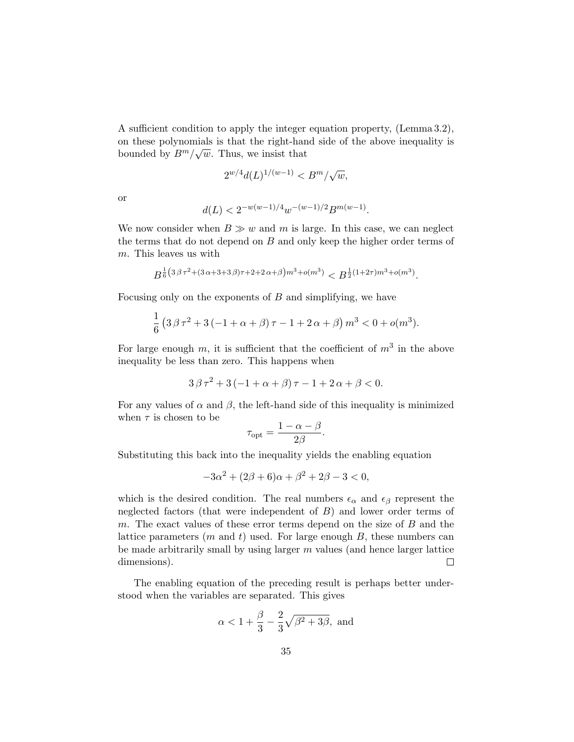A sufficient condition to apply the integer equation property, (Lemma 3.2), on these polynomials is that the right-hand side of the above inequality is bounded by $B^m/\sqrt{w}$. Thus, we insist that

$$2^{w/4} d(L)^{1/(w-1)} < B^m/\sqrt{w},$$

or

$$d(L) < 2^{-w(w-1)/4} w^{-(w-1)/2} B^{m(w-1)}.$$

We now consider when $B \gg w$ and $m$ is large. In this case, we can neglect the terms that do not depend on $B$ and only keep the higher order terms of $m$. This leaves us with

$$B^{\frac{1}{6}\left(3\beta\tau^2+(3\alpha+3+3\beta)\tau+2+2\alpha+\beta\right)m^3+o(m^3)} < B^{\frac{1}{2}(1+2\tau)m^3+o(m^3)}.$$

Focusing only on the exponents of $B$ and simplifying, we have

$$\frac{1}{6}\left(3\beta\tau^2 + 3\left(-1+\alpha+\beta\right)\tau - 1 + 2\alpha + \beta\right)m^3 < 0 + o(m^3).$$

For large enough $m$, it is sufficient that the coefficient of $m^3$ in the above inequality be less than zero. This happens when

$$3\beta\tau^2 + 3\left(-1+\alpha+\beta\right)\tau - 1 + 2\alpha + \beta < 0.$$

For any values of $\alpha$ and $\beta$, the left-hand side of this inequality is minimized when $\tau$ is chosen to be

$$\tau_{\text{opt}} = \frac{1-\alpha-\beta}{2\beta}.$$

Substituting this back into the inequality yields the enabling equation

$$-3\alpha^2 + (2\beta+6)\alpha + \beta^2 + 2\beta - 3 < 0,$$

which is the desired condition. The real numbers $\epsilon_\alpha$ and $\epsilon_\beta$ represent the neglected factors (that were independent of $B$) and lower order terms of $m$. The exact values of these error terms depend on the size of $B$ and the lattice parameters ($m$ and $t$) used. For large enough $B$, these numbers can be made arbitrarily small by using larger $m$ values (and hence larger lattice dimensions). □

The enabling equation of the preceding result is perhaps better understood when the variables are separated. This gives

$$\alpha < 1 + \frac{\beta}{3} - \frac{2}{3}\sqrt{\beta^2 + 3\beta}, \text{ and}$$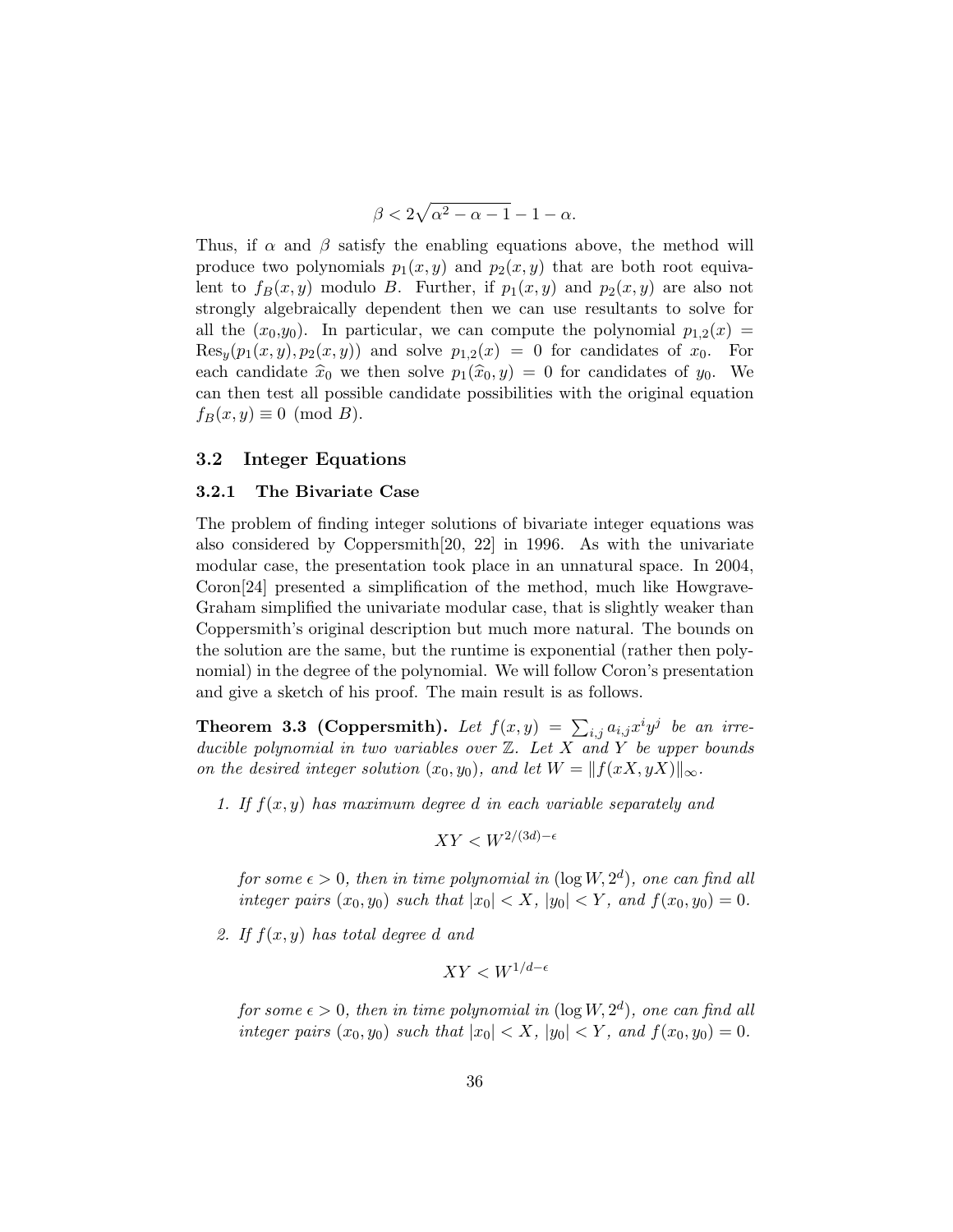$$\beta < 2\sqrt{\alpha^2 - \alpha - 1} - 1 - \alpha.$$

Thus, if $\alpha$ and $\beta$ satisfy the enabling equations above, the method will produce two polynomials $p_1(x, y)$ and $p_2(x, y)$ that are both root equivalent to $f_B(x, y)$ modulo $B$. Further, if $p_1(x, y)$ and $p_2(x, y)$ are also not strongly algebraically dependent then we can use resultants to solve for all the $(x_0,y_0)$. In particular, we can compute the polynomial $p_{1,2}(x) = \text{Res}_y(p_1(x, y), p_2(x, y))$ and solve $p_{1,2}(x) = 0$ for candidates of $x_0$. For each candidate $\widehat{x}_0$ we then solve $p_1(\widehat{x}_0, y) = 0$ for candidates of $y_0$. We can then test all possible candidate possibilities with the original equation $f_B(x, y) \equiv 0 \pmod{B}$.

## 3.2 Integer Equations

### 3.2.1 The Bivariate Case

The problem of finding integer solutions of bivariate integer equations was also considered by Coppersmith[20, 22] in 1996. As with the univariate modular case, the presentation took place in an unnatural space. In 2004, Coron[24] presented a simplification of the method, much like Howgrave-Graham simplified the univariate modular case, that is slightly weaker than Coppersmith's original description but much more natural. The bounds on the solution are the same, but the runtime is exponential (rather then polynomial) in the degree of the polynomial. We will follow Coron's presentation and give a sketch of his proof. The main result is as follows.

**Theorem 3.3 (Coppersmith).** *Let $f(x, y) = \sum_{i,j} a_{i,j}x^i y^j$ be an irreducible polynomial in two variables over $\mathbb{Z}$. Let $X$ and $Y$ be upper bounds on the desired integer solution $(x_0, y_0)$, and let $W = \|f(xX, yX)\|_\infty$.*

1. *If $f(x, y)$ has maximum degree $d$ in each variable separately and*

$$XY < W^{2/(3d) - \epsilon}$$

*for some $\epsilon > 0$, then in time polynomial in $(\log W, 2^d)$, one can find all integer pairs $(x_0, y_0)$ such that $|x_0| < X$, $|y_0| < Y$, and $f(x_0, y_0) = 0$.*

2. *If $f(x, y)$ has total degree $d$ and*

$$XY < W^{1/d - \epsilon}$$

*for some $\epsilon > 0$, then in time polynomial in $(\log W, 2^d)$, one can find all integer pairs $(x_0, y_0)$ such that $|x_0| < X$, $|y_0| < Y$, and $f(x_0, y_0) = 0$.*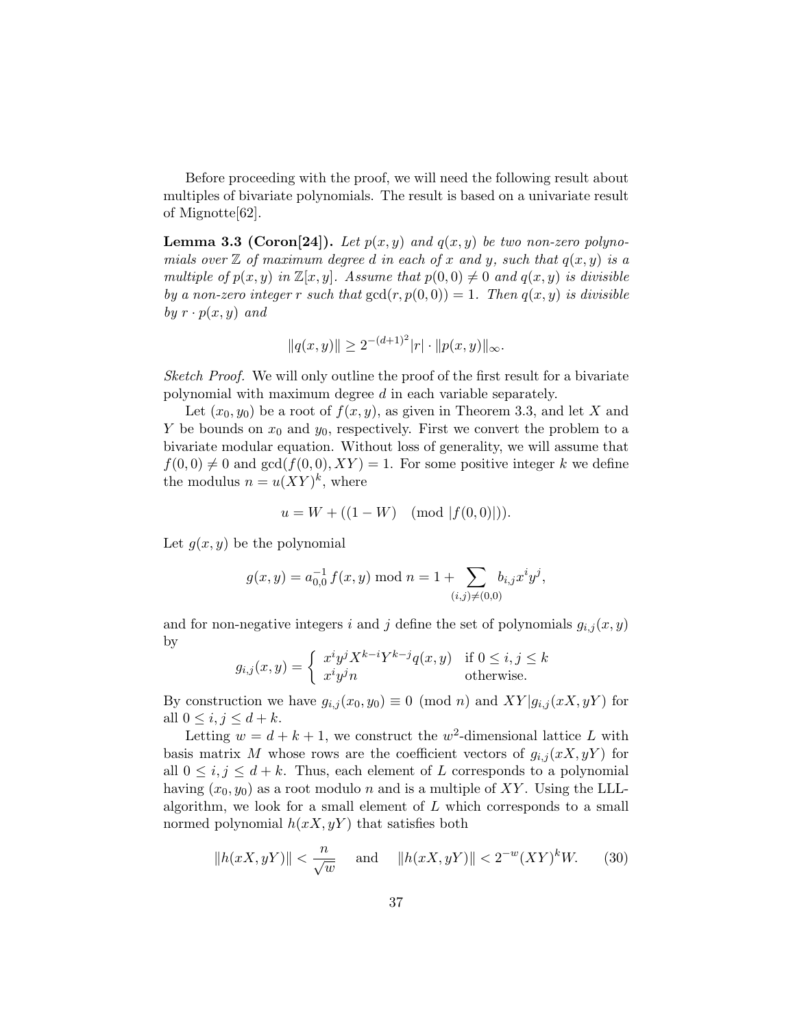Before proceeding with the proof, we will need the following result about multiples of bivariate polynomials. The result is based on a univariate result of Mignotte[62].

**Lemma 3.3 (Coron[24]).** *Let $p(x,y)$ and $q(x,y)$ be two non-zero polynomials over $\mathbb{Z}$ of maximum degree $d$ in each of $x$ and $y$, such that $q(x,y)$ is a multiple of $p(x,y)$ in $\mathbb{Z}[x,y]$. Assume that $p(0,0) \neq 0$ and $q(x,y)$ is divisible by a non-zero integer $r$ such that $\gcd(r, p(0,0)) = 1$. Then $q(x,y)$ is divisible by $r \cdot p(x,y)$ and*

$$\|q(x,y)\| \geq 2^{-(d+1)^2} |r| \cdot \|p(x,y)\|_\infty.$$

*Sketch Proof.* We will only outline the proof of the first result for a bivariate polynomial with maximum degree $d$ in each variable separately.

Let $(x_0, y_0)$ be a root of $f(x,y)$, as given in Theorem 3.3, and let $X$ and $Y$ be bounds on $x_0$ and $y_0$, respectively. First we convert the problem to a bivariate modular equation. Without loss of generality, we will assume that $f(0,0) \neq 0$ and $\gcd(f(0,0), XY) = 1$. For some positive integer $k$ we define the modulus $n = u(XY)^k$, where

$$u = W + ((1-W) \pmod{|f(0,0)|}).$$

Let $g(x,y)$ be the polynomial

$$g(x,y) = a_{0,0}^{-1} f(x,y) \bmod n = 1 + \sum_{(i,j) \neq (0,0)} b_{i,j} x^i y^j,$$

and for non-negative integers $i$ and $j$ define the set of polynomials $g_{i,j}(x,y)$ by

$$g_{i,j}(x,y) = \begin{cases} x^i y^j X^{k-i} Y^{k-j} q(x,y) & \text{if } 0 \leq i,j \leq k \\ x^i y^j n & \text{otherwise.} \end{cases}$$

By construction we have $g_{i,j}(x_0, y_0) \equiv 0 \pmod{n}$ and $XY | g_{i,j}(xX, yY)$ for all $0 \leq i,j \leq d+k$.

Letting $w = d+k+1$, we construct the $w^2$-dimensional lattice $L$ with basis matrix $M$ whose rows are the coefficient vectors of $g_{i,j}(xX, yY)$ for all $0 \leq i,j \leq d+k$. Thus, each element of $L$ corresponds to a polynomial having $(x_0, y_0)$ as a root modulo $n$ and is a multiple of $XY$. Using the LLL-algorithm, we look for a small element of $L$ which corresponds to a small normed polynomial $h(xX, yY)$ that satisfies both

$$\|h(xX, yY)\| < \frac{n}{\sqrt{w}} \quad \text{and} \quad \|h(xX, yY)\| < 2^{-w}(XY)^k W. \qquad (30)$$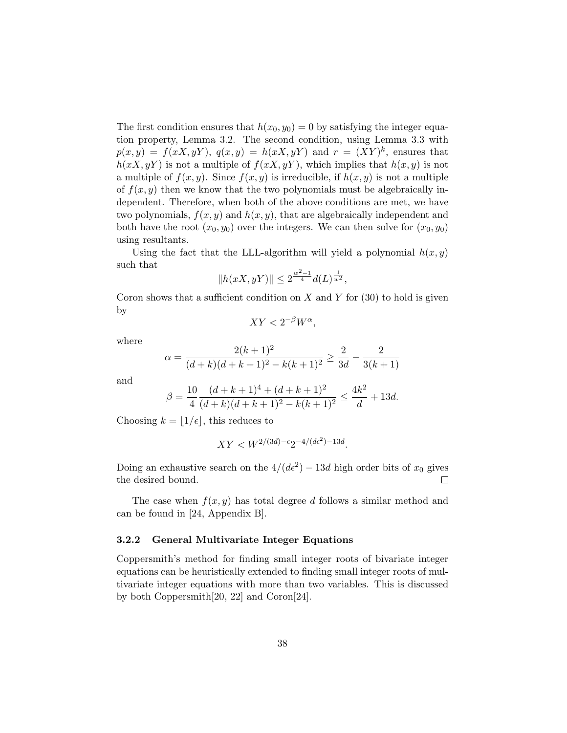The first condition ensures that $h(x_0, y_0) = 0$ by satisfying the integer equation property, Lemma 3.2. The second condition, using Lemma 3.3 with $p(x, y) = f(xX, yY)$, $q(x, y) = h(xX, yY)$ and $r = (XY)^k$, ensures that $h(xX, yY)$ is not a multiple of $f(xX, yY)$, which implies that $h(x, y)$ is not a multiple of $f(x, y)$. Since $f(x, y)$ is irreducible, if $h(x, y)$ is not a multiple of $f(x, y)$ then we know that the two polynomials must be algebraically independent. Therefore, when both of the above conditions are met, we have two polynomials, $f(x, y)$ and $h(x, y)$, that are algebraically independent and both have the root $(x_0, y_0)$ over the integers. We can then solve for $(x_0, y_0)$ using resultants.

Using the fact that the LLL-algorithm will yield a polynomial $h(x, y)$ such that

$$\|h(xX, yY)\| \leq 2^{\frac{w^2-1}{4}} d(L)^{\frac{1}{w^2}},$$

Coron shows that a sufficient condition on $X$ and $Y$ for (30) to hold is given by

$$XY < 2^{-\beta} W^{\alpha},$$

where

$$\alpha = \frac{2(k+1)^2}{(d+k)(d+k+1)^2 - k(k+1)^2} \geq \frac{2}{3d} - \frac{2}{3(k+1)}$$

and

$$\beta = \frac{10}{4} \frac{(d+k+1)^4 + (d+k+1)^2}{(d+k)(d+k+1)^2 - k(k+1)^2} \leq \frac{4k^2}{d} + 13d.$$

Choosing $k = \lfloor 1/\epsilon \rfloor$, this reduces to

$$XY < W^{2/(3d)-\epsilon} 2^{-4/(d\epsilon^2)-13d}.$$

Doing an exhaustive search on the $4/(d\epsilon^2) - 13d$ high order bits of $x_0$ gives the desired bound. $\square$

The case when $f(x, y)$ has total degree $d$ follows a similar method and can be found in [24, Appendix B].

### 3.2.2 General Multivariate Integer Equations

Coppersmith's method for finding small integer roots of bivariate integer equations can be heuristically extended to finding small integer roots of multivariate integer equations with more than two variables. This is discussed by both Coppersmith[20, 22] and Coron[24].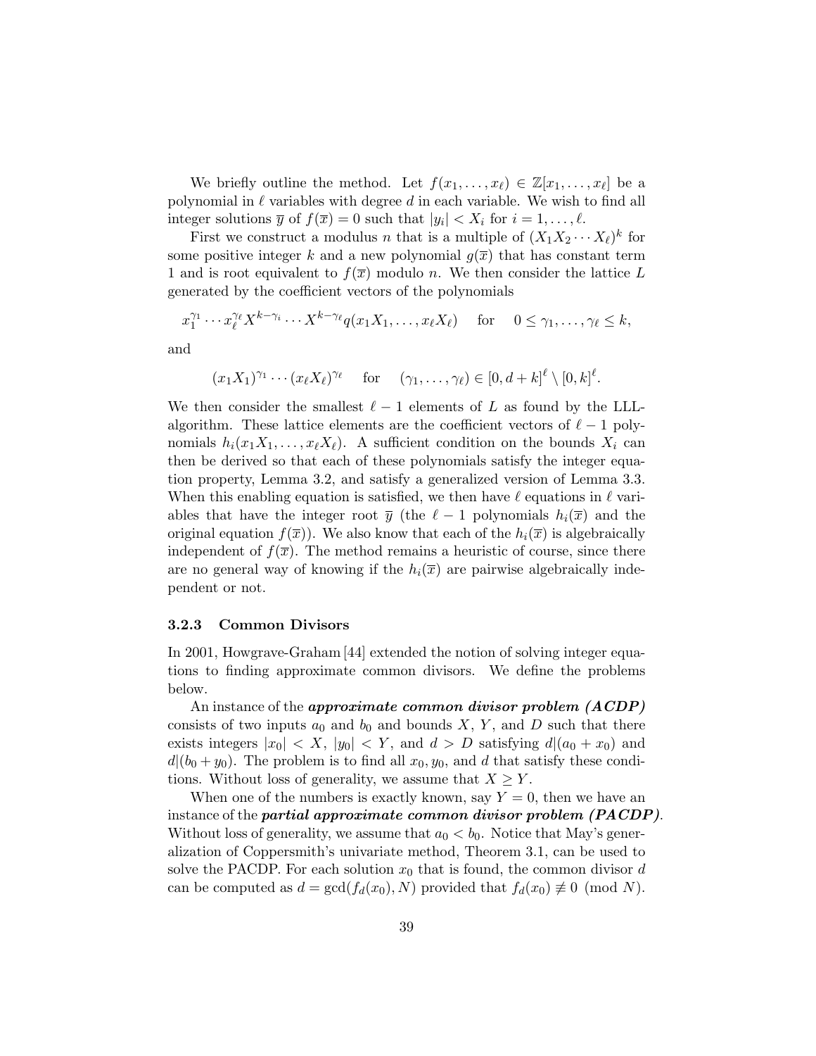We briefly outline the method. Let $f(x_1, \ldots, x_\ell) \in \mathbb{Z}[x_1, \ldots, x_\ell]$ be a polynomial in $\ell$ variables with degree $d$ in each variable. We wish to find all integer solutions $\overline{y}$ of $f(\overline{x}) = 0$ such that $|y_i| < X_i$ for $i = 1, \ldots, \ell$.

First we construct a modulus $n$ that is a multiple of $(X_1 X_2 \cdots X_\ell)^k$ for some positive integer $k$ and a new polynomial $g(\overline{x})$ that has constant term 1 and is root equivalent to $f(\overline{x})$ modulo $n$. We then consider the lattice $L$ generated by the coefficient vectors of the polynomials

$$x_1^{\gamma_1} \cdots x_\ell^{\gamma_\ell} X^{k-\gamma_i} \cdots X^{k-\gamma_\ell} q(x_1 X_1, \ldots, x_\ell X_\ell) \quad \text{for} \quad 0 \leq \gamma_1, \ldots, \gamma_\ell \leq k,$$

and

$$(x_1 X_1)^{\gamma_1} \cdots (x_\ell X_\ell)^{\gamma_\ell} \quad \text{for} \quad (\gamma_1, \ldots, \gamma_\ell) \in [0, d+k]^\ell \setminus [0, k]^\ell.$$

We then consider the smallest $\ell - 1$ elements of $L$ as found by the LLL-algorithm. These lattice elements are the coefficient vectors of $\ell - 1$ polynomials $h_i(x_1 X_1, \ldots, x_\ell X_\ell)$. A sufficient condition on the bounds $X_i$ can then be derived so that each of these polynomials satisfy the integer equation property, Lemma 3.2, and satisfy a generalized version of Lemma 3.3. When this enabling equation is satisfied, we then have $\ell$ equations in $\ell$ variables that have the integer root $\overline{y}$ (the $\ell - 1$ polynomials $h_i(\overline{x})$ and the original equation $f(\overline{x})$). We also know that each of the $h_i(\overline{x})$ is algebraically independent of $f(\overline{x})$. The method remains a heuristic of course, since there are no general way of knowing if the $h_i(\overline{x})$ are pairwise algebraically independent or not.

### 3.2.3 Common Divisors

In 2001, Howgrave-Graham [44] extended the notion of solving integer equations to finding approximate common divisors. We define the problems below.

An instance of the ***approximate common divisor problem (ACDP)*** consists of two inputs $a_0$ and $b_0$ and bounds $X$, $Y$, and $D$ such that there exists integers $|x_0| < X$, $|y_0| < Y$, and $d > D$ satisfying $d | (a_0 + x_0)$ and $d | (b_0 + y_0)$. The problem is to find all $x_0, y_0$, and $d$ that satisfy these conditions. Without loss of generality, we assume that $X \geq Y$.

When one of the numbers is exactly known, say $Y = 0$, then we have an instance of the ***partial approximate common divisor problem (PACDP)***. Without loss of generality, we assume that $a_0 < b_0$. Notice that May's generalization of Coppersmith's univariate method, Theorem 3.1, can be used to solve the PACDP. For each solution $x_0$ that is found, the common divisor $d$ can be computed as $d = \gcd(f_d(x_0), N)$ provided that $f_d(x_0) \not\equiv 0 \pmod{N}$.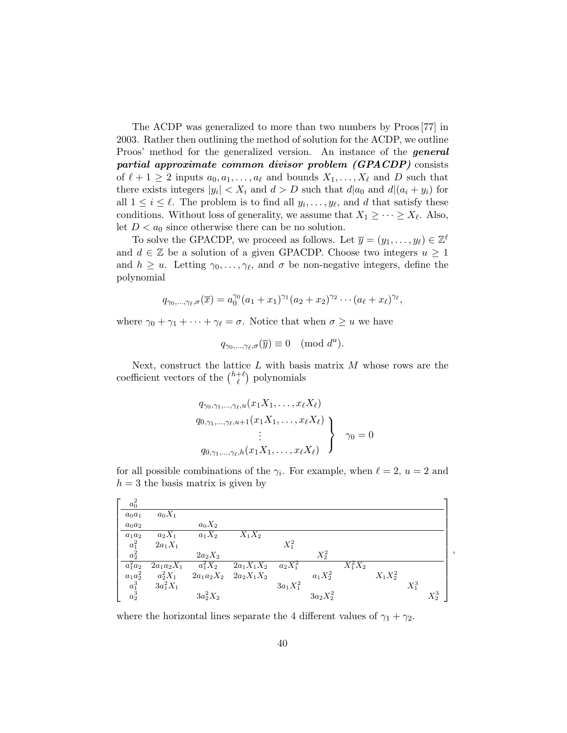The ACDP was generalized to more than two numbers by Proos [77] in 2003. Rather then outlining the method of solution for the ACDP, we outline Proos' method for the generalized version. An instance of the ***general partial approximate common divisor problem (GPACDP)*** consists of $\ell + 1 \geq 2$ inputs $a_0, a_1, \ldots, a_\ell$ and bounds $X_1, \ldots, X_\ell$ and $D$ such that there exists integers $|y_i| < X_i$ and $d > D$ such that $d | a_0$ and $d | (a_i + y_i)$ for all $1 \leq i \leq \ell$. The problem is to find all $y_i, \ldots, y_\ell$, and $d$ that satisfy these conditions. Without loss of generality, we assume that $X_1 \geq \cdots \geq X_\ell$. Also, let $D < a_0$ since otherwise there can be no solution.

To solve the GPACDP, we proceed as follows. Let $\overline{y} = (y_1, \ldots, y_\ell) \in \mathbb{Z}^\ell$ and $d \in \mathbb{Z}$ be a solution of a given GPACDP. Choose two integers $u \geq 1$ and $h \geq u$. Letting $\gamma_0, \ldots, \gamma_\ell$, and $\sigma$ be non-negative integers, define the polynomial

$$q_{\gamma_0,\ldots,\gamma_\ell,\sigma}(\overline{x}) = a_0^{\gamma_0}(a_1 + x_1)^{\gamma_1}(a_2 + x_2)^{\gamma_2} \cdots (a_\ell + x_\ell)^{\gamma_\ell},$$

where $\gamma_0 + \gamma_1 + \cdots + \gamma_\ell = \sigma$. Notice that when $\sigma \geq u$ we have

$$q_{\gamma_0,\ldots,\gamma_\ell,\sigma}(\overline{y}) \equiv 0 \pmod{d^u}.$$

Next, construct the lattice $L$ with basis matrix $M$ whose rows are the coefficient vectors of the $\binom{h+\ell}{\ell}$ polynomials

$$\left.\begin{array}{c} q_{\gamma_0,\gamma_1,\ldots,\gamma_\ell,u}(x_1X_1, \ldots, x_\ell X_\ell) \\ q_{0,\gamma_1,\ldots,\gamma_\ell,u+1}(x_1X_1, \ldots, x_\ell X_\ell) \\ \vdots \\ q_{0,\gamma_1,\ldots,\gamma_\ell,h}(x_1X_1, \ldots, x_\ell X_\ell) \end{array}\right\} \quad \gamma_0 = 0$$

for all possible combinations of the $\gamma_i$. For example, when $\ell = 2$, $u = 2$ and $h = 3$ the basis matrix is given by

$$\left[\begin{array}{cccccccccc}
a_0^2 & & & & & & & & & \\
\hline
a_0a_1 & a_0X_1 & & & & & & & & \\
a_0a_2 & & a_0X_2 & & & & & & & \\
\hline
a_1a_2 & a_2X_1 & a_1X_2 & X_1X_2 & & & & & & \\
a_1^2 & 2a_1X_1 & & & X_1^2 & & & & & \\
a_2^2 & & 2a_2X_2 & & & X_2^2 & & & & \\
\hline
a_1^2a_2 & 2a_1a_2X_1 & a_1^2X_2 & 2a_1X_1X_2 & a_2X_1^2 & & X_1^2X_2 & & & \\
a_1a_2^2 & a_2^2X_1 & 2a_1a_2X_2 & 2a_2X_1X_2 & & a_1X_2^2 & & X_1X_2^2 & & \\
a_1^3 & 3a_1^2X_1 & & & 3a_1X_1^2 & & & & X_1^3 & \\
a_2^3 & & 3a_2^2X_2 & & & 3a_2X_2^2 & & & & X_2^3
\end{array}\right],$$

where the horizontal lines separate the 4 different values of $\gamma_1 + \gamma_2$.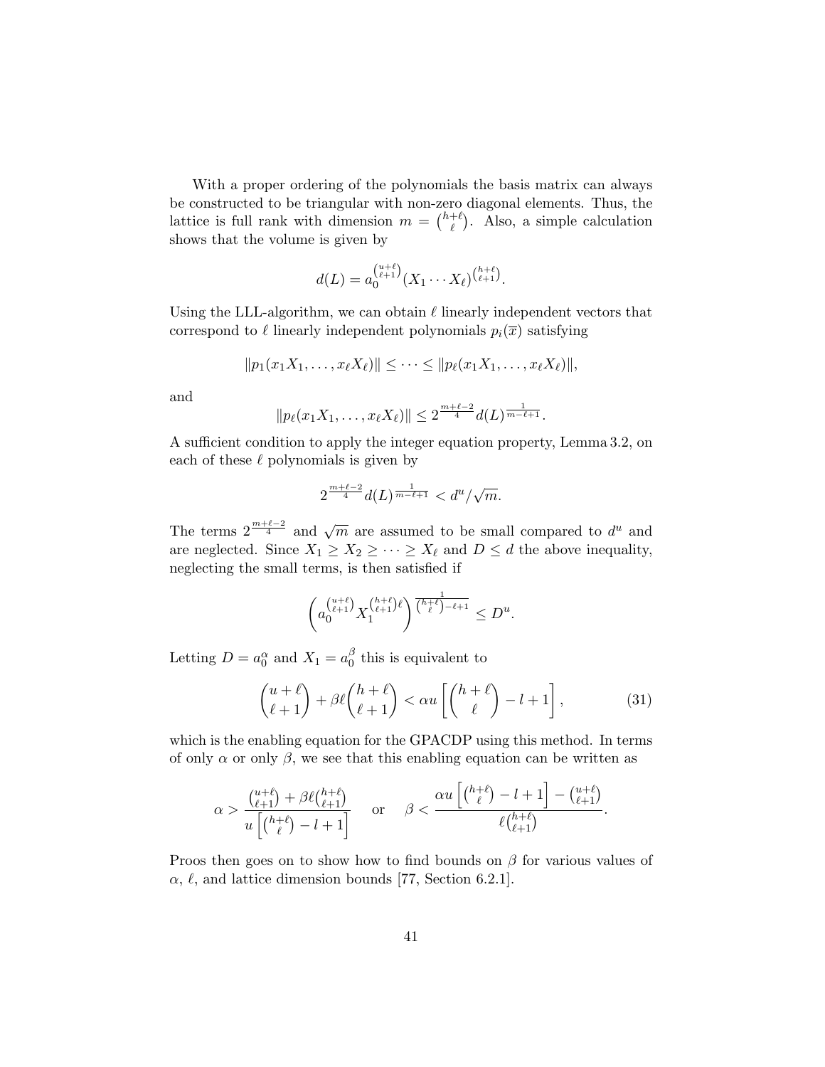With a proper ordering of the polynomials the basis matrix can always be constructed to be triangular with non-zero diagonal elements. Thus, the lattice is full rank with dimension $m = \binom{h+\ell}{\ell}$. Also, a simple calculation shows that the volume is given by

$$d(L) = a_0^{\binom{u+\ell}{\ell+1}} (X_1 \cdots X_\ell)^{\binom{h+\ell}{\ell+1}}.$$

Using the LLL-algorithm, we can obtain $\ell$ linearly independent vectors that correspond to $\ell$ linearly independent polynomials $p_i(\overline{x})$ satisfying

$$\|p_1(x_1 X_1, \ldots, x_\ell X_\ell)\| \leq \cdots \leq \|p_\ell(x_1 X_1, \ldots, x_\ell X_\ell)\|,$$

and

$$\|p_\ell(x_1 X_1, \ldots, x_\ell X_\ell)\| \leq 2^{\frac{m+\ell-2}{4}} d(L)^{\frac{1}{m-\ell+1}}.$$

A sufficient condition to apply the integer equation property, Lemma 3.2, on each of these $\ell$ polynomials is given by

$$2^{\frac{m+\ell-2}{4}} d(L)^{\frac{1}{m-\ell+1}} < d^u / \sqrt{m}.$$

The terms $2^{\frac{m+\ell-2}{4}}$ and $\sqrt{m}$ are assumed to be small compared to $d^u$ and are neglected. Since $X_1 \geq X_2 \geq \cdots \geq X_\ell$ and $D \leq d$ the above inequality, neglecting the small terms, is then satisfied if

$$\left( a_0^{\binom{u+\ell}{\ell+1}} X_1^{\binom{h+\ell}{\ell+1}\ell} \right)^{\frac{1}{\binom{h+\ell}{\ell} - \ell + 1}} \leq D^u.$$

Letting $D = a_0^\alpha$ and $X_1 = a_0^\beta$ this is equivalent to

$$\binom{u+\ell}{\ell+1} + \beta\ell \binom{h+\ell}{\ell+1} < \alpha u \left[ \binom{h+\ell}{\ell} - l + 1 \right], \tag{31}$$

which is the enabling equation for the GPACDP using this method. In terms of only $\alpha$ or only $\beta$, we see that this enabling equation can be written as

$$\alpha > \frac{\binom{u+\ell}{\ell+1} + \beta\ell \binom{h+\ell}{\ell+1}}{u \left[ \binom{h+\ell}{\ell} - l + 1 \right]} \quad \text{or} \quad \beta < \frac{\alpha u \left[ \binom{h+\ell}{\ell} - l + 1 \right] - \binom{u+\ell}{\ell+1}}{\ell \binom{h+\ell}{\ell+1}}.$$

Proos then goes on to show how to find bounds on $\beta$ for various values of $\alpha$, $\ell$, and lattice dimension bounds [77, Section 6.2.1].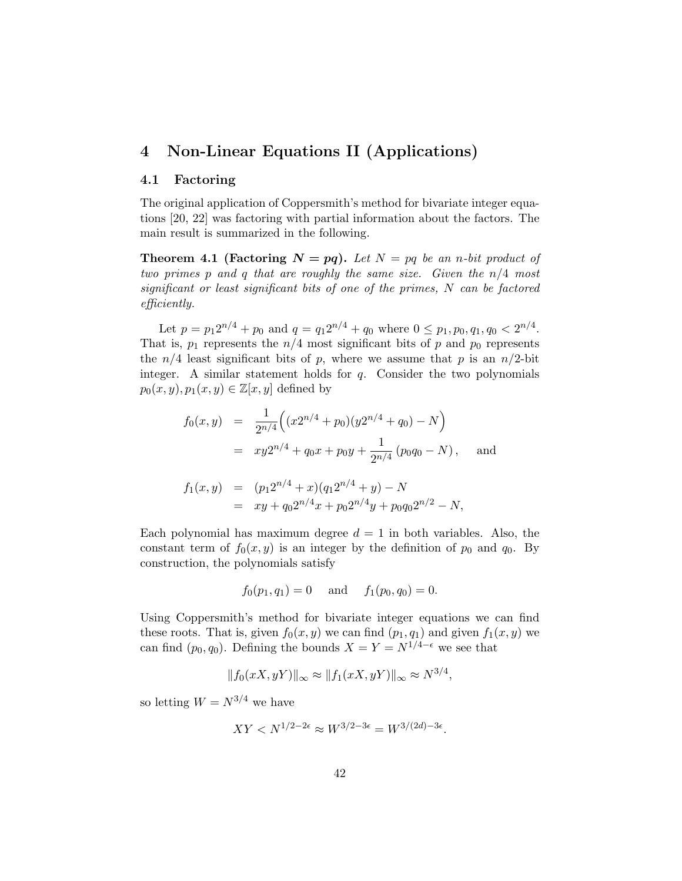# 4 Non-Linear Equations II (Applications)

## 4.1 Factoring

The original application of Coppersmith's method for bivariate integer equations [20, 22] was factoring with partial information about the factors. The main result is summarized in the following.

**Theorem 4.1 (Factoring $N = pq$).** *Let $N = pq$ be an $n$-bit product of two primes $p$ and $q$ that are roughly the same size. Given the $n/4$ most significant or least significant bits of one of the primes, $N$ can be factored efficiently.*

Let $p = p_1 2^{n/4} + p_0$ and $q = q_1 2^{n/4} + q_0$ where $0 \leq p_1, p_0, q_1, q_0 < 2^{n/4}$. That is, $p_1$ represents the $n/4$ most significant bits of $p$ and $p_0$ represents the $n/4$ least significant bits of $p$, where we assume that $p$ is an $n/2$-bit integer. A similar statement holds for $q$. Consider the two polynomials $p_0(x, y), p_1(x, y) \in \mathbb{Z}[x, y]$ defined by

$$
\begin{aligned}
f_0(x, y) &= \frac{1}{2^{n/4}}\Big((x2^{n/4} + p_0)(y2^{n/4} + q_0) - N\Big) \\
&= xy2^{n/4} + q_0 x + p_0 y + \frac{1}{2^{n/4}}\left(p_0 q_0 - N\right), \quad \text{and}
\end{aligned}
$$

$$
\begin{aligned}
f_1(x, y) &= (p_1 2^{n/4} + x)(q_1 2^{n/4} + y) - N \\
&= xy + q_0 2^{n/4} x + p_0 2^{n/4} y + p_0 q_0 2^{n/2} - N,
\end{aligned}
$$

Each polynomial has maximum degree $d = 1$ in both variables. Also, the constant term of $f_0(x, y)$ is an integer by the definition of $p_0$ and $q_0$. By construction, the polynomials satisfy

$$
f_0(p_1, q_1) = 0 \quad \text{and} \quad f_1(p_0, q_0) = 0.
$$

Using Coppersmith's method for bivariate integer equations we can find these roots. That is, given $f_0(x, y)$ we can find $(p_1, q_1)$ and given $f_1(x, y)$ we can find $(p_0, q_0)$. Defining the bounds $X = Y = N^{1/4-\epsilon}$ we see that

$$
\|f_0(xX, yY)\|_\infty \approx \|f_1(xX, yY)\|_\infty \approx N^{3/4},
$$

so letting $W = N^{3/4}$ we have

$$
XY < N^{1/2-2\epsilon} \approx W^{3/2-3\epsilon} = W^{3/(2d)-3\epsilon}.
$$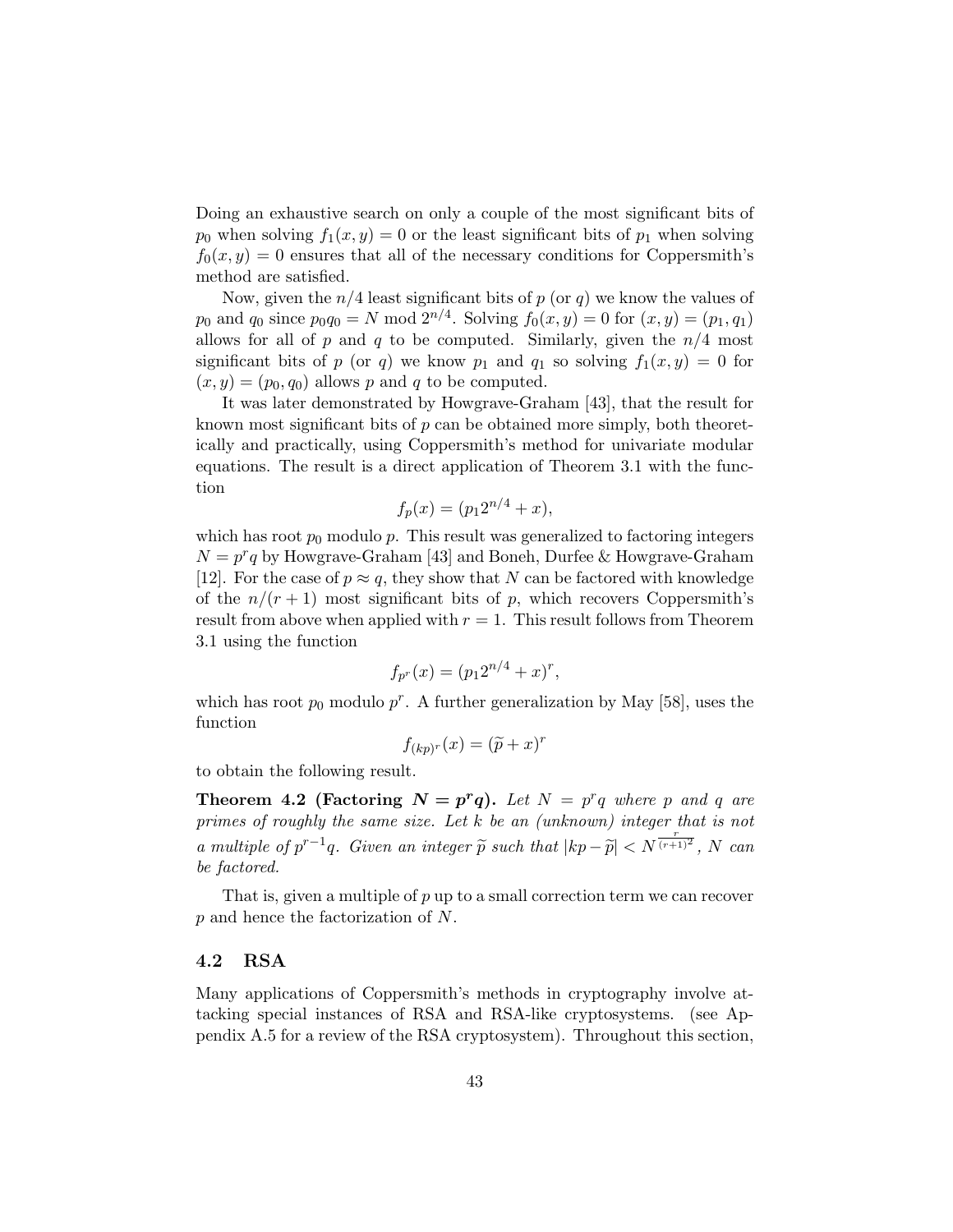Doing an exhaustive search on only a couple of the most significant bits of $p_0$ when solving $f_1(x, y) = 0$ or the least significant bits of $p_1$ when solving $f_0(x, y) = 0$ ensures that all of the necessary conditions for Coppersmith's method are satisfied.

Now, given the $n/4$ least significant bits of $p$ (or $q$) we know the values of $p_0$ and $q_0$ since $p_0 q_0 = N \bmod 2^{n/4}$. Solving $f_0(x, y) = 0$ for $(x, y) = (p_1, q_1)$ allows for all of $p$ and $q$ to be computed. Similarly, given the $n/4$ most significant bits of $p$ (or $q$) we know $p_1$ and $q_1$ so solving $f_1(x, y) = 0$ for $(x, y) = (p_0, q_0)$ allows $p$ and $q$ to be computed.

It was later demonstrated by Howgrave-Graham [43], that the result for known most significant bits of $p$ can be obtained more simply, both theoretically and practically, using Coppersmith's method for univariate modular equations. The result is a direct application of Theorem 3.1 with the function

$$f_p(x) = (p_1 2^{n/4} + x),$$

which has root $p_0$ modulo $p$. This result was generalized to factoring integers $N = p^r q$ by Howgrave-Graham [43] and Boneh, Durfee & Howgrave-Graham [12]. For the case of $p \approx q$, they show that $N$ can be factored with knowledge of the $n/(r+1)$ most significant bits of $p$, which recovers Coppersmith's result from above when applied with $r = 1$. This result follows from Theorem 3.1 using the function

$$f_{p^r}(x) = (p_1 2^{n/4} + x)^r,$$

which has root $p_0$ modulo $p^r$. A further generalization by May [58], uses the function

$$f_{(kp)^r}(x) = (\widetilde{p} + x)^r$$

to obtain the following result.

**Theorem 4.2 (Factoring $N = p^r q$).** *Let $N = p^r q$ where $p$ and $q$ are primes of roughly the same size. Let $k$ be an (unknown) integer that is not a multiple of $p^{r-1}q$. Given an integer $\widetilde{p}$ such that $|kp - \widetilde{p}| < N^{\frac{r}{(r+1)^2}}$, $N$ can be factored.*

That is, given a multiple of $p$ up to a small correction term we can recover $p$ and hence the factorization of $N$.

## 4.2 RSA

Many applications of Coppersmith's methods in cryptography involve attacking special instances of RSA and RSA-like cryptosystems. (see Appendix A.5 for a review of the RSA cryptosystem). Throughout this section,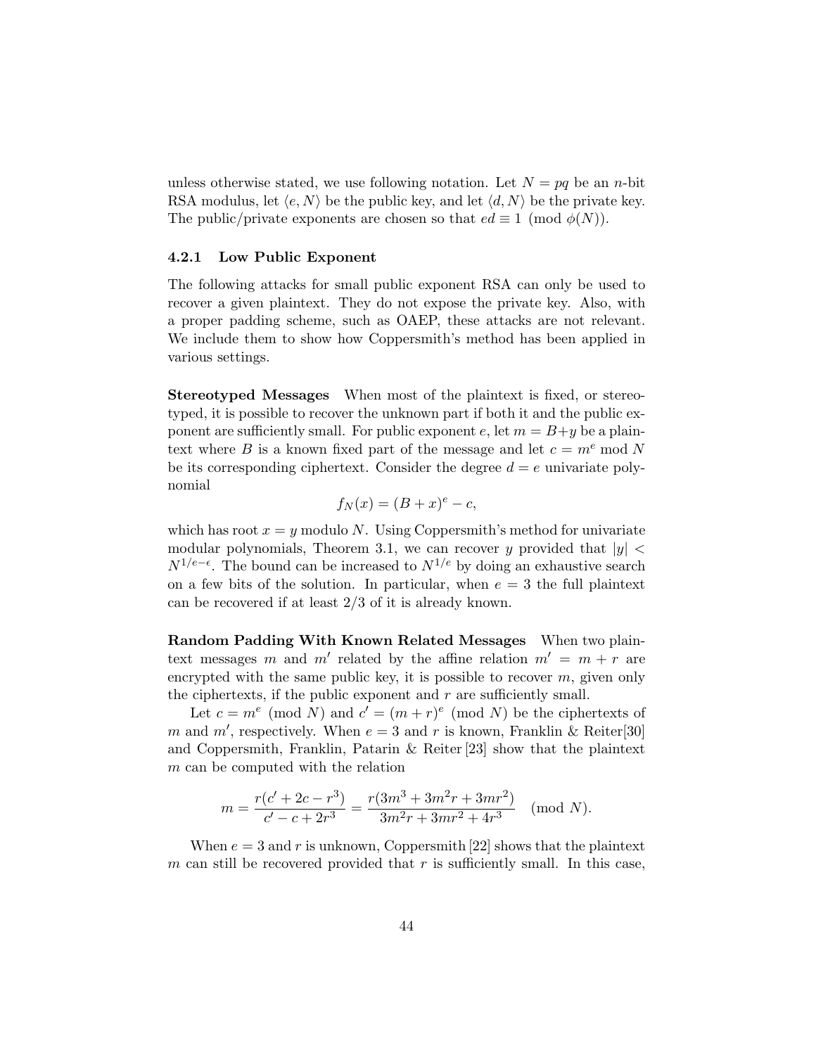unless otherwise stated, we use following notation. Let $N = pq$ be an $n$-bit RSA modulus, let $\langle e, N\rangle$ be the public key, and let $\langle d, N\rangle$ be the private key. The public/private exponents are chosen so that $ed \equiv 1 \pmod{\phi(N)}$.

### 4.2.1 Low Public Exponent

The following attacks for small public exponent RSA can only be used to recover a given plaintext. They do not expose the private key. Also, with a proper padding scheme, such as OAEP, these attacks are not relevant. We include them to show how Coppersmith's method has been applied in various settings.

**Stereotyped Messages** When most of the plaintext is fixed, or stereotyped, it is possible to recover the unknown part if both it and the public exponent are sufficiently small. For public exponent $e$, let $m = B + y$ be a plaintext where $B$ is a known fixed part of the message and let $c = m^e \bmod N$ be its corresponding ciphertext. Consider the degree $d = e$ univariate polynomial

$$f_N(x) = (B + x)^e - c,$$

which has root $x = y$ modulo $N$. Using Coppersmith's method for univariate modular polynomials, Theorem 3.1, we can recover $y$ provided that $|y| < N^{1/e-\epsilon}$. The bound can be increased to $N^{1/e}$ by doing an exhaustive search on a few bits of the solution. In particular, when $e = 3$ the full plaintext can be recovered if at least 2/3 of it is already known.

**Random Padding With Known Related Messages** When two plaintext messages $m$ and $m'$ related by the affine relation $m' = m + r$ are encrypted with the same public key, it is possible to recover $m$, given only the ciphertexts, if the public exponent and $r$ are sufficiently small.

Let $c = m^e \pmod N$ and $c' = (m + r)^e \pmod N$ be the ciphertexts of $m$ and $m'$, respectively. When $e = 3$ and $r$ is known, Franklin & Reiter[30] and Coppersmith, Franklin, Patarin & Reiter [23] show that the plaintext $m$ can be computed with the relation

$$m = \frac{r(c' + 2c - r^3)}{c' - c + 2r^3} = \frac{r(3m^3 + 3m^2r + 3mr^2)}{3m^2r + 3mr^2 + 4r^3} \pmod N.$$

When $e = 3$ and $r$ is unknown, Coppersmith [22] shows that the plaintext $m$ can still be recovered provided that $r$ is sufficiently small. In this case,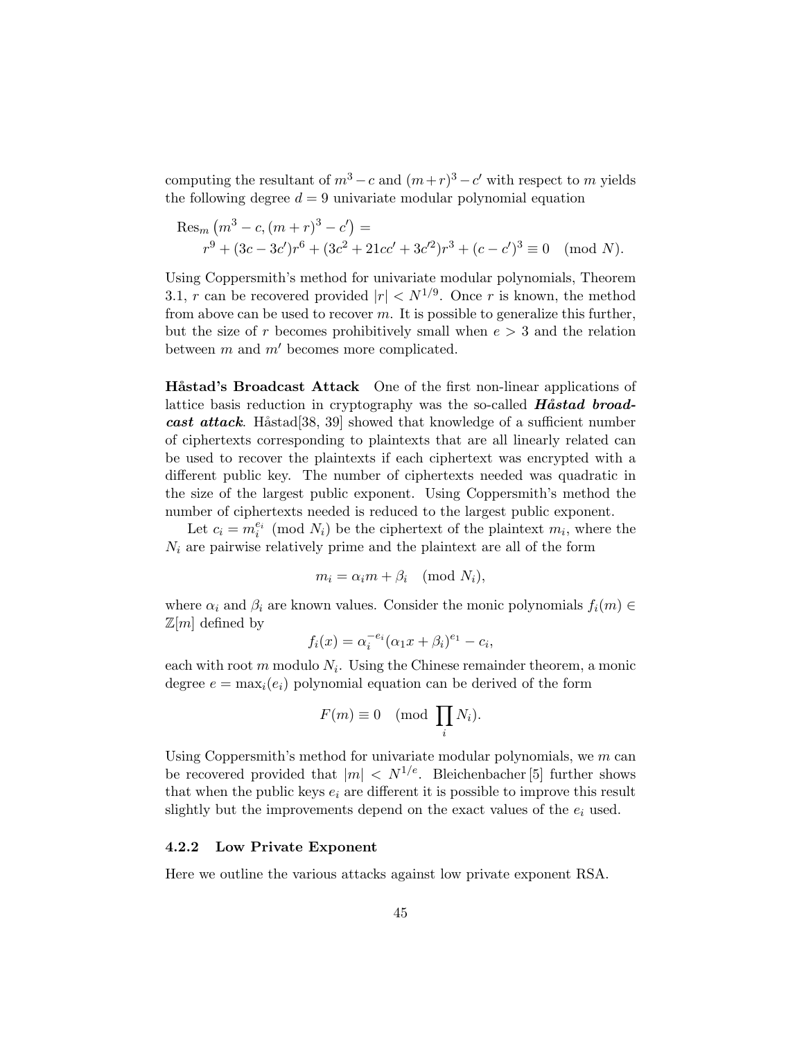computing the resultant of $m^3 - c$ and $(m+r)^3 - c'$ with respect to $m$ yields the following degree $d = 9$ univariate modular polynomial equation

$$
\begin{aligned}
&\operatorname{Res}_m \left(m^3 - c, (m+r)^3 - c'\right) = \\
&\qquad r^9 + (3c - 3c')r^6 + (3c^2 + 21cc' + 3c'^2)r^3 + (c - c')^3 \equiv 0 \pmod{N}.
\end{aligned}
$$

Using Coppersmith's method for univariate modular polynomials, Theorem 3.1, $r$ can be recovered provided $|r| < N^{1/9}$. Once $r$ is known, the method from above can be used to recover $m$. It is possible to generalize this further, but the size of $r$ becomes prohibitively small when $e > 3$ and the relation between $m$ and $m'$ becomes more complicated.

**Håstad's Broadcast Attack** One of the first non-linear applications of lattice basis reduction in cryptography was the so-called ***Håstad broadcast attack***. Håstad[38, 39] showed that knowledge of a sufficient number of ciphertexts corresponding to plaintexts that are all linearly related can be used to recover the plaintexts if each ciphertext was encrypted with a different public key. The number of ciphertexts needed was quadratic in the size of the largest public exponent. Using Coppersmith's method the number of ciphertexts needed is reduced to the largest public exponent.

Let $c_i = m_i^{e_i} \pmod{N_i}$ be the ciphertext of the plaintext $m_i$, where the $N_i$ are pairwise relatively prime and the plaintext are all of the form

$$
m_i = \alpha_i m + \beta_i \pmod{N_i},
$$

where $\alpha_i$ and $\beta_i$ are known values. Consider the monic polynomials $f_i(m) \in \mathbb{Z}[m]$ defined by

$$
f_i(x) = \alpha_i^{-e_i}(\alpha_1 x + \beta_i)^{e_1} - c_i,
$$

each with root $m$ modulo $N_i$. Using the Chinese remainder theorem, a monic degree $e = \max_i(e_i)$ polynomial equation can be derived of the form

$$
F(m) \equiv 0 \pmod{\prod_i N_i}.
$$

Using Coppersmith's method for univariate modular polynomials, we $m$ can be recovered provided that $|m| < N^{1/e}$. Bleichenbacher [5] further shows that when the public keys $e_i$ are different it is possible to improve this result slightly but the improvements depend on the exact values of the $e_i$ used.

### 4.2.2 Low Private Exponent

Here we outline the various attacks against low private exponent RSA.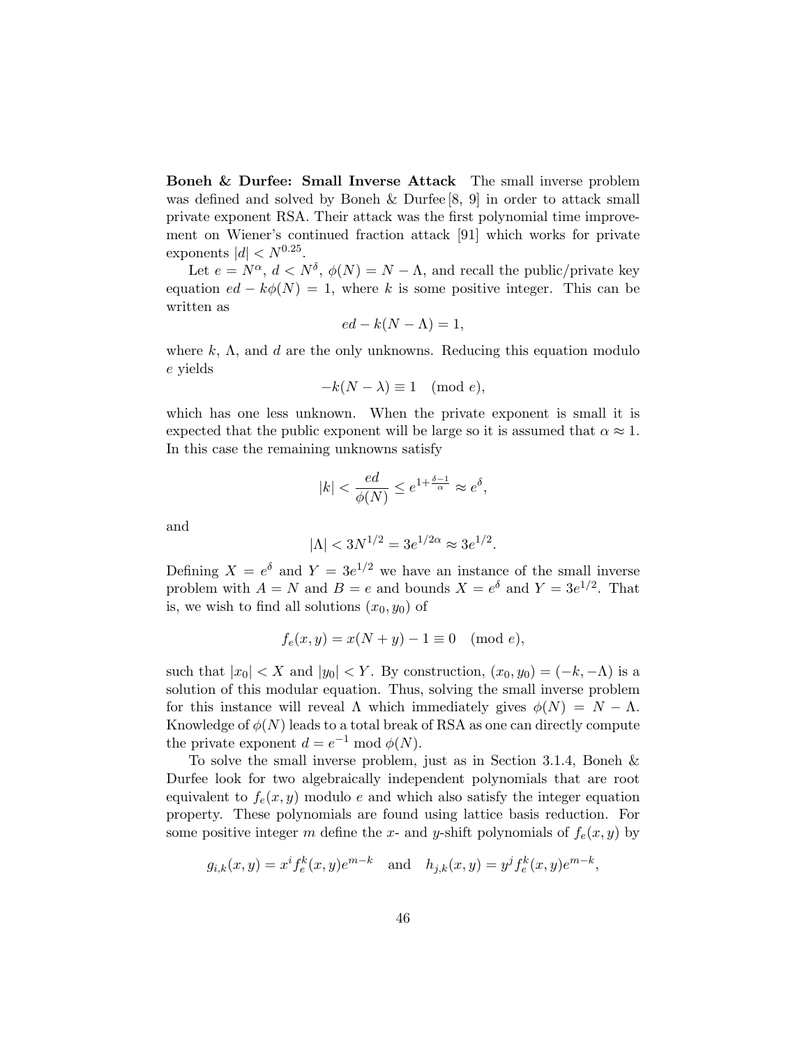**Boneh & Durfee: Small Inverse Attack** The small inverse problem was defined and solved by Boneh & Durfee [8, 9] in order to attack small private exponent RSA. Their attack was the first polynomial time improvement on Wiener's continued fraction attack [91] which works for private exponents $|d| < N^{0.25}$.

Let $e = N^{\alpha}$, $d < N^{\delta}$, $\phi(N) = N - \Lambda$, and recall the public/private key equation $ed - k\phi(N) = 1$, where $k$ is some positive integer. This can be written as

$$ed - k(N - \Lambda) = 1,$$

where $k$, $\Lambda$, and $d$ are the only unknowns. Reducing this equation modulo $e$ yields

$$-k(N - \lambda) \equiv 1 \pmod{e},$$

which has one less unknown. When the private exponent is small it is expected that the public exponent will be large so it is assumed that $\alpha \approx 1$. In this case the remaining unknowns satisfy

$$|k| < \frac{ed}{\phi(N)} \leq e^{1+\frac{\delta-1}{\alpha}} \approx e^{\delta},$$

and

$$|\Lambda| < 3N^{1/2} = 3e^{1/2\alpha} \approx 3e^{1/2}.$$

Defining $X = e^{\delta}$ and $Y = 3e^{1/2}$ we have an instance of the small inverse problem with $A = N$ and $B = e$ and bounds $X = e^{\delta}$ and $Y = 3e^{1/2}$. That is, we wish to find all solutions $(x_0, y_0)$ of

$$f_e(x, y) = x(N + y) - 1 \equiv 0 \pmod{e},$$

such that $|x_0| < X$ and $|y_0| < Y$. By construction, $(x_0, y_0) = (-k, -\Lambda)$ is a solution of this modular equation. Thus, solving the small inverse problem for this instance will reveal $\Lambda$ which immediately gives $\phi(N) = N - \Lambda$. Knowledge of $\phi(N)$ leads to a total break of RSA as one can directly compute the private exponent $d = e^{-1} \bmod \phi(N)$.

To solve the small inverse problem, just as in Section 3.1.4, Boneh & Durfee look for two algebraically independent polynomials that are root equivalent to $f_e(x, y)$ modulo $e$ and which also satisfy the integer equation property. These polynomials are found using lattice basis reduction. For some positive integer $m$ define the $x$- and $y$-shift polynomials of $f_e(x, y)$ by

$$g_{i,k}(x, y) = x^i f_e^k(x, y) e^{m-k} \quad \text{and} \quad h_{j,k}(x, y) = y^j f_e^k(x, y) e^{m-k},$$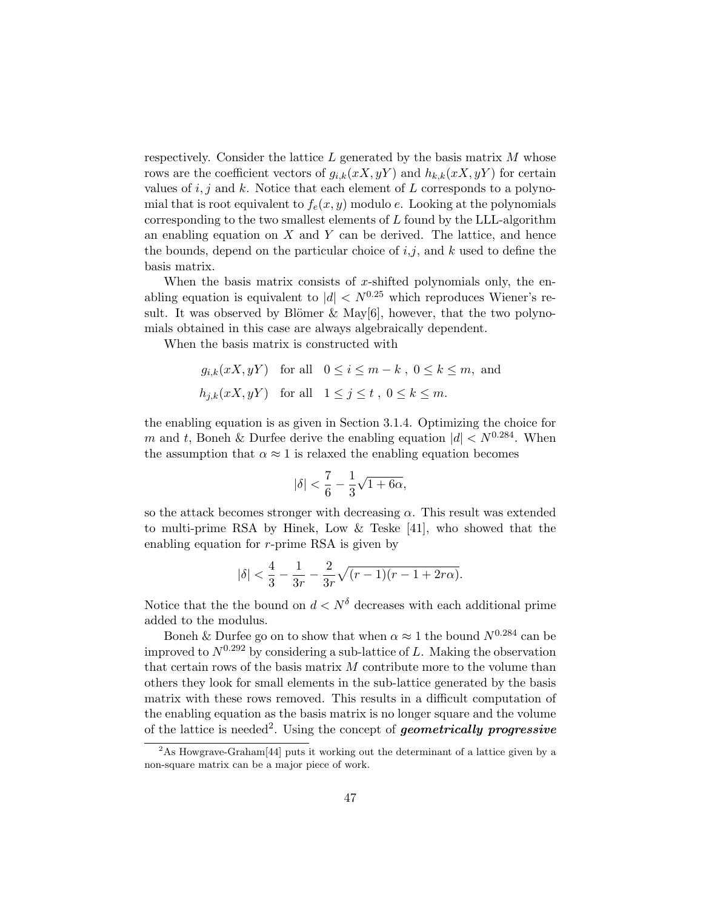respectively. Consider the lattice $L$ generated by the basis matrix $M$ whose rows are the coefficient vectors of $g_{i,k}(xX, yY)$ and $h_{k,k}(xX, yY)$ for certain values of $i$, $j$ and $k$. Notice that each element of $L$ corresponds to a polynomial that is root equivalent to $f_e(x, y)$ modulo $e$. Looking at the polynomials corresponding to the two smallest elements of $L$ found by the LLL-algorithm an enabling equation on $X$ and $Y$ can be derived. The lattice, and hence the bounds, depend on the particular choice of $i$,$j$, and $k$ used to define the basis matrix.

When the basis matrix consists of $x$-shifted polynomials only, the enabling equation is equivalent to $|d| < N^{0.25}$ which reproduces Wiener's result. It was observed by Blömer & May[6], however, that the two polynomials obtained in this case are always algebraically dependent.

When the basis matrix is constructed with

$$
\begin{aligned}
&g_{i,k}(xX, yY) \quad \text{for all} \quad 0 \le i \le m-k\ ,\ 0 \le k \le m, \text{ and} \\
&h_{j,k}(xX, yY) \quad \text{for all} \quad 1 \le j \le t\ ,\ 0 \le k \le m.
\end{aligned}
$$

the enabling equation is as given in Section 3.1.4. Optimizing the choice for $m$ and $t$, Boneh & Durfee derive the enabling equation $|d| < N^{0.284}$. When the assumption that $\alpha \approx 1$ is relaxed the enabling equation becomes

$$
|\delta| < \frac{7}{6} - \frac{1}{3}\sqrt{1+6\alpha},
$$

so the attack becomes stronger with decreasing $\alpha$. This result was extended to multi-prime RSA by Hinek, Low & Teske [41], who showed that the enabling equation for $r$-prime RSA is given by

$$
|\delta| < \frac{4}{3} - \frac{1}{3r} - \frac{2}{3r}\sqrt{(r-1)(r-1+2r\alpha)}.
$$

Notice that the the bound on $d < N^{\delta}$ decreases with each additional prime added to the modulus.

Boneh & Durfee go on to show that when $\alpha \approx 1$ the bound $N^{0.284}$ can be improved to $N^{0.292}$ by considering a sub-lattice of $L$. Making the observation that certain rows of the basis matrix $M$ contribute more to the volume than others they look for small elements in the sub-lattice generated by the basis matrix with these rows removed. This results in a difficult computation of the enabling equation as the basis matrix is no longer square and the volume of the lattice is needed[2]. Using the concept of ***geometrically progressive***

[2] As Howgrave-Graham[44] puts it working out the determinant of a lattice given by a non-square matrix can be a major piece of work.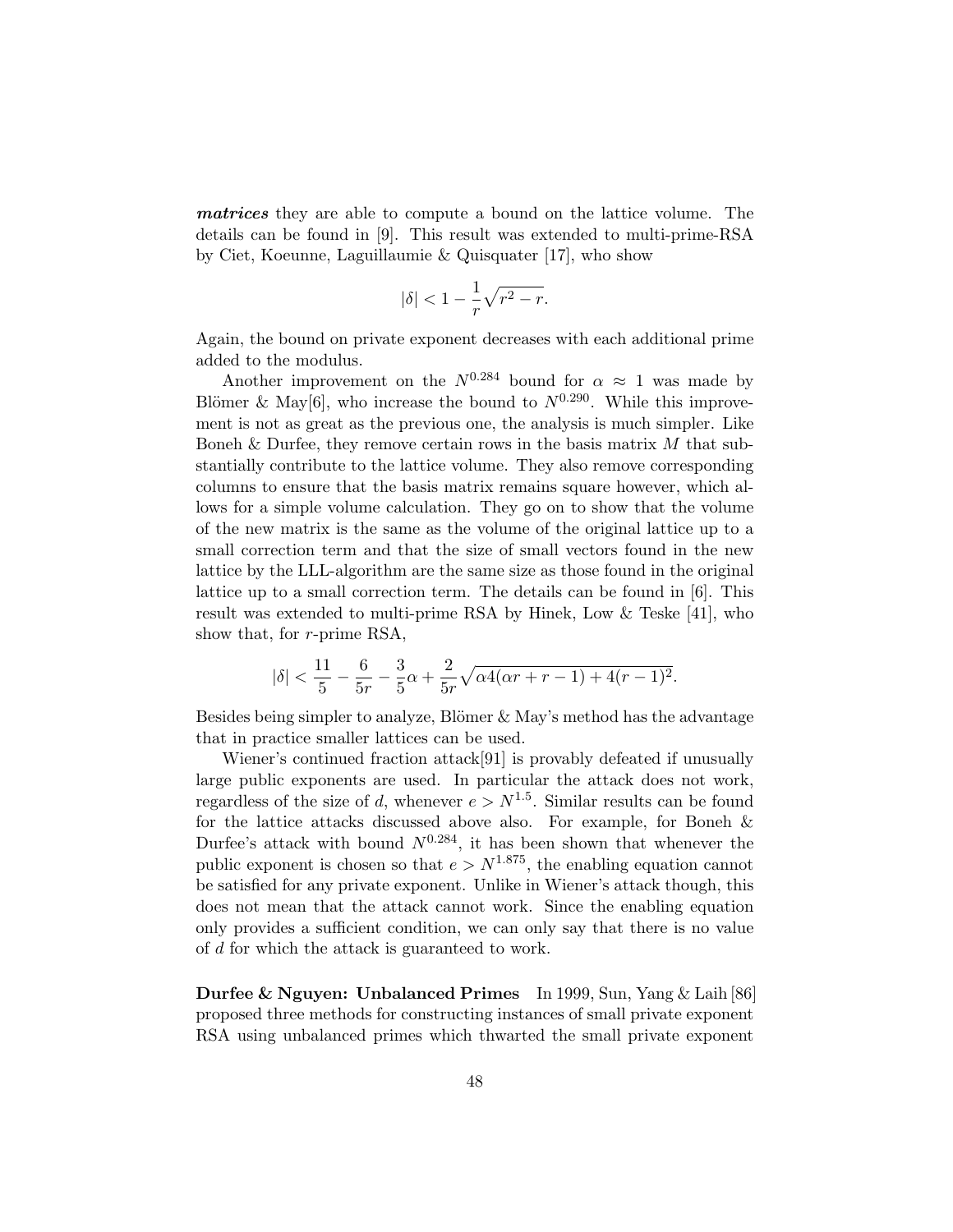***matrices*** they are able to compute a bound on the lattice volume. The details can be found in [9]. This result was extended to multi-prime-RSA by Ciet, Koeunne, Laguillaumie & Quisquater [17], who show

$$|\delta| < 1 - \frac{1}{r}\sqrt{r^2 - r}.$$

Again, the bound on private exponent decreases with each additional prime added to the modulus.

Another improvement on the $N^{0.284}$ bound for $\alpha \approx 1$ was made by Blömer & May[6], who increase the bound to $N^{0.290}$. While this improvement is not as great as the previous one, the analysis is much simpler. Like Boneh & Durfee, they remove certain rows in the basis matrix $M$ that substantially contribute to the lattice volume. They also remove corresponding columns to ensure that the basis matrix remains square however, which allows for a simple volume calculation. They go on to show that the volume of the new matrix is the same as the volume of the original lattice up to a small correction term and that the size of small vectors found in the new lattice by the LLL-algorithm are the same size as those found in the original lattice up to a small correction term. The details can be found in [6]. This result was extended to multi-prime RSA by Hinek, Low & Teske [41], who show that, for $r$-prime RSA,

$$|\delta| < \frac{11}{5} - \frac{6}{5r} - \frac{3}{5}\alpha + \frac{2}{5r}\sqrt{\alpha 4(\alpha r + r - 1) + 4(r-1)^2}.$$

Besides being simpler to analyze, Blömer & May's method has the advantage that in practice smaller lattices can be used.

Wiener's continued fraction attack[91] is provably defeated if unusually large public exponents are used. In particular the attack does not work, regardless of the size of $d$, whenever $e > N^{1.5}$. Similar results can be found for the lattice attacks discussed above also. For example, for Boneh & Durfee's attack with bound $N^{0.284}$, it has been shown that whenever the public exponent is chosen so that $e > N^{1.875}$, the enabling equation cannot be satisfied for any private exponent. Unlike in Wiener's attack though, this does not mean that the attack cannot work. Since the enabling equation only provides a sufficient condition, we can only say that there is no value of $d$ for which the attack is guaranteed to work.

**Durfee & Nguyen: Unbalanced Primes** In 1999, Sun, Yang & Laih [86] proposed three methods for constructing instances of small private exponent RSA using unbalanced primes which thwarted the small private exponent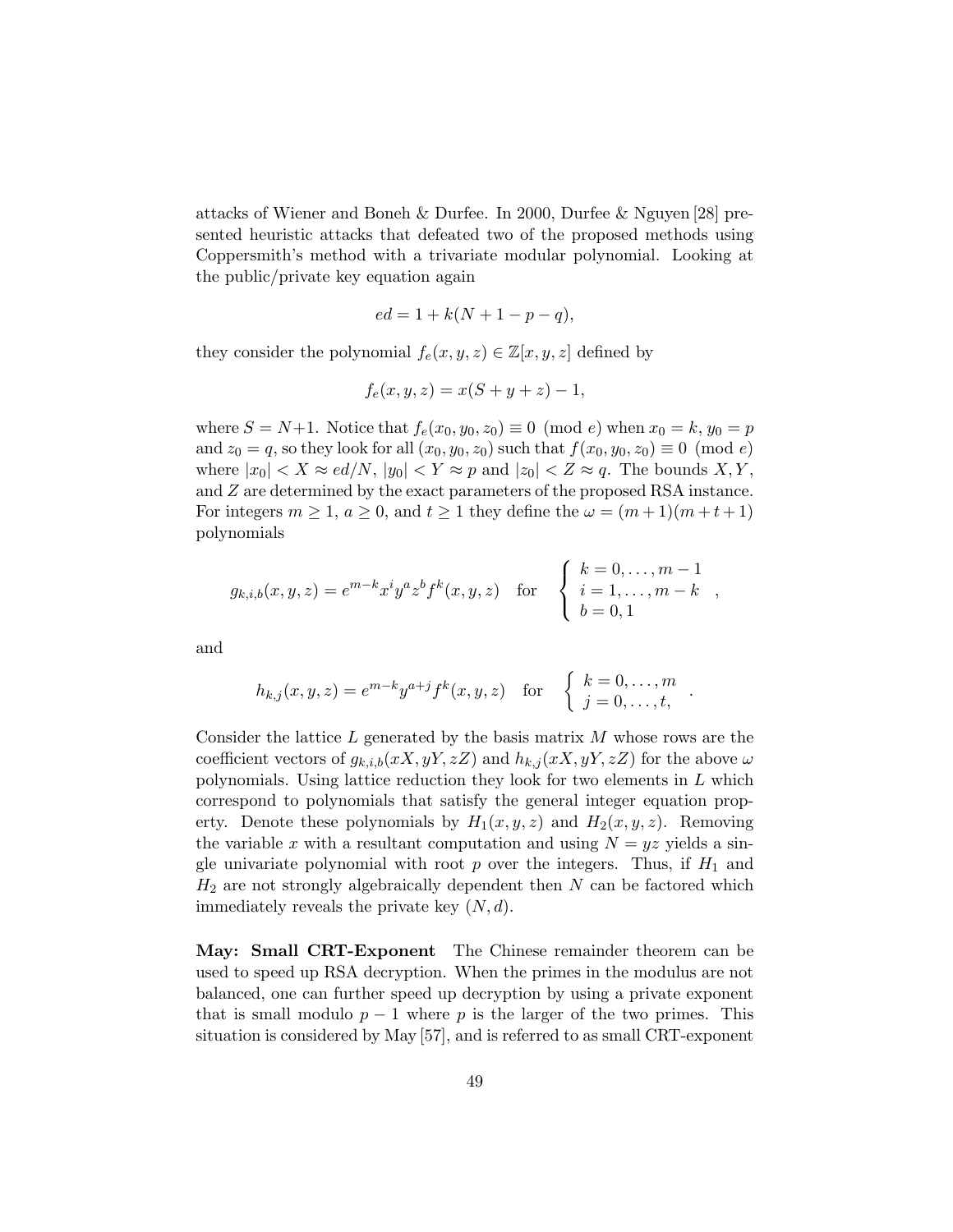attacks of Wiener and Boneh & Durfee. In 2000, Durfee & Nguyen [28] presented heuristic attacks that defeated two of the proposed methods using Coppersmith's method with a trivariate modular polynomial. Looking at the public/private key equation again

$$ed = 1 + k(N + 1 - p - q),$$

they consider the polynomial $f_e(x, y, z) \in \mathbb{Z}[x, y, z]$ defined by

$$f_e(x, y, z) = x(S + y + z) - 1,$$

where $S = N+1$. Notice that $f_e(x_0, y_0, z_0) \equiv 0 \pmod{e}$ when $x_0 = k$, $y_0 = p$ and $z_0 = q$, so they look for all $(x_0, y_0, z_0)$ such that $f(x_0, y_0, z_0) \equiv 0 \pmod{e}$ where $|x_0| < X \approx ed/N$, $|y_0| < Y \approx p$ and $|z_0| < Z \approx q$. The bounds $X, Y$, and $Z$ are determined by the exact parameters of the proposed RSA instance. For integers $m \geq 1$, $a \geq 0$, and $t \geq 1$ they define the $\omega = (m+1)(m+t+1)$ polynomials

$$g_{k,i,b}(x, y, z) = e^{m-k} x^i y^a z^b f^k(x, y, z) \quad \text{for} \quad \begin{cases} k = 0, \ldots, m-1 \\ i = 1, \ldots, m-k \\ b = 0, 1 \end{cases},$$

and

$$h_{k,j}(x, y, z) = e^{m-k} y^{a+j} f^k(x, y, z) \quad \text{for} \quad \begin{cases} k = 0, \ldots, m \\ j = 0, \ldots, t, \end{cases}.$$

Consider the lattice $L$ generated by the basis matrix $M$ whose rows are the coefficient vectors of $g_{k,i,b}(xX, yY, zZ)$ and $h_{k,j}(xX, yY, zZ)$ for the above $\omega$ polynomials. Using lattice reduction they look for two elements in $L$ which correspond to polynomials that satisfy the general integer equation property. Denote these polynomials by $H_1(x, y, z)$ and $H_2(x, y, z)$. Removing the variable $x$ with a resultant computation and using $N = yz$ yields a single univariate polynomial with root $p$ over the integers. Thus, if $H_1$ and $H_2$ are not strongly algebraically dependent then $N$ can be factored which immediately reveals the private key $(N, d)$.

**May: Small CRT-Exponent** The Chinese remainder theorem can be used to speed up RSA decryption. When the primes in the modulus are not balanced, one can further speed up decryption by using a private exponent that is small modulo $p - 1$ where $p$ is the larger of the two primes. This situation is considered by May [57], and is referred to as small CRT-exponent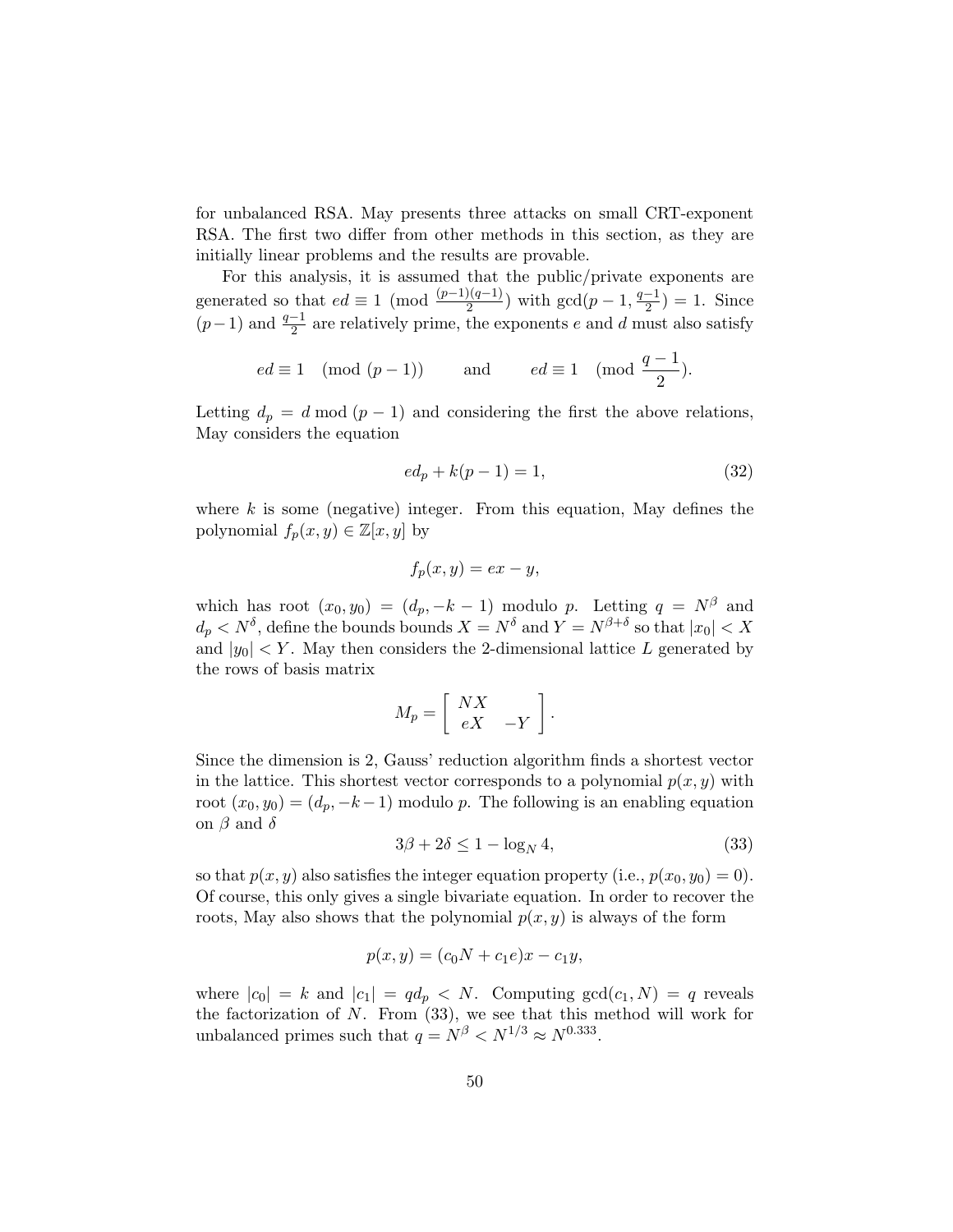for unbalanced RSA. May presents three attacks on small CRT-exponent RSA. The first two differ from other methods in this section, as they are initially linear problems and the results are provable.

For this analysis, it is assumed that the public/private exponents are generated so that $ed \equiv 1 \pmod{\frac{(p-1)(q-1)}{2}}$ with $\gcd(p-1, \frac{q-1}{2}) = 1$. Since $(p-1)$ and $\frac{q-1}{2}$ are relatively prime, the exponents $e$ and $d$ must also satisfy

$$ed \equiv 1 \pmod{(p-1)} \qquad \text{and} \qquad ed \equiv 1 \pmod{\frac{q-1}{2}}.$$

Letting $d_p = d \bmod (p-1)$ and considering the first the above relations, May considers the equation

$$ed_p + k(p-1) = 1, \tag{32}$$

where $k$ is some (negative) integer. From this equation, May defines the polynomial $f_p(x,y) \in \mathbb{Z}[x,y]$ by

$$f_p(x,y) = ex - y,$$

which has root $(x_0, y_0) = (d_p, -k-1)$ modulo $p$. Letting $q = N^\beta$ and $d_p < N^\delta$, define the bounds bounds $X = N^\delta$ and $Y = N^{\beta+\delta}$ so that $|x_0| < X$ and $|y_0| < Y$. May then considers the 2-dimensional lattice $L$ generated by the rows of basis matrix

$$M_p = \begin{bmatrix} NX & \\ eX & -Y \end{bmatrix}.$$

Since the dimension is 2, Gauss' reduction algorithm finds a shortest vector in the lattice. This shortest vector corresponds to a polynomial $p(x,y)$ with root $(x_0, y_0) = (d_p, -k-1)$ modulo $p$. The following is an enabling equation on $\beta$ and $\delta$

$$3\beta + 2\delta \leq 1 - \log_N 4, \tag{33}$$

so that $p(x,y)$ also satisfies the integer equation property (i.e., $p(x_0, y_0) = 0$). Of course, this only gives a single bivariate equation. In order to recover the roots, May also shows that the polynomial $p(x,y)$ is always of the form

$$p(x,y) = (c_0 N + c_1 e)x - c_1 y,$$

where $|c_0| = k$ and $|c_1| = qd_p < N$. Computing $\gcd(c_1, N) = q$ reveals the factorization of $N$. From (33), we see that this method will work for unbalanced primes such that $q = N^\beta < N^{1/3} \approx N^{0.333}$.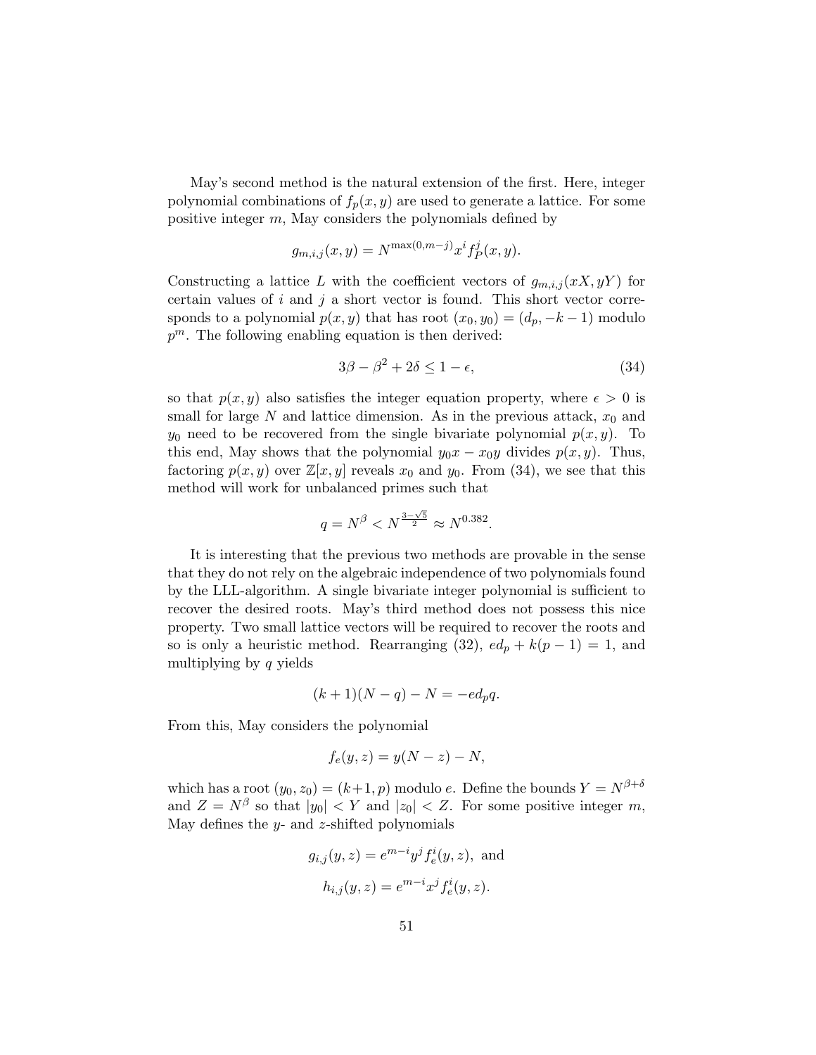May's second method is the natural extension of the first. Here, integer polynomial combinations of $f_p(x, y)$ are used to generate a lattice. For some positive integer $m$, May considers the polynomials defined by

$$g_{m,i,j}(x, y) = N^{\max(0,m-j)} x^i f_P^j(x, y).$$

Constructing a lattice $L$ with the coefficient vectors of $g_{m,i,j}(xX, yY)$ for certain values of $i$ and $j$ a short vector is found. This short vector corresponds to a polynomial $p(x, y)$ that has root $(x_0, y_0) = (d_p, -k-1)$ modulo $p^m$. The following enabling equation is then derived:

$$3\beta - \beta^2 + 2\delta \leq 1 - \epsilon, \tag{34}$$

so that $p(x, y)$ also satisfies the integer equation property, where $\epsilon > 0$ is small for large $N$ and lattice dimension. As in the previous attack, $x_0$ and $y_0$ need to be recovered from the single bivariate polynomial $p(x, y)$. To this end, May shows that the polynomial $y_0 x - x_0 y$ divides $p(x, y)$. Thus, factoring $p(x, y)$ over $\mathbb{Z}[x, y]$ reveals $x_0$ and $y_0$. From (34), we see that this method will work for unbalanced primes such that

$$q = N^\beta < N^{\frac{3-\sqrt{5}}{2}} \approx N^{0.382}.$$

It is interesting that the previous two methods are provable in the sense that they do not rely on the algebraic independence of two polynomials found by the LLL-algorithm. A single bivariate integer polynomial is sufficient to recover the desired roots. May's third method does not possess this nice property. Two small lattice vectors will be required to recover the roots and so is only a heuristic method. Rearranging (32), $ed_p + k(p-1) = 1$, and multiplying by $q$ yields

$$(k+1)(N - q) - N = -ed_p q.$$

From this, May considers the polynomial

$$f_e(y, z) = y(N - z) - N,$$

which has a root $(y_0, z_0) = (k+1, p)$ modulo $e$. Define the bounds $Y = N^{\beta+\delta}$ and $Z = N^\beta$ so that $|y_0| < Y$ and $|z_0| < Z$. For some positive integer $m$, May defines the $y$- and $z$-shifted polynomials

$$g_{i,j}(y, z) = e^{m-i} y^j f_e^i(y, z), \text{ and}$$

$$h_{i,j}(y, z) = e^{m-i} x^j f_e^i(y, z).$$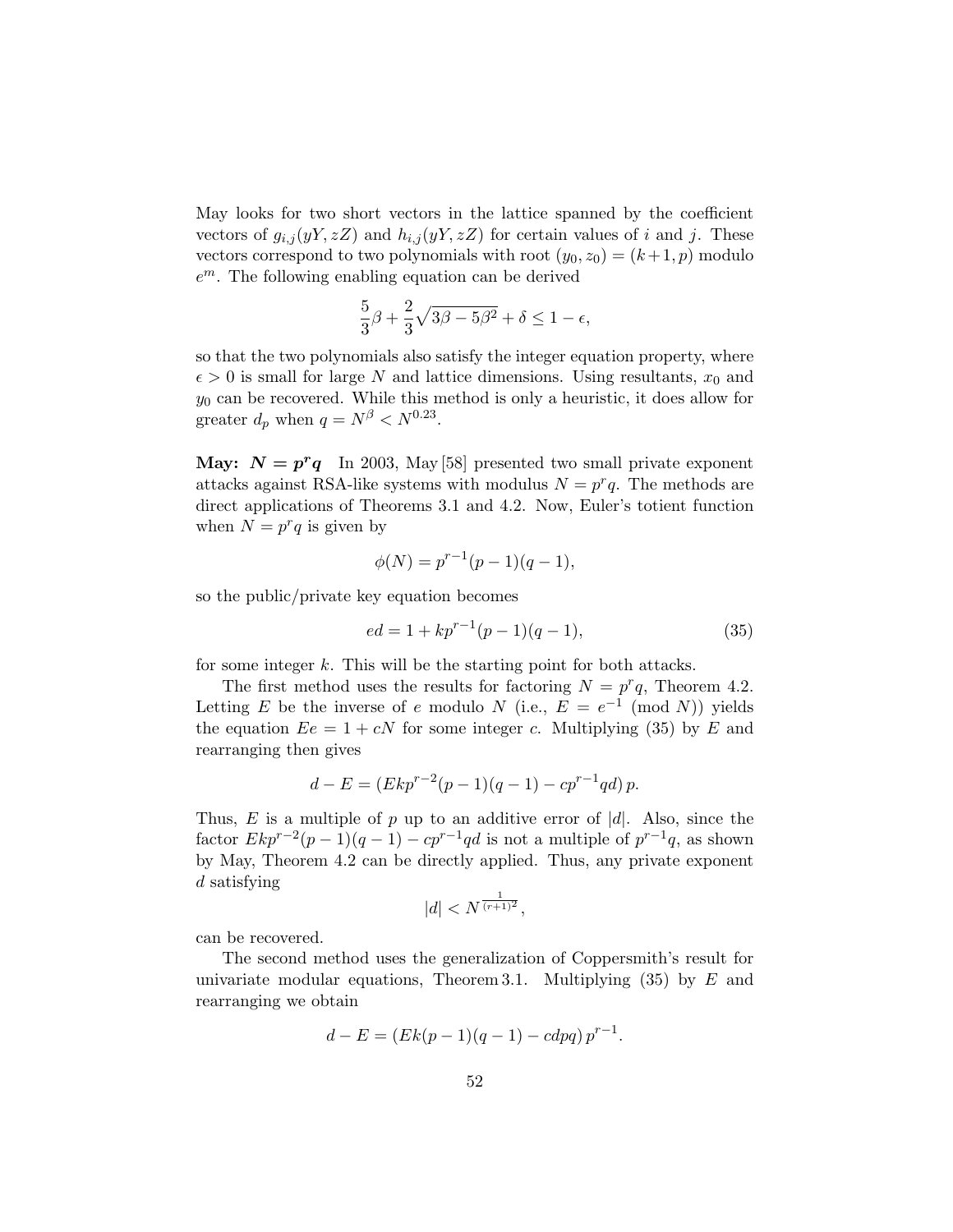May looks for two short vectors in the lattice spanned by the coefficient vectors of $g_{i,j}(yY, zZ)$ and $h_{i,j}(yY, zZ)$ for certain values of $i$ and $j$. These vectors correspond to two polynomials with root $(y_0, z_0) = (k+1, p)$ modulo $e^m$. The following enabling equation can be derived

$$\frac{5}{3}\beta + \frac{2}{3}\sqrt{3\beta - 5\beta^2} + \delta \leq 1 - \epsilon,$$

so that the two polynomials also satisfy the integer equation property, where $\epsilon > 0$ is small for large $N$ and lattice dimensions. Using resultants, $x_0$ and $y_0$ can be recovered. While this method is only a heuristic, it does allow for greater $d_p$ when $q = N^\beta < N^{0.23}$.

**May: $N = p^r q$** In 2003, May [58] presented two small private exponent attacks against RSA-like systems with modulus $N = p^r q$. The methods are direct applications of Theorems 3.1 and 4.2. Now, Euler's totient function when $N = p^r q$ is given by

$$\phi(N) = p^{r-1}(p-1)(q-1),$$

so the public/private key equation becomes

$$ed = 1 + kp^{r-1}(p-1)(q-1), \tag{35}$$

for some integer $k$. This will be the starting point for both attacks.

The first method uses the results for factoring $N = p^r q$, Theorem 4.2. Letting $E$ be the inverse of $e$ modulo $N$ (i.e., $E = e^{-1} \pmod N$) yields the equation $Ee = 1 + cN$ for some integer $c$. Multiplying (35) by $E$ and rearranging then gives

$$d - E = \left(Ekp^{r-2}(p-1)(q-1) - cp^{r-1}qd\right)p.$$

Thus, $E$ is a multiple of $p$ up to an additive error of $|d|$. Also, since the factor $Ekp^{r-2}(p-1)(q-1) - cp^{r-1}qd$ is not a multiple of $p^{r-1}q$, as shown by May, Theorem 4.2 can be directly applied. Thus, any private exponent $d$ satisfying

$$|d| < N^{\frac{1}{(r+1)^2}},$$

can be recovered.

The second method uses the generalization of Coppersmith's result for univariate modular equations, Theorem 3.1. Multiplying (35) by $E$ and rearranging we obtain

$$d - E = \left(Ek(p-1)(q-1) - cdpq\right)p^{r-1}.$$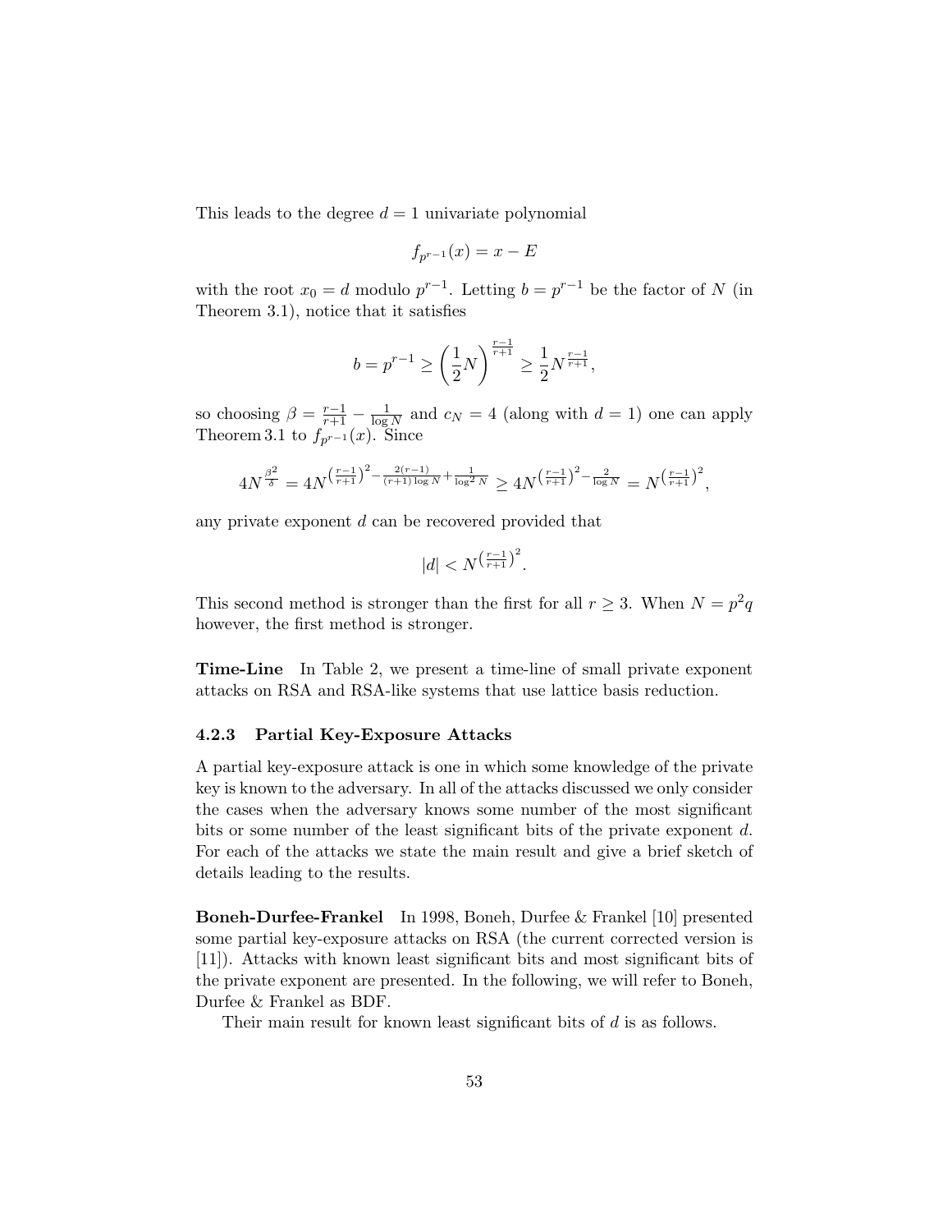This leads to the degree $d = 1$ univariate polynomial

$$f_{p^{r-1}}(x) = x - E$$

with the root $x_0 = d$ modulo $p^{r-1}$. Letting $b = p^{r-1}$ be the factor of $N$ (in Theorem 3.1), notice that it satisfies

$$b = p^{r-1} \geq \left(\frac{1}{2}N\right)^{\frac{r-1}{r+1}} \geq \frac{1}{2}N^{\frac{r-1}{r+1}},$$

so choosing $\beta = \frac{r-1}{r+1} - \frac{1}{\log N}$ and $c_N = 4$ (along with $d = 1$) one can apply Theorem 3.1 to $f_{p^{r-1}}(x)$. Since

$$4N^{\frac{\beta^2}{\delta}} = 4N^{\left(\frac{r-1}{r+1}\right)^2 - \frac{2(r-1)}{(r+1)\log N} + \frac{1}{\log^2 N}} \geq 4N^{\left(\frac{r-1}{r+1}\right)^2 - \frac{2}{\log N}} = N^{\left(\frac{r-1}{r+1}\right)^2},$$

any private exponent $d$ can be recovered provided that

$$|d| < N^{\left(\frac{r-1}{r+1}\right)^2}.$$

This second method is stronger than the first for all $r \geq 3$. When $N = p^2 q$ however, the first method is stronger.

**Time-Line** In Table 2, we present a time-line of small private exponent attacks on RSA and RSA-like systems that use lattice basis reduction.

### 4.2.3 Partial Key-Exposure Attacks

A partial key-exposure attack is one in which some knowledge of the private key is known to the adversary. In all of the attacks discussed we only consider the cases when the adversary knows some number of the most significant bits or some number of the least significant bits of the private exponent $d$. For each of the attacks we state the main result and give a brief sketch of details leading to the results.

**Boneh-Durfee-Frankel** In 1998, Boneh, Durfee & Frankel [10] presented some partial key-exposure attacks on RSA (the current corrected version is [11]). Attacks with known least significant bits and most significant bits of the private exponent are presented. In the following, we will refer to Boneh, Durfee & Frankel as BDF.

Their main result for known least significant bits of $d$ is as follows.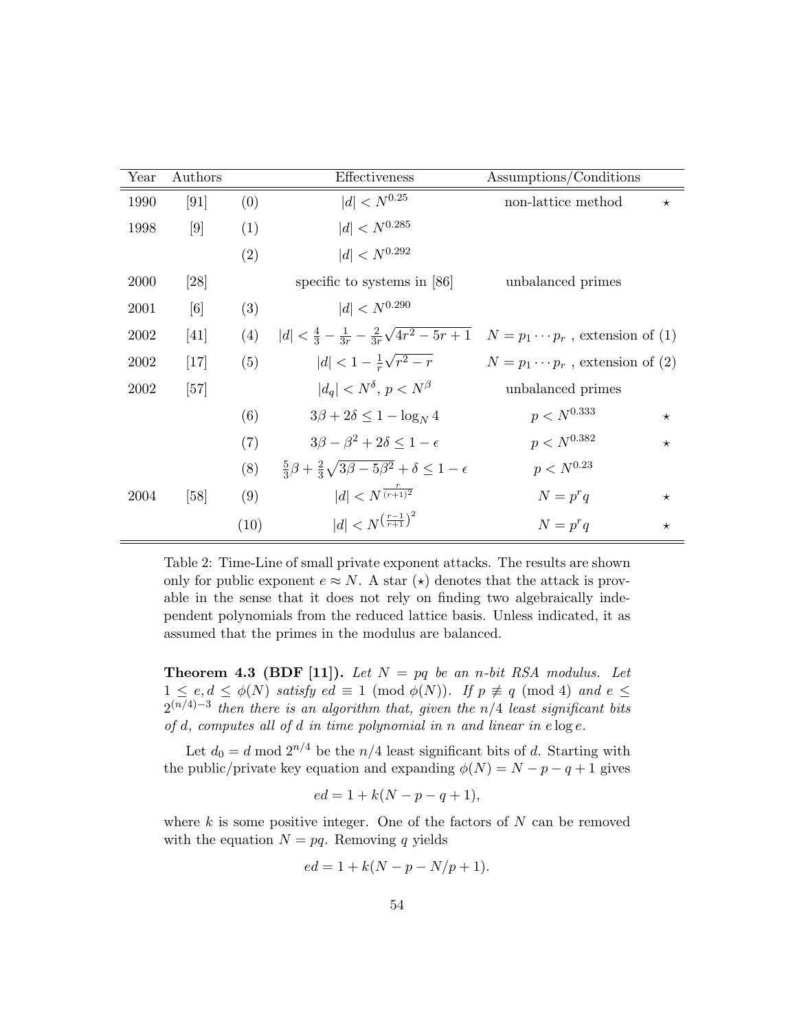| Year | Authors | | Effectiveness | Assumptions/Conditions | |
|---|---|---|---|---|---|
| 1990 | [91] | (0) | $\lvert d \rvert < N^{0.25}$ | non-lattice method | $\star$ |
| 1998 | [9] | (1) | $\lvert d \rvert < N^{0.285}$ | | |
| | | (2) | $\lvert d \rvert < N^{0.292}$ | | |
| 2000 | [28] | | specific to systems in [86] | unbalanced primes | |
| 2001 | [6] | (3) | $\lvert d \rvert < N^{0.290}$ | | |
| 2002 | [41] | (4) | $\lvert d \rvert < \frac{4}{3} - \frac{1}{3r} - \frac{2}{3r}\sqrt{4r^2 - 5r + 1}$ | $N = p_1 \cdots p_r$ , extension of (1) | |
| 2002 | [17] | (5) | $\lvert d \rvert < 1 - \frac{1}{r}\sqrt{r^2 - r}$ | $N = p_1 \cdots p_r$ , extension of (2) | |
| 2002 | [57] | | $\lvert d_q \rvert < N^{\delta}$, $p < N^{\beta}$ | unbalanced primes | |
| | | (6) | $3\beta + 2\delta \leq 1 - \log_N 4$ | $p < N^{0.333}$ | $\star$ |
| | | (7) | $3\beta - \beta^2 + 2\delta \leq 1 - \epsilon$ | $p < N^{0.382}$ | $\star$ |
| | | (8) | $\frac{5}{3}\beta + \frac{2}{3}\sqrt{3\beta - 5\beta^2} + \delta \leq 1 - \epsilon$ | $p < N^{0.23}$ | |
| 2004 | [58] | (9) | $\lvert d \rvert < N^{\frac{r}{(r+1)^2}}$ | $N = p^r q$ | $\star$ |
| | | (10) | $\lvert d \rvert < N^{\left(\frac{r-1}{r+1}\right)^2}$ | $N = p^r q$ | $\star$ |

Table 2: Time-Line of small private exponent attacks. The results are shown only for public exponent $e \approx N$. A star ($\star$) denotes that the attack is provable in the sense that it does not rely on finding two algebraically independent polynomials from the reduced lattice basis. Unless indicated, it as assumed that the primes in the modulus are balanced.

**Theorem 4.3 (BDF [11]).** *Let $N = pq$ be an n-bit RSA modulus. Let $1 \leq e, d \leq \phi(N)$ satisfy $ed \equiv 1 \pmod{\phi(N)}$. If $p \not\equiv q \pmod 4$ and $e \leq 2^{(n/4)-3}$ then there is an algorithm that, given the $n/4$ least significant bits of $d$, computes all of $d$ in time polynomial in $n$ and linear in $e \log e$.*

Let $d_0 = d \bmod 2^{n/4}$ be the $n/4$ least significant bits of $d$. Starting with the public/private key equation and expanding $\phi(N) = N - p - q + 1$ gives

$$ed = 1 + k(N - p - q + 1),$$

where $k$ is some positive integer. One of the factors of $N$ can be removed with the equation $N = pq$. Removing $q$ yields

$$ed = 1 + k(N - p - N/p + 1).$$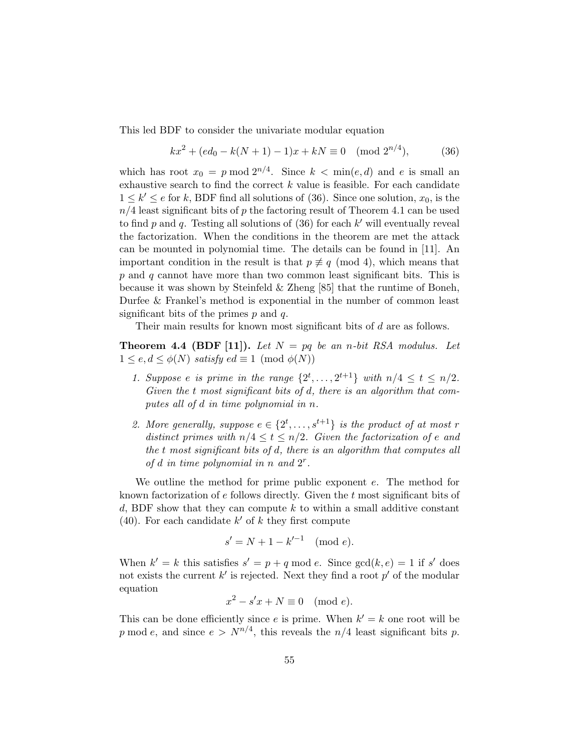This led BDF to consider the univariate modular equation

$$kx^2 + (ed_0 - k(N+1) - 1)x + kN \equiv 0 \pmod{2^{n/4}}, \tag{36}$$

which has root $x_0 = p \bmod 2^{n/4}$. Since $k < \min(e, d)$ and $e$ is small an exhaustive search to find the correct $k$ value is feasible. For each candidate $1 \leq k' \leq e$ for $k$, BDF find all solutions of (36). Since one solution, $x_0$, is the $n/4$ least significant bits of $p$ the factoring result of Theorem 4.1 can be used to find $p$ and $q$. Testing all solutions of (36) for each $k'$ will eventually reveal the factorization. When the conditions in the theorem are met the attack can be mounted in polynomial time. The details can be found in [11]. An important condition in the result is that $p \not\equiv q \pmod 4$, which means that $p$ and $q$ cannot have more than two common least significant bits. This is because it was shown by Steinfeld & Zheng [85] that the runtime of Boneh, Durfee & Frankel's method is exponential in the number of common least significant bits of the primes $p$ and $q$.

Their main results for known most significant bits of $d$ are as follows.

**Theorem 4.4 (BDF [11]).** *Let $N = pq$ be an $n$-bit RSA modulus. Let $1 \leq e, d \leq \phi(N)$ satisfy $ed \equiv 1 \pmod{\phi(N)}$*

1. *Suppose $e$ is prime in the range $\{2^t, \ldots, 2^{t+1}\}$ with $n/4 \leq t \leq n/2$. Given the $t$ most significant bits of $d$, there is an algorithm that computes all of $d$ in time polynomial in $n$.*
2. *More generally, suppose $e \in \{2^t, \ldots, s^{t+1}\}$ is the product of at most $r$ distinct primes with $n/4 \leq t \leq n/2$. Given the factorization of $e$ and the $t$ most significant bits of $d$, there is an algorithm that computes all of $d$ in time polynomial in $n$ and $2^r$.*

We outline the method for prime public exponent $e$. The method for known factorization of $e$ follows directly. Given the $t$ most significant bits of $d$, BDF show that they can compute $k$ to within a small additive constant (40). For each candidate $k'$ of $k$ they first compute

$$s' = N + 1 - k'^{-1} \pmod e.$$

When $k' = k$ this satisfies $s' = p + q \bmod e$. Since $\gcd(k, e) = 1$ if $s'$ does not exists the current $k'$ is rejected. Next they find a root $p'$ of the modular equation

$$x^2 - s'x + N \equiv 0 \pmod e.$$

This can be done efficiently since $e$ is prime. When $k' = k$ one root will be $p \bmod e$, and since $e > N^{n/4}$, this reveals the $n/4$ least significant bits $p$.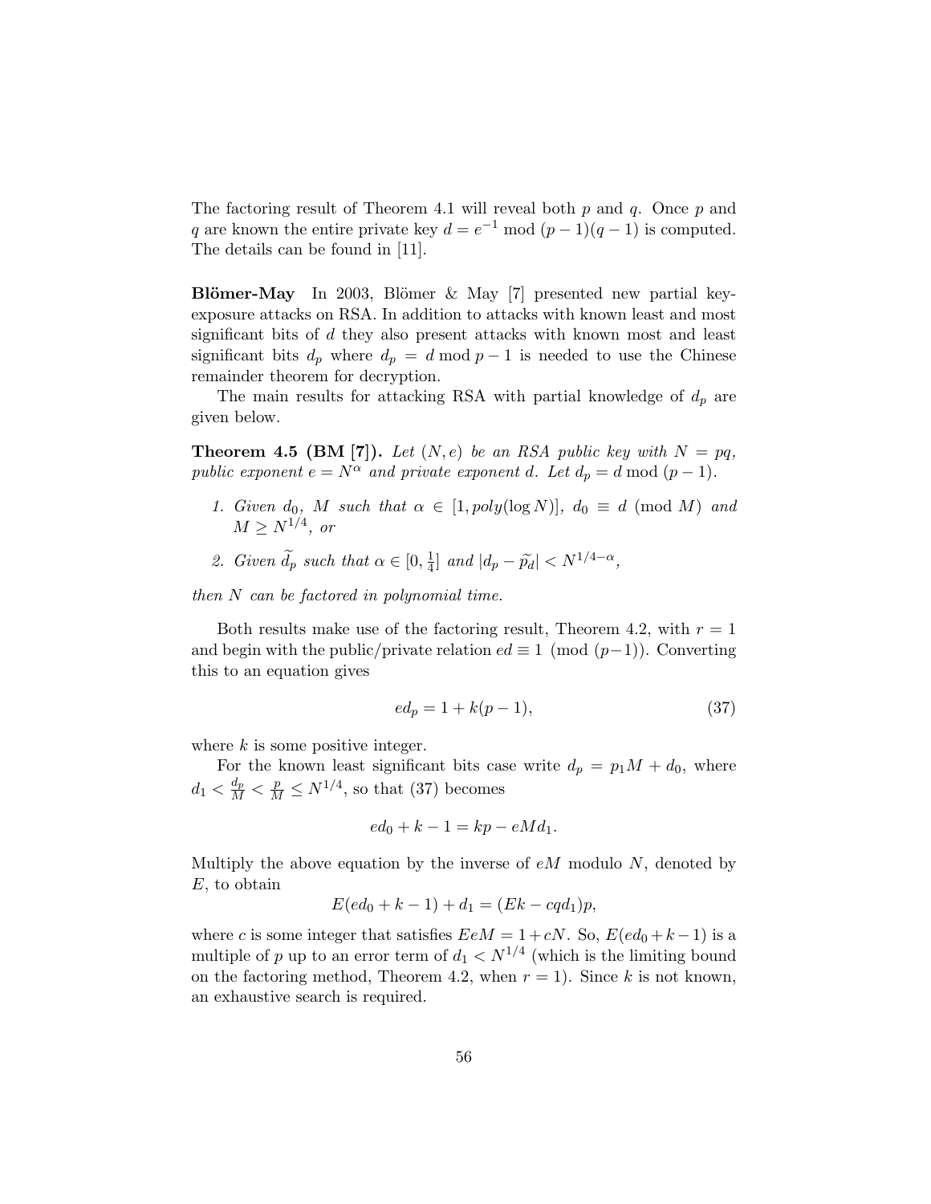The factoring result of Theorem 4.1 will reveal both $p$ and $q$. Once $p$ and $q$ are known the entire private key $d = e^{-1} \bmod (p-1)(q-1)$ is computed. The details can be found in [11].

**Blömer-May** In 2003, Blömer & May [7] presented new partial key-exposure attacks on RSA. In addition to attacks with known least and most significant bits of $d$ they also present attacks with known most and least significant bits $d_p$ where $d_p = d \bmod p-1$ is needed to use the Chinese remainder theorem for decryption.

The main results for attacking RSA with partial knowledge of $d_p$ are given below.

**Theorem 4.5 (BM [7]).** *Let $(N, e)$ be an RSA public key with $N = pq$, public exponent $e = N^{\alpha}$ and private exponent $d$. Let $d_p = d \bmod (p-1)$.*

1. *Given $d_0$, $M$ such that $\alpha \in [1, poly(\log N)]$, $d_0 \equiv d \pmod M$ and $M \geq N^{1/4}$, or*
2. *Given $\widetilde{d_p}$ such that $\alpha \in [0, \frac{1}{4}]$ and $|d_p - \widetilde{p_d}| < N^{1/4-\alpha}$,*

*then $N$ can be factored in polynomial time.*

Both results make use of the factoring result, Theorem 4.2, with $r = 1$ and begin with the public/private relation $ed \equiv 1 \pmod{(p-1)}$. Converting this to an equation gives

$$ed_p = 1 + k(p-1), \tag{37}$$

where $k$ is some positive integer.

For the known least significant bits case write $d_p = p_1 M + d_0$, where $d_1 < \frac{d_p}{M} < \frac{p}{M} \leq N^{1/4}$, so that (37) becomes

$$ed_0 + k - 1 = kp - eMd_1.$$

Multiply the above equation by the inverse of $eM$ modulo $N$, denoted by $E$, to obtain

$$E(ed_0 + k - 1) + d_1 = (Ek - cqd_1)p,$$

where $c$ is some integer that satisfies $EeM = 1 + cN$. So, $E(ed_0 + k - 1)$ is a multiple of $p$ up to an error term of $d_1 < N^{1/4}$ (which is the limiting bound on the factoring method, Theorem 4.2, when $r = 1$). Since $k$ is not known, an exhaustive search is required.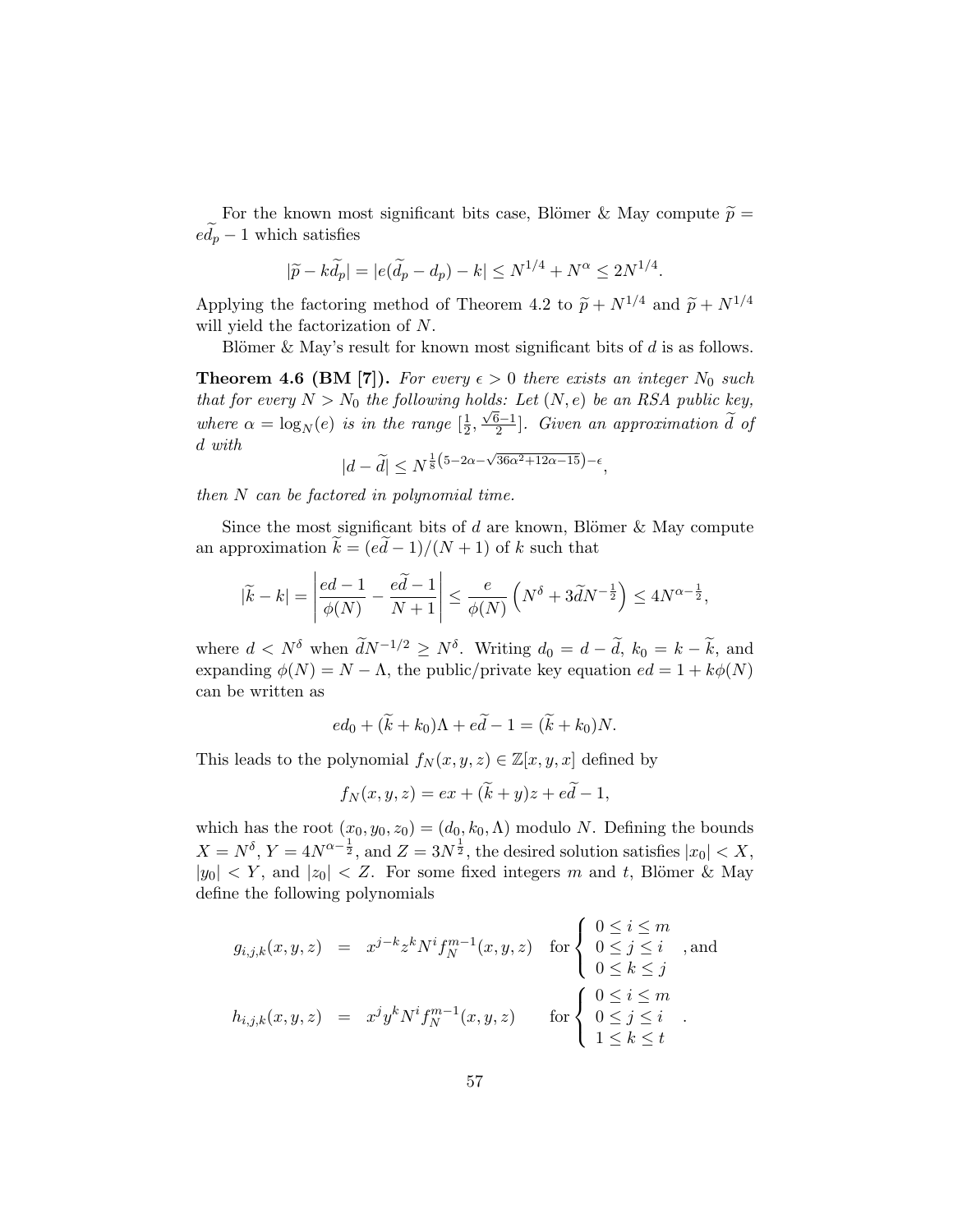For the known most significant bits case, Blömer & May compute $\widetilde{p} = e\widetilde{d}_p - 1$ which satisfies

$$|\widetilde{p} - k\widetilde{d}_p| = |e(\widetilde{d}_p - d_p) - k| \leq N^{1/4} + N^{\alpha} \leq 2N^{1/4}.$$

Applying the factoring method of Theorem 4.2 to $\widetilde{p} + N^{1/4}$ and $\widetilde{p} + N^{1/4}$ will yield the factorization of $N$.

Blömer & May's result for known most significant bits of $d$ is as follows.

**Theorem 4.6 (BM [7]).** *For every $\epsilon > 0$ there exists an integer $N_0$ such that for every $N > N_0$ the following holds: Let $(N, e)$ be an RSA public key, where $\alpha = \log_N(e)$ is in the range $[\frac{1}{2}, \frac{\sqrt{6}-1}{2}]$. Given an approximation $\widetilde{d}$ of $d$ with*

$$|d - \widetilde{d}| \leq N^{\frac{1}{8}\left(5-2\alpha-\sqrt{36\alpha^2+12\alpha-15}\right)-\epsilon},$$

*then $N$ can be factored in polynomial time.*

Since the most significant bits of $d$ are known, Blömer & May compute an approximation $\widetilde{k} = (e\widetilde{d} - 1)/(N+1)$ of $k$ such that

$$|\widetilde{k} - k| = \left|\frac{ed-1}{\phi(N)} - \frac{e\widetilde{d}-1}{N+1}\right| \leq \frac{e}{\phi(N)}\left(N^{\delta} + 3\widetilde{d}N^{-\frac{1}{2}}\right) \leq 4N^{\alpha-\frac{1}{2}},$$

where $d < N^{\delta}$ when $\widetilde{d}N^{-1/2} \geq N^{\delta}$. Writing $d_0 = d - \widetilde{d}$, $k_0 = k - \widetilde{k}$, and expanding $\phi(N) = N - \Lambda$, the public/private key equation $ed = 1 + k\phi(N)$ can be written as

$$ed_0 + (\widetilde{k} + k_0)\Lambda + e\widetilde{d} - 1 = (\widetilde{k} + k_0)N.$$

This leads to the polynomial $f_N(x, y, z) \in \mathbb{Z}[x, y, x]$ defined by

$$f_N(x, y, z) = ex + (\widetilde{k} + y)z + e\widetilde{d} - 1,$$

which has the root $(x_0, y_0, z_0) = (d_0, k_0, \Lambda)$ modulo $N$. Defining the bounds $X = N^{\delta}$, $Y = 4N^{\alpha-\frac{1}{2}}$, and $Z = 3N^{\frac{1}{2}}$, the desired solution satisfies $|x_0| < X$, $|y_0| < Y$, and $|z_0| < Z$. For some fixed integers $m$ and $t$, Blömer & May define the following polynomials

$$g_{i,j,k}(x, y, z) = x^{j-k}z^k N^i f_N^{m-1}(x, y, z) \quad \text{for} \begin{cases} 0 \leq i \leq m \\ 0 \leq j \leq i \\ 0 \leq k \leq j \end{cases}, \text{and}$$

$$h_{i,j,k}(x, y, z) = x^j y^k N^i f_N^{m-1}(x, y, z) \quad \text{for} \begin{cases} 0 \leq i \leq m \\ 0 \leq j \leq i \\ 1 \leq k \leq t \end{cases}.$$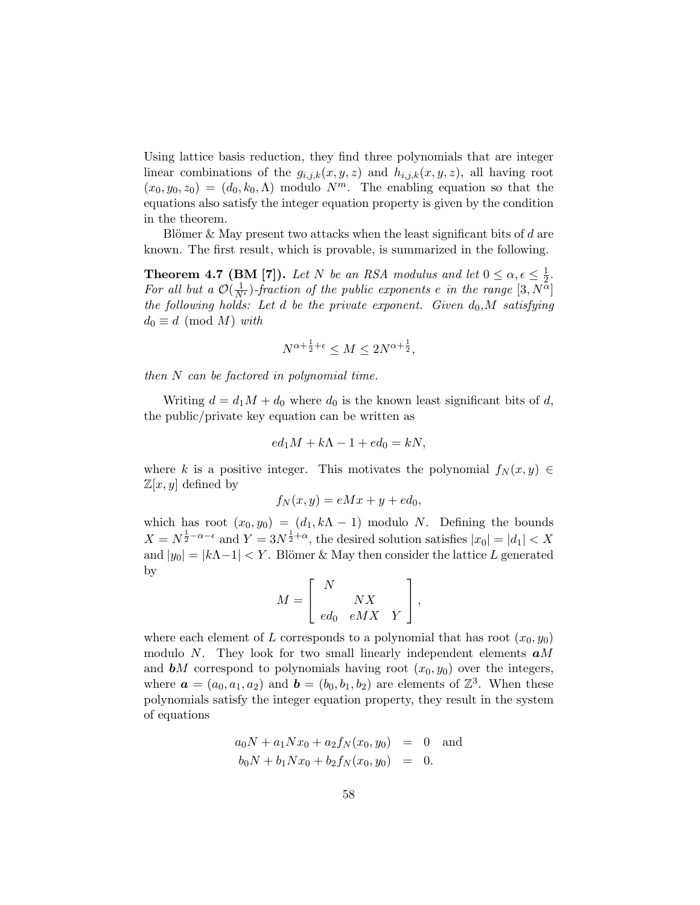Using lattice basis reduction, they find three polynomials that are integer linear combinations of the $g_{i,j,k}(x,y,z)$ and $h_{i,j,k}(x,y,z)$, all having root $(x_0, y_0, z_0) = (d_0, k_0, \Lambda)$ modulo $N^m$. The enabling equation so that the equations also satisfy the integer equation property is given by the condition in the theorem.

Blömer & May present two attacks when the least significant bits of $d$ are known. The first result, which is provable, is summarized in the following.

**Theorem 4.7 (BM [7]).** *Let $N$ be an RSA modulus and let $0 \leq \alpha, \epsilon \leq \frac{1}{2}$. For all but a $\mathcal{O}(\frac{1}{N^\epsilon})$-fraction of the public exponents $e$ in the range $[3, N^\alpha]$ the following holds: Let $d$ be the private exponent. Given $d_0, M$ satisfying $d_0 \equiv d \pmod{M}$ with*

$$N^{\alpha + \frac{1}{2} + \epsilon} \leq M \leq 2N^{\alpha + \frac{1}{2}},$$

*then $N$ can be factored in polynomial time.*

Writing $d = d_1 M + d_0$ where $d_0$ is the known least significant bits of $d$, the public/private key equation can be written as

$$ed_1 M + k\Lambda - 1 + ed_0 = kN,$$

where $k$ is a positive integer. This motivates the polynomial $f_N(x,y) \in \mathbb{Z}[x,y]$ defined by

$$f_N(x,y) = eMx + y + ed_0,$$

which has root $(x_0, y_0) = (d_1, k\Lambda - 1)$ modulo $N$. Defining the bounds $X = N^{\frac{1}{2} - \alpha - \epsilon}$ and $Y = 3N^{\frac{1}{2} + \alpha}$, the desired solution satisfies $|x_0| = |d_1| < X$ and $|y_0| = |k\Lambda - 1| < Y$. Blömer & May then consider the lattice $L$ generated by

$$M = \begin{bmatrix} N & & \\ & NX & \\ ed_0 & eMX & Y \end{bmatrix},$$

where each element of $L$ corresponds to a polynomial that has root $(x_0, y_0)$ modulo $N$. They look for two small linearly independent elements $\boldsymbol{a}M$ and $\boldsymbol{b}M$ correspond to polynomials having root $(x_0, y_0)$ over the integers, where $\boldsymbol{a} = (a_0, a_1, a_2)$ and $\boldsymbol{b} = (b_0, b_1, b_2)$ are elements of $\mathbb{Z}^3$. When these polynomials satisfy the integer equation property, they result in the system of equations

$$\begin{aligned} a_0 N + a_1 N x_0 + a_2 f_N(x_0, y_0) &= 0 \quad \text{and} \\ b_0 N + b_1 N x_0 + b_2 f_N(x_0, y_0) &= 0. \end{aligned}$$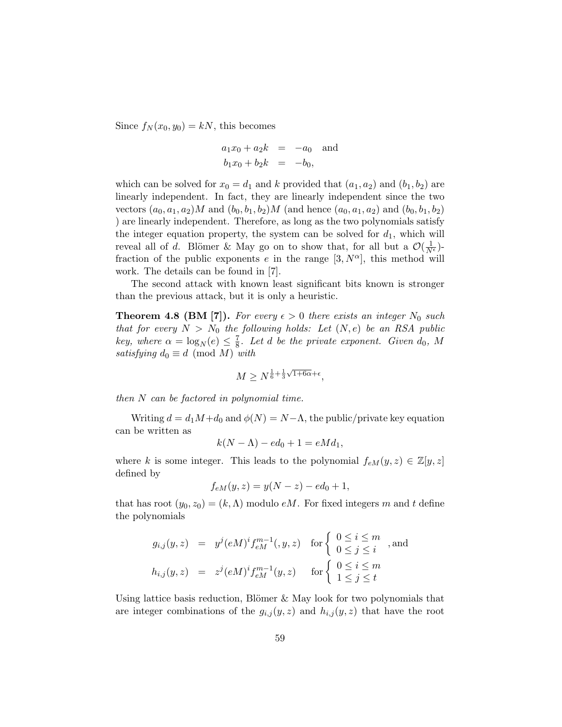Since $f_N(x_0, y_0) = kN$, this becomes

$$\begin{aligned} a_1 x_0 + a_2 k &= -a_0 \quad \text{and} \\ b_1 x_0 + b_2 k &= -b_0, \end{aligned}$$

which can be solved for $x_0 = d_1$ and $k$ provided that $(a_1, a_2)$ and $(b_1, b_2)$ are linearly independent. In fact, they are linearly independent since the two vectors $(a_0, a_1, a_2)M$ and $(b_0, b_1, b_2)M$ (and hence $(a_0, a_1, a_2)$ and $(b_0, b_1, b_2)$ ) are linearly independent. Therefore, as long as the two polynomials satisfy the integer equation property, the system can be solved for $d_1$, which will reveal all of $d$. Blömer & May go on to show that, for all but a $\mathcal{O}(\frac{1}{N^\epsilon})$-fraction of the public exponents $e$ in the range $[3, N^\alpha]$, this method will work. The details can be found in [7].

The second attack with known least significant bits known is stronger than the previous attack, but it is only a heuristic.

**Theorem 4.8 (BM [7]).** *For every $\epsilon > 0$ there exists an integer $N_0$ such that for every $N > N_0$ the following holds: Let $(N, e)$ be an RSA public key, where $\alpha = \log_N(e) \leq \frac{7}{8}$. Let $d$ be the private exponent. Given $d_0$, $M$ satisfying $d_0 \equiv d \pmod{M}$ with*

$$M \geq N^{\frac{1}{6} + \frac{1}{3}\sqrt{1+6\alpha} + \epsilon},$$

*then $N$ can be factored in polynomial time.*

Writing $d = d_1 M + d_0$ and $\phi(N) = N - \Lambda$, the public/private key equation can be written as

$$k(N - \Lambda) - ed_0 + 1 = eMd_1,$$

where $k$ is some integer. This leads to the polynomial $f_{eM}(y, z) \in \mathbb{Z}[y, z]$ defined by

$$f_{eM}(y, z) = y(N - z) - ed_0 + 1,$$

that has root $(y_0, z_0) = (k, \Lambda)$ modulo $eM$. For fixed integers $m$ and $t$ define the polynomials

$$\begin{aligned} g_{i,j}(y, z) &= y^j (eM)^i f_{eM}^{m-1}(, y, z) \quad \text{for} \begin{cases} 0 \leq i \leq m \\ 0 \leq j \leq i \end{cases}, \text{and} \\ h_{i,j}(y, z) &= z^j (eM)^i f_{eM}^{m-1}(y, z) \quad \text{for} \begin{cases} 0 \leq i \leq m \\ 1 \leq j \leq t \end{cases} \end{aligned}$$

Using lattice basis reduction, Blömer & May look for two polynomials that are integer combinations of the $g_{i,j}(y, z)$ and $h_{i,j}(y, z)$ that have the root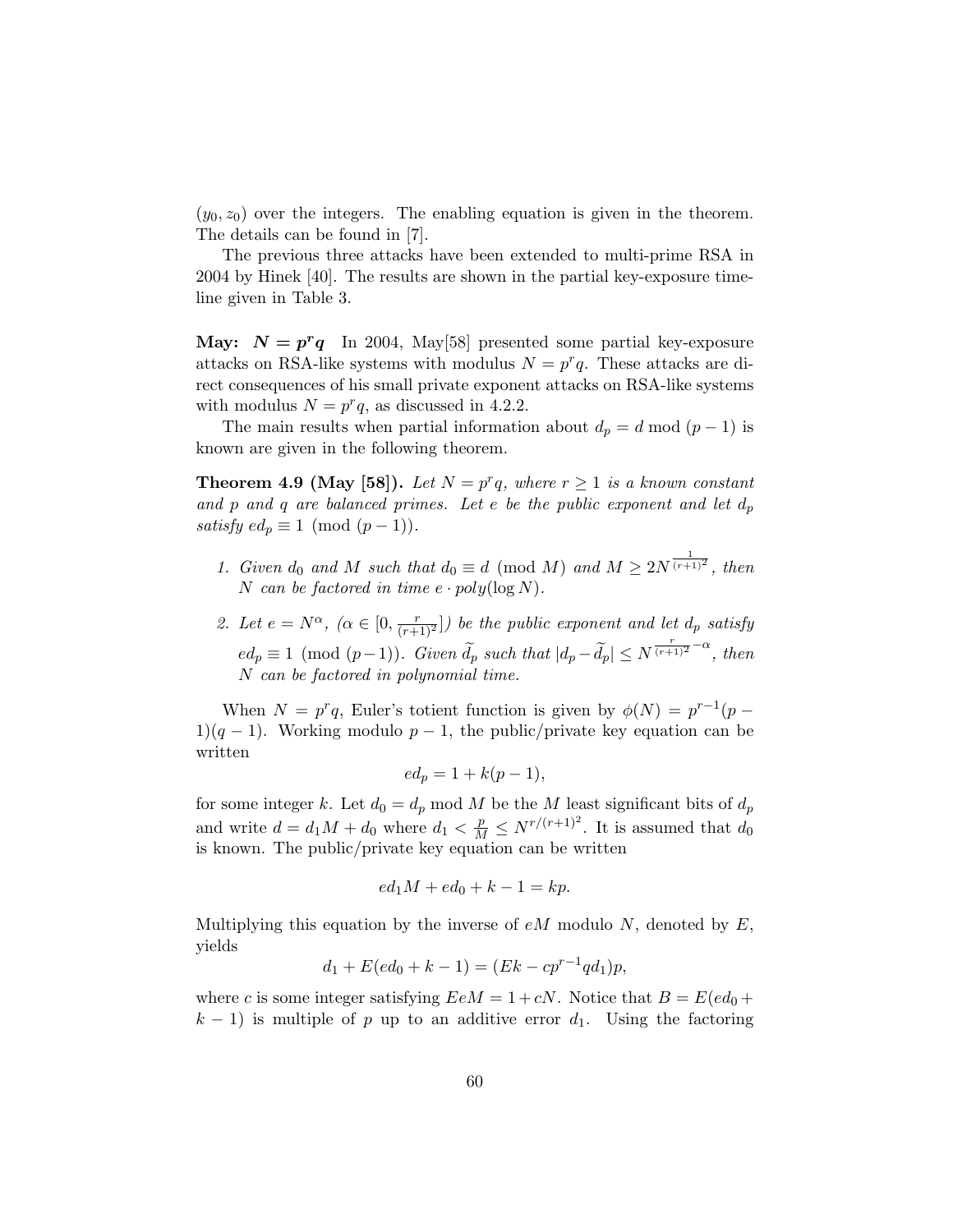$(y_0, z_0)$ over the integers. The enabling equation is given in the theorem. The details can be found in [7].

The previous three attacks have been extended to multi-prime RSA in 2004 by Hinek [40]. The results are shown in the partial key-exposure timeline given in Table 3.

**May: $N = p^r q$** In 2004, May[58] presented some partial key-exposure attacks on RSA-like systems with modulus $N = p^r q$. These attacks are direct consequences of his small private exponent attacks on RSA-like systems with modulus $N = p^r q$, as discussed in 4.2.2.

The main results when partial information about $d_p = d \bmod (p-1)$ is known are given in the following theorem.

**Theorem 4.9 (May [58]).** *Let $N = p^r q$, where $r \geq 1$ is a known constant and $p$ and $q$ are balanced primes. Let $e$ be the public exponent and let $d_p$ satisfy $ed_p \equiv 1 \pmod{(p-1)}$.*

1. *Given $d_0$ and $M$ such that $d_0 \equiv d \pmod{M}$ and $M \geq 2N^{\frac{1}{(r+1)^2}}$, then $N$ can be factored in time $e \cdot poly(\log N)$.*
2. *Let $e = N^\alpha$, ($\alpha \in [0, \frac{r}{(r+1)^2}]$) be the public exponent and let $d_p$ satisfy $ed_p \equiv 1 \pmod{(p-1)}$. Given $\widetilde{d}_p$ such that $|d_p - \widetilde{d}_p| \leq N^{\frac{r}{(r+1)^2} - \alpha}$, then $N$ can be factored in polynomial time.*

When $N = p^r q$, Euler's totient function is given by $\phi(N) = p^{r-1}(p-1)(q-1)$. Working modulo $p-1$, the public/private key equation can be written

$$ed_p = 1 + k(p-1),$$

for some integer $k$. Let $d_0 = d_p \bmod M$ be the $M$ least significant bits of $d_p$ and write $d = d_1 M + d_0$ where $d_1 < \frac{p}{M} \leq N^{r/(r+1)^2}$. It is assumed that $d_0$ is known. The public/private key equation can be written

$$ed_1 M + ed_0 + k - 1 = kp.$$

Multiplying this equation by the inverse of $eM$ modulo $N$, denoted by $E$, yields

$$d_1 + E(ed_0 + k - 1) = (Ek - cp^{r-1}qd_1)p,$$

where $c$ is some integer satisfying $EeM = 1 + cN$. Notice that $B = E(ed_0 + k - 1)$ is multiple of $p$ up to an additive error $d_1$. Using the factoring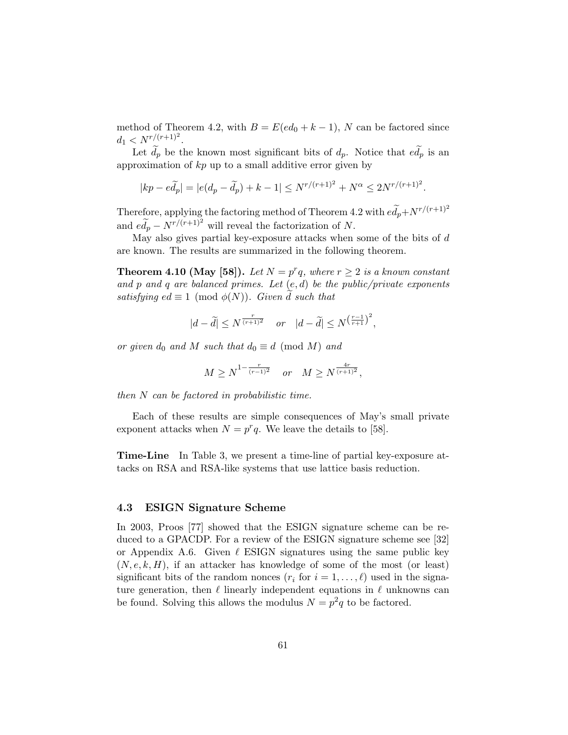method of Theorem 4.2, with $B = E(ed_0 + k - 1)$, $N$ can be factored since $d_1 < N^{r/(r+1)^2}$.

Let $\widetilde{d}_p$ be the known most significant bits of $d_p$. Notice that $e\widetilde{d}_p$ is an approximation of $kp$ up to a small additive error given by

$$|kp - e\widetilde{d}_p| = |e(d_p - \widetilde{d}_p) + k - 1| \leq N^{r/(r+1)^2} + N^{\alpha} \leq 2N^{r/(r+1)^2}.$$

Therefore, applying the factoring method of Theorem 4.2 with $e\widetilde{d}_p + N^{r/(r+1)^2}$ and $e\widetilde{d}_p - N^{r/(r+1)^2}$ will reveal the factorization of $N$.

May also gives partial key-exposure attacks when some of the bits of $d$ are known. The results are summarized in the following theorem.

**Theorem 4.10 (May [58]).** *Let $N = p^r q$, where $r \geq 2$ is a known constant and $p$ and $q$ are balanced primes. Let $(e, d)$ be the public/private exponents satisfying $ed \equiv 1 \pmod{\phi(N)}$. Given $\widetilde{d}$ such that*

$$|d - \widetilde{d}| \leq N^{\frac{r}{(r+1)^2}} \quad \text{or} \quad |d - \widetilde{d}| \leq N^{\left(\frac{r-1}{r+1}\right)^2},$$

*or given $d_0$ and $M$ such that $d_0 \equiv d \pmod{M}$ and*

$$M \geq N^{1 - \frac{r}{(r-1)^2}} \quad \text{or} \quad M \geq N^{\frac{4r}{(r+1)^2}},$$

*then $N$ can be factored in probabilistic time.*

Each of these results are simple consequences of May's small private exponent attacks when $N = p^r q$. We leave the details to [58].

**Time-Line** In Table 3, we present a time-line of partial key-exposure attacks on RSA and RSA-like systems that use lattice basis reduction.

### 4.3 ESIGN Signature Scheme

In 2003, Proos [77] showed that the ESIGN signature scheme can be reduced to a GPACDP. For a review of the ESIGN signature scheme see [32] or Appendix A.6. Given $\ell$ ESIGN signatures using the same public key $(N, e, k, H)$, if an attacker has knowledge of some of the most (or least) significant bits of the random nonces ($r_i$ for $i = 1, \ldots, \ell$) used in the signature generation, then $\ell$ linearly independent equations in $\ell$ unknowns can be found. Solving this allows the modulus $N = p^2 q$ to be factored.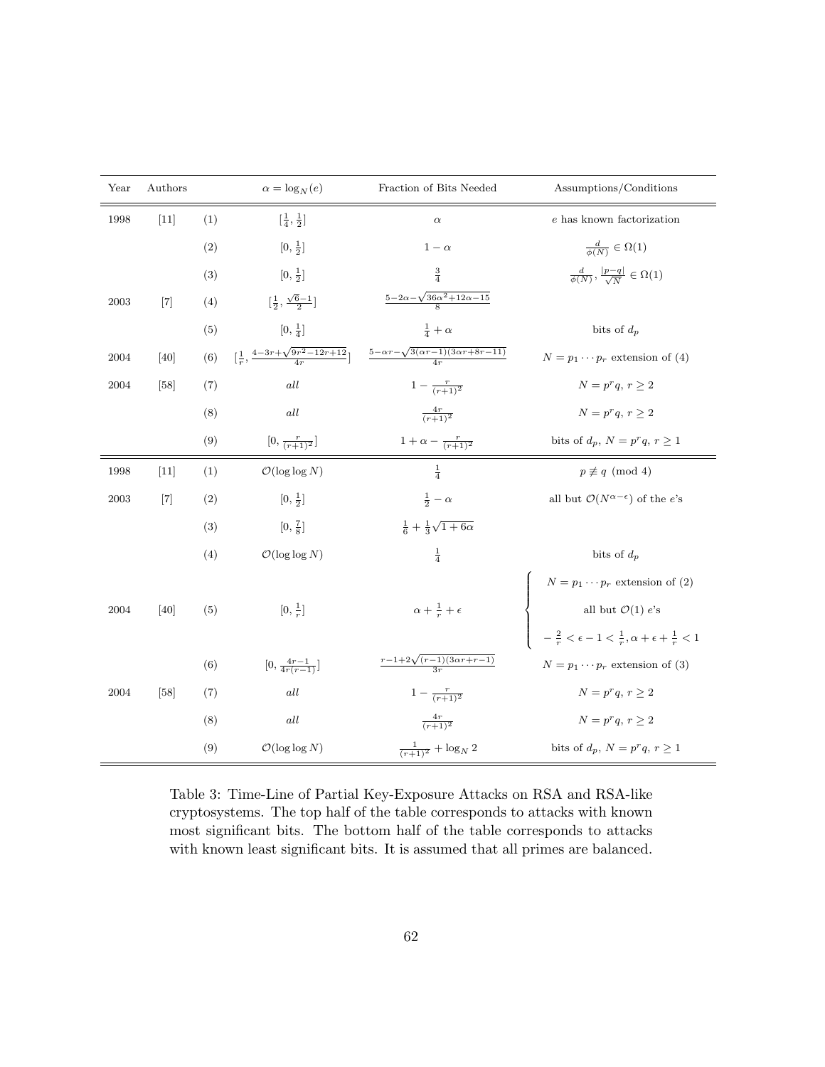| Year | Authors | | $\alpha = \log_N(e)$ | Fraction of Bits Needed | Assumptions/Conditions |
|---|---|---|---|---|---|
| 1998 | [11] | (1) | $[\frac{1}{4}, \frac{1}{2}]$ | $\alpha$ | $e$ has known factorization |
| | | (2) | $[0, \frac{1}{2}]$ | $1-\alpha$ | $\frac{d}{\phi(N)} \in \Omega(1)$ |
| | | (3) | $[0, \frac{1}{2}]$ | $\frac{3}{4}$ | $\frac{d}{\phi(N)}, \frac{\lvert p-q \rvert}{\sqrt{N}} \in \Omega(1)$ |
| 2003 | [7] | (4) | $[\frac{1}{2}, \frac{\sqrt{6}-1}{2}]$ | $\frac{5-2\alpha-\sqrt{36\alpha^2+12\alpha-15}}{8}$ | |
| | | (5) | $[0, \frac{1}{4}]$ | $\frac{1}{4}+\alpha$ | bits of $d_p$ |
| 2004 | [40] | (6) | $[\frac{1}{r}, \frac{4-3r+\sqrt{9r^2-12r+12}}{4r}]$ | $\frac{5-\alpha r-\sqrt{3(\alpha r-1)(3\alpha r+8r-11)}}{4r}$ | $N = p_1 \cdots p_r$ extension of (4) |
| 2004 | [58] | (7) | *all* | $1-\frac{r}{(r+1)^2}$ | $N = p^r q$, $r \geq 2$ |
| | | (8) | *all* | $\frac{4r}{(r+1)^2}$ | $N = p^r q$, $r \geq 2$ |
| | | (9) | $[0, \frac{r}{(r+1)^2}]$ | $1+\alpha-\frac{r}{(r+1)^2}$ | bits of $d_p$, $N = p^r q$, $r \geq 1$ |
| 1998 | [11] | (1) | $\mathcal{O}(\log\log N)$ | $\frac{1}{4}$ | $p \not\equiv q \pmod 4$ |
| 2003 | [7] | (2) | $[0, \frac{1}{2}]$ | $\frac{1}{2}-\alpha$ | all but $\mathcal{O}(N^{\alpha-\epsilon})$ of the $e$'s |
| | | (3) | $[0, \frac{7}{8}]$ | $\frac{1}{6}+\frac{1}{3}\sqrt{1+6\alpha}$ | |
| | | (4) | $\mathcal{O}(\log\log N)$ | $\frac{1}{4}$ | bits of $d_p$ |
| 2004 | [40] | (5) | $[0, \frac{1}{r}]$ | $\alpha+\frac{1}{r}+\epsilon$ | $N = p_1 \cdots p_r$ extension of (2); all but $\mathcal{O}(1)$ $e$'s; $-\frac{2}{r} < \epsilon - 1 < \frac{1}{r}, \alpha+\epsilon+\frac{1}{r} < 1$ |
| | | (6) | $[0, \frac{4r-1}{4r(r-1)}]$ | $\frac{r-1+2\sqrt{(r-1)(3\alpha r+r-1)}}{3r}$ | $N = p_1 \cdots p_r$ extension of (3) |
| 2004 | [58] | (7) | *all* | $1-\frac{r}{(r+1)^2}$ | $N = p^r q$, $r \geq 2$ |
| | | (8) | *all* | $\frac{4r}{(r+1)^2}$ | $N = p^r q$, $r \geq 2$ |
| | | (9) | $\mathcal{O}(\log\log N)$ | $\frac{1}{(r+1)^2}+\log_N 2$ | bits of $d_p$, $N = p^r q$, $r \geq 1$ |

Table 3: Time-Line of Partial Key-Exposure Attacks on RSA and RSA-like cryptosystems. The top half of the table corresponds to attacks with known most significant bits. The bottom half of the table corresponds to attacks with known least significant bits. It is assumed that all primes are balanced.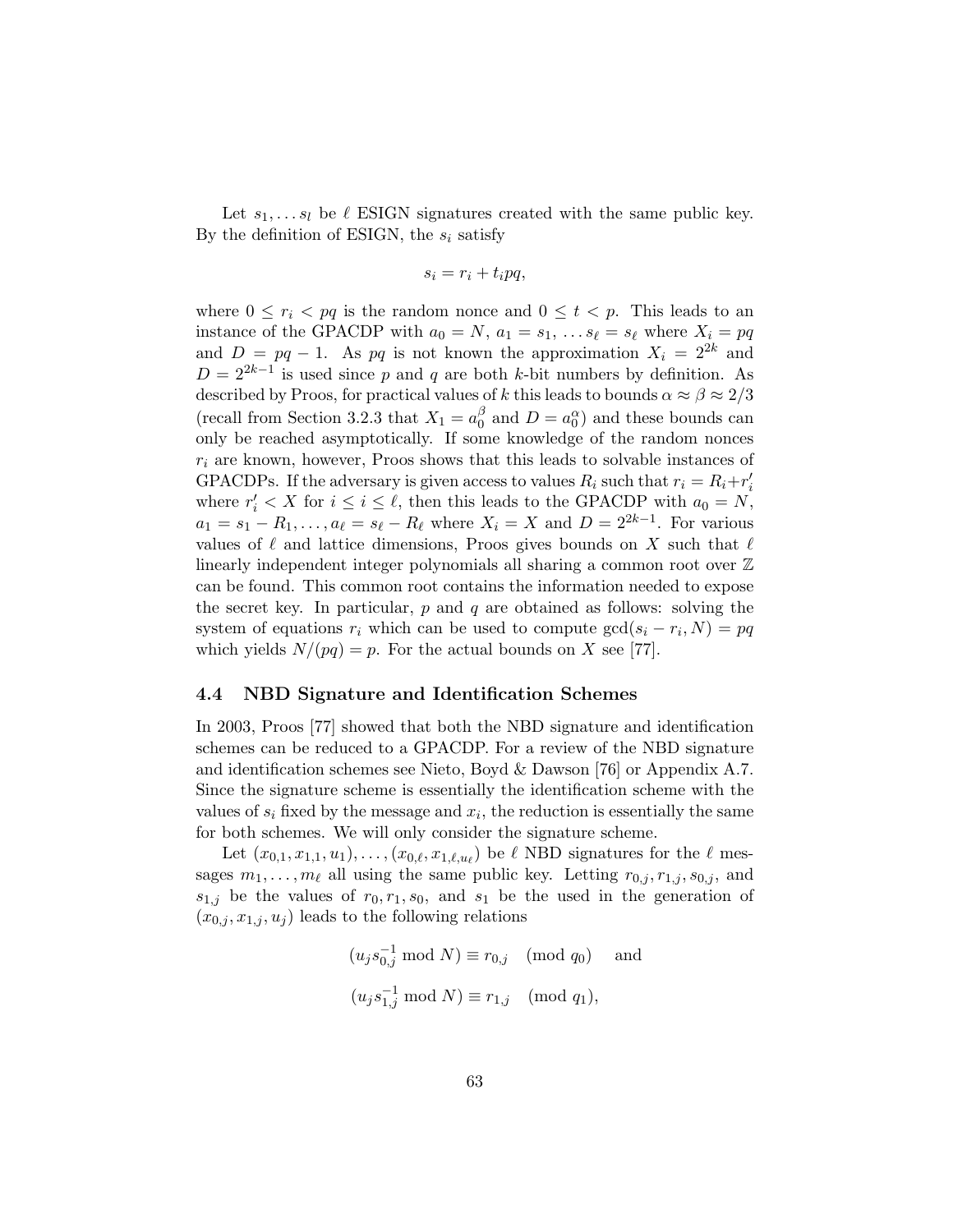Let $s_1, \ldots s_l$ be $\ell$ ESIGN signatures created with the same public key. By the definition of ESIGN, the $s_i$ satisfy

$$s_i = r_i + t_i pq,$$

where $0 \leq r_i < pq$ is the random nonce and $0 \leq t < p$. This leads to an instance of the GPACDP with $a_0 = N$, $a_1 = s_1, \ldots s_\ell = s_\ell$ where $X_i = pq$ and $D = pq - 1$. As $pq$ is not known the approximation $X_i = 2^{2k}$ and $D = 2^{2k-1}$ is used since $p$ and $q$ are both $k$-bit numbers by definition. As described by Proos, for practical values of $k$ this leads to bounds $\alpha \approx \beta \approx 2/3$ (recall from Section 3.2.3 that $X_1 = a_0^\beta$ and $D = a_0^\alpha$) and these bounds can only be reached asymptotically. If some knowledge of the random nonces $r_i$ are known, however, Proos shows that this leads to solvable instances of GPACDPs. If the adversary is given access to values $R_i$ such that $r_i = R_i + r_i'$ where $r_i' < X$ for $i \leq i \leq \ell$, then this leads to the GPACDP with $a_0 = N$, $a_1 = s_1 - R_1, \ldots, a_\ell = s_\ell - R_\ell$ where $X_i = X$ and $D = 2^{2k-1}$. For various values of $\ell$ and lattice dimensions, Proos gives bounds on $X$ such that $\ell$ linearly independent integer polynomials all sharing a common root over $\mathbb{Z}$ can be found. This common root contains the information needed to expose the secret key. In particular, $p$ and $q$ are obtained as follows: solving the system of equations $r_i$ which can be used to compute $\gcd(s_i - r_i, N) = pq$ which yields $N/(pq) = p$. For the actual bounds on $X$ see [77].

## 4.4 NBD Signature and Identification Schemes

In 2003, Proos [77] showed that both the NBD signature and identification schemes can be reduced to a GPACDP. For a review of the NBD signature and identification schemes see Nieto, Boyd & Dawson [76] or Appendix A.7. Since the signature scheme is essentially the identification scheme with the values of $s_i$ fixed by the message and $x_i$, the reduction is essentially the same for both schemes. We will only consider the signature scheme.

Let $(x_{0,1}, x_{1,1}, u_1), \ldots, (x_{0,\ell}, x_{1,\ell,u_\ell})$ be $\ell$ NBD signatures for the $\ell$ messages $m_1, \ldots, m_\ell$ all using the same public key. Letting $r_{0,j}, r_{1,j}, s_{0,j}$, and $s_{1,j}$ be the values of $r_0, r_1, s_0$, and $s_1$ be the used in the generation of $(x_{0,j}, x_{1,j}, u_j)$ leads to the following relations

$$(u_j s_{0,j}^{-1} \bmod N) \equiv r_{0,j} \pmod{q_0} \quad \text{and}$$

$$(u_j s_{1,j}^{-1} \bmod N) \equiv r_{1,j} \pmod{q_1},$$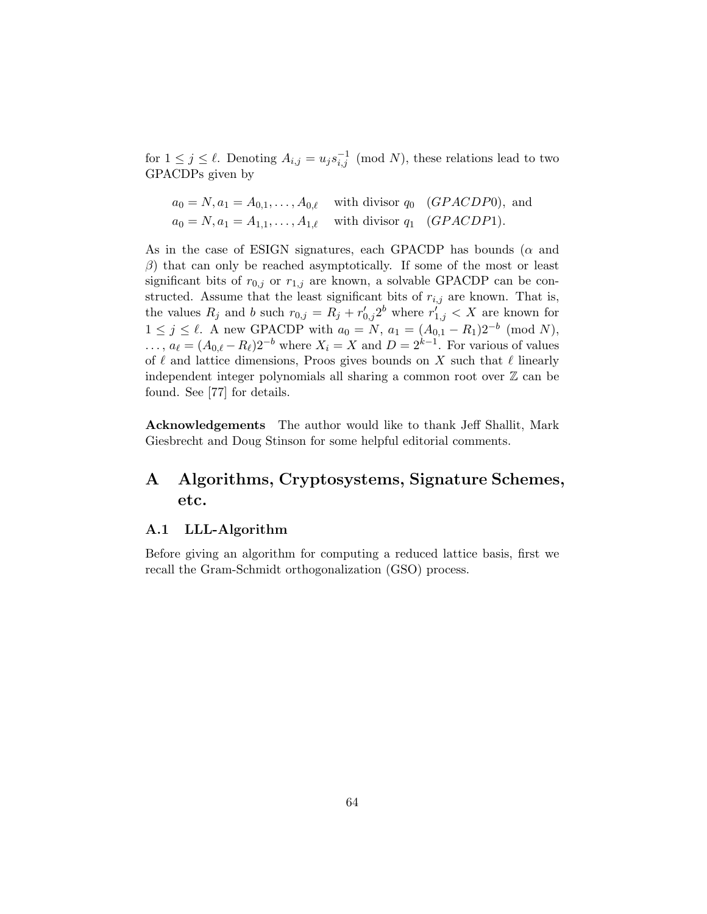for $1 \leq j \leq \ell$. Denoting $A_{i,j} = u_j s_{i,j}^{-1} \pmod{N}$, these relations lead to two GPACDPs given by

$$a_0 = N, a_1 = A_{0,1}, \ldots, A_{0,\ell} \quad \text{with divisor } q_0 \quad (GPACDP0), \text{ and}$$
$$a_0 = N, a_1 = A_{1,1}, \ldots, A_{1,\ell} \quad \text{with divisor } q_1 \quad (GPACDP1).$$

As in the case of ESIGN signatures, each GPACDP has bounds ($\alpha$ and $\beta$) that can only be reached asymptotically. If some of the most or least significant bits of $r_{0,j}$ or $r_{1,j}$ are known, a solvable GPACDP can be constructed. Assume that the least significant bits of $r_{i,j}$ are known. That is, the values $R_j$ and $b$ such $r_{0,j} = R_j + r'_{0,j} 2^b$ where $r'_{1,j} < X$ are known for $1 \leq j \leq \ell$. A new GPACDP with $a_0 = N$, $a_1 = (A_{0,1} - R_1)2^{-b} \pmod{N}$, $\ldots$, $a_\ell = (A_{0,\ell} - R_\ell)2^{-b}$ where $X_i = X$ and $D = 2^{k-1}$. For various of values of $\ell$ and lattice dimensions, Proos gives bounds on $X$ such that $\ell$ linearly independent integer polynomials all sharing a common root over $\mathbb{Z}$ can be found. See [77] for details.

**Acknowledgements** The author would like to thank Jeff Shallit, Mark Giesbrecht and Doug Stinson for some helpful editorial comments.

# A Algorithms, Cryptosystems, Signature Schemes, etc.

## A.1 LLL-Algorithm

Before giving an algorithm for computing a reduced lattice basis, first we recall the Gram-Schmidt orthogonalization (GSO) process.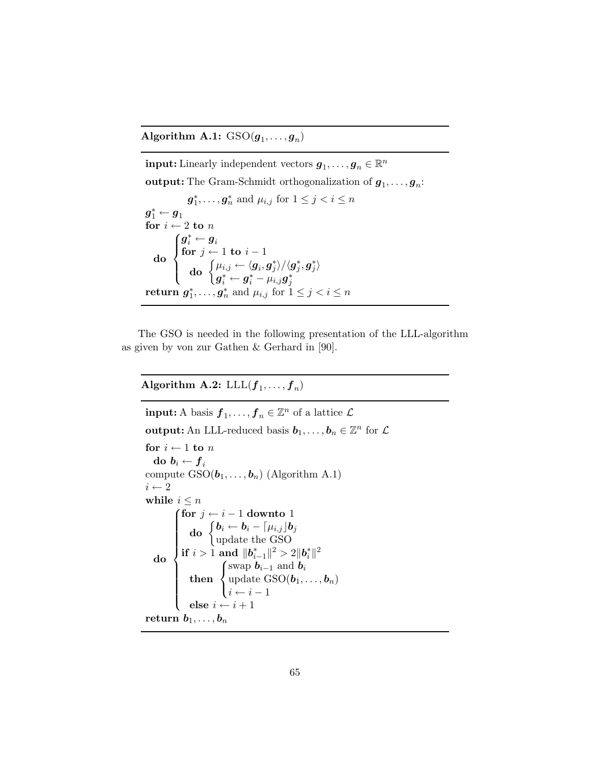**Algorithm A.1:** $\text{GSO}(\boldsymbol{g}_1, \dots, \boldsymbol{g}_n)$

```
input: Linearly independent vectors g_1, ..., g_n ∈ R^n
output: The Gram-Schmidt orthogonalization of g_1, ..., g_n:
        g*_1, ..., g*_n and μ_{i,j} for 1 ≤ j < i ≤ n
g*_1 ← g_1
for i ← 2 to n
  do { g*_i ← g_i
       for j ← 1 to i − 1
         do { μ_{i,j} ← ⟨g_i, g*_j⟩/⟨g*_j, g*_j⟩
              g*_i ← g*_i − μ_{i,j} g*_j
return g*_1, ..., g*_n and μ_{i,j} for 1 ≤ j < i ≤ n
```

The GSO is needed in the following presentation of the LLL-algorithm as given by von zur Gathen & Gerhard in [90].

**Algorithm A.2:** $\text{LLL}(\boldsymbol{f}_1, \dots, \boldsymbol{f}_n)$

```
input: A basis f_1, ..., f_n ∈ Z^n of a lattice L
output: An LLL-reduced basis b_1, ..., b_n ∈ Z^n for L
for i ← 1 to n
  do b_i ← f_i
compute GSO(b_1, ..., b_n) (Algorithm A.1)
i ← 2
while i ≤ n
  do { for j ← i − 1 downto 1
         do { b_i ← b_i − ⌈μ_{i,j}⌋ b_j
              update the GSO
       if i > 1 and ||b*_{i−1}||^2 > 2||b*_i||^2
         then { swap b_{i−1} and b_i
                update GSO(b_1, ..., b_n)
                i ← i − 1
         else i ← i + 1
return b_1, ..., b_n
```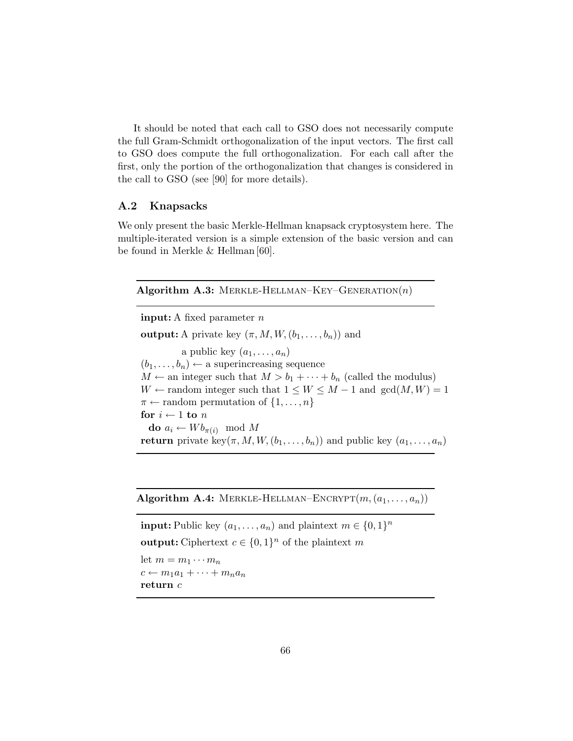It should be noted that each call to GSO does not necessarily compute the full Gram-Schmidt orthogonalization of the input vectors. The first call to GSO does compute the full orthogonalization. For each call after the first, only the portion of the orthogonalization that changes is considered in the call to GSO (see [90] for more details).

## A.2 Knapsacks

We only present the basic Merkle-Hellman knapsack cryptosystem here. The multiple-iterated version is a simple extension of the basic version and can be found in Merkle & Hellman [60].

---

**Algorithm A.3:** MERKLE-HELLMAN–KEY–GENERATION($n$)

---

**input:** A fixed parameter $n$

**output:** A private key $(\pi, M, W, (b_1, \ldots, b_n))$ and a public key $(a_1, \ldots, a_n)$

$(b_1, \ldots, b_n) \leftarrow$ a superincreasing sequence
$M \leftarrow$ an integer such that $M > b_1 + \cdots + b_n$ (called the modulus)
$W \leftarrow$ random integer such that $1 \leq W \leq M - 1$ and $\gcd(M, W) = 1$
$\pi \leftarrow$ random permutation of $\{1, \ldots, n\}$
**for** $i \leftarrow 1$ **to** $n$
  **do** $a_i \leftarrow W b_{\pi(i)} \mod M$
**return** private key$(\pi, M, W, (b_1, \ldots, b_n))$ and public key $(a_1, \ldots, a_n)$

---

**Algorithm A.4:** MERKLE-HELLMAN–ENCRYPT($m, (a_1, \ldots, a_n)$)

---

**input:** Public key $(a_1, \ldots, a_n)$ and plaintext $m \in \{0, 1\}^n$

**output:** Ciphertext $c \in \{0, 1\}^n$ of the plaintext $m$

let $m = m_1 \cdots m_n$
$c \leftarrow m_1 a_1 + \cdots + m_n a_n$
**return** $c$

---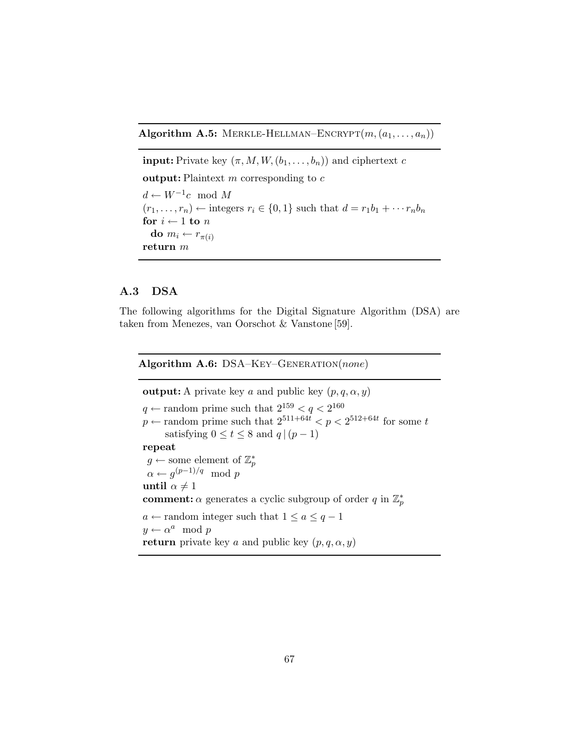**Algorithm A.5:** Merkle-Hellman–Encrypt$(m, (a_1, \ldots, a_n))$

**input:** Private key $(\pi, M, W, (b_1, \ldots, b_n))$ and ciphertext $c$

**output:** Plaintext $m$ corresponding to $c$

$d \leftarrow W^{-1}c \mod M$
$(r_1, \ldots, r_n) \leftarrow$ integers $r_i \in \{0, 1\}$ such that $d = r_1 b_1 + \cdots r_n b_n$
**for** $i \leftarrow 1$ **to** $n$
  **do** $m_i \leftarrow r_{\pi(i)}$
**return** $m$

## A.3 DSA

The following algorithms for the Digital Signature Algorithm (DSA) are taken from Menezes, van Oorschot & Vanstone [59].

**Algorithm A.6:** DSA–Key–Generation(*none*)

**output:** A private key $a$ and public key $(p, q, \alpha, y)$

$q \leftarrow$ random prime such that $2^{159} < q < 2^{160}$
$p \leftarrow$ random prime such that $2^{511+64t} < p < 2^{512+64t}$ for some $t$
  satisfying $0 \leq t \leq 8$ and $q \mid (p - 1)$
**repeat**
  $g \leftarrow$ some element of $\mathbb{Z}_p^*$
  $\alpha \leftarrow g^{(p-1)/q} \mod p$
**until** $\alpha \neq 1$
**comment:** $\alpha$ generates a cyclic subgroup of order $q$ in $\mathbb{Z}_p^*$
$a \leftarrow$ random integer such that $1 \leq a \leq q - 1$
$y \leftarrow \alpha^a \mod p$
**return** private key $a$ and public key $(p, q, \alpha, y)$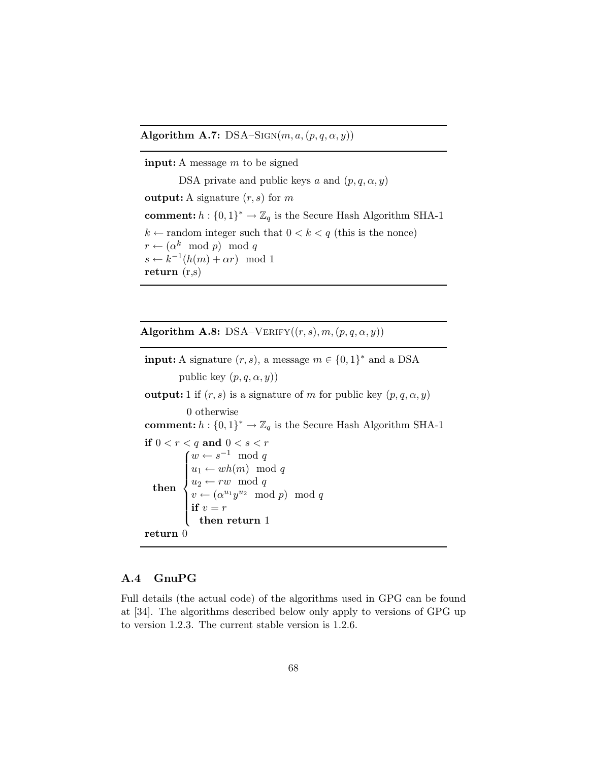**Algorithm A.7:** DSA–SIGN$(m, a, (p, q, \alpha, y))$

**input:** A message $m$ to be signed

DSA private and public keys $a$ and $(p, q, \alpha, y)$

**output:** A signature $(r, s)$ for $m$

**comment:** $h : \{0,1\}^* \rightarrow \mathbb{Z}_q$ is the Secure Hash Algorithm SHA-1

$k \leftarrow$ random integer such that $0 < k < q$ (this is the nonce)
$r \leftarrow (\alpha^k \mod p) \mod q$
$s \leftarrow k^{-1}(h(m) + \alpha r) \mod 1$
**return** (r,s)

**Algorithm A.8:** DSA–VERIFY$((r, s), m, (p, q, \alpha, y))$

**input:** A signature $(r, s)$, a message $m \in \{0,1\}^*$ and a DSA public key $(p, q, \alpha, y))$

**output:** 1 if $(r, s)$ is a signature of $m$ for public key $(p, q, \alpha, y)$

0 otherwise

**comment:** $h : \{0,1\}^* \rightarrow \mathbb{Z}_q$ is the Secure Hash Algorithm SHA-1

**if** $0 < r < q$ **and** $0 < s < r$

$$
\textbf{then} \begin{cases} w \leftarrow s^{-1} \mod q \\ u_1 \leftarrow wh(m) \mod q \\ u_2 \leftarrow rw \mod q \\ v \leftarrow (\alpha^{u_1} y^{u_2} \mod p) \mod q \\ \textbf{if } v = r \\ \quad \textbf{then return } 1 \end{cases}
$$

**return** 0

## A.4 GnuPG

Full details (the actual code) of the algorithms used in GPG can be found at [34]. The algorithms described below only apply to versions of GPG up to version 1.2.3. The current stable version is 1.2.6.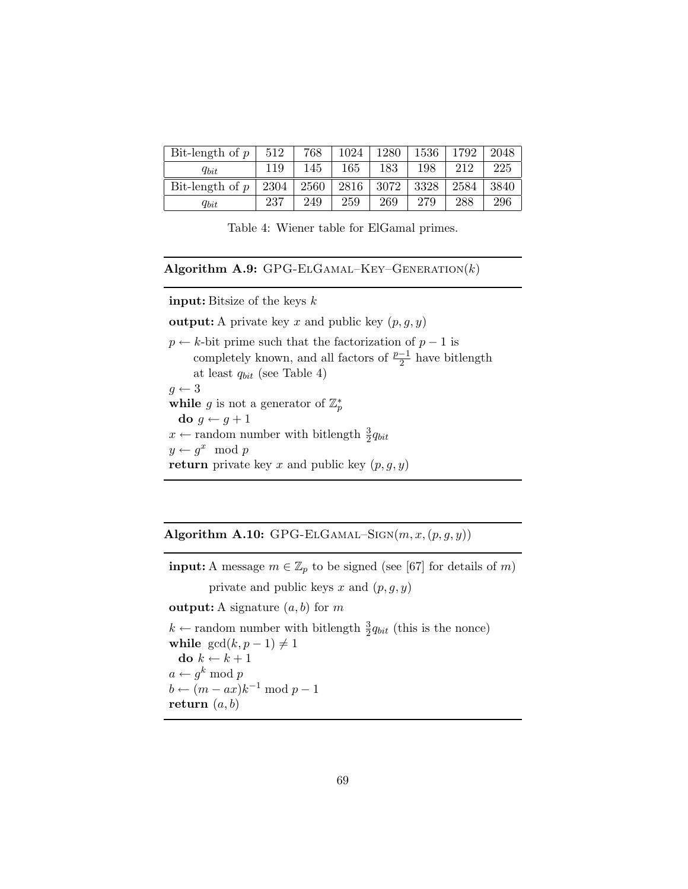| Bit-length of $p$ | 512 | 768 | 1024 | 1280 | 1536 | 1792 | 2048 |
|---|---|---|---|---|---|---|---|
| $q_{bit}$ | 119 | 145 | 165 | 183 | 198 | 212 | 225 |
| Bit-length of $p$ | 2304 | 2560 | 2816 | 3072 | 3328 | 2584 | 3840 |
| $q_{bit}$ | 237 | 249 | 259 | 269 | 279 | 288 | 296 |

Table 4: Wiener table for ElGamal primes.

**Algorithm A.9:** GPG-ElGamal–Key–Generation($k$)

**input:** Bitsize of the keys $k$

**output:** A private key $x$ and public key $(p, g, y)$

$p \leftarrow k$-bit prime such that the factorization of $p-1$ is completely known, and all factors of $\frac{p-1}{2}$ have bitlength at least $q_{bit}$ (see Table 4)
$g \leftarrow 3$
**while** $g$ is not a generator of $\mathbb{Z}_p^*$
  **do** $g \leftarrow g+1$
$x \leftarrow$ random number with bitlength $\frac{3}{2}q_{bit}$
$y \leftarrow g^x \mod p$
**return** private key $x$ and public key $(p, g, y)$

**Algorithm A.10:** GPG-ElGamal–Sign($m, x, (p, g, y)$)

**input:** A message $m \in \mathbb{Z}_p$ to be signed (see [67] for details of $m$)
private and public keys $x$ and $(p, g, y)$

**output:** A signature $(a, b)$ for $m$

$k \leftarrow$ random number with bitlength $\frac{3}{2}q_{bit}$ (this is the nonce)
**while** $\gcd(k, p-1) \neq 1$
  **do** $k \leftarrow k+1$
$a \leftarrow g^k \bmod p$
$b \leftarrow (m - ax)k^{-1} \bmod p-1$
**return** $(a, b)$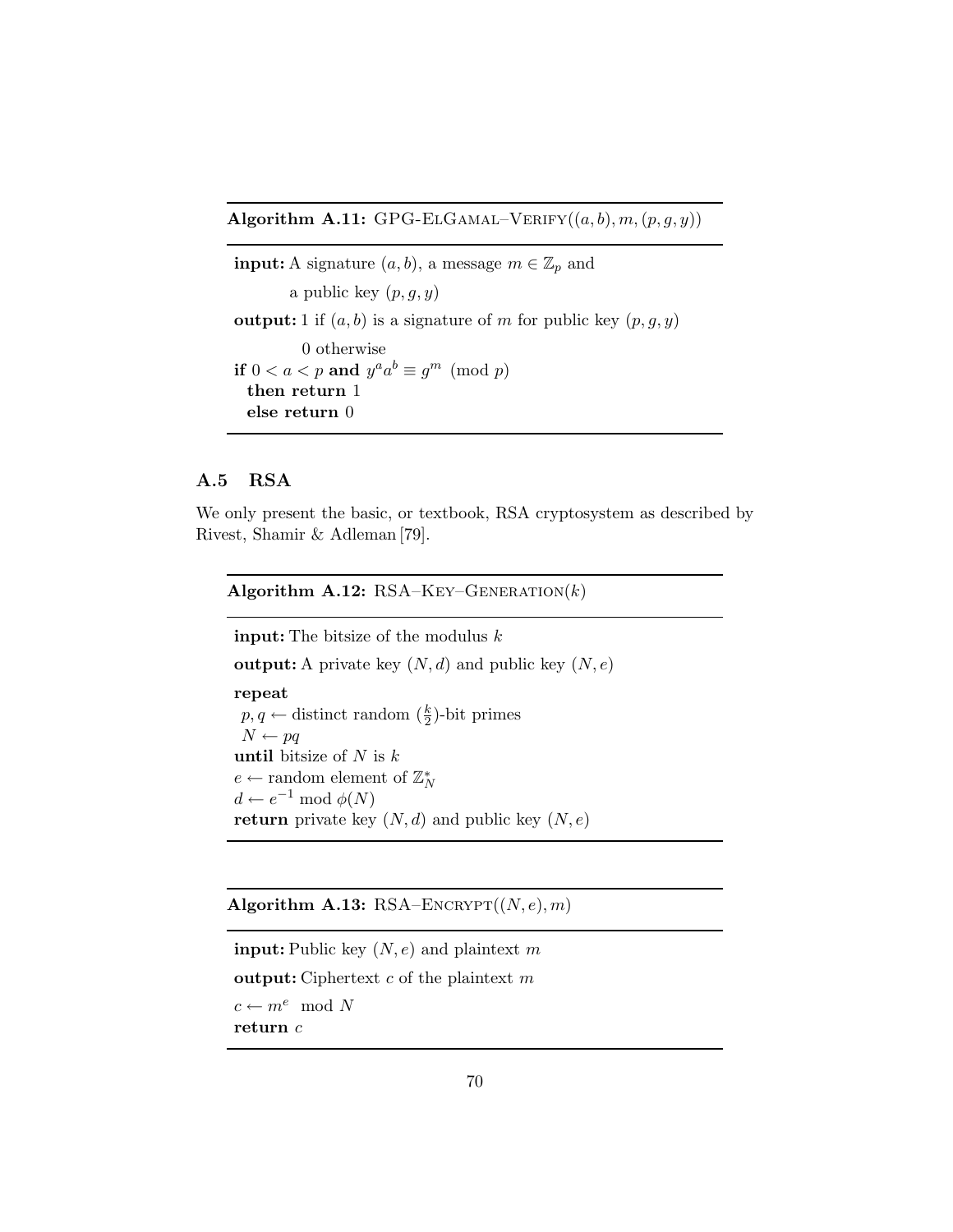**Algorithm A.11:** GPG-ElGamal–Verify$((a, b), m, (p, g, y))$

**input:** A signature $(a, b)$, a message $m \in \mathbb{Z}_p$ and
a public key $(p, g, y)$

**output:** 1 if $(a, b)$ is a signature of $m$ for public key $(p, g, y)$
0 otherwise

**if** $0 < a < p$ **and** $y^a a^b \equiv g^m \pmod{p}$
  **then return** 1
  **else return** 0

## A.5 RSA

We only present the basic, or textbook, RSA cryptosystem as described by Rivest, Shamir & Adleman [79].

**Algorithm A.12:** RSA–Key–Generation$(k)$

**input:** The bitsize of the modulus $k$

**output:** A private key $(N, d)$ and public key $(N, e)$

**repeat**
  $p, q \leftarrow$ distinct random $(\frac{k}{2})$-bit primes
  $N \leftarrow pq$
**until** bitsize of $N$ is $k$
$e \leftarrow$ random element of $\mathbb{Z}_N^*$
$d \leftarrow e^{-1} \bmod \phi(N)$
**return** private key $(N, d)$ and public key $(N, e)$

**Algorithm A.13:** RSA–Encrypt$((N, e), m)$

**input:** Public key $(N, e)$ and plaintext $m$

**output:** Ciphertext $c$ of the plaintext $m$

$c \leftarrow m^e \mod N$
**return** $c$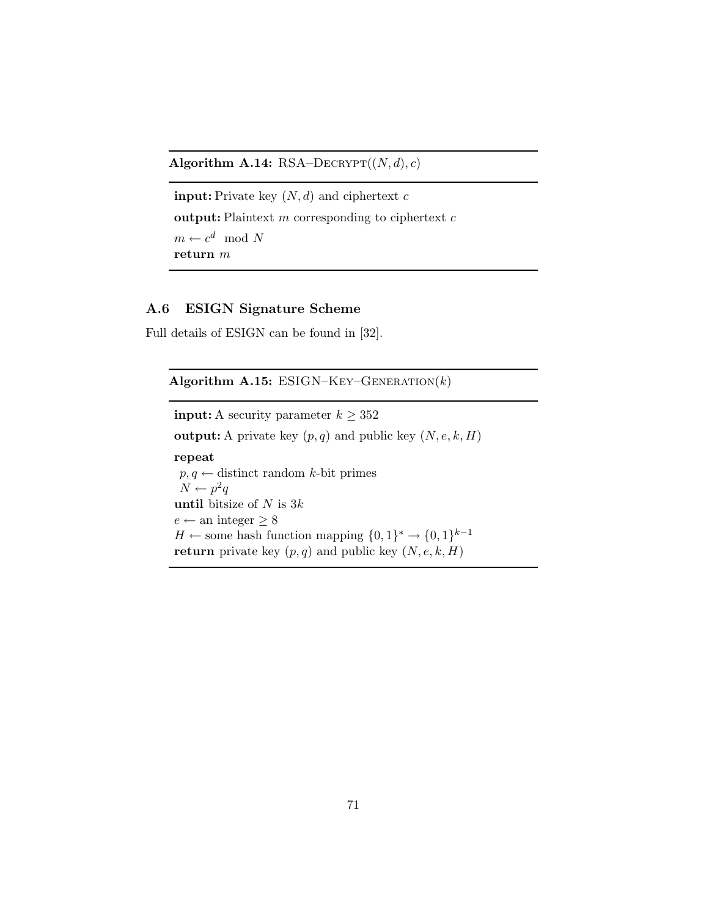**Algorithm A.14:** RSA–DECRYPT$((N, d), c)$

**input:** Private key $(N, d)$ and ciphertext $c$

**output:** Plaintext $m$ corresponding to ciphertext $c$

$m \leftarrow c^d \mod N$
**return** $m$

## A.6 ESIGN Signature Scheme

Full details of ESIGN can be found in [32].

**Algorithm A.15:** ESIGN–KEY–GENERATION$(k)$

**input:** A security parameter $k \geq 352$

**output:** A private key $(p, q)$ and public key $(N, e, k, H)$

**repeat**
  $p, q \leftarrow$ distinct random $k$-bit primes
  $N \leftarrow p^2 q$
**until** bitsize of $N$ is $3k$
$e \leftarrow$ an integer $\geq 8$
$H \leftarrow$ some hash function mapping $\{0,1\}^* \rightarrow \{0,1\}^{k-1}$
**return** private key $(p, q)$ and public key $(N, e, k, H)$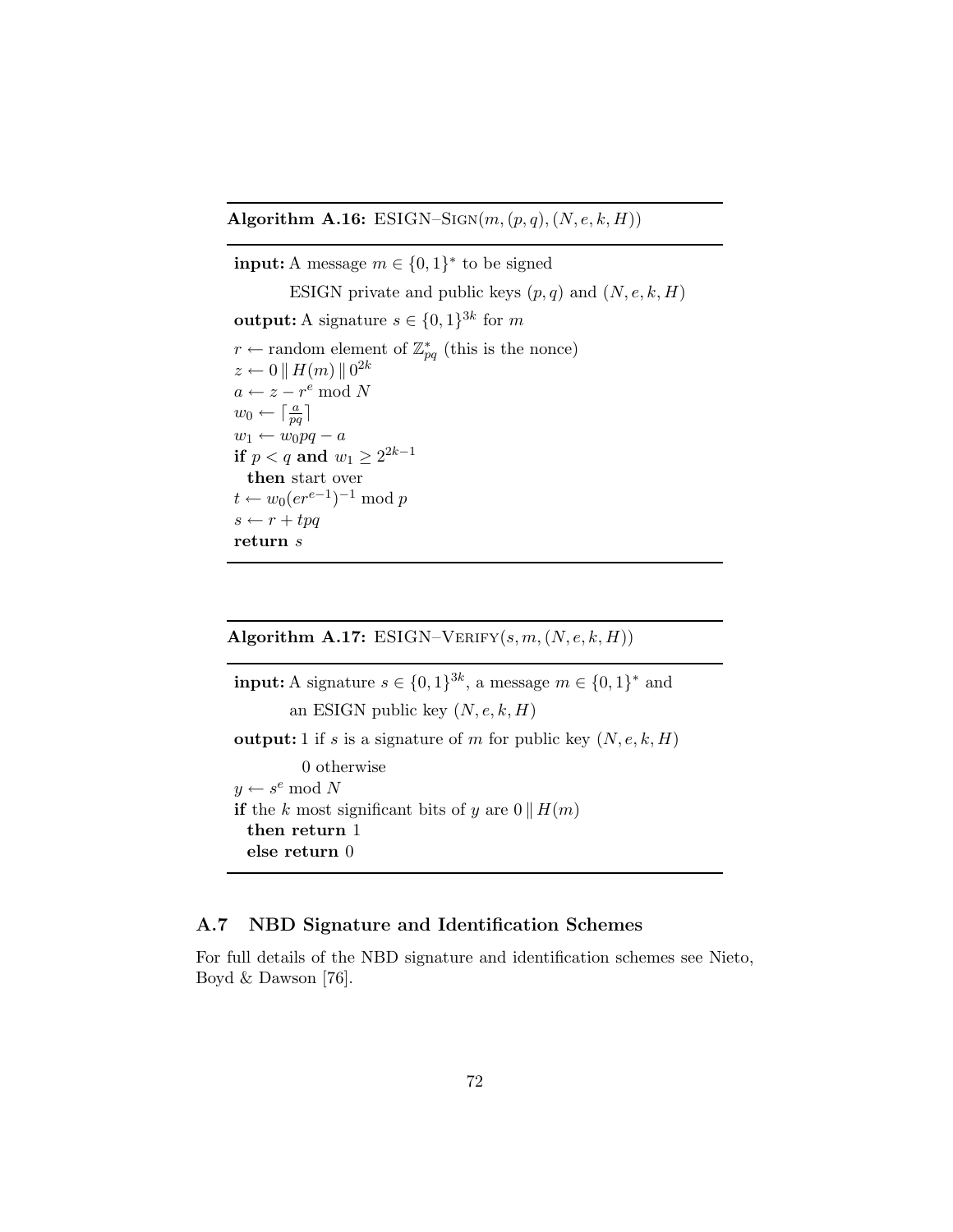**Algorithm A.16:** ESIGN–SIGN$(m, (p, q), (N, e, k, H))$

**input:** A message $m \in \{0, 1\}^*$ to be signed

ESIGN private and public keys $(p, q)$ and $(N, e, k, H)$

**output:** A signature $s \in \{0, 1\}^{3k}$ for $m$

$r \leftarrow$ random element of $\mathbb{Z}_{pq}^*$ (this is the nonce)
$z \leftarrow 0 \,\|\, H(m) \,\|\, 0^{2k}$
$a \leftarrow z - r^e \bmod N$
$w_0 \leftarrow \lceil \frac{a}{pq} \rceil$
$w_1 \leftarrow w_0 pq - a$
**if** $p < q$ **and** $w_1 \geq 2^{2k-1}$
  **then** start over
$t \leftarrow w_0(er^{e-1})^{-1} \bmod p$
$s \leftarrow r + tpq$
**return** $s$

**Algorithm A.17:** ESIGN–VERIFY$(s, m, (N, e, k, H))$

**input:** A signature $s \in \{0, 1\}^{3k}$, a message $m \in \{0, 1\}^*$ and

an ESIGN public key $(N, e, k, H)$

**output:** 1 if $s$ is a signature of $m$ for public key $(N, e, k, H)$

0 otherwise

$y \leftarrow s^e \bmod N$
**if** the $k$ most significant bits of $y$ are $0 \,\|\, H(m)$
  **then return** 1
  **else return** 0

## A.7 NBD Signature and Identification Schemes

For full details of the NBD signature and identification schemes see Nieto, Boyd & Dawson [76].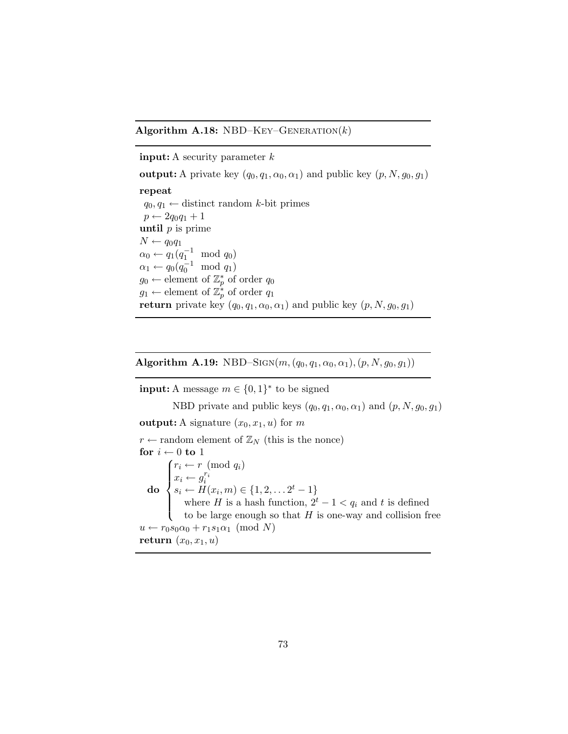**Algorithm A.18:** NBD–KEY–GENERATION($k$)

**input:** A security parameter $k$

**output:** A private key $(q_0, q_1, \alpha_0, \alpha_1)$ and public key $(p, N, g_0, g_1)$

**repeat**
  $q_0, q_1 \leftarrow$ distinct random $k$-bit primes
  $p \leftarrow 2q_0q_1 + 1$
**until** $p$ is prime
$N \leftarrow q_0q_1$
$\alpha_0 \leftarrow q_1(q_1^{-1} \mod q_0)$
$\alpha_1 \leftarrow q_0(q_0^{-1} \mod q_1)$
$g_0 \leftarrow$ element of $\mathbb{Z}_p^*$ of order $q_0$
$g_1 \leftarrow$ element of $\mathbb{Z}_p^*$ of order $q_1$
**return** private key $(q_0, q_1, \alpha_0, \alpha_1)$ and public key $(p, N, g_0, g_1)$

---

**Algorithm A.19:** NBD–SIGN($m, (q_0, q_1, \alpha_0, \alpha_1), (p, N, g_0, g_1)$)

**input:** A message $m \in \{0, 1\}^*$ to be signed

  NBD private and public keys $(q_0, q_1, \alpha_0, \alpha_1)$ and $(p, N, g_0, g_1)$

**output:** A signature $(x_0, x_1, u)$ for $m$

$r \leftarrow$ random element of $\mathbb{Z}_N$ (this is the nonce)
**for** $i \leftarrow 0$ **to** $1$
**do**
  $r_i \leftarrow r \pmod{q_i}$
  $x_i \leftarrow g_i^{r_i}$
  $s_i \leftarrow H(x_i, m) \in \{1, 2, \ldots 2^t - 1\}$
    where $H$ is a hash function, $2^t - 1 < q_i$ and $t$ is defined
    to be large enough so that $H$ is one-way and collision free
$u \leftarrow r_0s_0\alpha_0 + r_1s_1\alpha_1 \pmod{N}$
**return** $(x_0, x_1, u)$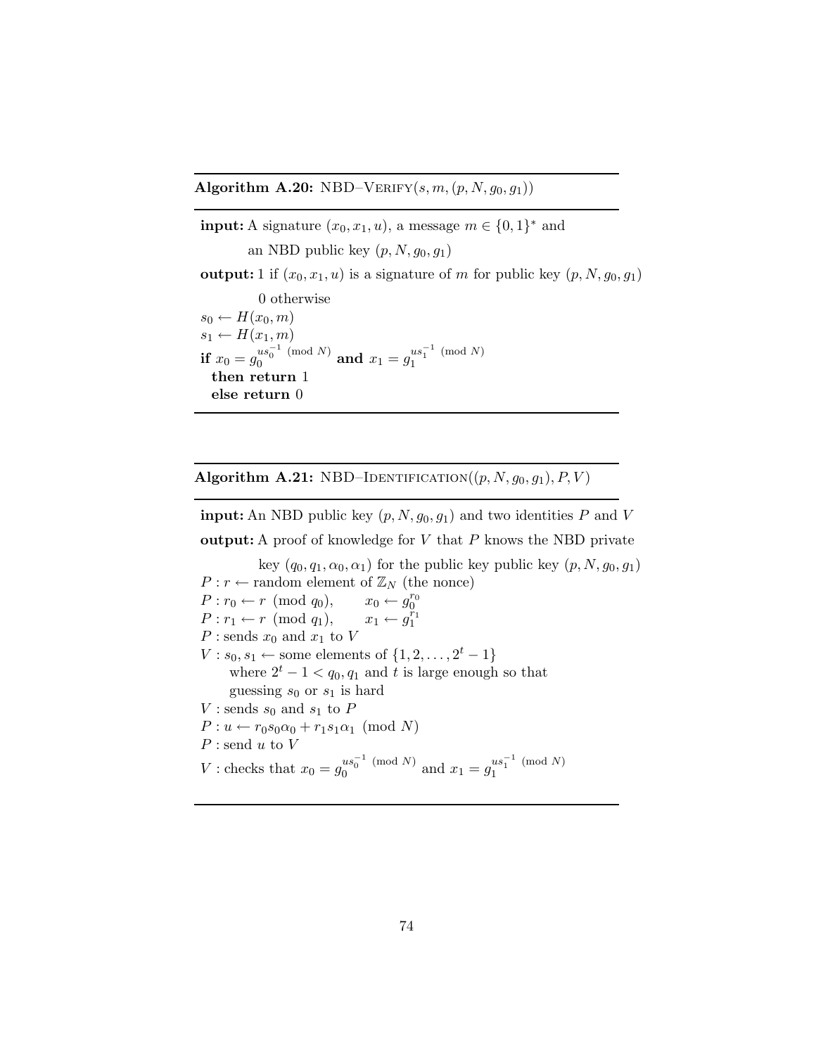**Algorithm A.20:** NBD–VERIFY$(s, m, (p, N, g_0, g_1))$

**input:** A signature $(x_0, x_1, u)$, a message $m \in \{0,1\}^*$ and an NBD public key $(p, N, g_0, g_1)$

**output:** 1 if $(x_0, x_1, u)$ is a signature of $m$ for public key $(p, N, g_0, g_1)$
0 otherwise

$s_0 \leftarrow H(x_0, m)$
$s_1 \leftarrow H(x_1, m)$
**if** $x_0 = g_0^{us_0^{-1} \pmod N}$ **and** $x_1 = g_1^{us_1^{-1} \pmod N}$
  **then return** 1
  **else return** 0

**Algorithm A.21:** NBD–IDENTIFICATION$((p, N, g_0, g_1), P, V)$

**input:** An NBD public key $(p, N, g_0, g_1)$ and two identities $P$ and $V$

**output:** A proof of knowledge for $V$ that $P$ knows the NBD private key $(q_0, q_1, \alpha_0, \alpha_1)$ for the public key public key $(p, N, g_0, g_1)$

$P : r \leftarrow$ random element of $\mathbb{Z}_N$ (the nonce)
$P : r_0 \leftarrow r \pmod{q_0}$,  $x_0 \leftarrow g_0^{r_0}$
$P : r_1 \leftarrow r \pmod{q_1}$,  $x_1 \leftarrow g_1^{r_1}$
$P :$ sends $x_0$ and $x_1$ to $V$
$V : s_0, s_1 \leftarrow$ some elements of $\{1, 2, \ldots, 2^t - 1\}$
  where $2^t - 1 < q_0, q_1$ and $t$ is large enough so that
  guessing $s_0$ or $s_1$ is hard
$V :$ sends $s_0$ and $s_1$ to $P$
$P : u \leftarrow r_0 s_0 \alpha_0 + r_1 s_1 \alpha_1 \pmod N$
$P :$ send $u$ to $V$
$V :$ checks that $x_0 = g_0^{us_0^{-1} \pmod N}$ and $x_1 = g_1^{us_1^{-1} \pmod N}$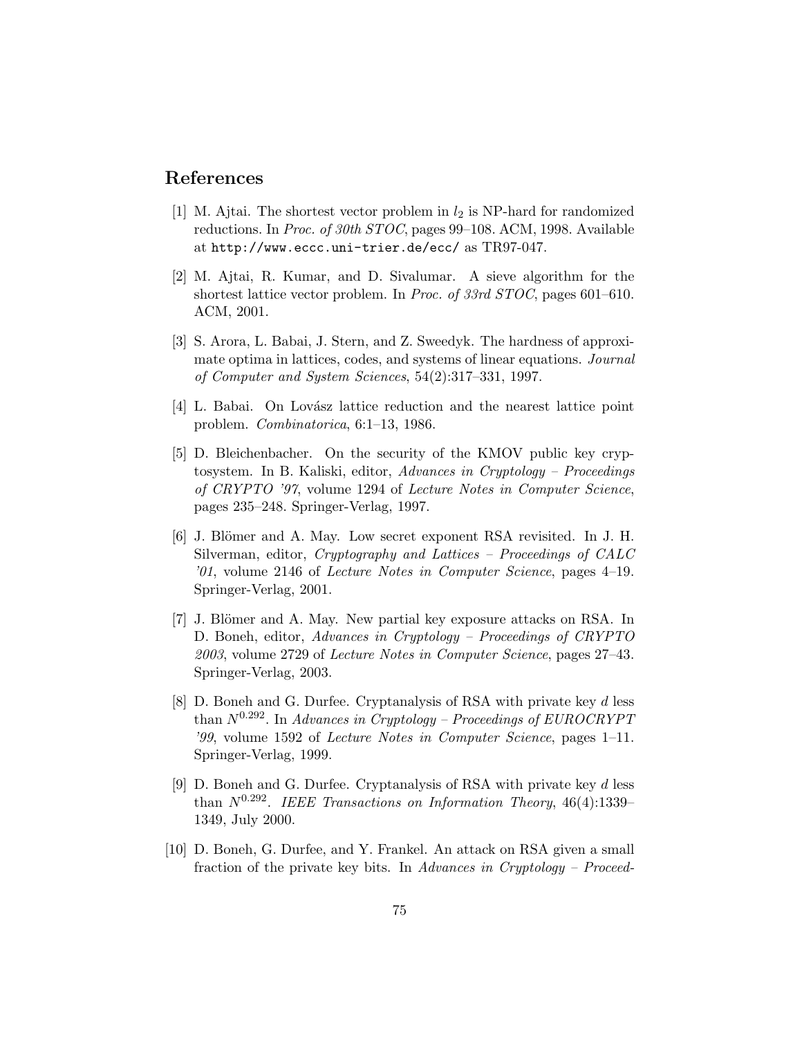## References

[1] M. Ajtai. The shortest vector problem in $l_2$ is NP-hard for randomized reductions. In *Proc. of 30th STOC*, pages 99–108. ACM, 1998. Available at `http://www.eccc.uni-trier.de/ecc/` as TR97-047.

[2] M. Ajtai, R. Kumar, and D. Sivalumar. A sieve algorithm for the shortest lattice vector problem. In *Proc. of 33rd STOC*, pages 601–610. ACM, 2001.

[3] S. Arora, L. Babai, J. Stern, and Z. Sweedyk. The hardness of approximate optima in lattices, codes, and systems of linear equations. *Journal of Computer and System Sciences*, 54(2):317–331, 1997.

[4] L. Babai. On Lovász lattice reduction and the nearest lattice point problem. *Combinatorica*, 6:1–13, 1986.

[5] D. Bleichenbacher. On the security of the KMOV public key cryptosystem. In B. Kaliski, editor, *Advances in Cryptology – Proceedings of CRYPTO '97*, volume 1294 of *Lecture Notes in Computer Science*, pages 235–248. Springer-Verlag, 1997.

[6] J. Blömer and A. May. Low secret exponent RSA revisited. In J. H. Silverman, editor, *Cryptography and Lattices – Proceedings of CALC '01*, volume 2146 of *Lecture Notes in Computer Science*, pages 4–19. Springer-Verlag, 2001.

[7] J. Blömer and A. May. New partial key exposure attacks on RSA. In D. Boneh, editor, *Advances in Cryptology – Proceedings of CRYPTO 2003*, volume 2729 of *Lecture Notes in Computer Science*, pages 27–43. Springer-Verlag, 2003.

[8] D. Boneh and G. Durfee. Cryptanalysis of RSA with private key $d$ less than $N^{0.292}$. In *Advances in Cryptology – Proceedings of EUROCRYPT '99*, volume 1592 of *Lecture Notes in Computer Science*, pages 1–11. Springer-Verlag, 1999.

[9] D. Boneh and G. Durfee. Cryptanalysis of RSA with private key $d$ less than $N^{0.292}$. *IEEE Transactions on Information Theory*, 46(4):1339–1349, July 2000.

[10] D. Boneh, G. Durfee, and Y. Frankel. An attack on RSA given a small fraction of the private key bits. In *Advances in Cryptology – Proceed-*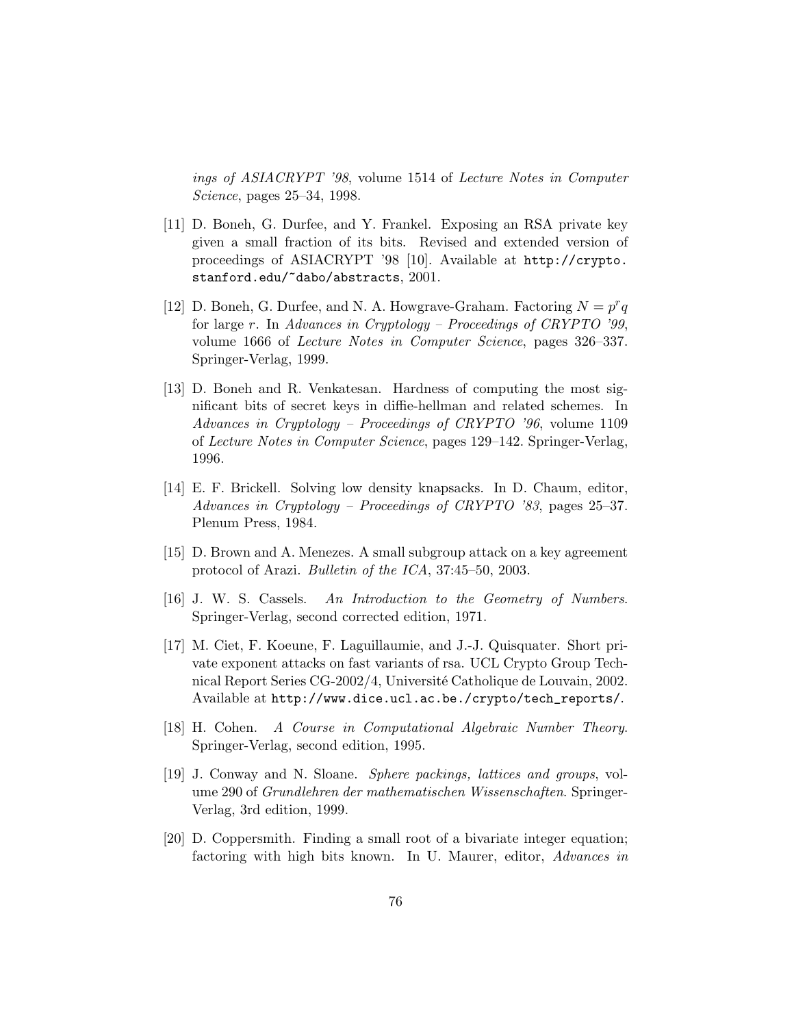*ings of ASIACRYPT '98*, volume 1514 of *Lecture Notes in Computer Science*, pages 25–34, 1998.

[11] D. Boneh, G. Durfee, and Y. Frankel. Exposing an RSA private key given a small fraction of its bits. Revised and extended version of proceedings of ASIACRYPT '98 [10]. Available at `http://crypto.stanford.edu/~dabo/abstracts`, 2001.

[12] D. Boneh, G. Durfee, and N. A. Howgrave-Graham. Factoring $N = p^r q$ for large $r$. In *Advances in Cryptology – Proceedings of CRYPTO '99*, volume 1666 of *Lecture Notes in Computer Science*, pages 326–337. Springer-Verlag, 1999.

[13] D. Boneh and R. Venkatesan. Hardness of computing the most significant bits of secret keys in diffie-hellman and related schemes. In *Advances in Cryptology – Proceedings of CRYPTO '96*, volume 1109 of *Lecture Notes in Computer Science*, pages 129–142. Springer-Verlag, 1996.

[14] E. F. Brickell. Solving low density knapsacks. In D. Chaum, editor, *Advances in Cryptology – Proceedings of CRYPTO '83*, pages 25–37. Plenum Press, 1984.

[15] D. Brown and A. Menezes. A small subgroup attack on a key agreement protocol of Arazi. *Bulletin of the ICA*, 37:45–50, 2003.

[16] J. W. S. Cassels. *An Introduction to the Geometry of Numbers*. Springer-Verlag, second corrected edition, 1971.

[17] M. Ciet, F. Koeune, F. Laguillaumie, and J.-J. Quisquater. Short private exponent attacks on fast variants of rsa. UCL Crypto Group Technical Report Series CG-2002/4, Université Catholique de Louvain, 2002. Available at `http://www.dice.ucl.ac.be./crypto/tech_reports/`.

[18] H. Cohen. *A Course in Computational Algebraic Number Theory*. Springer-Verlag, second edition, 1995.

[19] J. Conway and N. Sloane. *Sphere packings, lattices and groups*, volume 290 of *Grundlehren der mathematischen Wissenschaften*. Springer-Verlag, 3rd edition, 1999.

[20] D. Coppersmith. Finding a small root of a bivariate integer equation; factoring with high bits known. In U. Maurer, editor, *Advances in*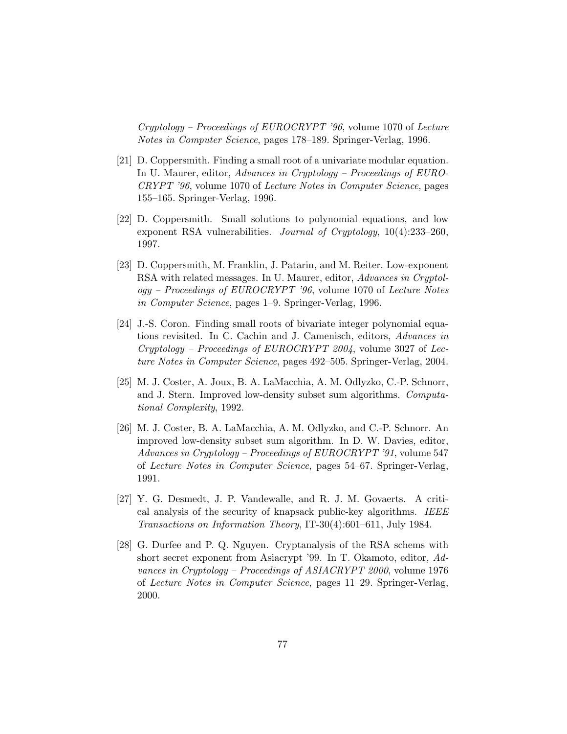*Cryptology – Proceedings of EUROCRYPT '96*, volume 1070 of *Lecture Notes in Computer Science*, pages 178–189. Springer-Verlag, 1996.

[21] D. Coppersmith. Finding a small root of a univariate modular equation. In U. Maurer, editor, *Advances in Cryptology – Proceedings of EUROCRYPT '96*, volume 1070 of *Lecture Notes in Computer Science*, pages 155–165. Springer-Verlag, 1996.

[22] D. Coppersmith. Small solutions to polynomial equations, and low exponent RSA vulnerabilities. *Journal of Cryptology*, 10(4):233–260, 1997.

[23] D. Coppersmith, M. Franklin, J. Patarin, and M. Reiter. Low-exponent RSA with related messages. In U. Maurer, editor, *Advances in Cryptology – Proceedings of EUROCRYPT '96*, volume 1070 of *Lecture Notes in Computer Science*, pages 1–9. Springer-Verlag, 1996.

[24] J.-S. Coron. Finding small roots of bivariate integer polynomial equations revisited. In C. Cachin and J. Camenisch, editors, *Advances in Cryptology – Proceedings of EUROCRYPT 2004*, volume 3027 of *Lecture Notes in Computer Science*, pages 492–505. Springer-Verlag, 2004.

[25] M. J. Coster, A. Joux, B. A. LaMacchia, A. M. Odlyzko, C.-P. Schnorr, and J. Stern. Improved low-density subset sum algorithms. *Computational Complexity*, 1992.

[26] M. J. Coster, B. A. LaMacchia, A. M. Odlyzko, and C.-P. Schnorr. An improved low-density subset sum algorithm. In D. W. Davies, editor, *Advances in Cryptology – Proceedings of EUROCRYPT '91*, volume 547 of *Lecture Notes in Computer Science*, pages 54–67. Springer-Verlag, 1991.

[27] Y. G. Desmedt, J. P. Vandewalle, and R. J. M. Govaerts. A critical analysis of the security of knapsack public-key algorithms. *IEEE Transactions on Information Theory*, IT-30(4):601–611, July 1984.

[28] G. Durfee and P. Q. Nguyen. Cryptanalysis of the RSA schems with short secret exponent from Asiacrypt '99. In T. Okamoto, editor, *Advances in Cryptology – Proceedings of ASIACRYPT 2000*, volume 1976 of *Lecture Notes in Computer Science*, pages 11–29. Springer-Verlag, 2000.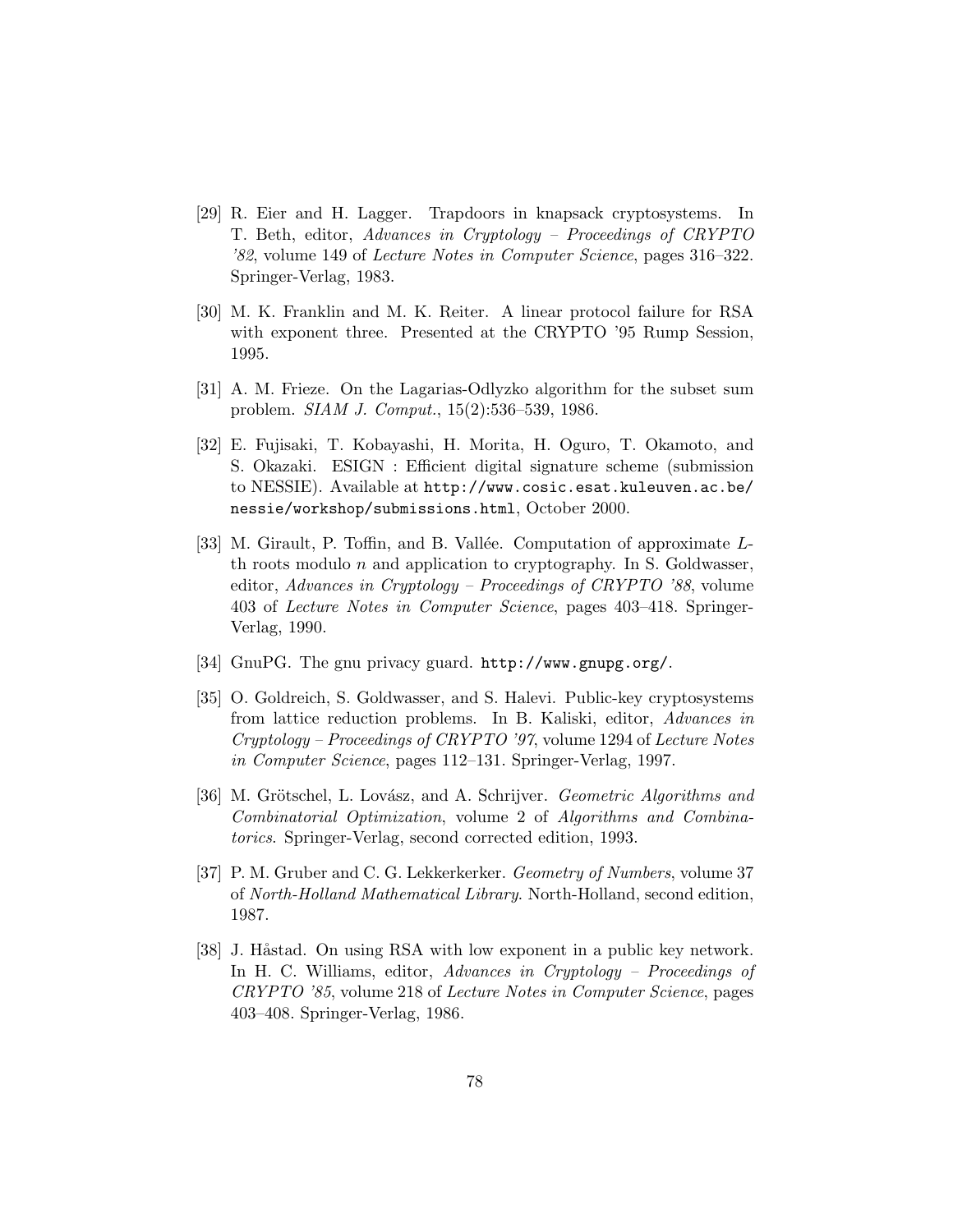[29] R. Eier and H. Lagger. Trapdoors in knapsack cryptosystems. In T. Beth, editor, *Advances in Cryptology – Proceedings of CRYPTO '82*, volume 149 of *Lecture Notes in Computer Science*, pages 316–322. Springer-Verlag, 1983.

[30] M. K. Franklin and M. K. Reiter. A linear protocol failure for RSA with exponent three. Presented at the CRYPTO '95 Rump Session, 1995.

[31] A. M. Frieze. On the Lagarias-Odlyzko algorithm for the subset sum problem. *SIAM J. Comput.*, 15(2):536–539, 1986.

[32] E. Fujisaki, T. Kobayashi, H. Morita, H. Oguro, T. Okamoto, and S. Okazaki. ESIGN : Efficient digital signature scheme (submission to NESSIE). Available at `http://www.cosic.esat.kuleuven.ac.be/nessie/workshop/submissions.html`, October 2000.

[33] M. Girault, P. Toffin, and B. Vallée. Computation of approximate $L$-th roots modulo $n$ and application to cryptography. In S. Goldwasser, editor, *Advances in Cryptology – Proceedings of CRYPTO '88*, volume 403 of *Lecture Notes in Computer Science*, pages 403–418. Springer-Verlag, 1990.

[34] GnuPG. The gnu privacy guard. `http://www.gnupg.org/`.

[35] O. Goldreich, S. Goldwasser, and S. Halevi. Public-key cryptosystems from lattice reduction problems. In B. Kaliski, editor, *Advances in Cryptology – Proceedings of CRYPTO '97*, volume 1294 of *Lecture Notes in Computer Science*, pages 112–131. Springer-Verlag, 1997.

[36] M. Grötschel, L. Lovász, and A. Schrijver. *Geometric Algorithms and Combinatorial Optimization*, volume 2 of *Algorithms and Combinatorics*. Springer-Verlag, second corrected edition, 1993.

[37] P. M. Gruber and C. G. Lekkerkerker. *Geometry of Numbers*, volume 37 of *North-Holland Mathematical Library*. North-Holland, second edition, 1987.

[38] J. Håstad. On using RSA with low exponent in a public key network. In H. C. Williams, editor, *Advances in Cryptology – Proceedings of CRYPTO '85*, volume 218 of *Lecture Notes in Computer Science*, pages 403–408. Springer-Verlag, 1986.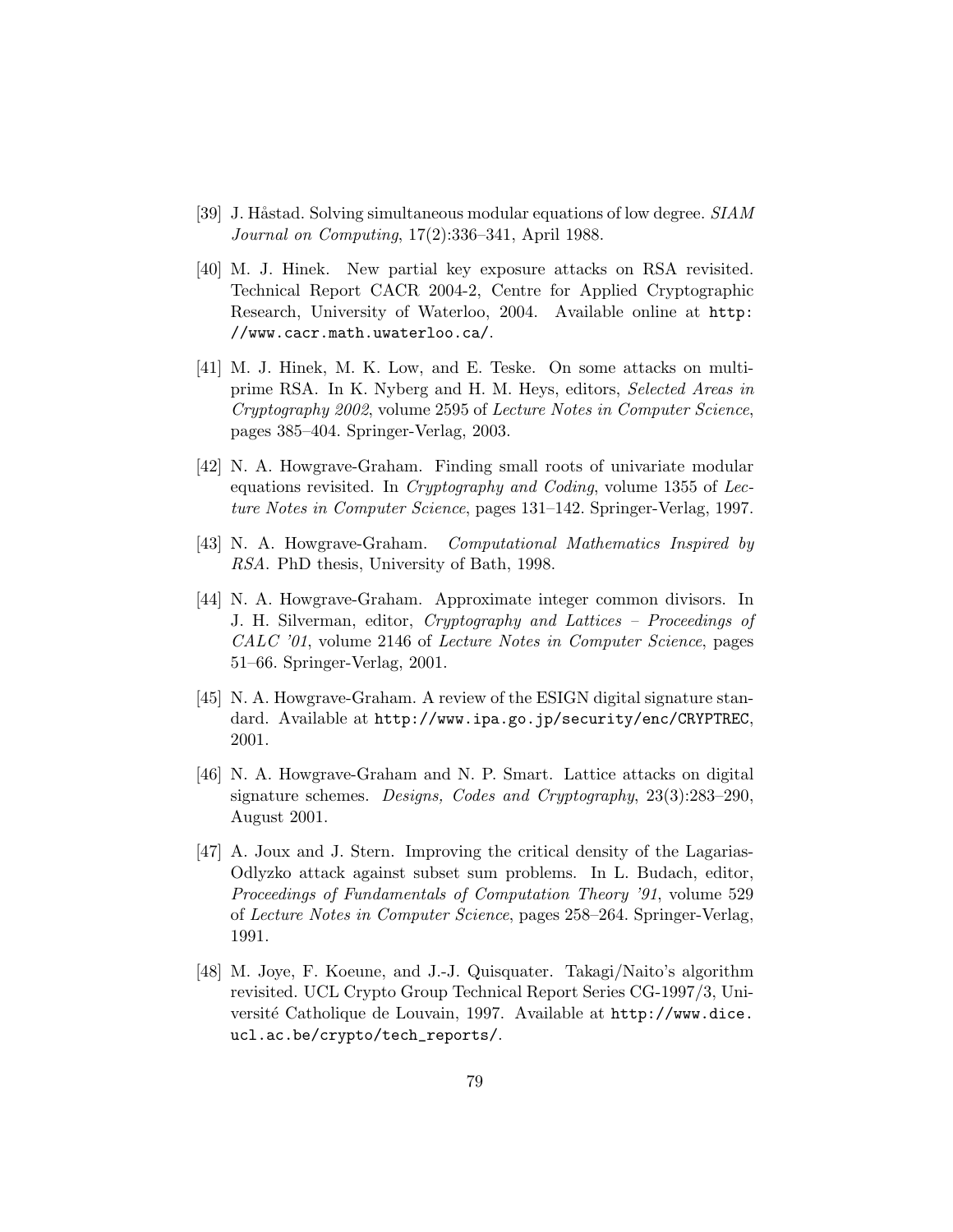[39] J. Håstad. Solving simultaneous modular equations of low degree. *SIAM Journal on Computing*, 17(2):336–341, April 1988.

[40] M. J. Hinek. New partial key exposure attacks on RSA revisited. Technical Report CACR 2004-2, Centre for Applied Cryptographic Research, University of Waterloo, 2004. Available online at `http://www.cacr.math.uwaterloo.ca/`.

[41] M. J. Hinek, M. K. Low, and E. Teske. On some attacks on multiprime RSA. In K. Nyberg and H. M. Heys, editors, *Selected Areas in Cryptography 2002*, volume 2595 of *Lecture Notes in Computer Science*, pages 385–404. Springer-Verlag, 2003.

[42] N. A. Howgrave-Graham. Finding small roots of univariate modular equations revisited. In *Cryptography and Coding*, volume 1355 of *Lecture Notes in Computer Science*, pages 131–142. Springer-Verlag, 1997.

[43] N. A. Howgrave-Graham. *Computational Mathematics Inspired by RSA*. PhD thesis, University of Bath, 1998.

[44] N. A. Howgrave-Graham. Approximate integer common divisors. In J. H. Silverman, editor, *Cryptography and Lattices – Proceedings of CALC '01*, volume 2146 of *Lecture Notes in Computer Science*, pages 51–66. Springer-Verlag, 2001.

[45] N. A. Howgrave-Graham. A review of the ESIGN digital signature standard. Available at `http://www.ipa.go.jp/security/enc/CRYPTREC`, 2001.

[46] N. A. Howgrave-Graham and N. P. Smart. Lattice attacks on digital signature schemes. *Designs, Codes and Cryptography*, 23(3):283–290, August 2001.

[47] A. Joux and J. Stern. Improving the critical density of the Lagarias-Odlyzko attack against subset sum problems. In L. Budach, editor, *Proceedings of Fundamentals of Computation Theory '91*, volume 529 of *Lecture Notes in Computer Science*, pages 258–264. Springer-Verlag, 1991.

[48] M. Joye, F. Koeune, and J.-J. Quisquater. Takagi/Naito's algorithm revisited. UCL Crypto Group Technical Report Series CG-1997/3, Université Catholique de Louvain, 1997. Available at `http://www.dice.ucl.ac.be/crypto/tech_reports/`.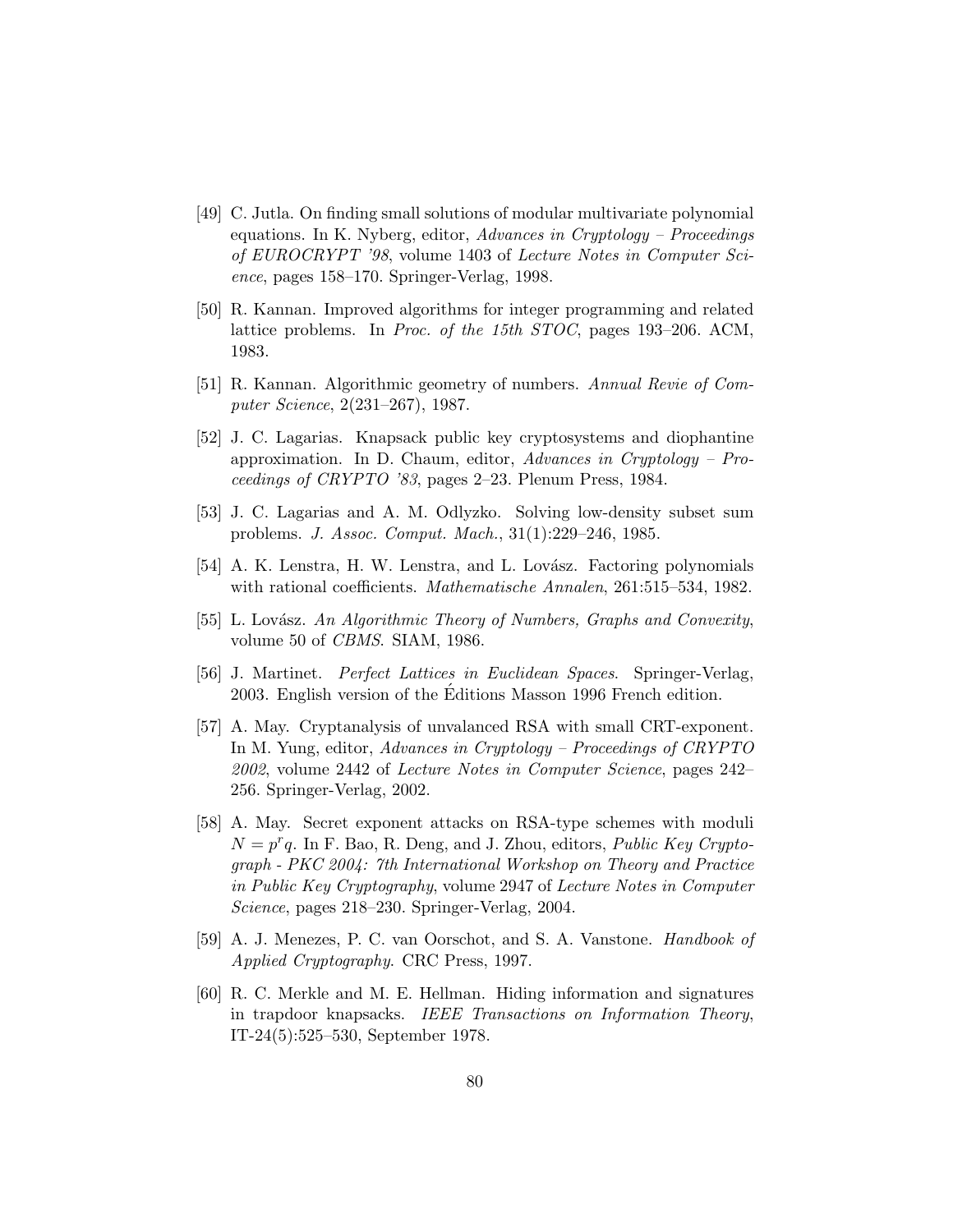[49] C. Jutla. On finding small solutions of modular multivariate polynomial equations. In K. Nyberg, editor, *Advances in Cryptology – Proceedings of EUROCRYPT '98*, volume 1403 of *Lecture Notes in Computer Science*, pages 158–170. Springer-Verlag, 1998.

[50] R. Kannan. Improved algorithms for integer programming and related lattice problems. In *Proc. of the 15th STOC*, pages 193–206. ACM, 1983.

[51] R. Kannan. Algorithmic geometry of numbers. *Annual Revie of Computer Science*, 2(231–267), 1987.

[52] J. C. Lagarias. Knapsack public key cryptosystems and diophantine approximation. In D. Chaum, editor, *Advances in Cryptology – Proceedings of CRYPTO '83*, pages 2–23. Plenum Press, 1984.

[53] J. C. Lagarias and A. M. Odlyzko. Solving low-density subset sum problems. *J. Assoc. Comput. Mach.*, 31(1):229–246, 1985.

[54] A. K. Lenstra, H. W. Lenstra, and L. Lovász. Factoring polynomials with rational coefficients. *Mathematische Annalen*, 261:515–534, 1982.

[55] L. Lovász. *An Algorithmic Theory of Numbers, Graphs and Convexity*, volume 50 of *CBMS*. SIAM, 1986.

[56] J. Martinet. *Perfect Lattices in Euclidean Spaces*. Springer-Verlag, 2003. English version of the Éditions Masson 1996 French edition.

[57] A. May. Cryptanalysis of unvalanced RSA with small CRT-exponent. In M. Yung, editor, *Advances in Cryptology – Proceedings of CRYPTO 2002*, volume 2442 of *Lecture Notes in Computer Science*, pages 242–256. Springer-Verlag, 2002.

[58] A. May. Secret exponent attacks on RSA-type schemes with moduli $N = p^r q$. In F. Bao, R. Deng, and J. Zhou, editors, *Public Key Cryptograph - PKC 2004: 7th International Workshop on Theory and Practice in Public Key Cryptography*, volume 2947 of *Lecture Notes in Computer Science*, pages 218–230. Springer-Verlag, 2004.

[59] A. J. Menezes, P. C. van Oorschot, and S. A. Vanstone. *Handbook of Applied Cryptography*. CRC Press, 1997.

[60] R. C. Merkle and M. E. Hellman. Hiding information and signatures in trapdoor knapsacks. *IEEE Transactions on Information Theory*, IT-24(5):525–530, September 1978.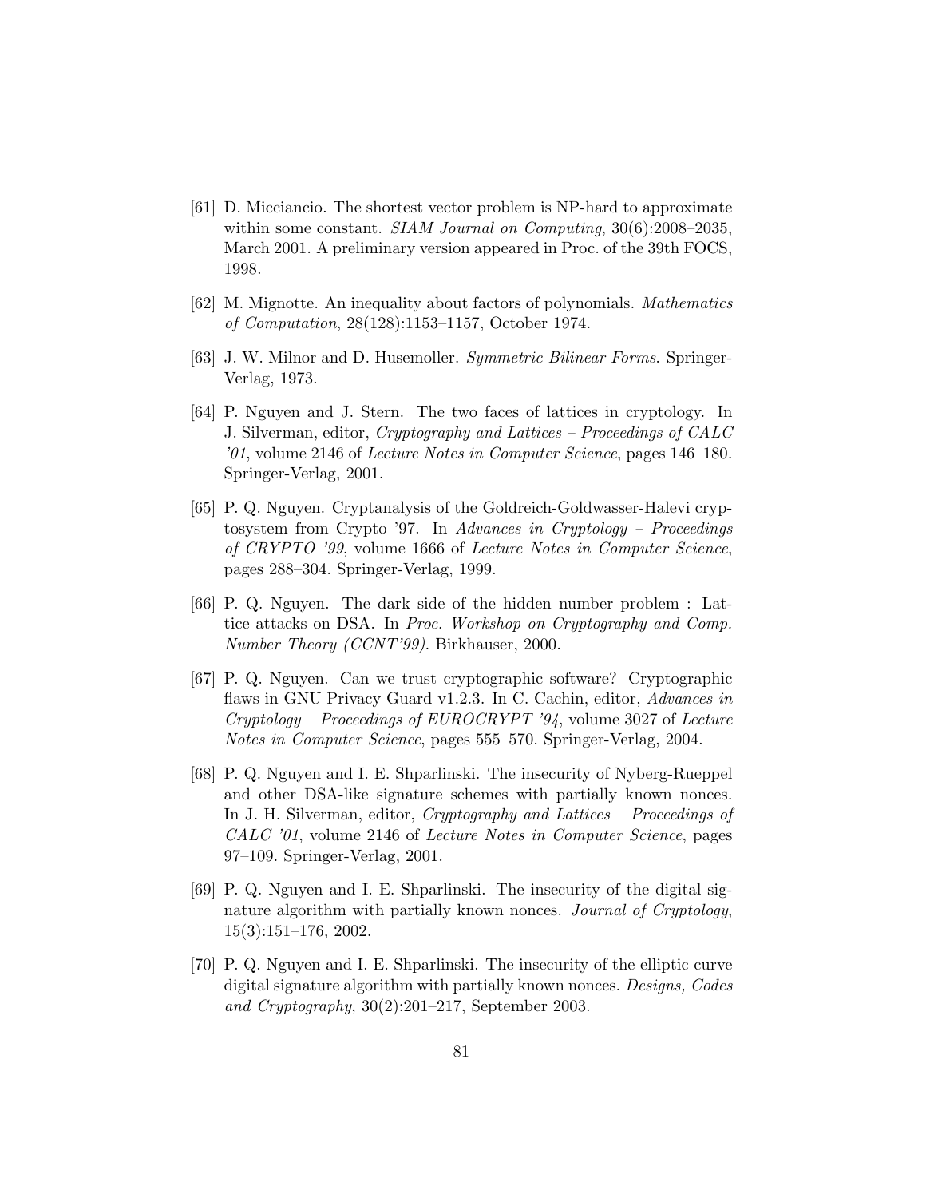[61] D. Micciancio. The shortest vector problem is NP-hard to approximate within some constant. *SIAM Journal on Computing*, 30(6):2008–2035, March 2001. A preliminary version appeared in Proc. of the 39th FOCS, 1998.

[62] M. Mignotte. An inequality about factors of polynomials. *Mathematics of Computation*, 28(128):1153–1157, October 1974.

[63] J. W. Milnor and D. Husemoller. *Symmetric Bilinear Forms*. Springer-Verlag, 1973.

[64] P. Nguyen and J. Stern. The two faces of lattices in cryptology. In J. Silverman, editor, *Cryptography and Lattices – Proceedings of CALC '01*, volume 2146 of *Lecture Notes in Computer Science*, pages 146–180. Springer-Verlag, 2001.

[65] P. Q. Nguyen. Cryptanalysis of the Goldreich-Goldwasser-Halevi cryptosystem from Crypto '97. In *Advances in Cryptology – Proceedings of CRYPTO '99*, volume 1666 of *Lecture Notes in Computer Science*, pages 288–304. Springer-Verlag, 1999.

[66] P. Q. Nguyen. The dark side of the hidden number problem : Lattice attacks on DSA. In *Proc. Workshop on Cryptography and Comp. Number Theory (CCNT'99)*. Birkhauser, 2000.

[67] P. Q. Nguyen. Can we trust cryptographic software? Cryptographic flaws in GNU Privacy Guard v1.2.3. In C. Cachin, editor, *Advances in Cryptology – Proceedings of EUROCRYPT '94*, volume 3027 of *Lecture Notes in Computer Science*, pages 555–570. Springer-Verlag, 2004.

[68] P. Q. Nguyen and I. E. Shparlinski. The insecurity of Nyberg-Rueppel and other DSA-like signature schemes with partially known nonces. In J. H. Silverman, editor, *Cryptography and Lattices – Proceedings of CALC '01*, volume 2146 of *Lecture Notes in Computer Science*, pages 97–109. Springer-Verlag, 2001.

[69] P. Q. Nguyen and I. E. Shparlinski. The insecurity of the digital signature algorithm with partially known nonces. *Journal of Cryptology*, 15(3):151–176, 2002.

[70] P. Q. Nguyen and I. E. Shparlinski. The insecurity of the elliptic curve digital signature algorithm with partially known nonces. *Designs, Codes and Cryptography*, 30(2):201–217, September 2003.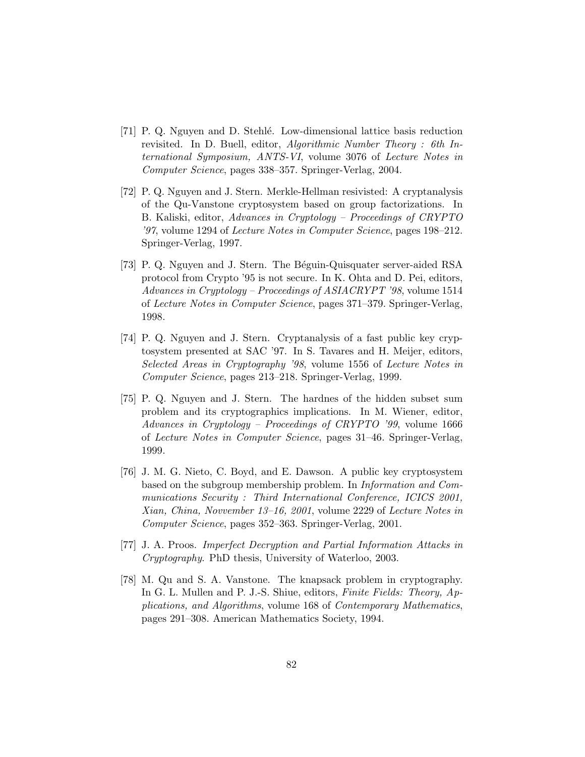[71] P. Q. Nguyen and D. Stehlé. Low-dimensional lattice basis reduction revisited. In D. Buell, editor, *Algorithmic Number Theory : 6th International Symposium, ANTS-VI*, volume 3076 of *Lecture Notes in Computer Science*, pages 338–357. Springer-Verlag, 2004.

[72] P. Q. Nguyen and J. Stern. Merkle-Hellman resivisted: A cryptanalysis of the Qu-Vanstone cryptosystem based on group factorizations. In B. Kaliski, editor, *Advances in Cryptology – Proceedings of CRYPTO '97*, volume 1294 of *Lecture Notes in Computer Science*, pages 198–212. Springer-Verlag, 1997.

[73] P. Q. Nguyen and J. Stern. The Béguin-Quisquater server-aided RSA protocol from Crypto '95 is not secure. In K. Ohta and D. Pei, editors, *Advances in Cryptology – Proceedings of ASIACRYPT '98*, volume 1514 of *Lecture Notes in Computer Science*, pages 371–379. Springer-Verlag, 1998.

[74] P. Q. Nguyen and J. Stern. Cryptanalysis of a fast public key cryptosystem presented at SAC '97. In S. Tavares and H. Meijer, editors, *Selected Areas in Cryptography '98*, volume 1556 of *Lecture Notes in Computer Science*, pages 213–218. Springer-Verlag, 1999.

[75] P. Q. Nguyen and J. Stern. The hardnes of the hidden subset sum problem and its cryptographics implications. In M. Wiener, editor, *Advances in Cryptology – Proceedings of CRYPTO '99*, volume 1666 of *Lecture Notes in Computer Science*, pages 31–46. Springer-Verlag, 1999.

[76] J. M. G. Nieto, C. Boyd, and E. Dawson. A public key cryptosystem based on the subgroup membership problem. In *Information and Communications Security : Third International Conference, ICICS 2001, Xian, China, Novvember 13–16, 2001*, volume 2229 of *Lecture Notes in Computer Science*, pages 352–363. Springer-Verlag, 2001.

[77] J. A. Proos. *Imperfect Decryption and Partial Information Attacks in Cryptography*. PhD thesis, University of Waterloo, 2003.

[78] M. Qu and S. A. Vanstone. The knapsack problem in cryptography. In G. L. Mullen and P. J.-S. Shiue, editors, *Finite Fields: Theory, Applications, and Algorithms*, volume 168 of *Contemporary Mathematics*, pages 291–308. American Mathematics Society, 1994.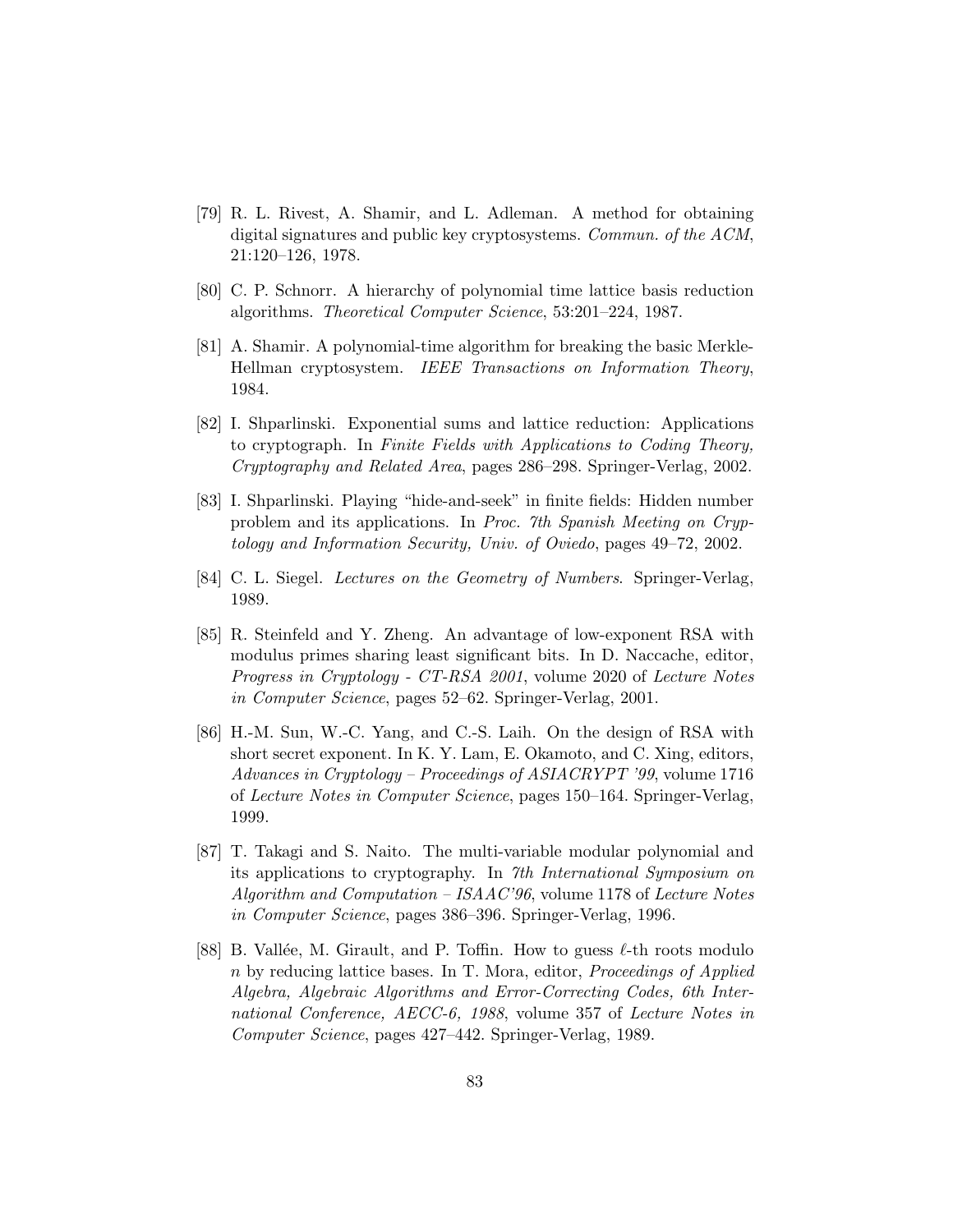[79] R. L. Rivest, A. Shamir, and L. Adleman. A method for obtaining digital signatures and public key cryptosystems. *Commun. of the ACM*, 21:120–126, 1978.

[80] C. P. Schnorr. A hierarchy of polynomial time lattice basis reduction algorithms. *Theoretical Computer Science*, 53:201–224, 1987.

[81] A. Shamir. A polynomial-time algorithm for breaking the basic Merkle-Hellman cryptosystem. *IEEE Transactions on Information Theory*, 1984.

[82] I. Shparlinski. Exponential sums and lattice reduction: Applications to cryptograph. In *Finite Fields with Applications to Coding Theory, Cryptography and Related Area*, pages 286–298. Springer-Verlag, 2002.

[83] I. Shparlinski. Playing "hide-and-seek" in finite fields: Hidden number problem and its applications. In *Proc. 7th Spanish Meeting on Cryptology and Information Security, Univ. of Oviedo*, pages 49–72, 2002.

[84] C. L. Siegel. *Lectures on the Geometry of Numbers*. Springer-Verlag, 1989.

[85] R. Steinfeld and Y. Zheng. An advantage of low-exponent RSA with modulus primes sharing least significant bits. In D. Naccache, editor, *Progress in Cryptology - CT-RSA 2001*, volume 2020 of *Lecture Notes in Computer Science*, pages 52–62. Springer-Verlag, 2001.

[86] H.-M. Sun, W.-C. Yang, and C.-S. Laih. On the design of RSA with short secret exponent. In K. Y. Lam, E. Okamoto, and C. Xing, editors, *Advances in Cryptology – Proceedings of ASIACRYPT '99*, volume 1716 of *Lecture Notes in Computer Science*, pages 150–164. Springer-Verlag, 1999.

[87] T. Takagi and S. Naito. The multi-variable modular polynomial and its applications to cryptography. In *7th International Symposium on Algorithm and Computation – ISAAC'96*, volume 1178 of *Lecture Notes in Computer Science*, pages 386–396. Springer-Verlag, 1996.

[88] B. Vallée, M. Girault, and P. Toffin. How to guess $\ell$-th roots modulo $n$ by reducing lattice bases. In T. Mora, editor, *Proceedings of Applied Algebra, Algebraic Algorithms and Error-Correcting Codes, 6th International Conference, AECC-6, 1988*, volume 357 of *Lecture Notes in Computer Science*, pages 427–442. Springer-Verlag, 1989.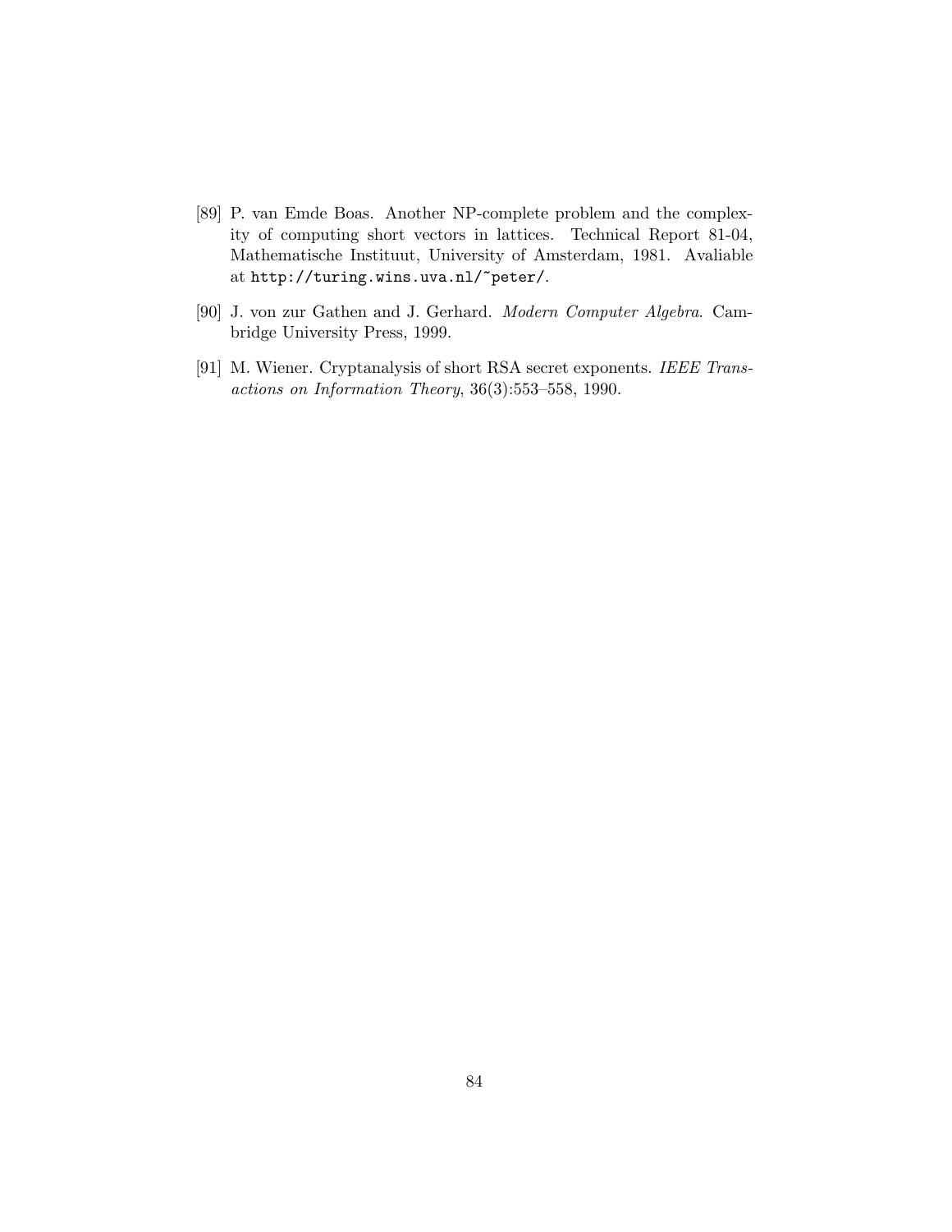[89] P. van Emde Boas. Another NP-complete problem and the complexity of computing short vectors in lattices. Technical Report 81-04, Mathematische Instituut, University of Amsterdam, 1981. Avaliable at `http://turing.wins.uva.nl/~peter/`.

[90] J. von zur Gathen and J. Gerhard. *Modern Computer Algebra*. Cambridge University Press, 1999.

[91] M. Wiener. Cryptanalysis of short RSA secret exponents. *IEEE Transactions on Information Theory*, 36(3):553–558, 1990.